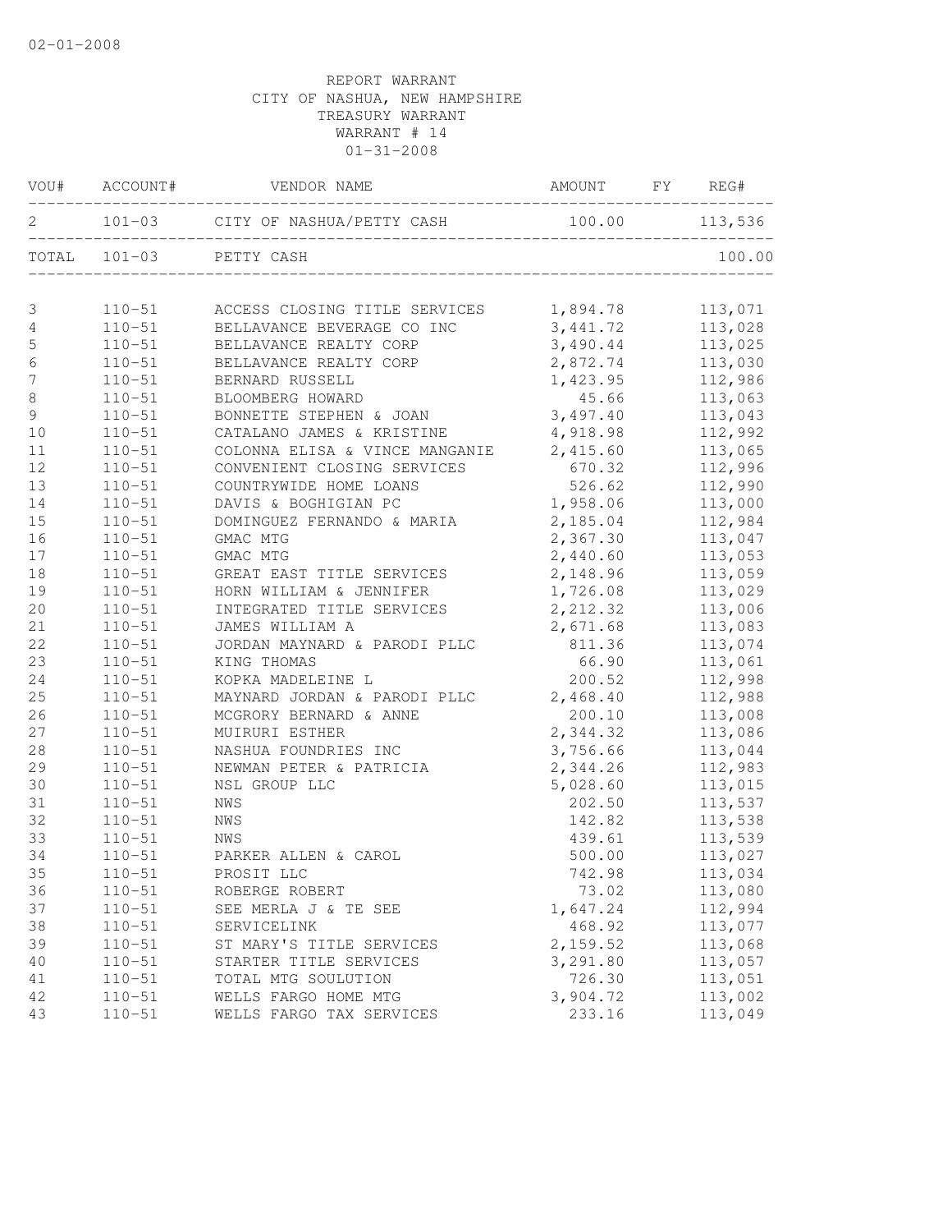02-01-2008

REPORT WARRANT
CITY OF NASHUA, NEW HAMPSHIRE
TREASURY WARRANT
WARRANT # 14
01-31-2008

| VOU# | ACCOUNT# | VENDOR NAME | AMOUNT | FY | REG# |
|---|---|---|---|---|---|
| 2 | 101-03 | CITY OF NASHUA/PETTY CASH | 100.00 | | 113,536 |
| TOTAL | 101-03 | PETTY CASH | | | 100.00 |
| 3 | 110-51 | ACCESS CLOSING TITLE SERVICES | 1,894.78 | | 113,071 |
| 4 | 110-51 | BELLAVANCE BEVERAGE CO INC | 3,441.72 | | 113,028 |
| 5 | 110-51 | BELLAVANCE REALTY CORP | 3,490.44 | | 113,025 |
| 6 | 110-51 | BELLAVANCE REALTY CORP | 2,872.74 | | 113,030 |
| 7 | 110-51 | BERNARD RUSSELL | 1,423.95 | | 112,986 |
| 8 | 110-51 | BLOOMBERG HOWARD | 45.66 | | 113,063 |
| 9 | 110-51 | BONNETTE STEPHEN & JOAN | 3,497.40 | | 113,043 |
| 10 | 110-51 | CATALANO JAMES & KRISTINE | 4,918.98 | | 112,992 |
| 11 | 110-51 | COLONNA ELISA & VINCE MANGANIE | 2,415.60 | | 113,065 |
| 12 | 110-51 | CONVENIENT CLOSING SERVICES | 670.32 | | 112,996 |
| 13 | 110-51 | COUNTRYWIDE HOME LOANS | 526.62 | | 112,990 |
| 14 | 110-51 | DAVIS & BOGHIGIAN PC | 1,958.06 | | 113,000 |
| 15 | 110-51 | DOMINGUEZ FERNANDO & MARIA | 2,185.04 | | 112,984 |
| 16 | 110-51 | GMAC MTG | 2,367.30 | | 113,047 |
| 17 | 110-51 | GMAC MTG | 2,440.60 | | 113,053 |
| 18 | 110-51 | GREAT EAST TITLE SERVICES | 2,148.96 | | 113,059 |
| 19 | 110-51 | HORN WILLIAM & JENNIFER | 1,726.08 | | 113,029 |
| 20 | 110-51 | INTEGRATED TITLE SERVICES | 2,212.32 | | 113,006 |
| 21 | 110-51 | JAMES WILLIAM A | 2,671.68 | | 113,083 |
| 22 | 110-51 | JORDAN MAYNARD & PARODI PLLC | 811.36 | | 113,074 |
| 23 | 110-51 | KING THOMAS | 66.90 | | 113,061 |
| 24 | 110-51 | KOPKA MADELEINE L | 200.52 | | 112,998 |
| 25 | 110-51 | MAYNARD JORDAN & PARODI PLLC | 2,468.40 | | 112,988 |
| 26 | 110-51 | MCGRORY BERNARD & ANNE | 200.10 | | 113,008 |
| 27 | 110-51 | MUIRURI ESTHER | 2,344.32 | | 113,086 |
| 28 | 110-51 | NASHUA FOUNDRIES INC | 3,756.66 | | 113,044 |
| 29 | 110-51 | NEWMAN PETER & PATRICIA | 2,344.26 | | 112,983 |
| 30 | 110-51 | NSL GROUP LLC | 5,028.60 | | 113,015 |
| 31 | 110-51 | NWS | 202.50 | | 113,537 |
| 32 | 110-51 | NWS | 142.82 | | 113,538 |
| 33 | 110-51 | NWS | 439.61 | | 113,539 |
| 34 | 110-51 | PARKER ALLEN & CAROL | 500.00 | | 113,027 |
| 35 | 110-51 | PROSIT LLC | 742.98 | | 113,034 |
| 36 | 110-51 | ROBERGE ROBERT | 73.02 | | 113,080 |
| 37 | 110-51 | SEE MERLA J & TE SEE | 1,647.24 | | 112,994 |
| 38 | 110-51 | SERVICELINK | 468.92 | | 113,077 |
| 39 | 110-51 | ST MARY'S TITLE SERVICES | 2,159.52 | | 113,068 |
| 40 | 110-51 | STARTER TITLE SERVICES | 3,291.80 | | 113,057 |
| 41 | 110-51 | TOTAL MTG SOULUTION | 726.30 | | 113,051 |
| 42 | 110-51 | WELLS FARGO HOME MTG | 3,904.72 | | 113,002 |
| 43 | 110-51 | WELLS FARGO TAX SERVICES | 233.16 | | 113,049 |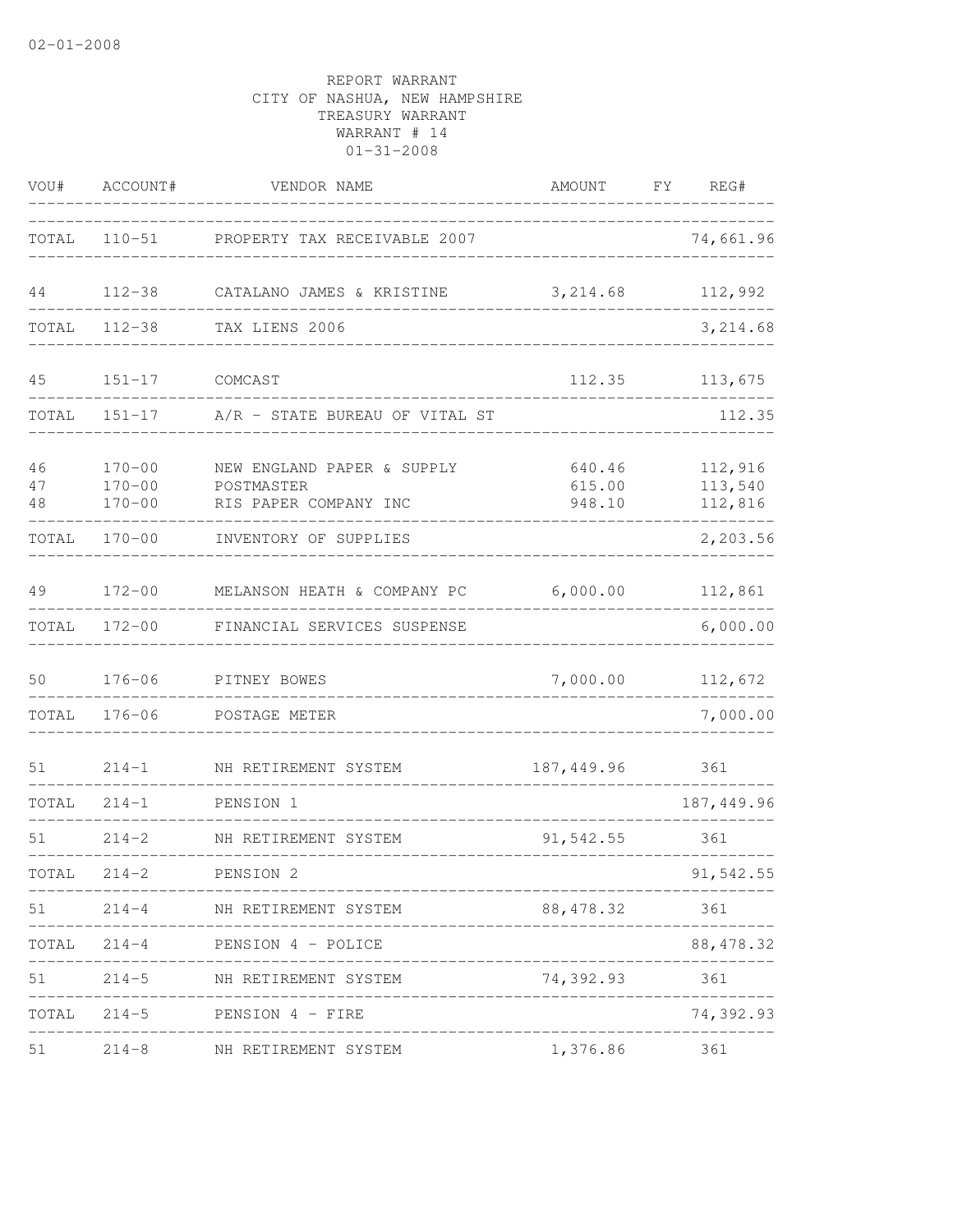REPORT WARRANT
CITY OF NASHUA, NEW HAMPSHIRE
TREASURY WARRANT
WARRANT # 14
01-31-2008

| VOU# | ACCOUNT# | VENDOR NAME | AMOUNT | FY | REG# |
|---|---|---|---|---|---|
| TOTAL | 110-51 | PROPERTY TAX RECEIVABLE 2007 | | | 74,661.96 |
| 44 | 112-38 | CATALANO JAMES & KRISTINE | 3,214.68 | | 112,992 |
| TOTAL | 112-38 | TAX LIENS 2006 | | | 3,214.68 |
| 45 | 151-17 | COMCAST | 112.35 | | 113,675 |
| TOTAL | 151-17 | A/R - STATE BUREAU OF VITAL ST | | | 112.35 |
| 46 | 170-00 | NEW ENGLAND PAPER & SUPPLY | 640.46 | | 112,916 |
| 47 | 170-00 | POSTMASTER | 615.00 | | 113,540 |
| 48 | 170-00 | RIS PAPER COMPANY INC | 948.10 | | 112,816 |
| TOTAL | 170-00 | INVENTORY OF SUPPLIES | | | 2,203.56 |
| 49 | 172-00 | MELANSON HEATH & COMPANY PC | 6,000.00 | | 112,861 |
| TOTAL | 172-00 | FINANCIAL SERVICES SUSPENSE | | | 6,000.00 |
| 50 | 176-06 | PITNEY BOWES | 7,000.00 | | 112,672 |
| TOTAL | 176-06 | POSTAGE METER | | | 7,000.00 |
| 51 | 214-1 | NH RETIREMENT SYSTEM | 187,449.96 | | 361 |
| TOTAL | 214-1 | PENSION 1 | | | 187,449.96 |
| 51 | 214-2 | NH RETIREMENT SYSTEM | 91,542.55 | | 361 |
| TOTAL | 214-2 | PENSION 2 | | | 91,542.55 |
| 51 | 214-4 | NH RETIREMENT SYSTEM | 88,478.32 | | 361 |
| TOTAL | 214-4 | PENSION 4 - POLICE | | | 88,478.32 |
| 51 | 214-5 | NH RETIREMENT SYSTEM | 74,392.93 | | 361 |
| TOTAL | 214-5 | PENSION 4 - FIRE | | | 74,392.93 |
| 51 | 214-8 | NH RETIREMENT SYSTEM | 1,376.86 | | 361 |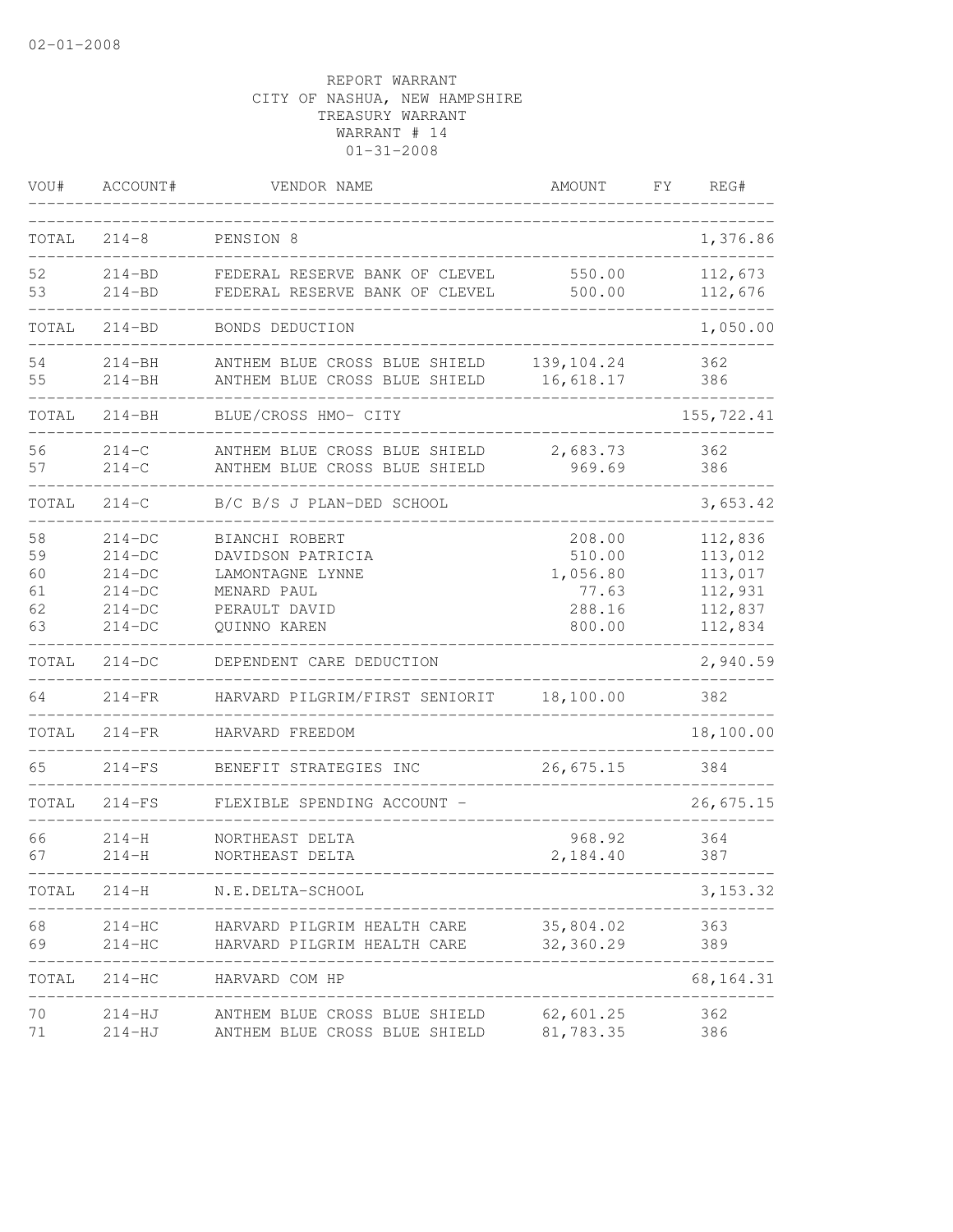02-01-2008

REPORT WARRANT
CITY OF NASHUA, NEW HAMPSHIRE
TREASURY WARRANT
WARRANT # 14
01-31-2008

| VOU# | ACCOUNT# | VENDOR NAME | AMOUNT | FY | REG# |
|---|---|---|---|---|---|
| TOTAL | 214-8 | PENSION 8 | | | 1,376.86 |
| 52 | 214-BD | FEDERAL RESERVE BANK OF CLEVEL | 550.00 | | 112,673 |
| 53 | 214-BD | FEDERAL RESERVE BANK OF CLEVEL | 500.00 | | 112,676 |
| TOTAL | 214-BD | BONDS DEDUCTION | | | 1,050.00 |
| 54 | 214-BH | ANTHEM BLUE CROSS BLUE SHIELD | 139,104.24 | | 362 |
| 55 | 214-BH | ANTHEM BLUE CROSS BLUE SHIELD | 16,618.17 | | 386 |
| TOTAL | 214-BH | BLUE/CROSS HMO- CITY | | | 155,722.41 |
| 56 | 214-C | ANTHEM BLUE CROSS BLUE SHIELD | 2,683.73 | | 362 |
| 57 | 214-C | ANTHEM BLUE CROSS BLUE SHIELD | 969.69 | | 386 |
| TOTAL | 214-C | B/C B/S J PLAN-DED SCHOOL | | | 3,653.42 |
| 58 | 214-DC | BIANCHI ROBERT | 208.00 | | 112,836 |
| 59 | 214-DC | DAVIDSON PATRICIA | 510.00 | | 113,012 |
| 60 | 214-DC | LAMONTAGNE LYNNE | 1,056.80 | | 113,017 |
| 61 | 214-DC | MENARD PAUL | 77.63 | | 112,931 |
| 62 | 214-DC | PERAULT DAVID | 288.16 | | 112,837 |
| 63 | 214-DC | QUINNO KAREN | 800.00 | | 112,834 |
| TOTAL | 214-DC | DEPENDENT CARE DEDUCTION | | | 2,940.59 |
| 64 | 214-FR | HARVARD PILGRIM/FIRST SENIORIT | 18,100.00 | | 382 |
| TOTAL | 214-FR | HARVARD FREEDOM | | | 18,100.00 |
| 65 | 214-FS | BENEFIT STRATEGIES INC | 26,675.15 | | 384 |
| TOTAL | 214-FS | FLEXIBLE SPENDING ACCOUNT - | | | 26,675.15 |
| 66 | 214-H | NORTHEAST DELTA | 968.92 | | 364 |
| 67 | 214-H | NORTHEAST DELTA | 2,184.40 | | 387 |
| TOTAL | 214-H | N.E.DELTA-SCHOOL | | | 3,153.32 |
| 68 | 214-HC | HARVARD PILGRIM HEALTH CARE | 35,804.02 | | 363 |
| 69 | 214-HC | HARVARD PILGRIM HEALTH CARE | 32,360.29 | | 389 |
| TOTAL | 214-HC | HARVARD COM HP | | | 68,164.31 |
| 70 | 214-HJ | ANTHEM BLUE CROSS BLUE SHIELD | 62,601.25 | | 362 |
| 71 | 214-HJ | ANTHEM BLUE CROSS BLUE SHIELD | 81,783.35 | | 386 |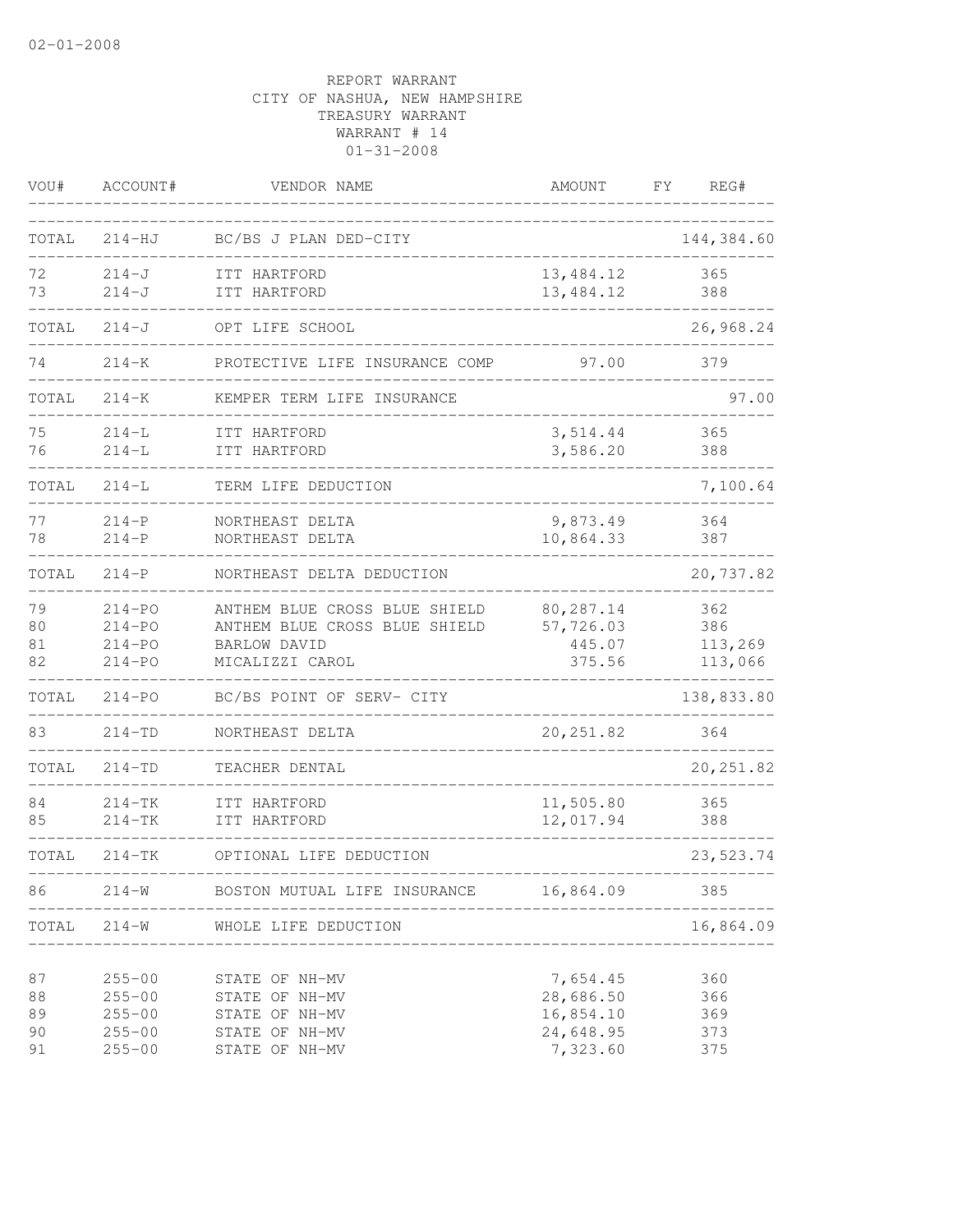02-01-2008

REPORT WARRANT
CITY OF NASHUA, NEW HAMPSHIRE
TREASURY WARRANT
WARRANT # 14
01-31-2008

| VOU# | ACCOUNT# | VENDOR NAME | AMOUNT | FY | REG# |
|---|---|---|---|---|---|
| TOTAL | 214-HJ | BC/BS J PLAN DED-CITY | | | 144,384.60 |
| 72 | 214-J | ITT HARTFORD | 13,484.12 | | 365 |
| 73 | 214-J | ITT HARTFORD | 13,484.12 | | 388 |
| TOTAL | 214-J | OPT LIFE SCHOOL | | | 26,968.24 |
| 74 | 214-K | PROTECTIVE LIFE INSURANCE COMP | 97.00 | | 379 |
| TOTAL | 214-K | KEMPER TERM LIFE INSURANCE | | | 97.00 |
| 75 | 214-L | ITT HARTFORD | 3,514.44 | | 365 |
| 76 | 214-L | ITT HARTFORD | 3,586.20 | | 388 |
| TOTAL | 214-L | TERM LIFE DEDUCTION | | | 7,100.64 |
| 77 | 214-P | NORTHEAST DELTA | 9,873.49 | | 364 |
| 78 | 214-P | NORTHEAST DELTA | 10,864.33 | | 387 |
| TOTAL | 214-P | NORTHEAST DELTA DEDUCTION | | | 20,737.82 |
| 79 | 214-PO | ANTHEM BLUE CROSS BLUE SHIELD | 80,287.14 | | 362 |
| 80 | 214-PO | ANTHEM BLUE CROSS BLUE SHIELD | 57,726.03 | | 386 |
| 81 | 214-PO | BARLOW DAVID | 445.07 | | 113,269 |
| 82 | 214-PO | MICALIZZI CAROL | 375.56 | | 113,066 |
| TOTAL | 214-PO | BC/BS POINT OF SERV- CITY | | | 138,833.80 |
| 83 | 214-TD | NORTHEAST DELTA | 20,251.82 | | 364 |
| TOTAL | 214-TD | TEACHER DENTAL | | | 20,251.82 |
| 84 | 214-TK | ITT HARTFORD | 11,505.80 | | 365 |
| 85 | 214-TK | ITT HARTFORD | 12,017.94 | | 388 |
| TOTAL | 214-TK | OPTIONAL LIFE DEDUCTION | | | 23,523.74 |
| 86 | 214-W | BOSTON MUTUAL LIFE INSURANCE | 16,864.09 | | 385 |
| TOTAL | 214-W | WHOLE LIFE DEDUCTION | | | 16,864.09 |
| 87 | 255-00 | STATE OF NH-MV | 7,654.45 | | 360 |
| 88 | 255-00 | STATE OF NH-MV | 28,686.50 | | 366 |
| 89 | 255-00 | STATE OF NH-MV | 16,854.10 | | 369 |
| 90 | 255-00 | STATE OF NH-MV | 24,648.95 | | 373 |
| 91 | 255-00 | STATE OF NH-MV | 7,323.60 | | 375 |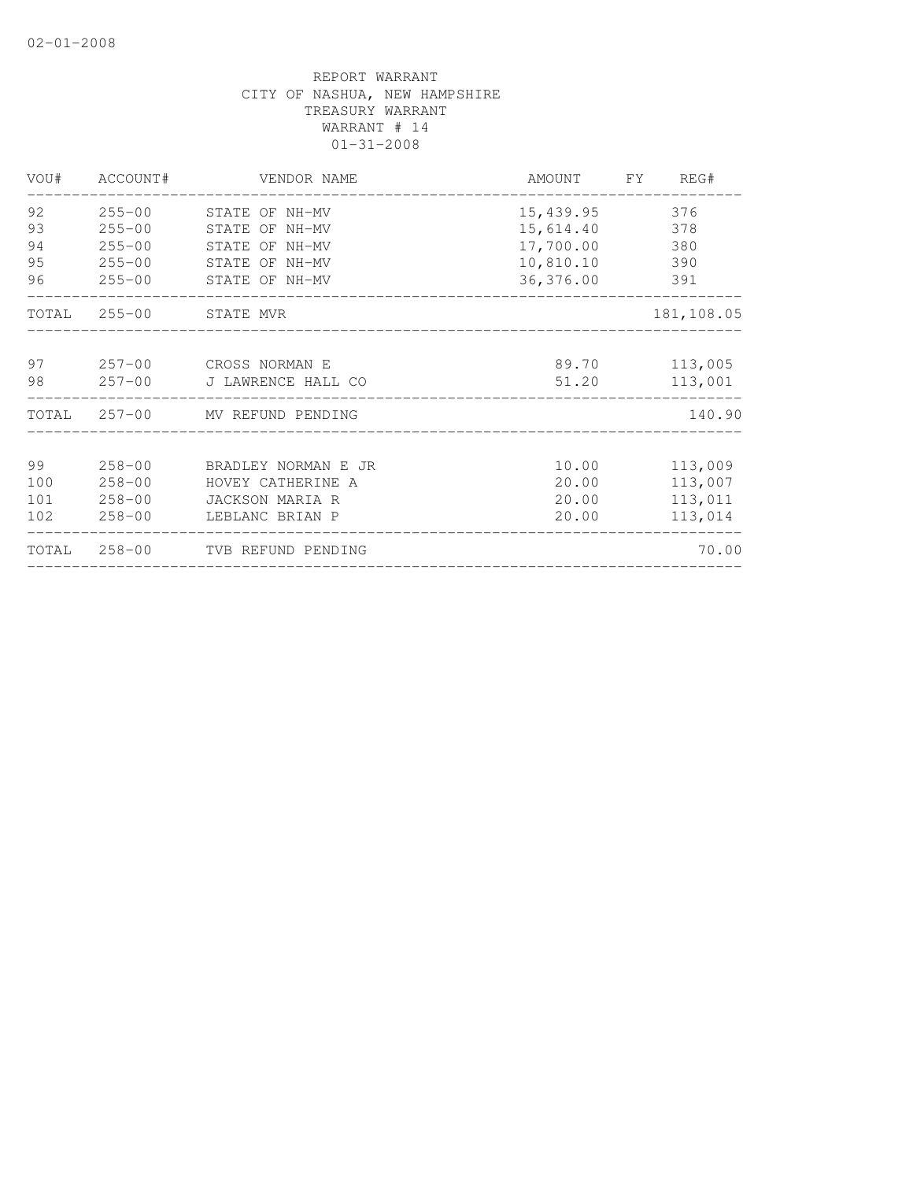REPORT WARRANT
CITY OF NASHUA, NEW HAMPSHIRE
TREASURY WARRANT
WARRANT # 14
01-31-2008

| VOU# | ACCOUNT# | VENDOR NAME | AMOUNT | FY | REG# |
|---|---|---|---|---|---|
| 92 | 255-00 | STATE OF NH-MV | 15,439.95 | | 376 |
| 93 | 255-00 | STATE OF NH-MV | 15,614.40 | | 378 |
| 94 | 255-00 | STATE OF NH-MV | 17,700.00 | | 380 |
| 95 | 255-00 | STATE OF NH-MV | 10,810.10 | | 390 |
| 96 | 255-00 | STATE OF NH-MV | 36,376.00 | | 391 |
| TOTAL | 255-00 | STATE MVR | | | 181,108.05 |
| 97 | 257-00 | CROSS NORMAN E | 89.70 | | 113,005 |
| 98 | 257-00 | J LAWRENCE HALL CO | 51.20 | | 113,001 |
| TOTAL | 257-00 | MV REFUND PENDING | | | 140.90 |
| 99 | 258-00 | BRADLEY NORMAN E JR | 10.00 | | 113,009 |
| 100 | 258-00 | HOVEY CATHERINE A | 20.00 | | 113,007 |
| 101 | 258-00 | JACKSON MARIA R | 20.00 | | 113,011 |
| 102 | 258-00 | LEBLANC BRIAN P | 20.00 | | 113,014 |
| TOTAL | 258-00 | TVB REFUND PENDING | | | 70.00 |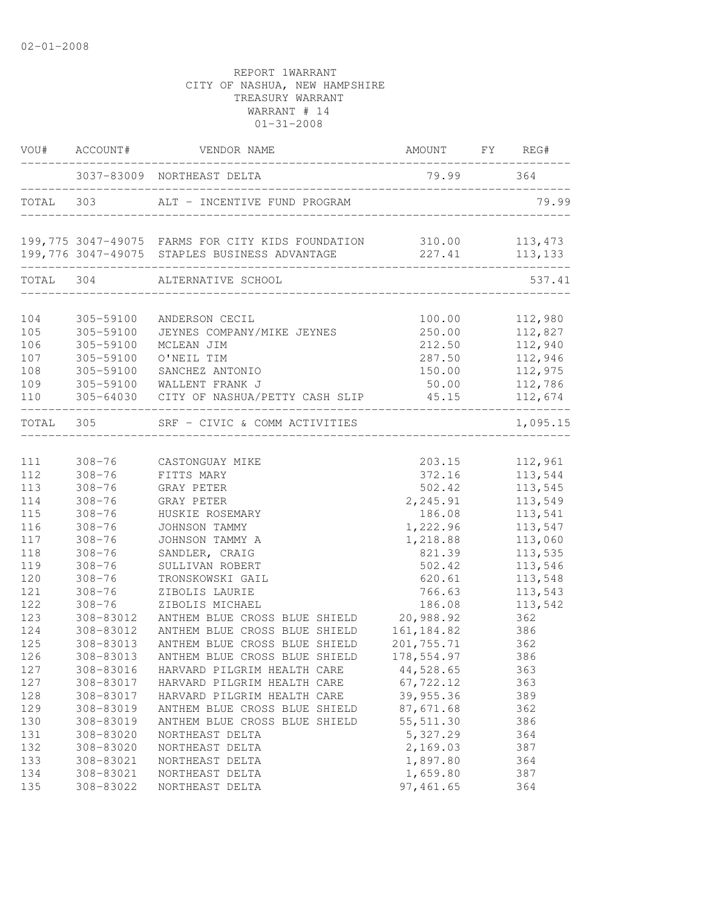02-01-2008

REPORT 1WARRANT
CITY OF NASHUA, NEW HAMPSHIRE
TREASURY WARRANT
WARRANT # 14
01-31-2008

| VOU# | ACCOUNT# | VENDOR NAME | AMOUNT | FY | REG# |
|---|---|---|---|---|---|
| | 3037-83009 | NORTHEAST DELTA | 79.99 | | 364 |
| TOTAL | 303 | ALT - INCENTIVE FUND PROGRAM | | | 79.99 |
| 199,775 | 3047-49075 | FARMS FOR CITY KIDS FOUNDATION | 310.00 | | 113,473 |
| 199,776 | 3047-49075 | STAPLES BUSINESS ADVANTAGE | 227.41 | | 113,133 |
| TOTAL | 304 | ALTERNATIVE SCHOOL | | | 537.41 |
| 104 | 305-59100 | ANDERSON CECIL | 100.00 | | 112,980 |
| 105 | 305-59100 | JEYNES COMPANY/MIKE JEYNES | 250.00 | | 112,827 |
| 106 | 305-59100 | MCLEAN JIM | 212.50 | | 112,940 |
| 107 | 305-59100 | O'NEIL TIM | 287.50 | | 112,946 |
| 108 | 305-59100 | SANCHEZ ANTONIO | 150.00 | | 112,975 |
| 109 | 305-59100 | WALLENT FRANK J | 50.00 | | 112,786 |
| 110 | 305-64030 | CITY OF NASHUA/PETTY CASH SLIP | 45.15 | | 112,674 |
| TOTAL | 305 | SRF - CIVIC & COMM ACTIVITIES | | | 1,095.15 |
| 111 | 308-76 | CASTONGUAY MIKE | 203.15 | | 112,961 |
| 112 | 308-76 | FITTS MARY | 372.16 | | 113,544 |
| 113 | 308-76 | GRAY PETER | 502.42 | | 113,545 |
| 114 | 308-76 | GRAY PETER | 2,245.91 | | 113,549 |
| 115 | 308-76 | HUSKIE ROSEMARY | 186.08 | | 113,541 |
| 116 | 308-76 | JOHNSON TAMMY | 1,222.96 | | 113,547 |
| 117 | 308-76 | JOHNSON TAMMY A | 1,218.88 | | 113,060 |
| 118 | 308-76 | SANDLER, CRAIG | 821.39 | | 113,535 |
| 119 | 308-76 | SULLIVAN ROBERT | 502.42 | | 113,546 |
| 120 | 308-76 | TRONSKOWSKI GAIL | 620.61 | | 113,548 |
| 121 | 308-76 | ZIBOLIS LAURIE | 766.63 | | 113,543 |
| 122 | 308-76 | ZIBOLIS MICHAEL | 186.08 | | 113,542 |
| 123 | 308-83012 | ANTHEM BLUE CROSS BLUE SHIELD | 20,988.92 | | 362 |
| 124 | 308-83012 | ANTHEM BLUE CROSS BLUE SHIELD | 161,184.82 | | 386 |
| 125 | 308-83013 | ANTHEM BLUE CROSS BLUE SHIELD | 201,755.71 | | 362 |
| 126 | 308-83013 | ANTHEM BLUE CROSS BLUE SHIELD | 178,554.97 | | 386 |
| 127 | 308-83016 | HARVARD PILGRIM HEALTH CARE | 44,528.65 | | 363 |
| 127 | 308-83017 | HARVARD PILGRIM HEALTH CARE | 67,722.12 | | 363 |
| 128 | 308-83017 | HARVARD PILGRIM HEALTH CARE | 39,955.36 | | 389 |
| 129 | 308-83019 | ANTHEM BLUE CROSS BLUE SHIELD | 87,671.68 | | 362 |
| 130 | 308-83019 | ANTHEM BLUE CROSS BLUE SHIELD | 55,511.30 | | 386 |
| 131 | 308-83020 | NORTHEAST DELTA | 5,327.29 | | 364 |
| 132 | 308-83020 | NORTHEAST DELTA | 2,169.03 | | 387 |
| 133 | 308-83021 | NORTHEAST DELTA | 1,897.80 | | 364 |
| 134 | 308-83021 | NORTHEAST DELTA | 1,659.80 | | 387 |
| 135 | 308-83022 | NORTHEAST DELTA | 97,461.65 | | 364 |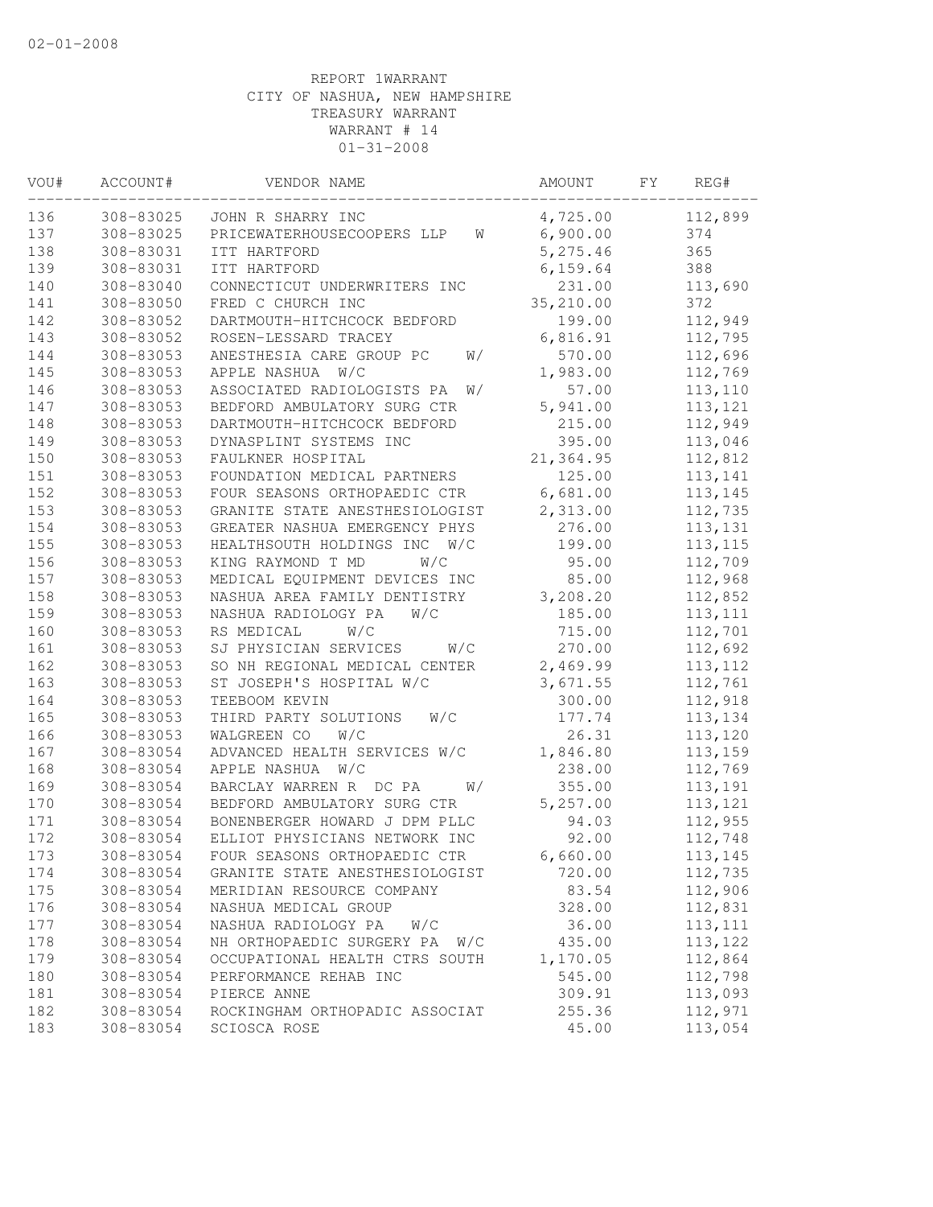REPORT 1WARRANT
CITY OF NASHUA, NEW HAMPSHIRE
TREASURY WARRANT
WARRANT # 14
01-31-2008

| VOU# | ACCOUNT# | VENDOR NAME | AMOUNT | FY | REG# |
|---|---|---|---|---|---|
| 136 | 308-83025 | JOHN R SHARRY INC | 4,725.00 | | 112,899 |
| 137 | 308-83025 | PRICEWATERHOUSECOOPERS LLP W | 6,900.00 | | 374 |
| 138 | 308-83031 | ITT HARTFORD | 5,275.46 | | 365 |
| 139 | 308-83031 | ITT HARTFORD | 6,159.64 | | 388 |
| 140 | 308-83040 | CONNECTICUT UNDERWRITERS INC | 231.00 | | 113,690 |
| 141 | 308-83050 | FRED C CHURCH INC | 35,210.00 | | 372 |
| 142 | 308-83052 | DARTMOUTH-HITCHCOCK BEDFORD | 199.00 | | 112,949 |
| 143 | 308-83052 | ROSEN-LESSARD TRACEY | 6,816.91 | | 112,795 |
| 144 | 308-83053 | ANESTHESIA CARE GROUP PC W/ | 570.00 | | 112,696 |
| 145 | 308-83053 | APPLE NASHUA W/C | 1,983.00 | | 112,769 |
| 146 | 308-83053 | ASSOCIATED RADIOLOGISTS PA W/ | 57.00 | | 113,110 |
| 147 | 308-83053 | BEDFORD AMBULATORY SURG CTR | 5,941.00 | | 113,121 |
| 148 | 308-83053 | DARTMOUTH-HITCHCOCK BEDFORD | 215.00 | | 112,949 |
| 149 | 308-83053 | DYNASPLINT SYSTEMS INC | 395.00 | | 113,046 |
| 150 | 308-83053 | FAULKNER HOSPITAL | 21,364.95 | | 112,812 |
| 151 | 308-83053 | FOUNDATION MEDICAL PARTNERS | 125.00 | | 113,141 |
| 152 | 308-83053 | FOUR SEASONS ORTHOPAEDIC CTR | 6,681.00 | | 113,145 |
| 153 | 308-83053 | GRANITE STATE ANESTHESIOLOGIST | 2,313.00 | | 112,735 |
| 154 | 308-83053 | GREATER NASHUA EMERGENCY PHYS | 276.00 | | 113,131 |
| 155 | 308-83053 | HEALTHSOUTH HOLDINGS INC W/C | 199.00 | | 113,115 |
| 156 | 308-83053 | KING RAYMOND T MD W/C | 95.00 | | 112,709 |
| 157 | 308-83053 | MEDICAL EQUIPMENT DEVICES INC | 85.00 | | 112,968 |
| 158 | 308-83053 | NASHUA AREA FAMILY DENTISTRY | 3,208.20 | | 112,852 |
| 159 | 308-83053 | NASHUA RADIOLOGY PA W/C | 185.00 | | 113,111 |
| 160 | 308-83053 | RS MEDICAL W/C | 715.00 | | 112,701 |
| 161 | 308-83053 | SJ PHYSICIAN SERVICES W/C | 270.00 | | 112,692 |
| 162 | 308-83053 | SO NH REGIONAL MEDICAL CENTER | 2,469.99 | | 113,112 |
| 163 | 308-83053 | ST JOSEPH'S HOSPITAL W/C | 3,671.55 | | 112,761 |
| 164 | 308-83053 | TEEBOOM KEVIN | 300.00 | | 112,918 |
| 165 | 308-83053 | THIRD PARTY SOLUTIONS W/C | 177.74 | | 113,134 |
| 166 | 308-83053 | WALGREEN CO W/C | 26.31 | | 113,120 |
| 167 | 308-83054 | ADVANCED HEALTH SERVICES W/C | 1,846.80 | | 113,159 |
| 168 | 308-83054 | APPLE NASHUA W/C | 238.00 | | 112,769 |
| 169 | 308-83054 | BARCLAY WARREN R DC PA W/ | 355.00 | | 113,191 |
| 170 | 308-83054 | BEDFORD AMBULATORY SURG CTR | 5,257.00 | | 113,121 |
| 171 | 308-83054 | BONENBERGER HOWARD J DPM PLLC | 94.03 | | 112,955 |
| 172 | 308-83054 | ELLIOT PHYSICIANS NETWORK INC | 92.00 | | 112,748 |
| 173 | 308-83054 | FOUR SEASONS ORTHOPAEDIC CTR | 6,660.00 | | 113,145 |
| 174 | 308-83054 | GRANITE STATE ANESTHESIOLOGIST | 720.00 | | 112,735 |
| 175 | 308-83054 | MERIDIAN RESOURCE COMPANY | 83.54 | | 112,906 |
| 176 | 308-83054 | NASHUA MEDICAL GROUP | 328.00 | | 112,831 |
| 177 | 308-83054 | NASHUA RADIOLOGY PA W/C | 36.00 | | 113,111 |
| 178 | 308-83054 | NH ORTHOPAEDIC SURGERY PA W/C | 435.00 | | 113,122 |
| 179 | 308-83054 | OCCUPATIONAL HEALTH CTRS SOUTH | 1,170.05 | | 112,864 |
| 180 | 308-83054 | PERFORMANCE REHAB INC | 545.00 | | 112,798 |
| 181 | 308-83054 | PIERCE ANNE | 309.91 | | 113,093 |
| 182 | 308-83054 | ROCKINGHAM ORTHOPADIC ASSOCIAT | 255.36 | | 112,971 |
| 183 | 308-83054 | SCIOSCA ROSE | 45.00 | | 113,054 |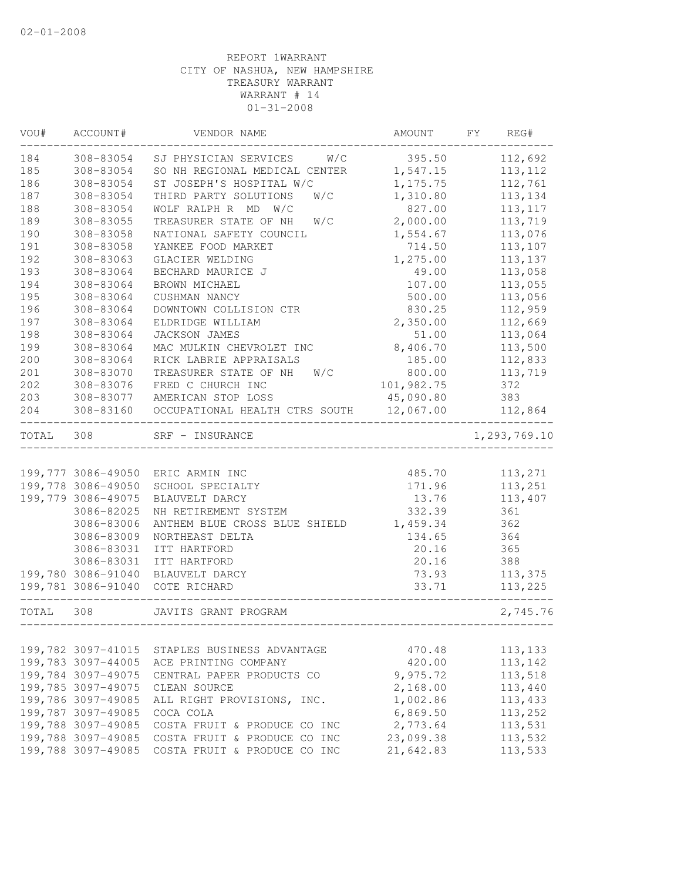02-01-2008

REPORT 1WARRANT
CITY OF NASHUA, NEW HAMPSHIRE
TREASURY WARRANT
WARRANT # 14
01-31-2008

| VOU# | ACCOUNT# | VENDOR NAME | AMOUNT | FY | REG# |
|---|---|---|---|---|---|
| 184 | 308-83054 | SJ PHYSICIAN SERVICES W/C | 395.50 | | 112,692 |
| 185 | 308-83054 | SO NH REGIONAL MEDICAL CENTER | 1,547.15 | | 113,112 |
| 186 | 308-83054 | ST JOSEPH'S HOSPITAL W/C | 1,175.75 | | 112,761 |
| 187 | 308-83054 | THIRD PARTY SOLUTIONS W/C | 1,310.80 | | 113,134 |
| 188 | 308-83054 | WOLF RALPH R MD W/C | 827.00 | | 113,117 |
| 189 | 308-83055 | TREASURER STATE OF NH W/C | 2,000.00 | | 113,719 |
| 190 | 308-83058 | NATIONAL SAFETY COUNCIL | 1,554.67 | | 113,076 |
| 191 | 308-83058 | YANKEE FOOD MARKET | 714.50 | | 113,107 |
| 192 | 308-83063 | GLACIER WELDING | 1,275.00 | | 113,137 |
| 193 | 308-83064 | BECHARD MAURICE J | 49.00 | | 113,058 |
| 194 | 308-83064 | BROWN MICHAEL | 107.00 | | 113,055 |
| 195 | 308-83064 | CUSHMAN NANCY | 500.00 | | 113,056 |
| 196 | 308-83064 | DOWNTOWN COLLISION CTR | 830.25 | | 112,959 |
| 197 | 308-83064 | ELDRIDGE WILLIAM | 2,350.00 | | 112,669 |
| 198 | 308-83064 | JACKSON JAMES | 51.00 | | 113,064 |
| 199 | 308-83064 | MAC MULKIN CHEVROLET INC | 8,406.70 | | 113,500 |
| 200 | 308-83064 | RICK LABRIE APPRAISALS | 185.00 | | 112,833 |
| 201 | 308-83070 | TREASURER STATE OF NH W/C | 800.00 | | 113,719 |
| 202 | 308-83076 | FRED C CHURCH INC | 101,982.75 | | 372 |
| 203 | 308-83077 | AMERICAN STOP LOSS | 45,090.80 | | 383 |
| 204 | 308-83160 | OCCUPATIONAL HEALTH CTRS SOUTH | 12,067.00 | | 112,864 |
| TOTAL | 308 | SRF - INSURANCE | | | 1,293,769.10 |
| 199,777 | 3086-49050 | ERIC ARMIN INC | 485.70 | | 113,271 |
| 199,778 | 3086-49050 | SCHOOL SPECIALTY | 171.96 | | 113,251 |
| 199,779 | 3086-49075 | BLAUVELT DARCY | 13.76 | | 113,407 |
| | 3086-82025 | NH RETIREMENT SYSTEM | 332.39 | | 361 |
| | 3086-83006 | ANTHEM BLUE CROSS BLUE SHIELD | 1,459.34 | | 362 |
| | 3086-83009 | NORTHEAST DELTA | 134.65 | | 364 |
| | 3086-83031 | ITT HARTFORD | 20.16 | | 365 |
| | 3086-83031 | ITT HARTFORD | 20.16 | | 388 |
| 199,780 | 3086-91040 | BLAUVELT DARCY | 73.93 | | 113,375 |
| 199,781 | 3086-91040 | COTE RICHARD | 33.71 | | 113,225 |
| TOTAL | 308 | JAVITS GRANT PROGRAM | | | 2,745.76 |
| 199,782 | 3097-41015 | STAPLES BUSINESS ADVANTAGE | 470.48 | | 113,133 |
| 199,783 | 3097-44005 | ACE PRINTING COMPANY | 420.00 | | 113,142 |
| 199,784 | 3097-49075 | CENTRAL PAPER PRODUCTS CO | 9,975.72 | | 113,518 |
| 199,785 | 3097-49075 | CLEAN SOURCE | 2,168.00 | | 113,440 |
| 199,786 | 3097-49085 | ALL RIGHT PROVISIONS, INC. | 1,002.86 | | 113,433 |
| 199,787 | 3097-49085 | COCA COLA | 6,869.50 | | 113,252 |
| 199,788 | 3097-49085 | COSTA FRUIT & PRODUCE CO INC | 2,773.64 | | 113,531 |
| 199,788 | 3097-49085 | COSTA FRUIT & PRODUCE CO INC | 23,099.38 | | 113,532 |
| 199,788 | 3097-49085 | COSTA FRUIT & PRODUCE CO INC | 21,642.83 | | 113,533 |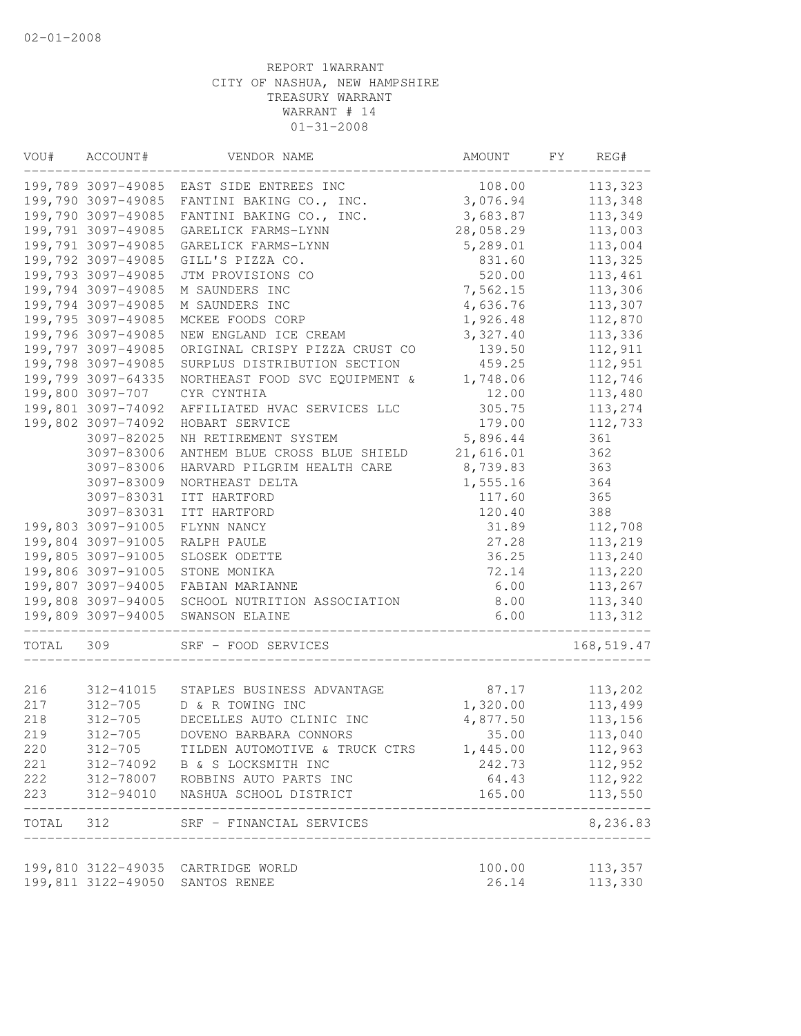02-01-2008

REPORT 1WARRANT
CITY OF NASHUA, NEW HAMPSHIRE
TREASURY WARRANT
WARRANT # 14
01-31-2008

| VOU# | ACCOUNT# | VENDOR NAME | AMOUNT | FY | REG# |
|---|---|---|---|---|---|
| 199,789 | 3097-49085 | EAST SIDE ENTREES INC | 108.00 | | 113,323 |
| 199,790 | 3097-49085 | FANTINI BAKING CO., INC. | 3,076.94 | | 113,348 |
| 199,790 | 3097-49085 | FANTINI BAKING CO., INC. | 3,683.87 | | 113,349 |
| 199,791 | 3097-49085 | GARELICK FARMS-LYNN | 28,058.29 | | 113,003 |
| 199,791 | 3097-49085 | GARELICK FARMS-LYNN | 5,289.01 | | 113,004 |
| 199,792 | 3097-49085 | GILL'S PIZZA CO. | 831.60 | | 113,325 |
| 199,793 | 3097-49085 | JTM PROVISIONS CO | 520.00 | | 113,461 |
| 199,794 | 3097-49085 | M SAUNDERS INC | 7,562.15 | | 113,306 |
| 199,794 | 3097-49085 | M SAUNDERS INC | 4,636.76 | | 113,307 |
| 199,795 | 3097-49085 | MCKEE FOODS CORP | 1,926.48 | | 112,870 |
| 199,796 | 3097-49085 | NEW ENGLAND ICE CREAM | 3,327.40 | | 113,336 |
| 199,797 | 3097-49085 | ORIGINAL CRISPY PIZZA CRUST CO | 139.50 | | 112,911 |
| 199,798 | 3097-49085 | SURPLUS DISTRIBUTION SECTION | 459.25 | | 112,951 |
| 199,799 | 3097-64335 | NORTHEAST FOOD SVC EQUIPMENT & | 1,748.06 | | 112,746 |
| 199,800 | 3097-707 | CYR CYNTHIA | 12.00 | | 113,480 |
| 199,801 | 3097-74092 | AFFILIATED HVAC SERVICES LLC | 305.75 | | 113,274 |
| 199,802 | 3097-74092 | HOBART SERVICE | 179.00 | | 112,733 |
| | 3097-82025 | NH RETIREMENT SYSTEM | 5,896.44 | | 361 |
| | 3097-83006 | ANTHEM BLUE CROSS BLUE SHIELD | 21,616.01 | | 362 |
| | 3097-83006 | HARVARD PILGRIM HEALTH CARE | 8,739.83 | | 363 |
| | 3097-83009 | NORTHEAST DELTA | 1,555.16 | | 364 |
| | 3097-83031 | ITT HARTFORD | 117.60 | | 365 |
| | 3097-83031 | ITT HARTFORD | 120.40 | | 388 |
| 199,803 | 3097-91005 | FLYNN NANCY | 31.89 | | 112,708 |
| 199,804 | 3097-91005 | RALPH PAULE | 27.28 | | 113,219 |
| 199,805 | 3097-91005 | SLOSEK ODETTE | 36.25 | | 113,240 |
| 199,806 | 3097-91005 | STONE MONIKA | 72.14 | | 113,220 |
| 199,807 | 3097-94005 | FABIAN MARIANNE | 6.00 | | 113,267 |
| 199,808 | 3097-94005 | SCHOOL NUTRITION ASSOCIATION | 8.00 | | 113,340 |
| 199,809 | 3097-94005 | SWANSON ELAINE | 6.00 | | 113,312 |
| TOTAL | 309 | SRF - FOOD SERVICES | | | 168,519.47 |
| 216 | 312-41015 | STAPLES BUSINESS ADVANTAGE | 87.17 | | 113,202 |
| 217 | 312-705 | D & R TOWING INC | 1,320.00 | | 113,499 |
| 218 | 312-705 | DECELLES AUTO CLINIC INC | 4,877.50 | | 113,156 |
| 219 | 312-705 | DOVENO BARBARA CONNORS | 35.00 | | 113,040 |
| 220 | 312-705 | TILDEN AUTOMOTIVE & TRUCK CTRS | 1,445.00 | | 112,963 |
| 221 | 312-74092 | B & S LOCKSMITH INC | 242.73 | | 112,952 |
| 222 | 312-78007 | ROBBINS AUTO PARTS INC | 64.43 | | 112,922 |
| 223 | 312-94010 | NASHUA SCHOOL DISTRICT | 165.00 | | 113,550 |
| TOTAL | 312 | SRF - FINANCIAL SERVICES | | | 8,236.83 |
| 199,810 | 3122-49035 | CARTRIDGE WORLD | 100.00 | | 113,357 |
| 199,811 | 3122-49050 | SANTOS RENEE | 26.14 | | 113,330 |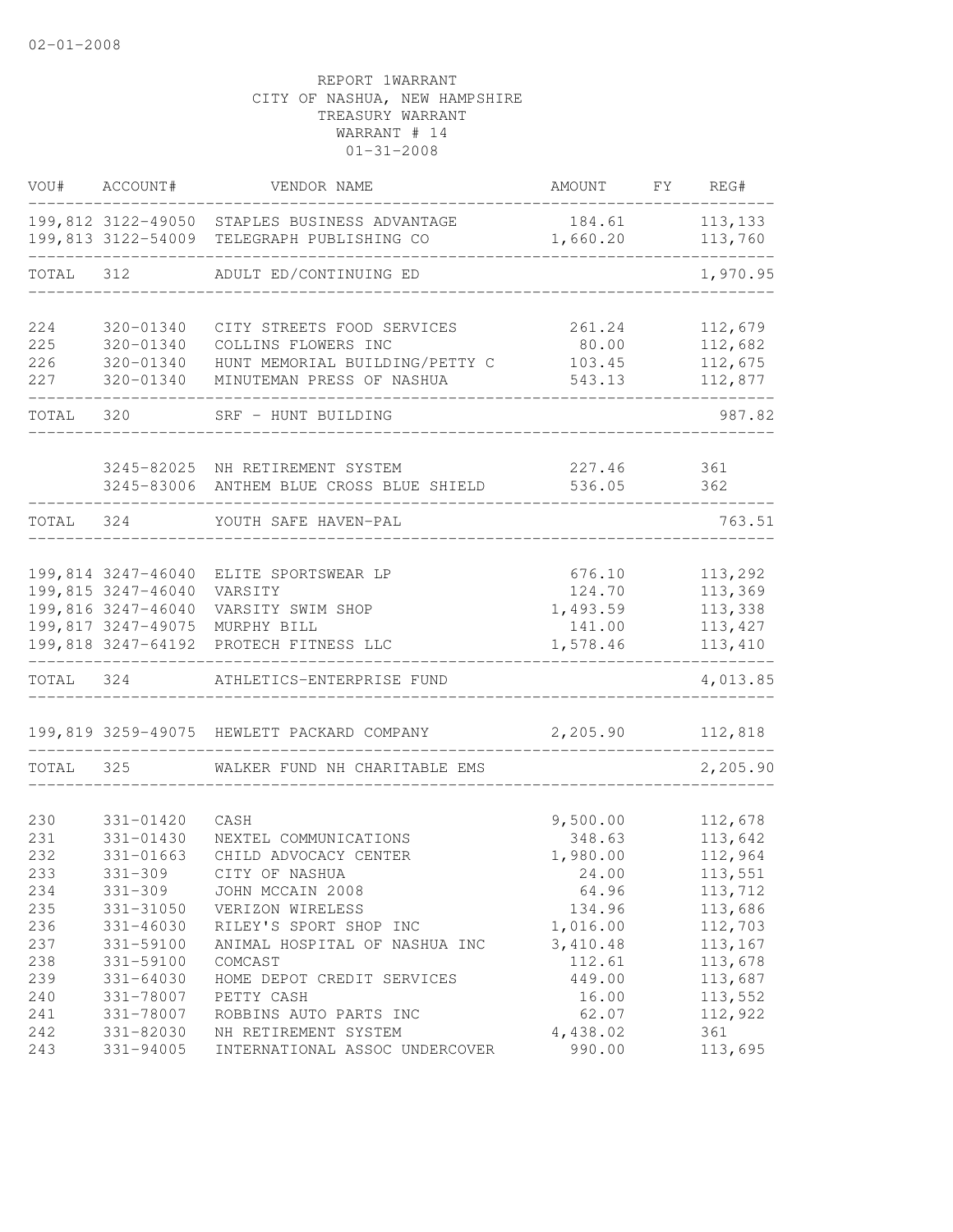02-01-2008

REPORT 1WARRANT
CITY OF NASHUA, NEW HAMPSHIRE
TREASURY WARRANT
WARRANT # 14
01-31-2008

| VOU# | ACCOUNT# | VENDOR NAME | AMOUNT | FY | REG# |
|---|---|---|---|---|---|
| 199,812 | 3122-49050 | STAPLES BUSINESS ADVANTAGE | 184.61 | | 113,133 |
| 199,813 | 3122-54009 | TELEGRAPH PUBLISHING CO | 1,660.20 | | 113,760 |
| TOTAL | 312 | ADULT ED/CONTINUING ED | | | 1,970.95 |
| 224 | 320-01340 | CITY STREETS FOOD SERVICES | 261.24 | | 112,679 |
| 225 | 320-01340 | COLLINS FLOWERS INC | 80.00 | | 112,682 |
| 226 | 320-01340 | HUNT MEMORIAL BUILDING/PETTY C | 103.45 | | 112,675 |
| 227 | 320-01340 | MINUTEMAN PRESS OF NASHUA | 543.13 | | 112,877 |
| TOTAL | 320 | SRF - HUNT BUILDING | | | 987.82 |
| | 3245-82025 | NH RETIREMENT SYSTEM | 227.46 | | 361 |
| | 3245-83006 | ANTHEM BLUE CROSS BLUE SHIELD | 536.05 | | 362 |
| TOTAL | 324 | YOUTH SAFE HAVEN-PAL | | | 763.51 |
| 199,814 | 3247-46040 | ELITE SPORTSWEAR LP | 676.10 | | 113,292 |
| 199,815 | 3247-46040 | VARSITY | 124.70 | | 113,369 |
| 199,816 | 3247-46040 | VARSITY SWIM SHOP | 1,493.59 | | 113,338 |
| 199,817 | 3247-49075 | MURPHY BILL | 141.00 | | 113,427 |
| 199,818 | 3247-64192 | PROTECH FITNESS LLC | 1,578.46 | | 113,410 |
| TOTAL | 324 | ATHLETICS-ENTERPRISE FUND | | | 4,013.85 |
| 199,819 | 3259-49075 | HEWLETT PACKARD COMPANY | 2,205.90 | | 112,818 |
| TOTAL | 325 | WALKER FUND NH CHARITABLE EMS | | | 2,205.90 |
| 230 | 331-01420 | CASH | 9,500.00 | | 112,678 |
| 231 | 331-01430 | NEXTEL COMMUNICATIONS | 348.63 | | 113,642 |
| 232 | 331-01663 | CHILD ADVOCACY CENTER | 1,980.00 | | 112,964 |
| 233 | 331-309 | CITY OF NASHUA | 24.00 | | 113,551 |
| 234 | 331-309 | JOHN MCCAIN 2008 | 64.96 | | 113,712 |
| 235 | 331-31050 | VERIZON WIRELESS | 134.96 | | 113,686 |
| 236 | 331-46030 | RILEY'S SPORT SHOP INC | 1,016.00 | | 112,703 |
| 237 | 331-59100 | ANIMAL HOSPITAL OF NASHUA INC | 3,410.48 | | 113,167 |
| 238 | 331-59100 | COMCAST | 112.61 | | 113,678 |
| 239 | 331-64030 | HOME DEPOT CREDIT SERVICES | 449.00 | | 113,687 |
| 240 | 331-78007 | PETTY CASH | 16.00 | | 113,552 |
| 241 | 331-78007 | ROBBINS AUTO PARTS INC | 62.07 | | 112,922 |
| 242 | 331-82030 | NH RETIREMENT SYSTEM | 4,438.02 | | 361 |
| 243 | 331-94005 | INTERNATIONAL ASSOC UNDERCOVER | 990.00 | | 113,695 |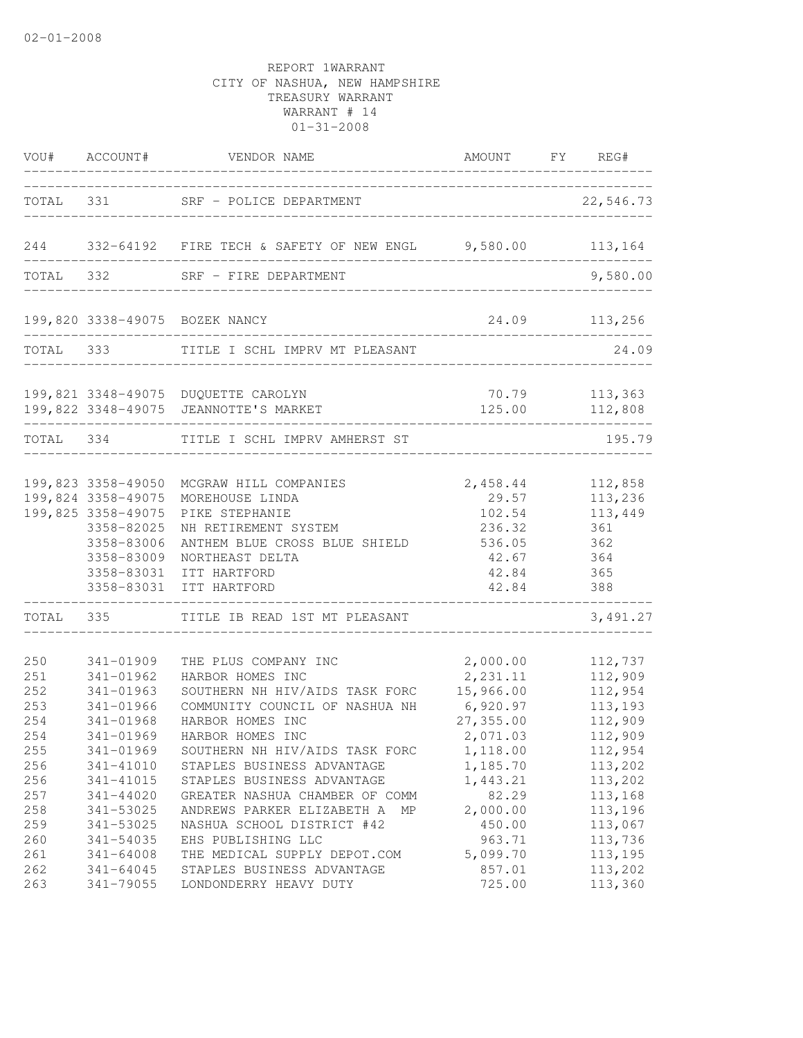02-01-2008

REPORT 1WARRANT
CITY OF NASHUA, NEW HAMPSHIRE
TREASURY WARRANT
WARRANT # 14
01-31-2008

| VOU# | ACCOUNT# | VENDOR NAME | AMOUNT | FY | REG# |
|---|---|---|---|---|---|
| TOTAL | 331 | SRF - POLICE DEPARTMENT | | | 22,546.73 |
| 244 | 332-64192 | FIRE TECH & SAFETY OF NEW ENGL | 9,580.00 | | 113,164 |
| TOTAL | 332 | SRF - FIRE DEPARTMENT | | | 9,580.00 |
| 199,820 | 3338-49075 | BOZEK NANCY | 24.09 | | 113,256 |
| TOTAL | 333 | TITLE I SCHL IMPRV MT PLEASANT | | | 24.09 |
| 199,821 | 3348-49075 | DUQUETTE CAROLYN | 70.79 | | 113,363 |
| 199,822 | 3348-49075 | JEANNOTTE'S MARKET | 125.00 | | 112,808 |
| TOTAL | 334 | TITLE I SCHL IMPRV AMHERST ST | | | 195.79 |
| 199,823 | 3358-49050 | MCGRAW HILL COMPANIES | 2,458.44 | | 112,858 |
| 199,824 | 3358-49075 | MOREHOUSE LINDA | 29.57 | | 113,236 |
| 199,825 | 3358-49075 | PIKE STEPHANIE | 102.54 | | 113,449 |
| | 3358-82025 | NH RETIREMENT SYSTEM | 236.32 | | 361 |
| | 3358-83006 | ANTHEM BLUE CROSS BLUE SHIELD | 536.05 | | 362 |
| | 3358-83009 | NORTHEAST DELTA | 42.67 | | 364 |
| | 3358-83031 | ITT HARTFORD | 42.84 | | 365 |
| | 3358-83031 | ITT HARTFORD | 42.84 | | 388 |
| TOTAL | 335 | TITLE IB READ 1ST MT PLEASANT | | | 3,491.27 |
| 250 | 341-01909 | THE PLUS COMPANY INC | 2,000.00 | | 112,737 |
| 251 | 341-01962 | HARBOR HOMES INC | 2,231.11 | | 112,909 |
| 252 | 341-01963 | SOUTHERN NH HIV/AIDS TASK FORC | 15,966.00 | | 112,954 |
| 253 | 341-01966 | COMMUNITY COUNCIL OF NASHUA NH | 6,920.97 | | 113,193 |
| 254 | 341-01968 | HARBOR HOMES INC | 27,355.00 | | 112,909 |
| 254 | 341-01969 | HARBOR HOMES INC | 2,071.03 | | 112,909 |
| 255 | 341-01969 | SOUTHERN NH HIV/AIDS TASK FORC | 1,118.00 | | 112,954 |
| 256 | 341-41010 | STAPLES BUSINESS ADVANTAGE | 1,185.70 | | 113,202 |
| 256 | 341-41015 | STAPLES BUSINESS ADVANTAGE | 1,443.21 | | 113,202 |
| 257 | 341-44020 | GREATER NASHUA CHAMBER OF COMM | 82.29 | | 113,168 |
| 258 | 341-53025 | ANDREWS PARKER ELIZABETH A MP | 2,000.00 | | 113,196 |
| 259 | 341-53025 | NASHUA SCHOOL DISTRICT #42 | 450.00 | | 113,067 |
| 260 | 341-54035 | EHS PUBLISHING LLC | 963.71 | | 113,736 |
| 261 | 341-64008 | THE MEDICAL SUPPLY DEPOT.COM | 5,099.70 | | 113,195 |
| 262 | 341-64045 | STAPLES BUSINESS ADVANTAGE | 857.01 | | 113,202 |
| 263 | 341-79055 | LONDONDERRY HEAVY DUTY | 725.00 | | 113,360 |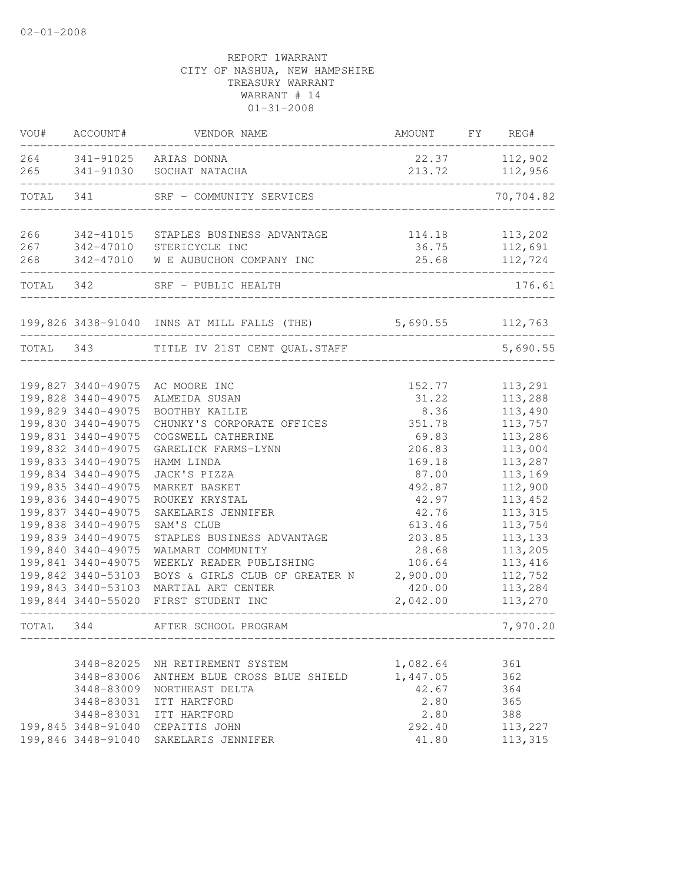02-01-2008

REPORT 1WARRANT
CITY OF NASHUA, NEW HAMPSHIRE
TREASURY WARRANT
WARRANT # 14
01-31-2008

| VOU# | ACCOUNT# | VENDOR NAME | AMOUNT | FY | REG# |
|---|---|---|---|---|---|
| 264 | 341-91025 | ARIAS DONNA | 22.37 | | 112,902 |
| 265 | 341-91030 | SOCHAT NATACHA | 213.72 | | 112,956 |
| TOTAL | 341 | SRF - COMMUNITY SERVICES | | | 70,704.82 |
| 266 | 342-41015 | STAPLES BUSINESS ADVANTAGE | 114.18 | | 113,202 |
| 267 | 342-47010 | STERICYCLE INC | 36.75 | | 112,691 |
| 268 | 342-47010 | W E AUBUCHON COMPANY INC | 25.68 | | 112,724 |
| TOTAL | 342 | SRF - PUBLIC HEALTH | | | 176.61 |
| 199,826 | 3438-91040 | INNS AT MILL FALLS (THE) | 5,690.55 | | 112,763 |
| TOTAL | 343 | TITLE IV 21ST CENT QUAL.STAFF | | | 5,690.55 |
| 199,827 | 3440-49075 | AC MOORE INC | 152.77 | | 113,291 |
| 199,828 | 3440-49075 | ALMEIDA SUSAN | 31.22 | | 113,288 |
| 199,829 | 3440-49075 | BOOTHBY KAILIE | 8.36 | | 113,490 |
| 199,830 | 3440-49075 | CHUNKY'S CORPORATE OFFICES | 351.78 | | 113,757 |
| 199,831 | 3440-49075 | COGSWELL CATHERINE | 69.83 | | 113,286 |
| 199,832 | 3440-49075 | GARELICK FARMS-LYNN | 206.83 | | 113,004 |
| 199,833 | 3440-49075 | HAMM LINDA | 169.18 | | 113,287 |
| 199,834 | 3440-49075 | JACK'S PIZZA | 87.00 | | 113,169 |
| 199,835 | 3440-49075 | MARKET BASKET | 492.87 | | 112,900 |
| 199,836 | 3440-49075 | ROUKEY KRYSTAL | 42.97 | | 113,452 |
| 199,837 | 3440-49075 | SAKELARIS JENNIFER | 42.76 | | 113,315 |
| 199,838 | 3440-49075 | SAM'S CLUB | 613.46 | | 113,754 |
| 199,839 | 3440-49075 | STAPLES BUSINESS ADVANTAGE | 203.85 | | 113,133 |
| 199,840 | 3440-49075 | WALMART COMMUNITY | 28.68 | | 113,205 |
| 199,841 | 3440-49075 | WEEKLY READER PUBLISHING | 106.64 | | 113,416 |
| 199,842 | 3440-53103 | BOYS & GIRLS CLUB OF GREATER N | 2,900.00 | | 112,752 |
| 199,843 | 3440-53103 | MARTIAL ART CENTER | 420.00 | | 113,284 |
| 199,844 | 3440-55020 | FIRST STUDENT INC | 2,042.00 | | 113,270 |
| TOTAL | 344 | AFTER SCHOOL PROGRAM | | | 7,970.20 |
| | 3448-82025 | NH RETIREMENT SYSTEM | 1,082.64 | | 361 |
| | 3448-83006 | ANTHEM BLUE CROSS BLUE SHIELD | 1,447.05 | | 362 |
| | 3448-83009 | NORTHEAST DELTA | 42.67 | | 364 |
| | 3448-83031 | ITT HARTFORD | 2.80 | | 365 |
| | 3448-83031 | ITT HARTFORD | 2.80 | | 388 |
| 199,845 | 3448-91040 | CEPAITIS JOHN | 292.40 | | 113,227 |
| 199,846 | 3448-91040 | SAKELARIS JENNIFER | 41.80 | | 113,315 |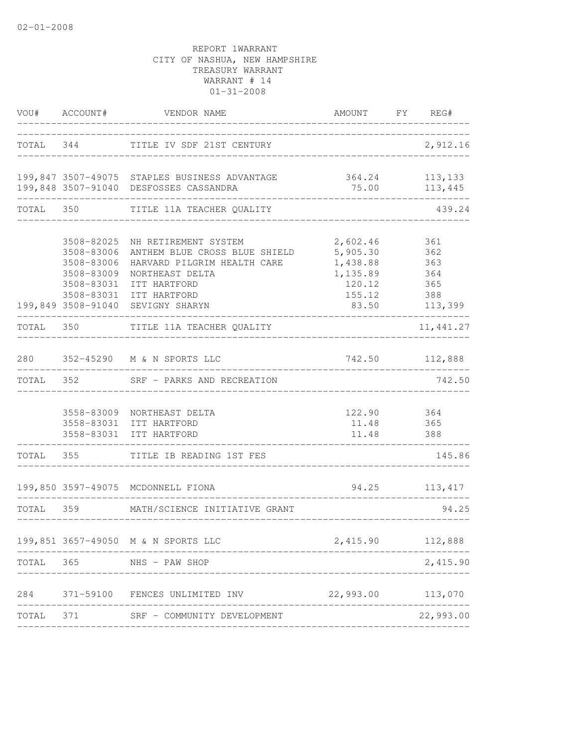02-01-2008

REPORT 1WARRANT
CITY OF NASHUA, NEW HAMPSHIRE
TREASURY WARRANT
WARRANT # 14
01-31-2008

| VOU# | ACCOUNT# | VENDOR NAME | AMOUNT | FY | REG# |
|---|---|---|---|---|---|
| TOTAL | 344 | TITLE IV SDF 21ST CENTURY | | | 2,912.16 |
| 199,847 | 3507-49075 | STAPLES BUSINESS ADVANTAGE | 364.24 | | 113,133 |
| 199,848 | 3507-91040 | DESFOSSES CASSANDRA | 75.00 | | 113,445 |
| TOTAL | 350 | TITLE 11A TEACHER QUALITY | | | 439.24 |
| | 3508-82025 | NH RETIREMENT SYSTEM | 2,602.46 | | 361 |
| | 3508-83006 | ANTHEM BLUE CROSS BLUE SHIELD | 5,905.30 | | 362 |
| | 3508-83006 | HARVARD PILGRIM HEALTH CARE | 1,438.88 | | 363 |
| | 3508-83009 | NORTHEAST DELTA | 1,135.89 | | 364 |
| | 3508-83031 | ITT HARTFORD | 120.12 | | 365 |
| | 3508-83031 | ITT HARTFORD | 155.12 | | 388 |
| 199,849 | 3508-91040 | SEVIGNY SHARYN | 83.50 | | 113,399 |
| TOTAL | 350 | TITLE 11A TEACHER QUALITY | | | 11,441.27 |
| 280 | 352-45290 | M & N SPORTS LLC | 742.50 | | 112,888 |
| TOTAL | 352 | SRF - PARKS AND RECREATION | | | 742.50 |
| | 3558-83009 | NORTHEAST DELTA | 122.90 | | 364 |
| | 3558-83031 | ITT HARTFORD | 11.48 | | 365 |
| | 3558-83031 | ITT HARTFORD | 11.48 | | 388 |
| TOTAL | 355 | TITLE IB READING 1ST FES | | | 145.86 |
| 199,850 | 3597-49075 | MCDONNELL FIONA | 94.25 | | 113,417 |
| TOTAL | 359 | MATH/SCIENCE INITIATIVE GRANT | | | 94.25 |
| 199,851 | 3657-49050 | M & N SPORTS LLC | 2,415.90 | | 112,888 |
| TOTAL | 365 | NHS - PAW SHOP | | | 2,415.90 |
| 284 | 371-59100 | FENCES UNLIMITED INV | 22,993.00 | | 113,070 |
| TOTAL | 371 | SRF - COMMUNITY DEVELOPMENT | | | 22,993.00 |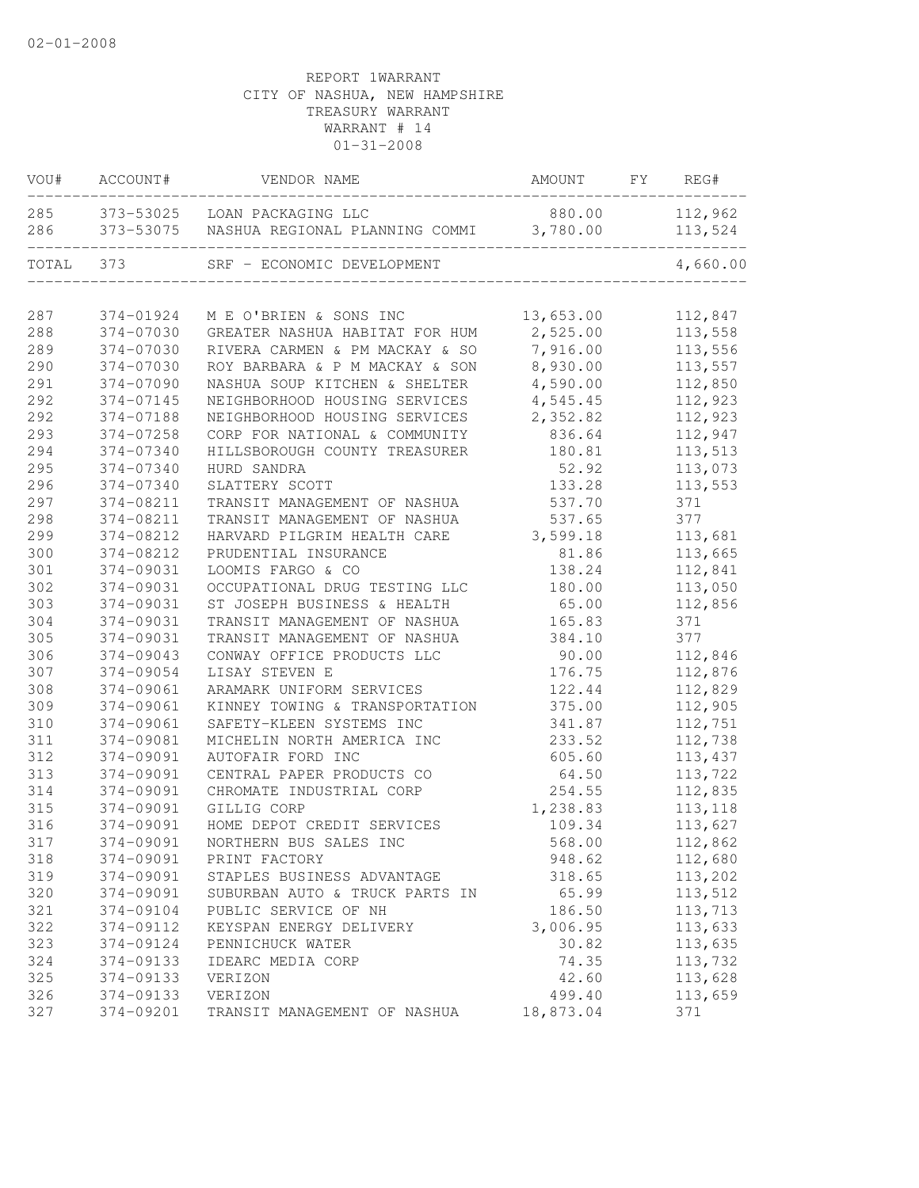02-01-2008

REPORT 1WARRANT
CITY OF NASHUA, NEW HAMPSHIRE
TREASURY WARRANT
WARRANT # 14
01-31-2008

| VOU# | ACCOUNT# | VENDOR NAME | AMOUNT | FY | REG# |
|---|---|---|---|---|---|
| 285 | 373-53025 | LOAN PACKAGING LLC | 880.00 | | 112,962 |
| 286 | 373-53075 | NASHUA REGIONAL PLANNING COMMI | 3,780.00 | | 113,524 |
| TOTAL | 373 | SRF - ECONOMIC DEVELOPMENT | | | 4,660.00 |
| 287 | 374-01924 | M E O'BRIEN & SONS INC | 13,653.00 | | 112,847 |
| 288 | 374-07030 | GREATER NASHUA HABITAT FOR HUM | 2,525.00 | | 113,558 |
| 289 | 374-07030 | RIVERA CARMEN & PM MACKAY & SO | 7,916.00 | | 113,556 |
| 290 | 374-07030 | ROY BARBARA & P M MACKAY & SON | 8,930.00 | | 113,557 |
| 291 | 374-07090 | NASHUA SOUP KITCHEN & SHELTER | 4,590.00 | | 112,850 |
| 292 | 374-07145 | NEIGHBORHOOD HOUSING SERVICES | 4,545.45 | | 112,923 |
| 292 | 374-07188 | NEIGHBORHOOD HOUSING SERVICES | 2,352.82 | | 112,923 |
| 293 | 374-07258 | CORP FOR NATIONAL & COMMUNITY | 836.64 | | 112,947 |
| 294 | 374-07340 | HILLSBOROUGH COUNTY TREASURER | 180.81 | | 113,513 |
| 295 | 374-07340 | HURD SANDRA | 52.92 | | 113,073 |
| 296 | 374-07340 | SLATTERY SCOTT | 133.28 | | 113,553 |
| 297 | 374-08211 | TRANSIT MANAGEMENT OF NASHUA | 537.70 | | 371 |
| 298 | 374-08211 | TRANSIT MANAGEMENT OF NASHUA | 537.65 | | 377 |
| 299 | 374-08212 | HARVARD PILGRIM HEALTH CARE | 3,599.18 | | 113,681 |
| 300 | 374-08212 | PRUDENTIAL INSURANCE | 81.86 | | 113,665 |
| 301 | 374-09031 | LOOMIS FARGO & CO | 138.24 | | 112,841 |
| 302 | 374-09031 | OCCUPATIONAL DRUG TESTING LLC | 180.00 | | 113,050 |
| 303 | 374-09031 | ST JOSEPH BUSINESS & HEALTH | 65.00 | | 112,856 |
| 304 | 374-09031 | TRANSIT MANAGEMENT OF NASHUA | 165.83 | | 371 |
| 305 | 374-09031 | TRANSIT MANAGEMENT OF NASHUA | 384.10 | | 377 |
| 306 | 374-09043 | CONWAY OFFICE PRODUCTS LLC | 90.00 | | 112,846 |
| 307 | 374-09054 | LISAY STEVEN E | 176.75 | | 112,876 |
| 308 | 374-09061 | ARAMARK UNIFORM SERVICES | 122.44 | | 112,829 |
| 309 | 374-09061 | KINNEY TOWING & TRANSPORTATION | 375.00 | | 112,905 |
| 310 | 374-09061 | SAFETY-KLEEN SYSTEMS INC | 341.87 | | 112,751 |
| 311 | 374-09081 | MICHELIN NORTH AMERICA INC | 233.52 | | 112,738 |
| 312 | 374-09091 | AUTOFAIR FORD INC | 605.60 | | 113,437 |
| 313 | 374-09091 | CENTRAL PAPER PRODUCTS CO | 64.50 | | 113,722 |
| 314 | 374-09091 | CHROMATE INDUSTRIAL CORP | 254.55 | | 112,835 |
| 315 | 374-09091 | GILLIG CORP | 1,238.83 | | 113,118 |
| 316 | 374-09091 | HOME DEPOT CREDIT SERVICES | 109.34 | | 113,627 |
| 317 | 374-09091 | NORTHERN BUS SALES INC | 568.00 | | 112,862 |
| 318 | 374-09091 | PRINT FACTORY | 948.62 | | 112,680 |
| 319 | 374-09091 | STAPLES BUSINESS ADVANTAGE | 318.65 | | 113,202 |
| 320 | 374-09091 | SUBURBAN AUTO & TRUCK PARTS IN | 65.99 | | 113,512 |
| 321 | 374-09104 | PUBLIC SERVICE OF NH | 186.50 | | 113,713 |
| 322 | 374-09112 | KEYSPAN ENERGY DELIVERY | 3,006.95 | | 113,633 |
| 323 | 374-09124 | PENNICHUCK WATER | 30.82 | | 113,635 |
| 324 | 374-09133 | IDEARC MEDIA CORP | 74.35 | | 113,732 |
| 325 | 374-09133 | VERIZON | 42.60 | | 113,628 |
| 326 | 374-09133 | VERIZON | 499.40 | | 113,659 |
| 327 | 374-09201 | TRANSIT MANAGEMENT OF NASHUA | 18,873.04 | | 371 |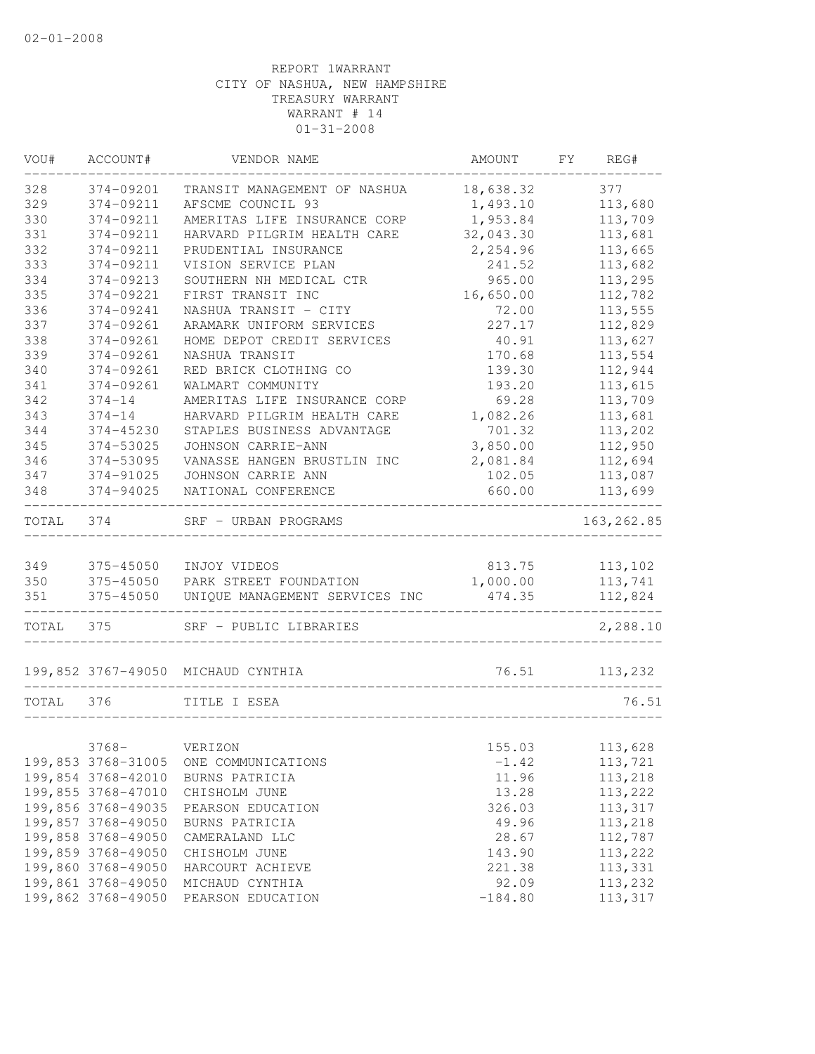02-01-2008

REPORT 1WARRANT
CITY OF NASHUA, NEW HAMPSHIRE
TREASURY WARRANT
WARRANT # 14
01-31-2008

| VOU# | ACCOUNT# | VENDOR NAME | AMOUNT | FY | REG# |
|---|---|---|---|---|---|
| 328 | 374-09201 | TRANSIT MANAGEMENT OF NASHUA | 18,638.32 | | 377 |
| 329 | 374-09211 | AFSCME COUNCIL 93 | 1,493.10 | | 113,680 |
| 330 | 374-09211 | AMERITAS LIFE INSURANCE CORP | 1,953.84 | | 113,709 |
| 331 | 374-09211 | HARVARD PILGRIM HEALTH CARE | 32,043.30 | | 113,681 |
| 332 | 374-09211 | PRUDENTIAL INSURANCE | 2,254.96 | | 113,665 |
| 333 | 374-09211 | VISION SERVICE PLAN | 241.52 | | 113,682 |
| 334 | 374-09213 | SOUTHERN NH MEDICAL CTR | 965.00 | | 113,295 |
| 335 | 374-09221 | FIRST TRANSIT INC | 16,650.00 | | 112,782 |
| 336 | 374-09241 | NASHUA TRANSIT - CITY | 72.00 | | 113,555 |
| 337 | 374-09261 | ARAMARK UNIFORM SERVICES | 227.17 | | 112,829 |
| 338 | 374-09261 | HOME DEPOT CREDIT SERVICES | 40.91 | | 113,627 |
| 339 | 374-09261 | NASHUA TRANSIT | 170.68 | | 113,554 |
| 340 | 374-09261 | RED BRICK CLOTHING CO | 139.30 | | 112,944 |
| 341 | 374-09261 | WALMART COMMUNITY | 193.20 | | 113,615 |
| 342 | 374-14 | AMERITAS LIFE INSURANCE CORP | 69.28 | | 113,709 |
| 343 | 374-14 | HARVARD PILGRIM HEALTH CARE | 1,082.26 | | 113,681 |
| 344 | 374-45230 | STAPLES BUSINESS ADVANTAGE | 701.32 | | 113,202 |
| 345 | 374-53025 | JOHNSON CARRIE-ANN | 3,850.00 | | 112,950 |
| 346 | 374-53095 | VANASSE HANGEN BRUSTLIN INC | 2,081.84 | | 112,694 |
| 347 | 374-91025 | JOHNSON CARRIE ANN | 102.05 | | 113,087 |
| 348 | 374-94025 | NATIONAL CONFERENCE | 660.00 | | 113,699 |
| TOTAL | 374 | SRF - URBAN PROGRAMS | | | 163,262.85 |
| 349 | 375-45050 | INJOY VIDEOS | 813.75 | | 113,102 |
| 350 | 375-45050 | PARK STREET FOUNDATION | 1,000.00 | | 113,741 |
| 351 | 375-45050 | UNIQUE MANAGEMENT SERVICES INC | 474.35 | | 112,824 |
| TOTAL | 375 | SRF - PUBLIC LIBRARIES | | | 2,288.10 |
| 199,852 | 3767-49050 | MICHAUD CYNTHIA | 76.51 | | 113,232 |
| TOTAL | 376 | TITLE I ESEA | | | 76.51 |
| | 3768- | VERIZON | 155.03 | | 113,628 |
| 199,853 | 3768-31005 | ONE COMMUNICATIONS | -1.42 | | 113,721 |
| 199,854 | 3768-42010 | BURNS PATRICIA | 11.96 | | 113,218 |
| 199,855 | 3768-47010 | CHISHOLM JUNE | 13.28 | | 113,222 |
| 199,856 | 3768-49035 | PEARSON EDUCATION | 326.03 | | 113,317 |
| 199,857 | 3768-49050 | BURNS PATRICIA | 49.96 | | 113,218 |
| 199,858 | 3768-49050 | CAMERALAND LLC | 28.67 | | 112,787 |
| 199,859 | 3768-49050 | CHISHOLM JUNE | 143.90 | | 113,222 |
| 199,860 | 3768-49050 | HARCOURT ACHIEVE | 221.38 | | 113,331 |
| 199,861 | 3768-49050 | MICHAUD CYNTHIA | 92.09 | | 113,232 |
| 199,862 | 3768-49050 | PEARSON EDUCATION | -184.80 | | 113,317 |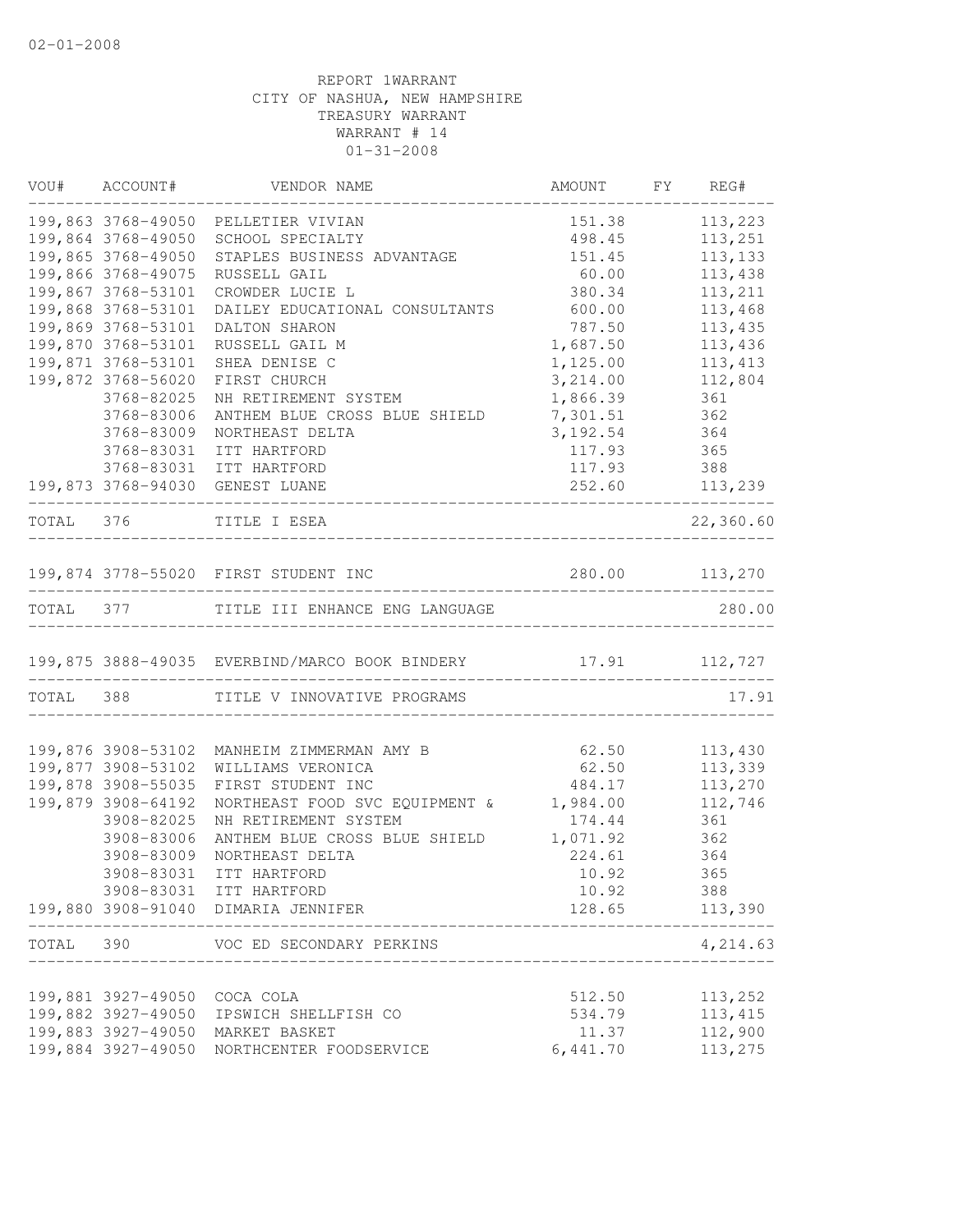02-01-2008

REPORT 1WARRANT
CITY OF NASHUA, NEW HAMPSHIRE
TREASURY WARRANT
WARRANT # 14
01-31-2008

| VOU# | ACCOUNT# | VENDOR NAME | AMOUNT | FY | REG# |
|---|---|---|---|---|---|
| 199,863 | 3768-49050 | PELLETIER VIVIAN | 151.38 | | 113,223 |
| 199,864 | 3768-49050 | SCHOOL SPECIALTY | 498.45 | | 113,251 |
| 199,865 | 3768-49050 | STAPLES BUSINESS ADVANTAGE | 151.45 | | 113,133 |
| 199,866 | 3768-49075 | RUSSELL GAIL | 60.00 | | 113,438 |
| 199,867 | 3768-53101 | CROWDER LUCIE L | 380.34 | | 113,211 |
| 199,868 | 3768-53101 | DAILEY EDUCATIONAL CONSULTANTS | 600.00 | | 113,468 |
| 199,869 | 3768-53101 | DALTON SHARON | 787.50 | | 113,435 |
| 199,870 | 3768-53101 | RUSSELL GAIL M | 1,687.50 | | 113,436 |
| 199,871 | 3768-53101 | SHEA DENISE C | 1,125.00 | | 113,413 |
| 199,872 | 3768-56020 | FIRST CHURCH | 3,214.00 | | 112,804 |
| | 3768-82025 | NH RETIREMENT SYSTEM | 1,866.39 | | 361 |
| | 3768-83006 | ANTHEM BLUE CROSS BLUE SHIELD | 7,301.51 | | 362 |
| | 3768-83009 | NORTHEAST DELTA | 3,192.54 | | 364 |
| | 3768-83031 | ITT HARTFORD | 117.93 | | 365 |
| | 3768-83031 | ITT HARTFORD | 117.93 | | 388 |
| 199,873 | 3768-94030 | GENEST LUANE | 252.60 | | 113,239 |
| TOTAL | 376 | TITLE I ESEA | | | 22,360.60 |
| 199,874 | 3778-55020 | FIRST STUDENT INC | 280.00 | | 113,270 |
| TOTAL | 377 | TITLE III ENHANCE ENG LANGUAGE | | | 280.00 |
| 199,875 | 3888-49035 | EVERBIND/MARCO BOOK BINDERY | 17.91 | | 112,727 |
| TOTAL | 388 | TITLE V INNOVATIVE PROGRAMS | | | 17.91 |
| 199,876 | 3908-53102 | MANHEIM ZIMMERMAN AMY B | 62.50 | | 113,430 |
| 199,877 | 3908-53102 | WILLIAMS VERONICA | 62.50 | | 113,339 |
| 199,878 | 3908-55035 | FIRST STUDENT INC | 484.17 | | 113,270 |
| 199,879 | 3908-64192 | NORTHEAST FOOD SVC EQUIPMENT & | 1,984.00 | | 112,746 |
| | 3908-82025 | NH RETIREMENT SYSTEM | 174.44 | | 361 |
| | 3908-83006 | ANTHEM BLUE CROSS BLUE SHIELD | 1,071.92 | | 362 |
| | 3908-83009 | NORTHEAST DELTA | 224.61 | | 364 |
| | 3908-83031 | ITT HARTFORD | 10.92 | | 365 |
| | 3908-83031 | ITT HARTFORD | 10.92 | | 388 |
| 199,880 | 3908-91040 | DIMARIA JENNIFER | 128.65 | | 113,390 |
| TOTAL | 390 | VOC ED SECONDARY PERKINS | | | 4,214.63 |
| 199,881 | 3927-49050 | COCA COLA | 512.50 | | 113,252 |
| 199,882 | 3927-49050 | IPSWICH SHELLFISH CO | 534.79 | | 113,415 |
| 199,883 | 3927-49050 | MARKET BASKET | 11.37 | | 112,900 |
| 199,884 | 3927-49050 | NORTHCENTER FOODSERVICE | 6,441.70 | | 113,275 |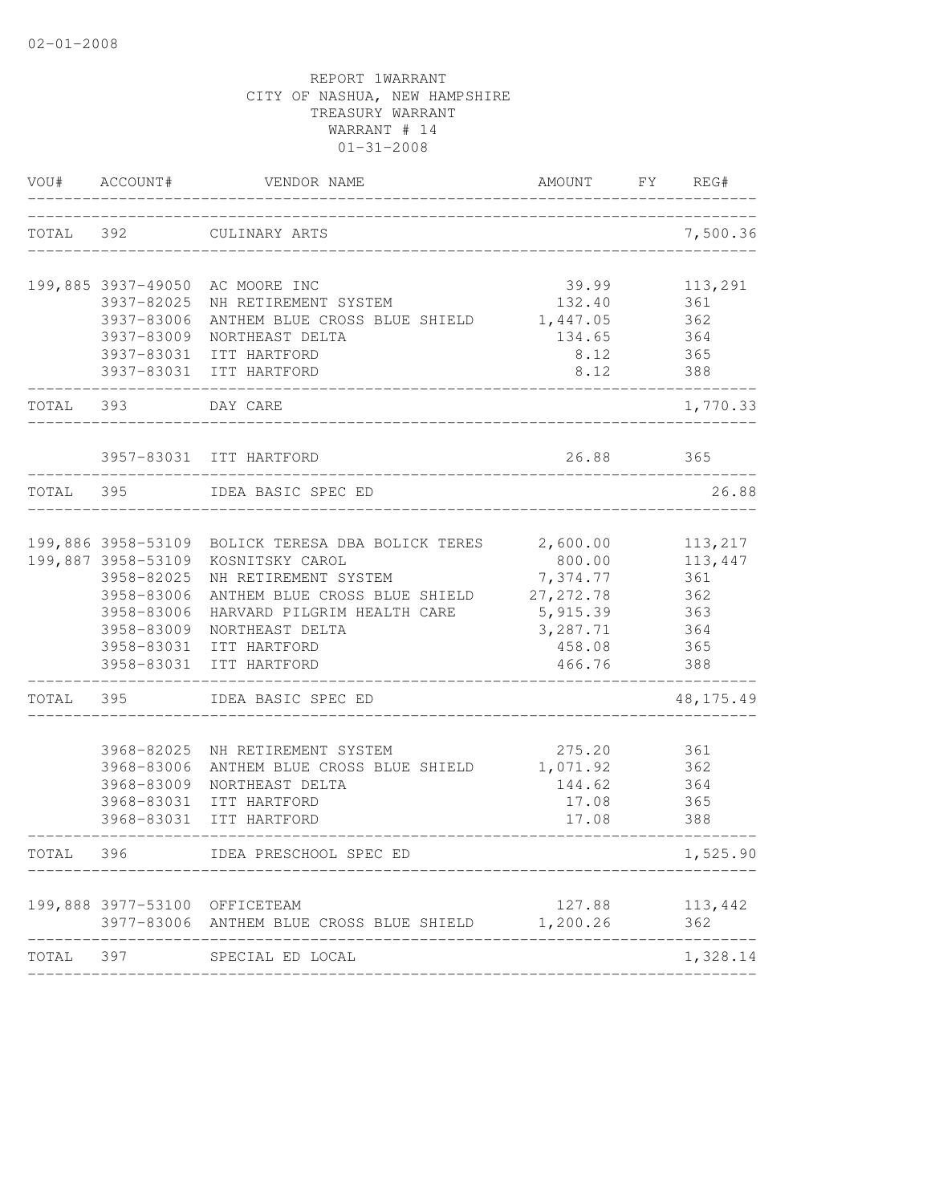02-01-2008

REPORT 1WARRANT
CITY OF NASHUA, NEW HAMPSHIRE
TREASURY WARRANT
WARRANT # 14
01-31-2008

| VOU# | ACCOUNT# | VENDOR NAME | AMOUNT | FY | REG# |
|---|---|---|---|---|---|
| TOTAL | 392 | CULINARY ARTS | | | 7,500.36 |
| 199,885 | 3937-49050 | AC MOORE INC | 39.99 | | 113,291 |
| | 3937-82025 | NH RETIREMENT SYSTEM | 132.40 | | 361 |
| | 3937-83006 | ANTHEM BLUE CROSS BLUE SHIELD | 1,447.05 | | 362 |
| | 3937-83009 | NORTHEAST DELTA | 134.65 | | 364 |
| | 3937-83031 | ITT HARTFORD | 8.12 | | 365 |
| | 3937-83031 | ITT HARTFORD | 8.12 | | 388 |
| TOTAL | 393 | DAY CARE | | | 1,770.33 |
| | 3957-83031 | ITT HARTFORD | 26.88 | | 365 |
| TOTAL | 395 | IDEA BASIC SPEC ED | | | 26.88 |
| 199,886 | 3958-53109 | BOLICK TERESA DBA BOLICK TERES | 2,600.00 | | 113,217 |
| 199,887 | 3958-53109 | KOSNITSKY CAROL | 800.00 | | 113,447 |
| | 3958-82025 | NH RETIREMENT SYSTEM | 7,374.77 | | 361 |
| | 3958-83006 | ANTHEM BLUE CROSS BLUE SHIELD | 27,272.78 | | 362 |
| | 3958-83006 | HARVARD PILGRIM HEALTH CARE | 5,915.39 | | 363 |
| | 3958-83009 | NORTHEAST DELTA | 3,287.71 | | 364 |
| | 3958-83031 | ITT HARTFORD | 458.08 | | 365 |
| | 3958-83031 | ITT HARTFORD | 466.76 | | 388 |
| TOTAL | 395 | IDEA BASIC SPEC ED | | | 48,175.49 |
| | 3968-82025 | NH RETIREMENT SYSTEM | 275.20 | | 361 |
| | 3968-83006 | ANTHEM BLUE CROSS BLUE SHIELD | 1,071.92 | | 362 |
| | 3968-83009 | NORTHEAST DELTA | 144.62 | | 364 |
| | 3968-83031 | ITT HARTFORD | 17.08 | | 365 |
| | 3968-83031 | ITT HARTFORD | 17.08 | | 388 |
| TOTAL | 396 | IDEA PRESCHOOL SPEC ED | | | 1,525.90 |
| 199,888 | 3977-53100 | OFFICETEAM | 127.88 | | 113,442 |
| | 3977-83006 | ANTHEM BLUE CROSS BLUE SHIELD | 1,200.26 | | 362 |
| TOTAL | 397 | SPECIAL ED LOCAL | | | 1,328.14 |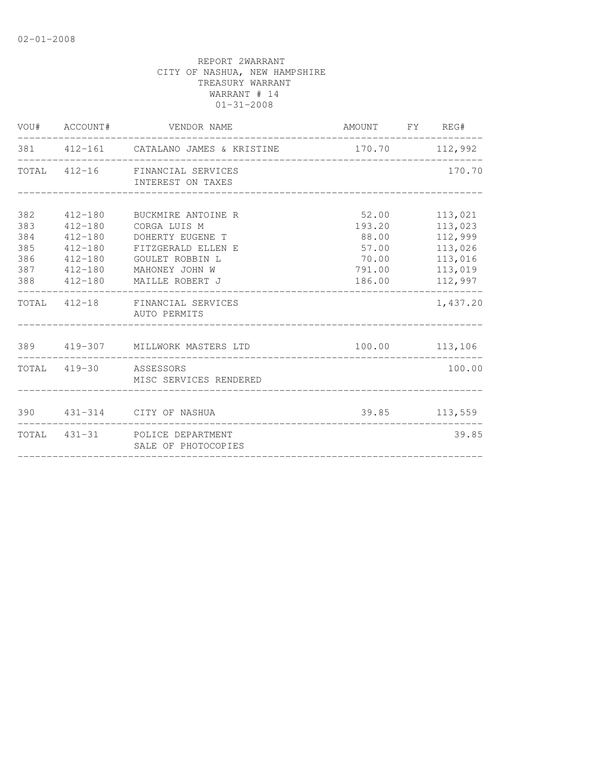02-01-2008

REPORT 2WARRANT
CITY OF NASHUA, NEW HAMPSHIRE
TREASURY WARRANT
WARRANT # 14
01-31-2008

| VOU# | ACCOUNT# | VENDOR NAME | AMOUNT | FY | REG# |
|---|---|---|---|---|---|
| 381 | 412-161 | CATALANO JAMES & KRISTINE | 170.70 | | 112,992 |
| TOTAL | 412-16 | FINANCIAL SERVICES<br>INTEREST ON TAXES | | | 170.70 |
| 382 | 412-180 | BUCKMIRE ANTOINE R | 52.00 | | 113,021 |
| 383 | 412-180 | CORGA LUIS M | 193.20 | | 113,023 |
| 384 | 412-180 | DOHERTY EUGENE T | 88.00 | | 112,999 |
| 385 | 412-180 | FITZGERALD ELLEN E | 57.00 | | 113,026 |
| 386 | 412-180 | GOULET ROBBIN L | 70.00 | | 113,016 |
| 387 | 412-180 | MAHONEY JOHN W | 791.00 | | 113,019 |
| 388 | 412-180 | MAILLE ROBERT J | 186.00 | | 112,997 |
| TOTAL | 412-18 | FINANCIAL SERVICES<br>AUTO PERMITS | | | 1,437.20 |
| 389 | 419-307 | MILLWORK MASTERS LTD | 100.00 | | 113,106 |
| TOTAL | 419-30 | ASSESSORS<br>MISC SERVICES RENDERED | | | 100.00 |
| 390 | 431-314 | CITY OF NASHUA | 39.85 | | 113,559 |
| TOTAL | 431-31 | POLICE DEPARTMENT<br>SALE OF PHOTOCOPIES | | | 39.85 |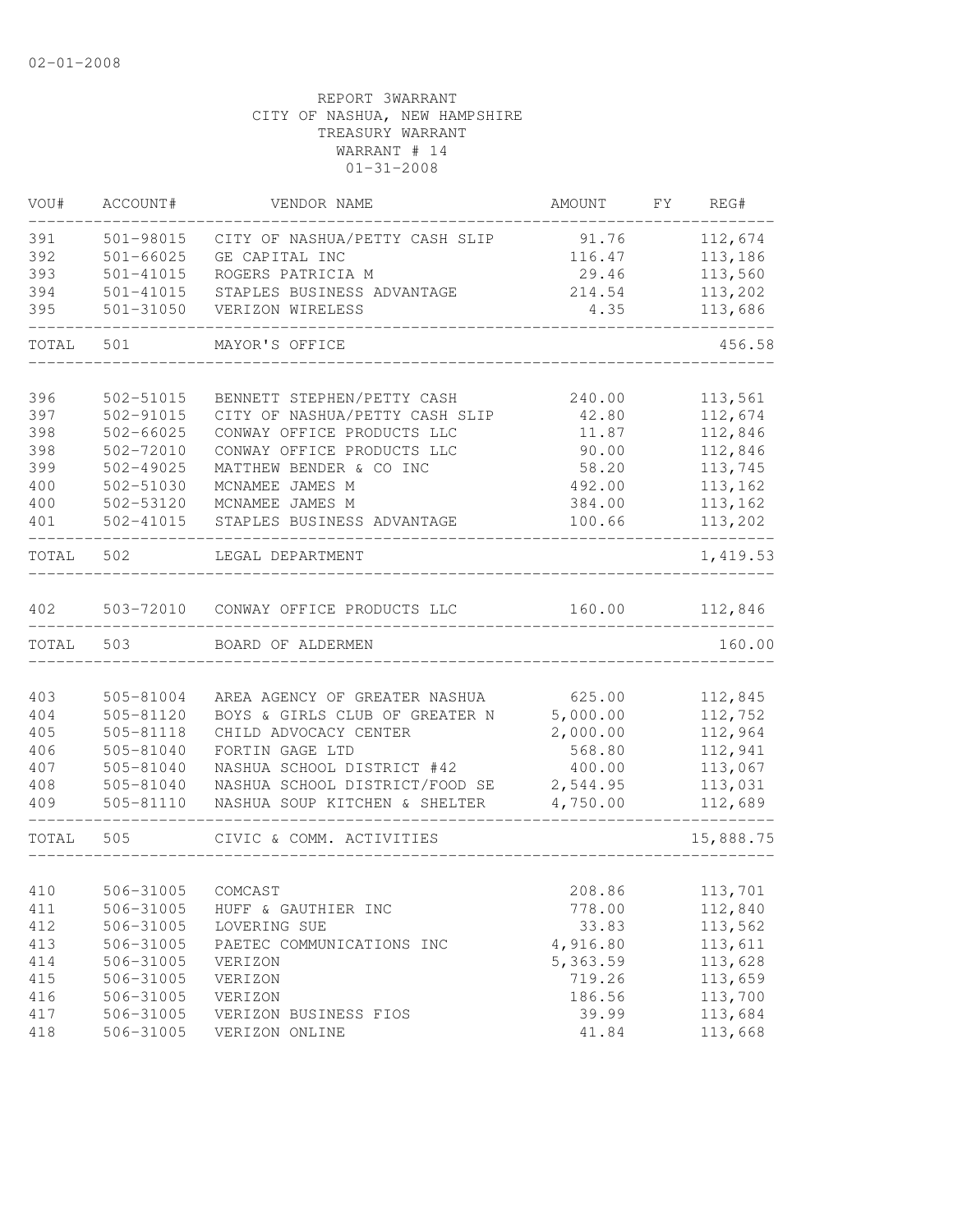02-01-2008

REPORT 3WARRANT
CITY OF NASHUA, NEW HAMPSHIRE
TREASURY WARRANT
WARRANT # 14
01-31-2008

| VOU# | ACCOUNT# | VENDOR NAME | AMOUNT | FY | REG# |
|---|---|---|---|---|---|
| 391 | 501-98015 | CITY OF NASHUA/PETTY CASH SLIP | 91.76 | | 112,674 |
| 392 | 501-66025 | GE CAPITAL INC | 116.47 | | 113,186 |
| 393 | 501-41015 | ROGERS PATRICIA M | 29.46 | | 113,560 |
| 394 | 501-41015 | STAPLES BUSINESS ADVANTAGE | 214.54 | | 113,202 |
| 395 | 501-31050 | VERIZON WIRELESS | 4.35 | | 113,686 |
| TOTAL | 501 | MAYOR'S OFFICE | | | 456.58 |
| 396 | 502-51015 | BENNETT STEPHEN/PETTY CASH | 240.00 | | 113,561 |
| 397 | 502-91015 | CITY OF NASHUA/PETTY CASH SLIP | 42.80 | | 112,674 |
| 398 | 502-66025 | CONWAY OFFICE PRODUCTS LLC | 11.87 | | 112,846 |
| 398 | 502-72010 | CONWAY OFFICE PRODUCTS LLC | 90.00 | | 112,846 |
| 399 | 502-49025 | MATTHEW BENDER & CO INC | 58.20 | | 113,745 |
| 400 | 502-51030 | MCNAMEE JAMES M | 492.00 | | 113,162 |
| 400 | 502-53120 | MCNAMEE JAMES M | 384.00 | | 113,162 |
| 401 | 502-41015 | STAPLES BUSINESS ADVANTAGE | 100.66 | | 113,202 |
| TOTAL | 502 | LEGAL DEPARTMENT | | | 1,419.53 |
| 402 | 503-72010 | CONWAY OFFICE PRODUCTS LLC | 160.00 | | 112,846 |
| TOTAL | 503 | BOARD OF ALDERMEN | | | 160.00 |
| 403 | 505-81004 | AREA AGENCY OF GREATER NASHUA | 625.00 | | 112,845 |
| 404 | 505-81120 | BOYS & GIRLS CLUB OF GREATER N | 5,000.00 | | 112,752 |
| 405 | 505-81118 | CHILD ADVOCACY CENTER | 2,000.00 | | 112,964 |
| 406 | 505-81040 | FORTIN GAGE LTD | 568.80 | | 112,941 |
| 407 | 505-81040 | NASHUA SCHOOL DISTRICT #42 | 400.00 | | 113,067 |
| 408 | 505-81040 | NASHUA SCHOOL DISTRICT/FOOD SE | 2,544.95 | | 113,031 |
| 409 | 505-81110 | NASHUA SOUP KITCHEN & SHELTER | 4,750.00 | | 112,689 |
| TOTAL | 505 | CIVIC & COMM. ACTIVITIES | | | 15,888.75 |
| 410 | 506-31005 | COMCAST | 208.86 | | 113,701 |
| 411 | 506-31005 | HUFF & GAUTHIER INC | 778.00 | | 112,840 |
| 412 | 506-31005 | LOVERING SUE | 33.83 | | 113,562 |
| 413 | 506-31005 | PAETEC COMMUNICATIONS INC | 4,916.80 | | 113,611 |
| 414 | 506-31005 | VERIZON | 5,363.59 | | 113,628 |
| 415 | 506-31005 | VERIZON | 719.26 | | 113,659 |
| 416 | 506-31005 | VERIZON | 186.56 | | 113,700 |
| 417 | 506-31005 | VERIZON BUSINESS FIOS | 39.99 | | 113,684 |
| 418 | 506-31005 | VERIZON ONLINE | 41.84 | | 113,668 |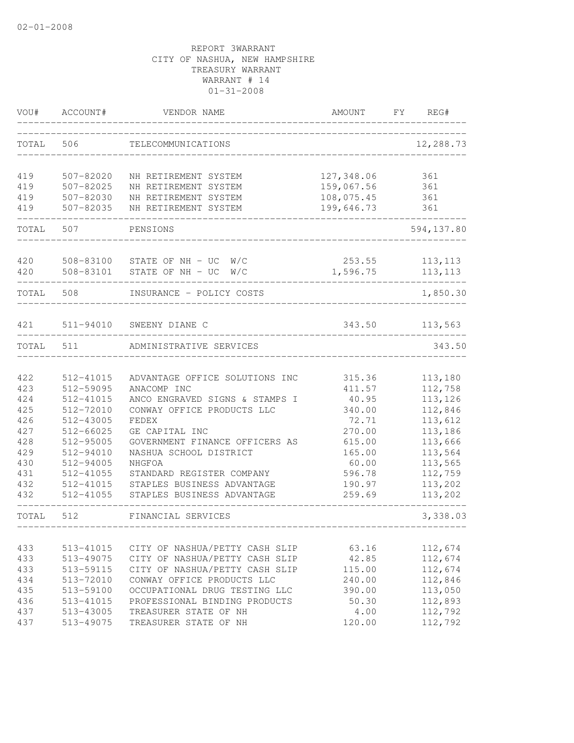REPORT 3WARRANT
CITY OF NASHUA, NEW HAMPSHIRE
TREASURY WARRANT
WARRANT # 14
01-31-2008

| VOU# | ACCOUNT# | VENDOR NAME | AMOUNT | FY | REG# |
|---|---|---|---|---|---|
| TOTAL | 506 | TELECOMMUNICATIONS | | | 12,288.73 |
| 419 | 507-82020 | NH RETIREMENT SYSTEM | 127,348.06 | | 361 |
| 419 | 507-82025 | NH RETIREMENT SYSTEM | 159,067.56 | | 361 |
| 419 | 507-82030 | NH RETIREMENT SYSTEM | 108,075.45 | | 361 |
| 419 | 507-82035 | NH RETIREMENT SYSTEM | 199,646.73 | | 361 |
| TOTAL | 507 | PENSIONS | | | 594,137.80 |
| 420 | 508-83100 | STATE OF NH - UC W/C | 253.55 | | 113,113 |
| 420 | 508-83101 | STATE OF NH - UC W/C | 1,596.75 | | 113,113 |
| TOTAL | 508 | INSURANCE - POLICY COSTS | | | 1,850.30 |
| 421 | 511-94010 | SWEENY DIANE C | 343.50 | | 113,563 |
| TOTAL | 511 | ADMINISTRATIVE SERVICES | | | 343.50 |
| 422 | 512-41015 | ADVANTAGE OFFICE SOLUTIONS INC | 315.36 | | 113,180 |
| 423 | 512-59095 | ANACOMP INC | 411.57 | | 112,758 |
| 424 | 512-41015 | ANCO ENGRAVED SIGNS & STAMPS I | 40.95 | | 113,126 |
| 425 | 512-72010 | CONWAY OFFICE PRODUCTS LLC | 340.00 | | 112,846 |
| 426 | 512-43005 | FEDEX | 72.71 | | 113,612 |
| 427 | 512-66025 | GE CAPITAL INC | 270.00 | | 113,186 |
| 428 | 512-95005 | GOVERNMENT FINANCE OFFICERS AS | 615.00 | | 113,666 |
| 429 | 512-94010 | NASHUA SCHOOL DISTRICT | 165.00 | | 113,564 |
| 430 | 512-94005 | NHGFOA | 60.00 | | 113,565 |
| 431 | 512-41055 | STANDARD REGISTER COMPANY | 596.78 | | 112,759 |
| 432 | 512-41015 | STAPLES BUSINESS ADVANTAGE | 190.97 | | 113,202 |
| 432 | 512-41055 | STAPLES BUSINESS ADVANTAGE | 259.69 | | 113,202 |
| TOTAL | 512 | FINANCIAL SERVICES | | | 3,338.03 |
| 433 | 513-41015 | CITY OF NASHUA/PETTY CASH SLIP | 63.16 | | 112,674 |
| 433 | 513-49075 | CITY OF NASHUA/PETTY CASH SLIP | 42.85 | | 112,674 |
| 433 | 513-59115 | CITY OF NASHUA/PETTY CASH SLIP | 115.00 | | 112,674 |
| 434 | 513-72010 | CONWAY OFFICE PRODUCTS LLC | 240.00 | | 112,846 |
| 435 | 513-59100 | OCCUPATIONAL DRUG TESTING LLC | 390.00 | | 113,050 |
| 436 | 513-41015 | PROFESSIONAL BINDING PRODUCTS | 50.30 | | 112,893 |
| 437 | 513-43005 | TREASURER STATE OF NH | 4.00 | | 112,792 |
| 437 | 513-49075 | TREASURER STATE OF NH | 120.00 | | 112,792 |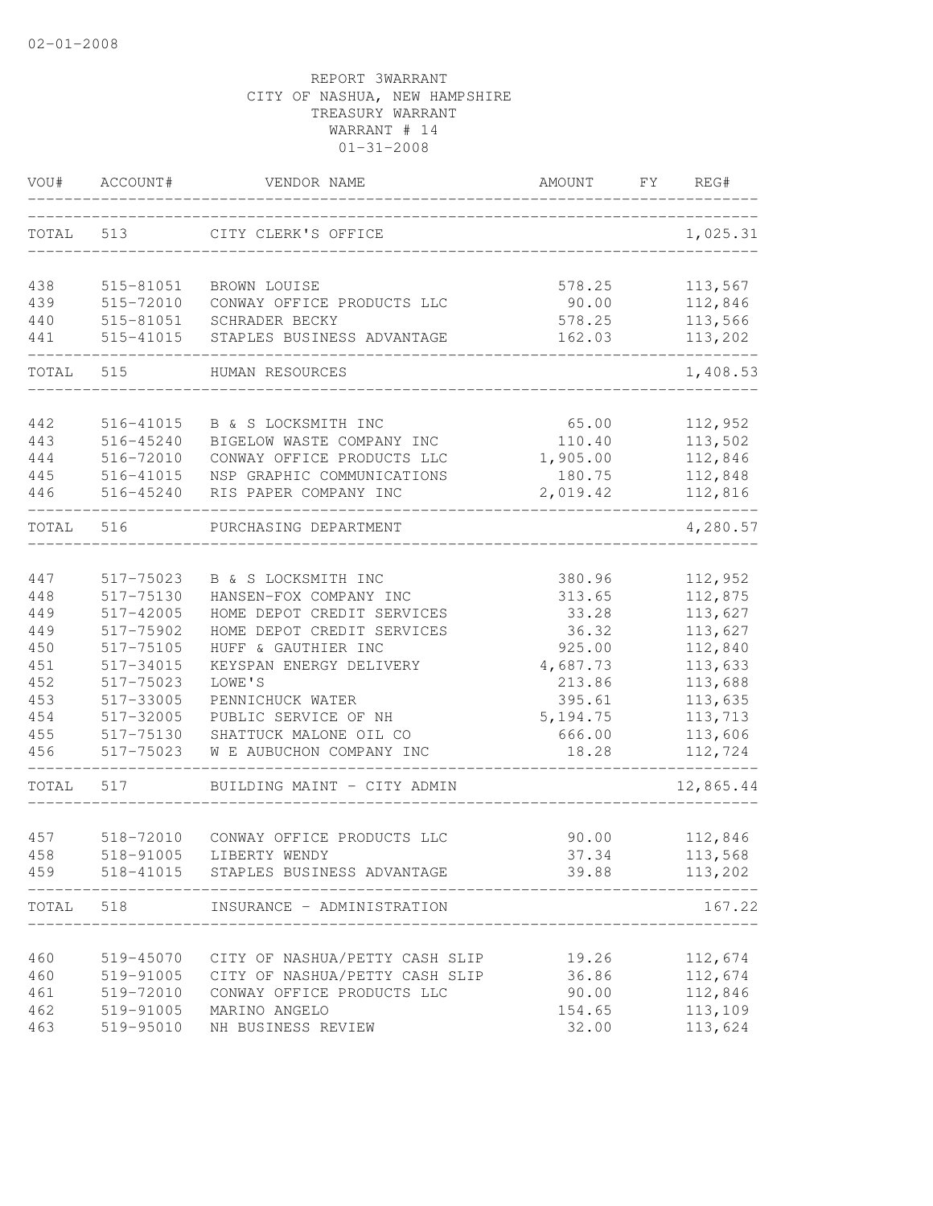02-01-2008

REPORT 3WARRANT
CITY OF NASHUA, NEW HAMPSHIRE
TREASURY WARRANT
WARRANT # 14
01-31-2008

| VOU# | ACCOUNT# | VENDOR NAME | AMOUNT | FY | REG# |
|---|---|---|---|---|---|
| TOTAL | 513 | CITY CLERK'S OFFICE | | | 1,025.31 |
| 438 | 515-81051 | BROWN LOUISE | 578.25 | | 113,567 |
| 439 | 515-72010 | CONWAY OFFICE PRODUCTS LLC | 90.00 | | 112,846 |
| 440 | 515-81051 | SCHRADER BECKY | 578.25 | | 113,566 |
| 441 | 515-41015 | STAPLES BUSINESS ADVANTAGE | 162.03 | | 113,202 |
| TOTAL | 515 | HUMAN RESOURCES | | | 1,408.53 |
| 442 | 516-41015 | B & S LOCKSMITH INC | 65.00 | | 112,952 |
| 443 | 516-45240 | BIGELOW WASTE COMPANY INC | 110.40 | | 113,502 |
| 444 | 516-72010 | CONWAY OFFICE PRODUCTS LLC | 1,905.00 | | 112,846 |
| 445 | 516-41015 | NSP GRAPHIC COMMUNICATIONS | 180.75 | | 112,848 |
| 446 | 516-45240 | RIS PAPER COMPANY INC | 2,019.42 | | 112,816 |
| TOTAL | 516 | PURCHASING DEPARTMENT | | | 4,280.57 |
| 447 | 517-75023 | B & S LOCKSMITH INC | 380.96 | | 112,952 |
| 448 | 517-75130 | HANSEN-FOX COMPANY INC | 313.65 | | 112,875 |
| 449 | 517-42005 | HOME DEPOT CREDIT SERVICES | 33.28 | | 113,627 |
| 449 | 517-75902 | HOME DEPOT CREDIT SERVICES | 36.32 | | 113,627 |
| 450 | 517-75105 | HUFF & GAUTHIER INC | 925.00 | | 112,840 |
| 451 | 517-34015 | KEYSPAN ENERGY DELIVERY | 4,687.73 | | 113,633 |
| 452 | 517-75023 | LOWE'S | 213.86 | | 113,688 |
| 453 | 517-33005 | PENNICHUCK WATER | 395.61 | | 113,635 |
| 454 | 517-32005 | PUBLIC SERVICE OF NH | 5,194.75 | | 113,713 |
| 455 | 517-75130 | SHATTUCK MALONE OIL CO | 666.00 | | 113,606 |
| 456 | 517-75023 | W E AUBUCHON COMPANY INC | 18.28 | | 112,724 |
| TOTAL | 517 | BUILDING MAINT - CITY ADMIN | | | 12,865.44 |
| 457 | 518-72010 | CONWAY OFFICE PRODUCTS LLC | 90.00 | | 112,846 |
| 458 | 518-91005 | LIBERTY WENDY | 37.34 | | 113,568 |
| 459 | 518-41015 | STAPLES BUSINESS ADVANTAGE | 39.88 | | 113,202 |
| TOTAL | 518 | INSURANCE - ADMINISTRATION | | | 167.22 |
| 460 | 519-45070 | CITY OF NASHUA/PETTY CASH SLIP | 19.26 | | 112,674 |
| 460 | 519-91005 | CITY OF NASHUA/PETTY CASH SLIP | 36.86 | | 112,674 |
| 461 | 519-72010 | CONWAY OFFICE PRODUCTS LLC | 90.00 | | 112,846 |
| 462 | 519-91005 | MARINO ANGELO | 154.65 | | 113,109 |
| 463 | 519-95010 | NH BUSINESS REVIEW | 32.00 | | 113,624 |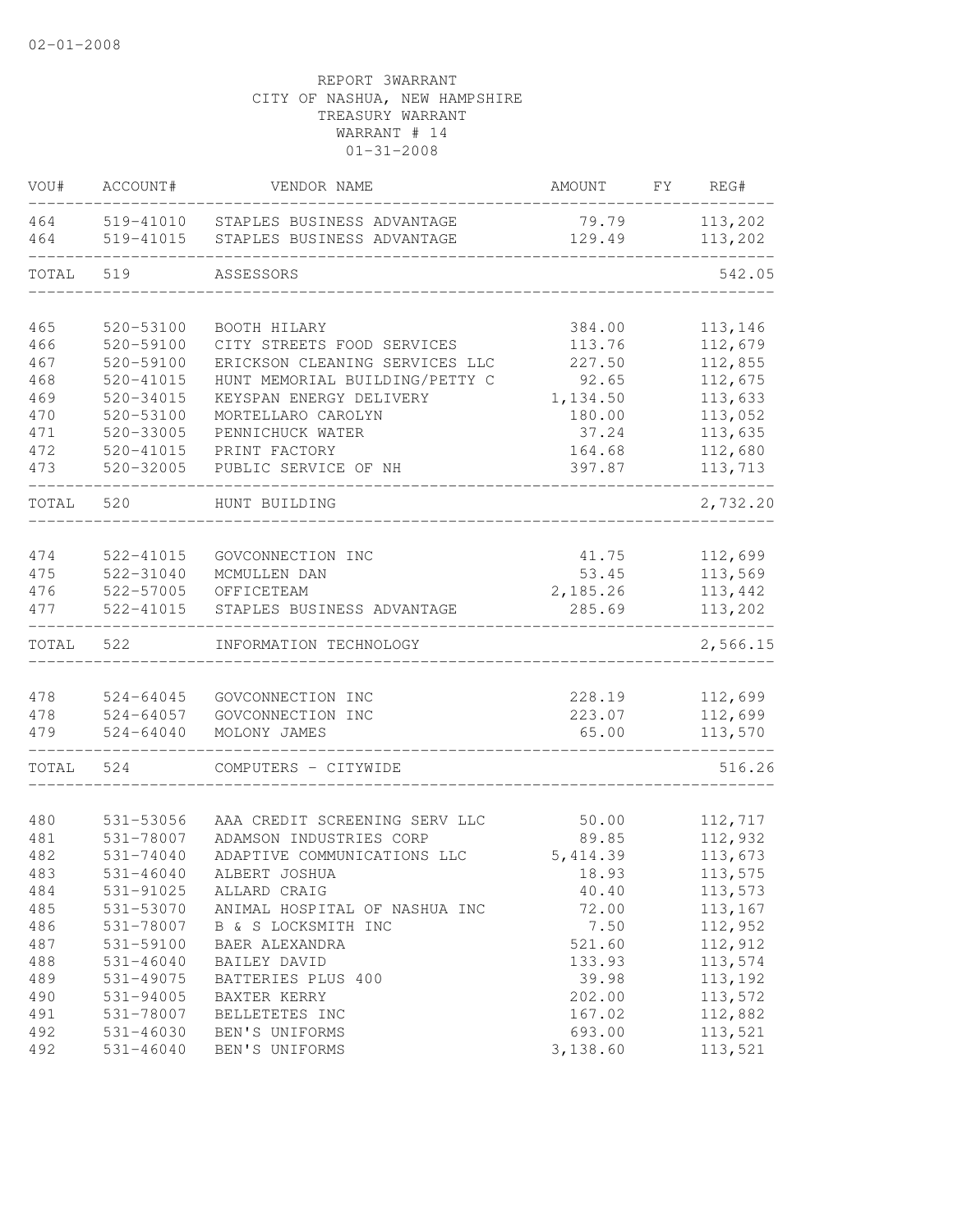02-01-2008

REPORT 3WARRANT
CITY OF NASHUA, NEW HAMPSHIRE
TREASURY WARRANT
WARRANT # 14
01-31-2008

| VOU# | ACCOUNT# | VENDOR NAME | AMOUNT | FY | REG# |
|---|---|---|---|---|---|
| 464 | 519-41010 | STAPLES BUSINESS ADVANTAGE | 79.79 | | 113,202 |
| 464 | 519-41015 | STAPLES BUSINESS ADVANTAGE | 129.49 | | 113,202 |
| TOTAL | 519 | ASSESSORS | | | 542.05 |
| 465 | 520-53100 | BOOTH HILARY | 384.00 | | 113,146 |
| 466 | 520-59100 | CITY STREETS FOOD SERVICES | 113.76 | | 112,679 |
| 467 | 520-59100 | ERICKSON CLEANING SERVICES LLC | 227.50 | | 112,855 |
| 468 | 520-41015 | HUNT MEMORIAL BUILDING/PETTY C | 92.65 | | 112,675 |
| 469 | 520-34015 | KEYSPAN ENERGY DELIVERY | 1,134.50 | | 113,633 |
| 470 | 520-53100 | MORTELLARO CAROLYN | 180.00 | | 113,052 |
| 471 | 520-33005 | PENNICHUCK WATER | 37.24 | | 113,635 |
| 472 | 520-41015 | PRINT FACTORY | 164.68 | | 112,680 |
| 473 | 520-32005 | PUBLIC SERVICE OF NH | 397.87 | | 113,713 |
| TOTAL | 520 | HUNT BUILDING | | | 2,732.20 |
| 474 | 522-41015 | GOVCONNECTION INC | 41.75 | | 112,699 |
| 475 | 522-31040 | MCMULLEN DAN | 53.45 | | 113,569 |
| 476 | 522-57005 | OFFICETEAM | 2,185.26 | | 113,442 |
| 477 | 522-41015 | STAPLES BUSINESS ADVANTAGE | 285.69 | | 113,202 |
| TOTAL | 522 | INFORMATION TECHNOLOGY | | | 2,566.15 |
| 478 | 524-64045 | GOVCONNECTION INC | 228.19 | | 112,699 |
| 478 | 524-64057 | GOVCONNECTION INC | 223.07 | | 112,699 |
| 479 | 524-64040 | MOLONY JAMES | 65.00 | | 113,570 |
| TOTAL | 524 | COMPUTERS - CITYWIDE | | | 516.26 |
| 480 | 531-53056 | AAA CREDIT SCREENING SERV LLC | 50.00 | | 112,717 |
| 481 | 531-78007 | ADAMSON INDUSTRIES CORP | 89.85 | | 112,932 |
| 482 | 531-74040 | ADAPTIVE COMMUNICATIONS LLC | 5,414.39 | | 113,673 |
| 483 | 531-46040 | ALBERT JOSHUA | 18.93 | | 113,575 |
| 484 | 531-91025 | ALLARD CRAIG | 40.40 | | 113,573 |
| 485 | 531-53070 | ANIMAL HOSPITAL OF NASHUA INC | 72.00 | | 113,167 |
| 486 | 531-78007 | B & S LOCKSMITH INC | 7.50 | | 112,952 |
| 487 | 531-59100 | BAER ALEXANDRA | 521.60 | | 112,912 |
| 488 | 531-46040 | BAILEY DAVID | 133.93 | | 113,574 |
| 489 | 531-49075 | BATTERIES PLUS 400 | 39.98 | | 113,192 |
| 490 | 531-94005 | BAXTER KERRY | 202.00 | | 113,572 |
| 491 | 531-78007 | BELLETETES INC | 167.02 | | 112,882 |
| 492 | 531-46030 | BEN'S UNIFORMS | 693.00 | | 113,521 |
| 492 | 531-46040 | BEN'S UNIFORMS | 3,138.60 | | 113,521 |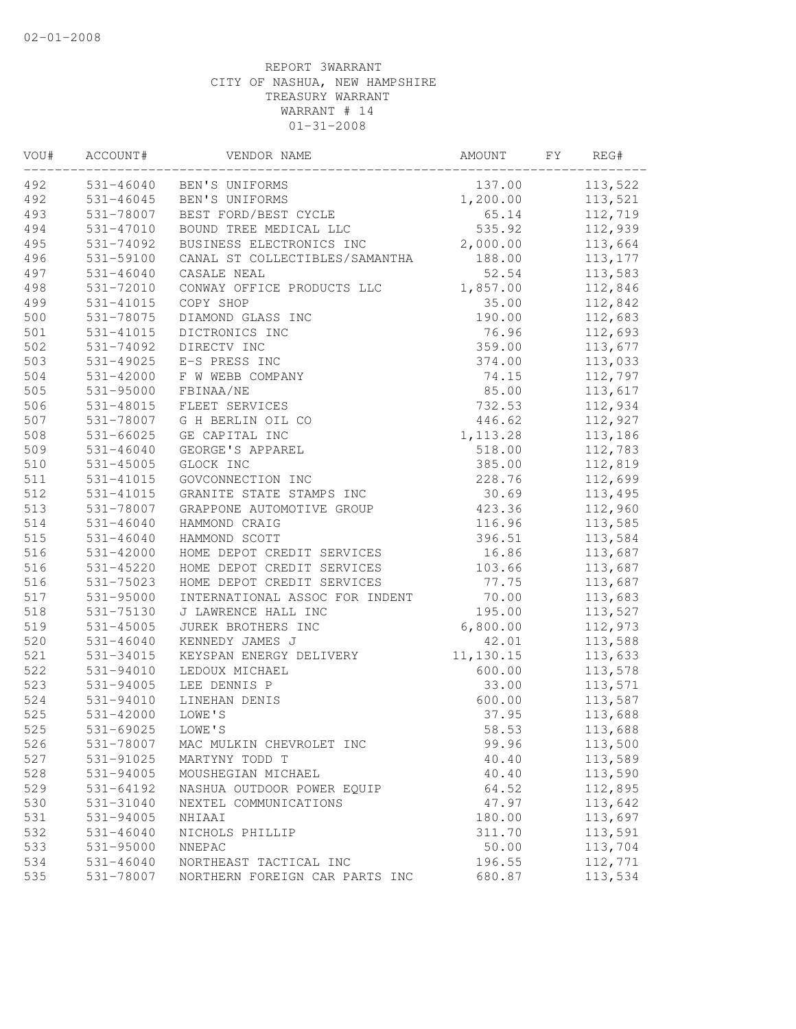02-01-2008

REPORT 3WARRANT
CITY OF NASHUA, NEW HAMPSHIRE
TREASURY WARRANT
WARRANT # 14
01-31-2008

| VOU# | ACCOUNT# | VENDOR NAME | AMOUNT | FY | REG# |
|---|---|---|---|---|---|
| 492 | 531-46040 | BEN'S UNIFORMS | 137.00 | | 113,522 |
| 492 | 531-46045 | BEN'S UNIFORMS | 1,200.00 | | 113,521 |
| 493 | 531-78007 | BEST FORD/BEST CYCLE | 65.14 | | 112,719 |
| 494 | 531-47010 | BOUND TREE MEDICAL LLC | 535.92 | | 112,939 |
| 495 | 531-74092 | BUSINESS ELECTRONICS INC | 2,000.00 | | 113,664 |
| 496 | 531-59100 | CANAL ST COLLECTIBLES/SAMANTHA | 188.00 | | 113,177 |
| 497 | 531-46040 | CASALE NEAL | 52.54 | | 113,583 |
| 498 | 531-72010 | CONWAY OFFICE PRODUCTS LLC | 1,857.00 | | 112,846 |
| 499 | 531-41015 | COPY SHOP | 35.00 | | 112,842 |
| 500 | 531-78075 | DIAMOND GLASS INC | 190.00 | | 112,683 |
| 501 | 531-41015 | DICTRONICS INC | 76.96 | | 112,693 |
| 502 | 531-74092 | DIRECTV INC | 359.00 | | 113,677 |
| 503 | 531-49025 | E-S PRESS INC | 374.00 | | 113,033 |
| 504 | 531-42000 | F W WEBB COMPANY | 74.15 | | 112,797 |
| 505 | 531-95000 | FBINAA/NE | 85.00 | | 113,617 |
| 506 | 531-48015 | FLEET SERVICES | 732.53 | | 112,934 |
| 507 | 531-78007 | G H BERLIN OIL CO | 446.62 | | 112,927 |
| 508 | 531-66025 | GE CAPITAL INC | 1,113.28 | | 113,186 |
| 509 | 531-46040 | GEORGE'S APPAREL | 518.00 | | 112,783 |
| 510 | 531-45005 | GLOCK INC | 385.00 | | 112,819 |
| 511 | 531-41015 | GOVCONNECTION INC | 228.76 | | 112,699 |
| 512 | 531-41015 | GRANITE STATE STAMPS INC | 30.69 | | 113,495 |
| 513 | 531-78007 | GRAPPONE AUTOMOTIVE GROUP | 423.36 | | 112,960 |
| 514 | 531-46040 | HAMMOND CRAIG | 116.96 | | 113,585 |
| 515 | 531-46040 | HAMMOND SCOTT | 396.51 | | 113,584 |
| 516 | 531-42000 | HOME DEPOT CREDIT SERVICES | 16.86 | | 113,687 |
| 516 | 531-45220 | HOME DEPOT CREDIT SERVICES | 103.66 | | 113,687 |
| 516 | 531-75023 | HOME DEPOT CREDIT SERVICES | 77.75 | | 113,687 |
| 517 | 531-95000 | INTERNATIONAL ASSOC FOR INDENT | 70.00 | | 113,683 |
| 518 | 531-75130 | J LAWRENCE HALL INC | 195.00 | | 113,527 |
| 519 | 531-45005 | JUREK BROTHERS INC | 6,800.00 | | 112,973 |
| 520 | 531-46040 | KENNEDY JAMES J | 42.01 | | 113,588 |
| 521 | 531-34015 | KEYSPAN ENERGY DELIVERY | 11,130.15 | | 113,633 |
| 522 | 531-94010 | LEDOUX MICHAEL | 600.00 | | 113,578 |
| 523 | 531-94005 | LEE DENNIS P | 33.00 | | 113,571 |
| 524 | 531-94010 | LINEHAN DENIS | 600.00 | | 113,587 |
| 525 | 531-42000 | LOWE'S | 37.95 | | 113,688 |
| 525 | 531-69025 | LOWE'S | 58.53 | | 113,688 |
| 526 | 531-78007 | MAC MULKIN CHEVROLET INC | 99.96 | | 113,500 |
| 527 | 531-91025 | MARTYNY TODD T | 40.40 | | 113,589 |
| 528 | 531-94005 | MOUSHEGIAN MICHAEL | 40.40 | | 113,590 |
| 529 | 531-64192 | NASHUA OUTDOOR POWER EQUIP | 64.52 | | 112,895 |
| 530 | 531-31040 | NEXTEL COMMUNICATIONS | 47.97 | | 113,642 |
| 531 | 531-94005 | NHIAAI | 180.00 | | 113,697 |
| 532 | 531-46040 | NICHOLS PHILLIP | 311.70 | | 113,591 |
| 533 | 531-95000 | NNEPAC | 50.00 | | 113,704 |
| 534 | 531-46040 | NORTHEAST TACTICAL INC | 196.55 | | 112,771 |
| 535 | 531-78007 | NORTHERN FOREIGN CAR PARTS INC | 680.87 | | 113,534 |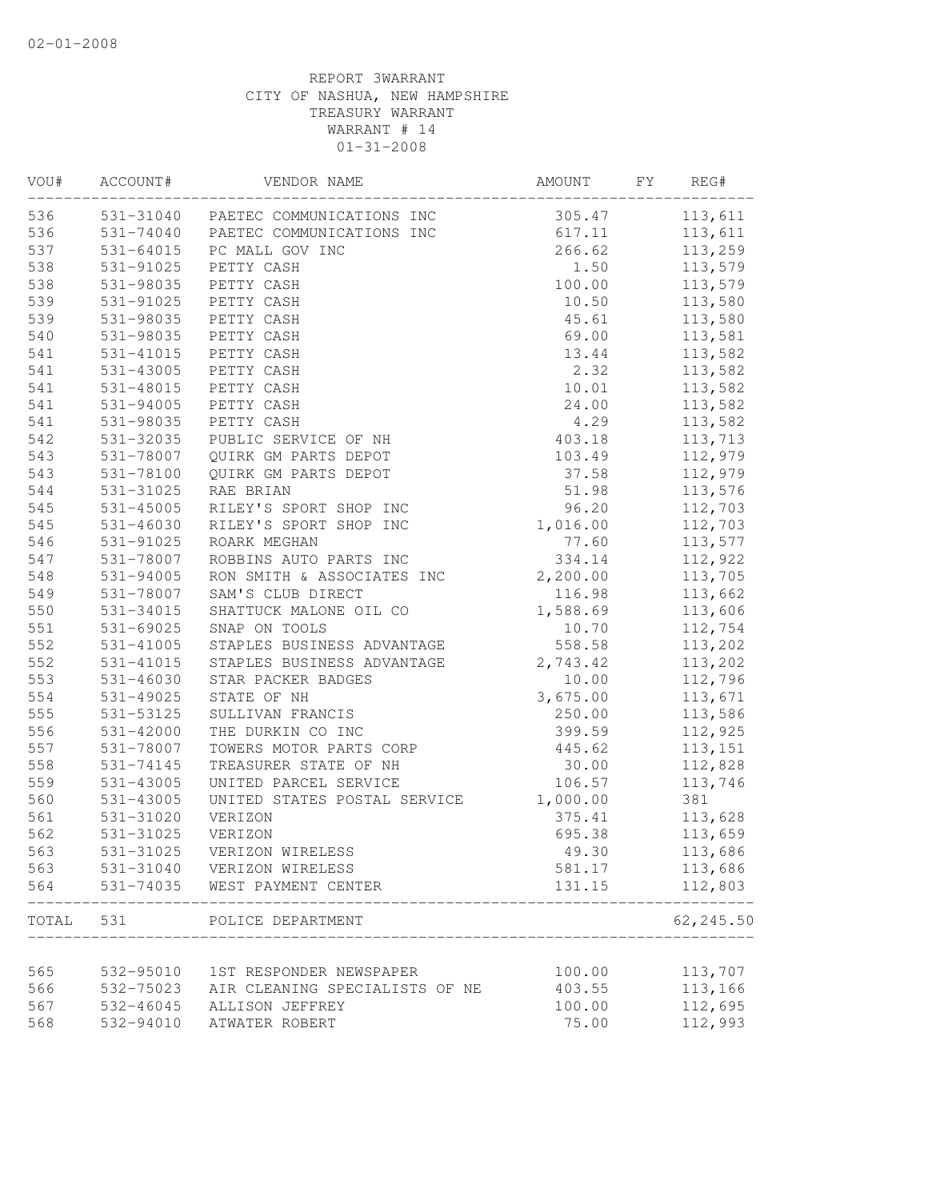REPORT 3WARRANT
CITY OF NASHUA, NEW HAMPSHIRE
TREASURY WARRANT
WARRANT # 14
01-31-2008

| VOU# | ACCOUNT# | VENDOR NAME | AMOUNT | FY | REG# |
|---|---|---|---|---|---|
| 536 | 531-31040 | PAETEC COMMUNICATIONS INC | 305.47 | | 113,611 |
| 536 | 531-74040 | PAETEC COMMUNICATIONS INC | 617.11 | | 113,611 |
| 537 | 531-64015 | PC MALL GOV INC | 266.62 | | 113,259 |
| 538 | 531-91025 | PETTY CASH | 1.50 | | 113,579 |
| 538 | 531-98035 | PETTY CASH | 100.00 | | 113,579 |
| 539 | 531-91025 | PETTY CASH | 10.50 | | 113,580 |
| 539 | 531-98035 | PETTY CASH | 45.61 | | 113,580 |
| 540 | 531-98035 | PETTY CASH | 69.00 | | 113,581 |
| 541 | 531-41015 | PETTY CASH | 13.44 | | 113,582 |
| 541 | 531-43005 | PETTY CASH | 2.32 | | 113,582 |
| 541 | 531-48015 | PETTY CASH | 10.01 | | 113,582 |
| 541 | 531-94005 | PETTY CASH | 24.00 | | 113,582 |
| 541 | 531-98035 | PETTY CASH | 4.29 | | 113,582 |
| 542 | 531-32035 | PUBLIC SERVICE OF NH | 403.18 | | 113,713 |
| 543 | 531-78007 | QUIRK GM PARTS DEPOT | 103.49 | | 112,979 |
| 543 | 531-78100 | QUIRK GM PARTS DEPOT | 37.58 | | 112,979 |
| 544 | 531-31025 | RAE BRIAN | 51.98 | | 113,576 |
| 545 | 531-45005 | RILEY'S SPORT SHOP INC | 96.20 | | 112,703 |
| 545 | 531-46030 | RILEY'S SPORT SHOP INC | 1,016.00 | | 112,703 |
| 546 | 531-91025 | ROARK MEGHAN | 77.60 | | 113,577 |
| 547 | 531-78007 | ROBBINS AUTO PARTS INC | 334.14 | | 112,922 |
| 548 | 531-94005 | RON SMITH & ASSOCIATES INC | 2,200.00 | | 113,705 |
| 549 | 531-78007 | SAM'S CLUB DIRECT | 116.98 | | 113,662 |
| 550 | 531-34015 | SHATTUCK MALONE OIL CO | 1,588.69 | | 113,606 |
| 551 | 531-69025 | SNAP ON TOOLS | 10.70 | | 112,754 |
| 552 | 531-41005 | STAPLES BUSINESS ADVANTAGE | 558.58 | | 113,202 |
| 552 | 531-41015 | STAPLES BUSINESS ADVANTAGE | 2,743.42 | | 113,202 |
| 553 | 531-46030 | STAR PACKER BADGES | 10.00 | | 112,796 |
| 554 | 531-49025 | STATE OF NH | 3,675.00 | | 113,671 |
| 555 | 531-53125 | SULLIVAN FRANCIS | 250.00 | | 113,586 |
| 556 | 531-42000 | THE DURKIN CO INC | 399.59 | | 112,925 |
| 557 | 531-78007 | TOWERS MOTOR PARTS CORP | 445.62 | | 113,151 |
| 558 | 531-74145 | TREASURER STATE OF NH | 30.00 | | 112,828 |
| 559 | 531-43005 | UNITED PARCEL SERVICE | 106.57 | | 113,746 |
| 560 | 531-43005 | UNITED STATES POSTAL SERVICE | 1,000.00 | | 381 |
| 561 | 531-31020 | VERIZON | 375.41 | | 113,628 |
| 562 | 531-31025 | VERIZON | 695.38 | | 113,659 |
| 563 | 531-31025 | VERIZON WIRELESS | 49.30 | | 113,686 |
| 563 | 531-31040 | VERIZON WIRELESS | 581.17 | | 113,686 |
| 564 | 531-74035 | WEST PAYMENT CENTER | 131.15 | | 112,803 |
| TOTAL | 531 | POLICE DEPARTMENT | | | 62,245.50 |
| 565 | 532-95010 | 1ST RESPONDER NEWSPAPER | 100.00 | | 113,707 |
| 566 | 532-75023 | AIR CLEANING SPECIALISTS OF NE | 403.55 | | 113,166 |
| 567 | 532-46045 | ALLISON JEFFREY | 100.00 | | 112,695 |
| 568 | 532-94010 | ATWATER ROBERT | 75.00 | | 112,993 |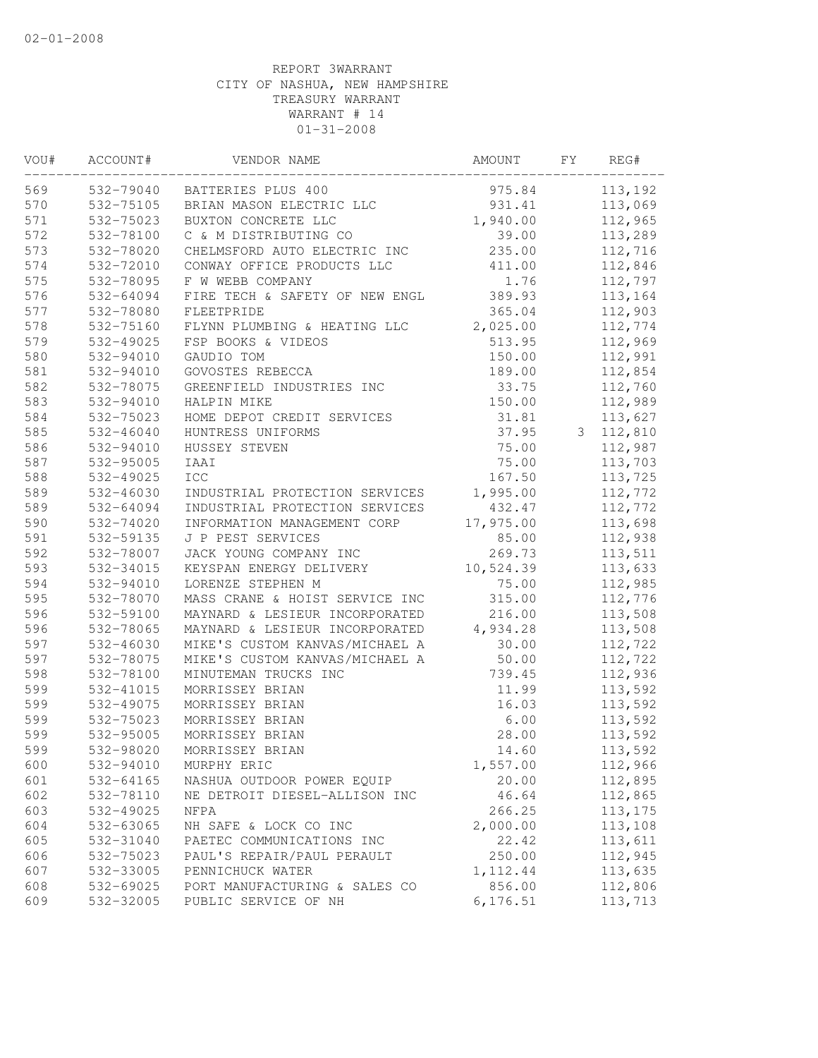02-01-2008

REPORT 3WARRANT
CITY OF NASHUA, NEW HAMPSHIRE
TREASURY WARRANT
WARRANT # 14
01-31-2008

| VOU# | ACCOUNT# | VENDOR NAME | AMOUNT | FY | REG# |
|---|---|---|---|---|---|
| 569 | 532-79040 | BATTERIES PLUS 400 | 975.84 | | 113,192 |
| 570 | 532-75105 | BRIAN MASON ELECTRIC LLC | 931.41 | | 113,069 |
| 571 | 532-75023 | BUXTON CONCRETE LLC | 1,940.00 | | 112,965 |
| 572 | 532-78100 | C & M DISTRIBUTING CO | 39.00 | | 113,289 |
| 573 | 532-78020 | CHELMSFORD AUTO ELECTRIC INC | 235.00 | | 112,716 |
| 574 | 532-72010 | CONWAY OFFICE PRODUCTS LLC | 411.00 | | 112,846 |
| 575 | 532-78095 | F W WEBB COMPANY | 1.76 | | 112,797 |
| 576 | 532-64094 | FIRE TECH & SAFETY OF NEW ENGL | 389.93 | | 113,164 |
| 577 | 532-78080 | FLEETPRIDE | 365.04 | | 112,903 |
| 578 | 532-75160 | FLYNN PLUMBING & HEATING LLC | 2,025.00 | | 112,774 |
| 579 | 532-49025 | FSP BOOKS & VIDEOS | 513.95 | | 112,969 |
| 580 | 532-94010 | GAUDIO TOM | 150.00 | | 112,991 |
| 581 | 532-94010 | GOVOSTES REBECCA | 189.00 | | 112,854 |
| 582 | 532-78075 | GREENFIELD INDUSTRIES INC | 33.75 | | 112,760 |
| 583 | 532-94010 | HALPIN MIKE | 150.00 | | 112,989 |
| 584 | 532-75023 | HOME DEPOT CREDIT SERVICES | 31.81 | | 113,627 |
| 585 | 532-46040 | HUNTRESS UNIFORMS | 37.95 | 3 | 112,810 |
| 586 | 532-94010 | HUSSEY STEVEN | 75.00 | | 112,987 |
| 587 | 532-95005 | IAAI | 75.00 | | 113,703 |
| 588 | 532-49025 | ICC | 167.50 | | 113,725 |
| 589 | 532-46030 | INDUSTRIAL PROTECTION SERVICES | 1,995.00 | | 112,772 |
| 589 | 532-64094 | INDUSTRIAL PROTECTION SERVICES | 432.47 | | 112,772 |
| 590 | 532-74020 | INFORMATION MANAGEMENT CORP | 17,975.00 | | 113,698 |
| 591 | 532-59135 | J P PEST SERVICES | 85.00 | | 112,938 |
| 592 | 532-78007 | JACK YOUNG COMPANY INC | 269.73 | | 113,511 |
| 593 | 532-34015 | KEYSPAN ENERGY DELIVERY | 10,524.39 | | 113,633 |
| 594 | 532-94010 | LORENZE STEPHEN M | 75.00 | | 112,985 |
| 595 | 532-78070 | MASS CRANE & HOIST SERVICE INC | 315.00 | | 112,776 |
| 596 | 532-59100 | MAYNARD & LESIEUR INCORPORATED | 216.00 | | 113,508 |
| 596 | 532-78065 | MAYNARD & LESIEUR INCORPORATED | 4,934.28 | | 113,508 |
| 597 | 532-46030 | MIKE'S CUSTOM KANVAS/MICHAEL A | 30.00 | | 112,722 |
| 597 | 532-78075 | MIKE'S CUSTOM KANVAS/MICHAEL A | 50.00 | | 112,722 |
| 598 | 532-78100 | MINUTEMAN TRUCKS INC | 739.45 | | 112,936 |
| 599 | 532-41015 | MORRISSEY BRIAN | 11.99 | | 113,592 |
| 599 | 532-49075 | MORRISSEY BRIAN | 16.03 | | 113,592 |
| 599 | 532-75023 | MORRISSEY BRIAN | 6.00 | | 113,592 |
| 599 | 532-95005 | MORRISSEY BRIAN | 28.00 | | 113,592 |
| 599 | 532-98020 | MORRISSEY BRIAN | 14.60 | | 113,592 |
| 600 | 532-94010 | MURPHY ERIC | 1,557.00 | | 112,966 |
| 601 | 532-64165 | NASHUA OUTDOOR POWER EQUIP | 20.00 | | 112,895 |
| 602 | 532-78110 | NE DETROIT DIESEL-ALLISON INC | 46.64 | | 112,865 |
| 603 | 532-49025 | NFPA | 266.25 | | 113,175 |
| 604 | 532-63065 | NH SAFE & LOCK CO INC | 2,000.00 | | 113,108 |
| 605 | 532-31040 | PAETEC COMMUNICATIONS INC | 22.42 | | 113,611 |
| 606 | 532-75023 | PAUL'S REPAIR/PAUL PERAULT | 250.00 | | 112,945 |
| 607 | 532-33005 | PENNICHUCK WATER | 1,112.44 | | 113,635 |
| 608 | 532-69025 | PORT MANUFACTURING & SALES CO | 856.00 | | 112,806 |
| 609 | 532-32005 | PUBLIC SERVICE OF NH | 6,176.51 | | 113,713 |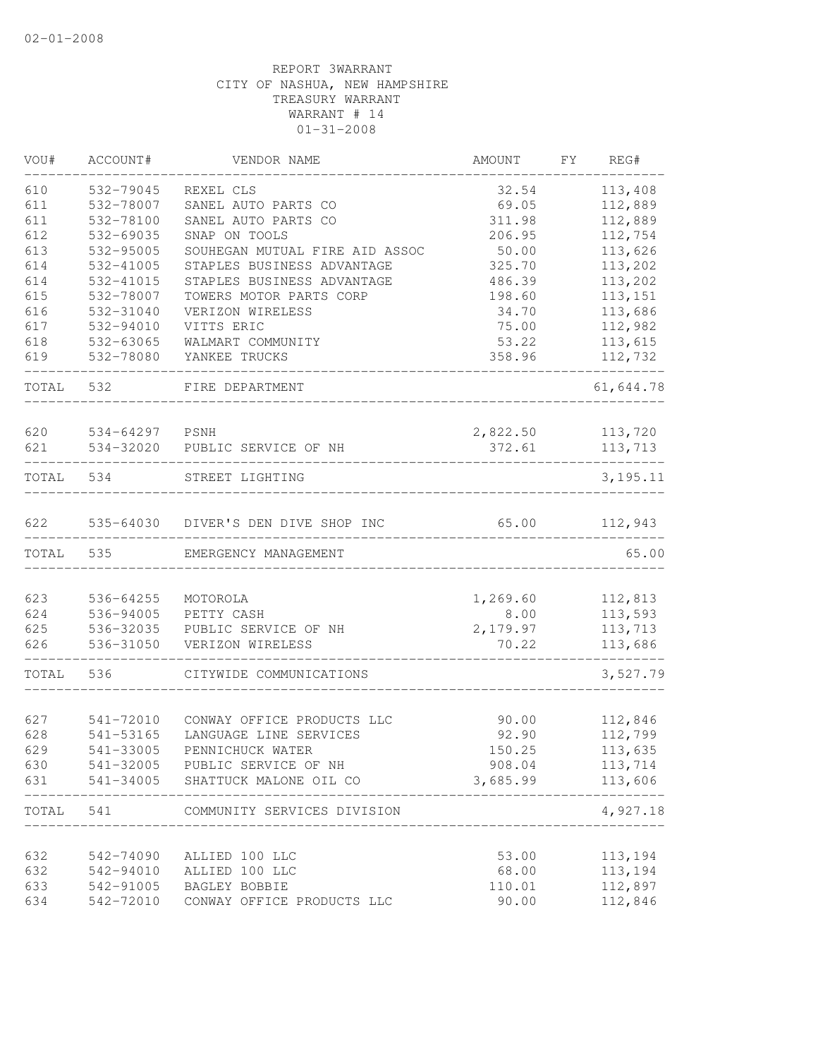02-01-2008

REPORT 3WARRANT
CITY OF NASHUA, NEW HAMPSHIRE
TREASURY WARRANT
WARRANT # 14
01-31-2008

| VOU# | ACCOUNT# | VENDOR NAME | AMOUNT | FY | REG# |
|---|---|---|---|---|---|
| 610 | 532-79045 | REXEL CLS | 32.54 | | 113,408 |
| 611 | 532-78007 | SANEL AUTO PARTS CO | 69.05 | | 112,889 |
| 611 | 532-78100 | SANEL AUTO PARTS CO | 311.98 | | 112,889 |
| 612 | 532-69035 | SNAP ON TOOLS | 206.95 | | 112,754 |
| 613 | 532-95005 | SOUHEGAN MUTUAL FIRE AID ASSOC | 50.00 | | 113,626 |
| 614 | 532-41005 | STAPLES BUSINESS ADVANTAGE | 325.70 | | 113,202 |
| 614 | 532-41015 | STAPLES BUSINESS ADVANTAGE | 486.39 | | 113,202 |
| 615 | 532-78007 | TOWERS MOTOR PARTS CORP | 198.60 | | 113,151 |
| 616 | 532-31040 | VERIZON WIRELESS | 34.70 | | 113,686 |
| 617 | 532-94010 | VITTS ERIC | 75.00 | | 112,982 |
| 618 | 532-63065 | WALMART COMMUNITY | 53.22 | | 113,615 |
| 619 | 532-78080 | YANKEE TRUCKS | 358.96 | | 112,732 |
| TOTAL | 532 | FIRE DEPARTMENT | | | 61,644.78 |
| 620 | 534-64297 | PSNH | 2,822.50 | | 113,720 |
| 621 | 534-32020 | PUBLIC SERVICE OF NH | 372.61 | | 113,713 |
| TOTAL | 534 | STREET LIGHTING | | | 3,195.11 |
| 622 | 535-64030 | DIVER'S DEN DIVE SHOP INC | 65.00 | | 112,943 |
| TOTAL | 535 | EMERGENCY MANAGEMENT | | | 65.00 |
| 623 | 536-64255 | MOTOROLA | 1,269.60 | | 112,813 |
| 624 | 536-94005 | PETTY CASH | 8.00 | | 113,593 |
| 625 | 536-32035 | PUBLIC SERVICE OF NH | 2,179.97 | | 113,713 |
| 626 | 536-31050 | VERIZON WIRELESS | 70.22 | | 113,686 |
| TOTAL | 536 | CITYWIDE COMMUNICATIONS | | | 3,527.79 |
| 627 | 541-72010 | CONWAY OFFICE PRODUCTS LLC | 90.00 | | 112,846 |
| 628 | 541-53165 | LANGUAGE LINE SERVICES | 92.90 | | 112,799 |
| 629 | 541-33005 | PENNICHUCK WATER | 150.25 | | 113,635 |
| 630 | 541-32005 | PUBLIC SERVICE OF NH | 908.04 | | 113,714 |
| 631 | 541-34005 | SHATTUCK MALONE OIL CO | 3,685.99 | | 113,606 |
| TOTAL | 541 | COMMUNITY SERVICES DIVISION | | | 4,927.18 |
| 632 | 542-74090 | ALLIED 100 LLC | 53.00 | | 113,194 |
| 632 | 542-94010 | ALLIED 100 LLC | 68.00 | | 113,194 |
| 633 | 542-91005 | BAGLEY BOBBIE | 110.01 | | 112,897 |
| 634 | 542-72010 | CONWAY OFFICE PRODUCTS LLC | 90.00 | | 112,846 |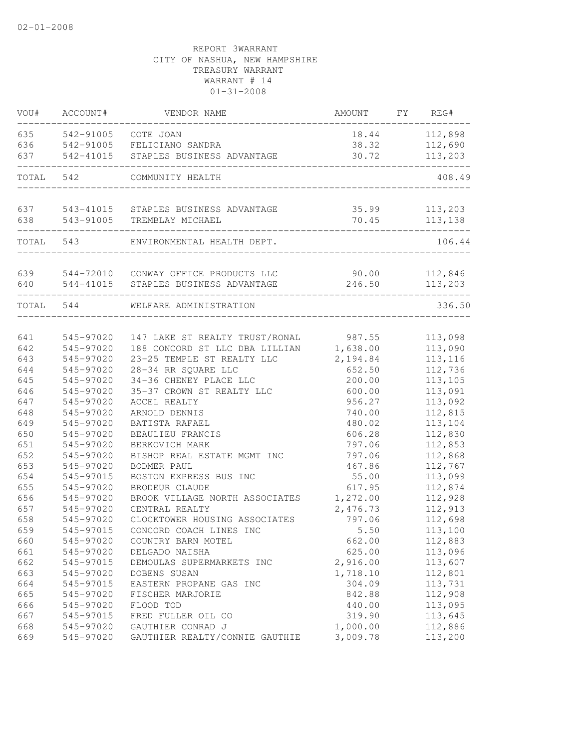02-01-2008

REPORT 3WARRANT
CITY OF NASHUA, NEW HAMPSHIRE
TREASURY WARRANT
WARRANT # 14
01-31-2008

| VOU# | ACCOUNT# | VENDOR NAME | AMOUNT | FY | REG# |
|---|---|---|---|---|---|
| 635 | 542-91005 | COTE JOAN | 18.44 | | 112,898 |
| 636 | 542-91005 | FELICIANO SANDRA | 38.32 | | 112,690 |
| 637 | 542-41015 | STAPLES BUSINESS ADVANTAGE | 30.72 | | 113,203 |
| TOTAL | 542 | COMMUNITY HEALTH | | | 408.49 |
| 637 | 543-41015 | STAPLES BUSINESS ADVANTAGE | 35.99 | | 113,203 |
| 638 | 543-91005 | TREMBLAY MICHAEL | 70.45 | | 113,138 |
| TOTAL | 543 | ENVIRONMENTAL HEALTH DEPT. | | | 106.44 |
| 639 | 544-72010 | CONWAY OFFICE PRODUCTS LLC | 90.00 | | 112,846 |
| 640 | 544-41015 | STAPLES BUSINESS ADVANTAGE | 246.50 | | 113,203 |
| TOTAL | 544 | WELFARE ADMINISTRATION | | | 336.50 |
| 641 | 545-97020 | 147 LAKE ST REALTY TRUST/RONAL | 987.55 | | 113,098 |
| 642 | 545-97020 | 188 CONCORD ST LLC DBA LILLIAN | 1,638.00 | | 113,090 |
| 643 | 545-97020 | 23-25 TEMPLE ST REALTY LLC | 2,194.84 | | 113,116 |
| 644 | 545-97020 | 28-34 RR SQUARE LLC | 652.50 | | 112,736 |
| 645 | 545-97020 | 34-36 CHENEY PLACE LLC | 200.00 | | 113,105 |
| 646 | 545-97020 | 35-37 CROWN ST REALTY LLC | 600.00 | | 113,091 |
| 647 | 545-97020 | ACCEL REALTY | 956.27 | | 113,092 |
| 648 | 545-97020 | ARNOLD DENNIS | 740.00 | | 112,815 |
| 649 | 545-97020 | BATISTA RAFAEL | 480.02 | | 113,104 |
| 650 | 545-97020 | BEAULIEU FRANCIS | 606.28 | | 112,830 |
| 651 | 545-97020 | BERKOVICH MARK | 797.06 | | 112,853 |
| 652 | 545-97020 | BISHOP REAL ESTATE MGMT INC | 797.06 | | 112,868 |
| 653 | 545-97020 | BODMER PAUL | 467.86 | | 112,767 |
| 654 | 545-97015 | BOSTON EXPRESS BUS INC | 55.00 | | 113,099 |
| 655 | 545-97020 | BRODEUR CLAUDE | 617.95 | | 112,874 |
| 656 | 545-97020 | BROOK VILLAGE NORTH ASSOCIATES | 1,272.00 | | 112,928 |
| 657 | 545-97020 | CENTRAL REALTY | 2,476.73 | | 112,913 |
| 658 | 545-97020 | CLOCKTOWER HOUSING ASSOCIATES | 797.06 | | 112,698 |
| 659 | 545-97015 | CONCORD COACH LINES INC | 5.50 | | 113,100 |
| 660 | 545-97020 | COUNTRY BARN MOTEL | 662.00 | | 112,883 |
| 661 | 545-97020 | DELGADO NAISHA | 625.00 | | 113,096 |
| 662 | 545-97015 | DEMOULAS SUPERMARKETS INC | 2,916.00 | | 113,607 |
| 663 | 545-97020 | DOBENS SUSAN | 1,718.10 | | 112,801 |
| 664 | 545-97015 | EASTERN PROPANE GAS INC | 304.09 | | 113,731 |
| 665 | 545-97020 | FISCHER MARJORIE | 842.88 | | 112,908 |
| 666 | 545-97020 | FLOOD TOD | 440.00 | | 113,095 |
| 667 | 545-97015 | FRED FULLER OIL CO | 319.90 | | 113,645 |
| 668 | 545-97020 | GAUTHIER CONRAD J | 1,000.00 | | 112,886 |
| 669 | 545-97020 | GAUTHIER REALTY/CONNIE GAUTHIE | 3,009.78 | | 113,200 |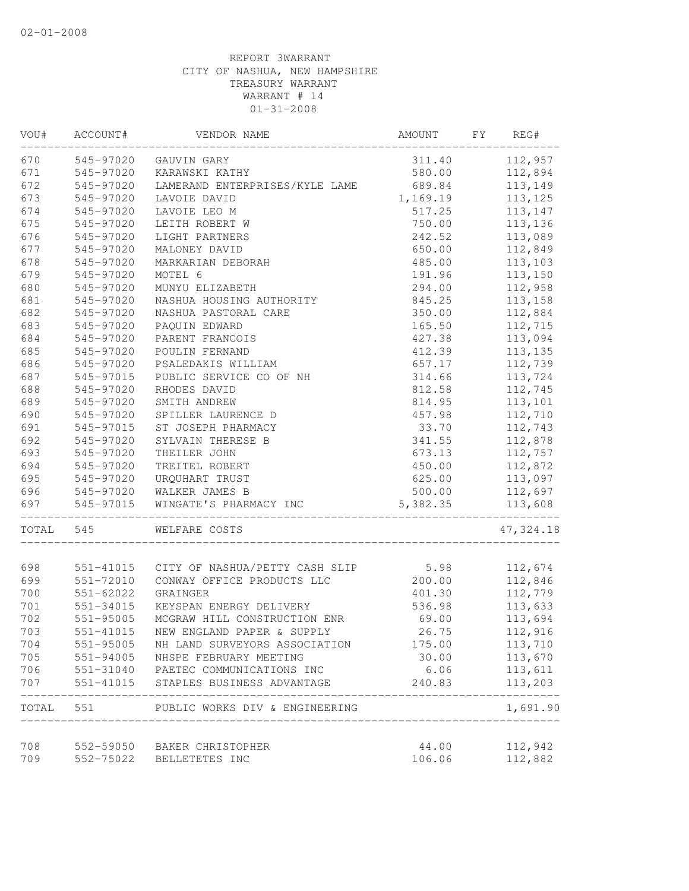02-01-2008

REPORT 3WARRANT
CITY OF NASHUA, NEW HAMPSHIRE
TREASURY WARRANT
WARRANT # 14
01-31-2008

| VOU# | ACCOUNT# | VENDOR NAME | AMOUNT | FY | REG# |
|---|---|---|---|---|---|
| 670 | 545-97020 | GAUVIN GARY | 311.40 | | 112,957 |
| 671 | 545-97020 | KARAWSKI KATHY | 580.00 | | 112,894 |
| 672 | 545-97020 | LAMERAND ENTERPRISES/KYLE LAME | 689.84 | | 113,149 |
| 673 | 545-97020 | LAVOIE DAVID | 1,169.19 | | 113,125 |
| 674 | 545-97020 | LAVOIE LEO M | 517.25 | | 113,147 |
| 675 | 545-97020 | LEITH ROBERT W | 750.00 | | 113,136 |
| 676 | 545-97020 | LIGHT PARTNERS | 242.52 | | 113,089 |
| 677 | 545-97020 | MALONEY DAVID | 650.00 | | 112,849 |
| 678 | 545-97020 | MARKARIAN DEBORAH | 485.00 | | 113,103 |
| 679 | 545-97020 | MOTEL 6 | 191.96 | | 113,150 |
| 680 | 545-97020 | MUNYU ELIZABETH | 294.00 | | 112,958 |
| 681 | 545-97020 | NASHUA HOUSING AUTHORITY | 845.25 | | 113,158 |
| 682 | 545-97020 | NASHUA PASTORAL CARE | 350.00 | | 112,884 |
| 683 | 545-97020 | PAQUIN EDWARD | 165.50 | | 112,715 |
| 684 | 545-97020 | PARENT FRANCOIS | 427.38 | | 113,094 |
| 685 | 545-97020 | POULIN FERNAND | 412.39 | | 113,135 |
| 686 | 545-97020 | PSALEDAKIS WILLIAM | 657.17 | | 112,739 |
| 687 | 545-97015 | PUBLIC SERVICE CO OF NH | 314.66 | | 113,724 |
| 688 | 545-97020 | RHODES DAVID | 812.58 | | 112,745 |
| 689 | 545-97020 | SMITH ANDREW | 814.95 | | 113,101 |
| 690 | 545-97020 | SPILLER LAURENCE D | 457.98 | | 112,710 |
| 691 | 545-97015 | ST JOSEPH PHARMACY | 33.70 | | 112,743 |
| 692 | 545-97020 | SYLVAIN THERESE B | 341.55 | | 112,878 |
| 693 | 545-97020 | THEILER JOHN | 673.13 | | 112,757 |
| 694 | 545-97020 | TREITEL ROBERT | 450.00 | | 112,872 |
| 695 | 545-97020 | URQUHART TRUST | 625.00 | | 113,097 |
| 696 | 545-97020 | WALKER JAMES B | 500.00 | | 112,697 |
| 697 | 545-97015 | WINGATE'S PHARMACY INC | 5,382.35 | | 113,608 |
| TOTAL | 545 | WELFARE COSTS | | | 47,324.18 |
| 698 | 551-41015 | CITY OF NASHUA/PETTY CASH SLIP | 5.98 | | 112,674 |
| 699 | 551-72010 | CONWAY OFFICE PRODUCTS LLC | 200.00 | | 112,846 |
| 700 | 551-62022 | GRAINGER | 401.30 | | 112,779 |
| 701 | 551-34015 | KEYSPAN ENERGY DELIVERY | 536.98 | | 113,633 |
| 702 | 551-95005 | MCGRAW HILL CONSTRUCTION ENR | 69.00 | | 113,694 |
| 703 | 551-41015 | NEW ENGLAND PAPER & SUPPLY | 26.75 | | 112,916 |
| 704 | 551-95005 | NH LAND SURVEYORS ASSOCIATION | 175.00 | | 113,710 |
| 705 | 551-94005 | NHSPE FEBRUARY MEETING | 30.00 | | 113,670 |
| 706 | 551-31040 | PAETEC COMMUNICATIONS INC | 6.06 | | 113,611 |
| 707 | 551-41015 | STAPLES BUSINESS ADVANTAGE | 240.83 | | 113,203 |
| TOTAL | 551 | PUBLIC WORKS DIV & ENGINEERING | | | 1,691.90 |
| 708 | 552-59050 | BAKER CHRISTOPHER | 44.00 | | 112,942 |
| 709 | 552-75022 | BELLETETES INC | 106.06 | | 112,882 |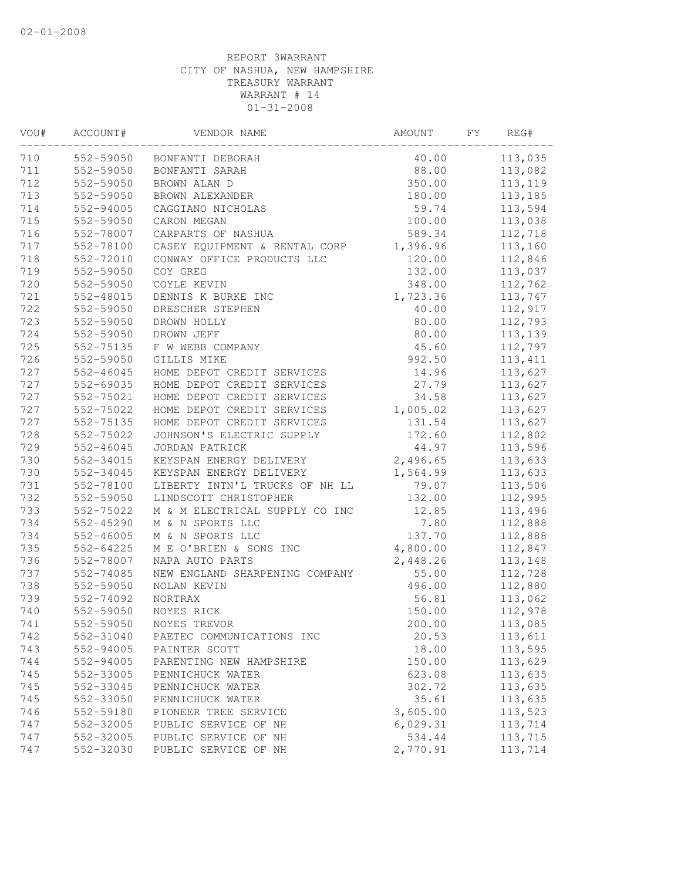02-01-2008

REPORT 3WARRANT
CITY OF NASHUA, NEW HAMPSHIRE
TREASURY WARRANT
WARRANT # 14
01-31-2008

| VOU# | ACCOUNT# | VENDOR NAME | AMOUNT | FY | REG# |
|---|---|---|---|---|---|
| 710 | 552-59050 | BONFANTI DEBORAH | 40.00 | | 113,035 |
| 711 | 552-59050 | BONFANTI SARAH | 88.00 | | 113,082 |
| 712 | 552-59050 | BROWN ALAN D | 350.00 | | 113,119 |
| 713 | 552-59050 | BROWN ALEXANDER | 180.00 | | 113,185 |
| 714 | 552-94005 | CAGGIANO NICHOLAS | 59.74 | | 113,594 |
| 715 | 552-59050 | CARON MEGAN | 100.00 | | 113,038 |
| 716 | 552-78007 | CARPARTS OF NASHUA | 589.34 | | 112,718 |
| 717 | 552-78100 | CASEY EQUIPMENT & RENTAL CORP | 1,396.96 | | 113,160 |
| 718 | 552-72010 | CONWAY OFFICE PRODUCTS LLC | 120.00 | | 112,846 |
| 719 | 552-59050 | COY GREG | 132.00 | | 113,037 |
| 720 | 552-59050 | COYLE KEVIN | 348.00 | | 112,762 |
| 721 | 552-48015 | DENNIS K BURKE INC | 1,723.36 | | 113,747 |
| 722 | 552-59050 | DRESCHER STEPHEN | 40.00 | | 112,917 |
| 723 | 552-59050 | DROWN HOLLY | 80.00 | | 112,793 |
| 724 | 552-59050 | DROWN JEFF | 80.00 | | 113,139 |
| 725 | 552-75135 | F W WEBB COMPANY | 45.60 | | 112,797 |
| 726 | 552-59050 | GILLIS MIKE | 992.50 | | 113,411 |
| 727 | 552-46045 | HOME DEPOT CREDIT SERVICES | 14.96 | | 113,627 |
| 727 | 552-69035 | HOME DEPOT CREDIT SERVICES | 27.79 | | 113,627 |
| 727 | 552-75021 | HOME DEPOT CREDIT SERVICES | 34.58 | | 113,627 |
| 727 | 552-75022 | HOME DEPOT CREDIT SERVICES | 1,005.02 | | 113,627 |
| 727 | 552-75135 | HOME DEPOT CREDIT SERVICES | 131.54 | | 113,627 |
| 728 | 552-75022 | JOHNSON'S ELECTRIC SUPPLY | 172.60 | | 112,802 |
| 729 | 552-46045 | JORDAN PATRICK | 44.97 | | 113,596 |
| 730 | 552-34015 | KEYSPAN ENERGY DELIVERY | 2,496.65 | | 113,633 |
| 730 | 552-34045 | KEYSPAN ENERGY DELIVERY | 1,564.99 | | 113,633 |
| 731 | 552-78100 | LIBERTY INTN'L TRUCKS OF NH LL | 79.07 | | 113,506 |
| 732 | 552-59050 | LINDSCOTT CHRISTOPHER | 132.00 | | 112,995 |
| 733 | 552-75022 | M & M ELECTRICAL SUPPLY CO INC | 12.85 | | 113,496 |
| 734 | 552-45290 | M & N SPORTS LLC | 7.80 | | 112,888 |
| 734 | 552-46005 | M & N SPORTS LLC | 137.70 | | 112,888 |
| 735 | 552-64225 | M E O'BRIEN & SONS INC | 4,800.00 | | 112,847 |
| 736 | 552-78007 | NAPA AUTO PARTS | 2,448.26 | | 113,148 |
| 737 | 552-74085 | NEW ENGLAND SHARPENING COMPANY | 55.00 | | 112,728 |
| 738 | 552-59050 | NOLAN KEVIN | 496.00 | | 112,880 |
| 739 | 552-74092 | NORTRAX | 56.81 | | 113,062 |
| 740 | 552-59050 | NOYES RICK | 150.00 | | 112,978 |
| 741 | 552-59050 | NOYES TREVOR | 200.00 | | 113,085 |
| 742 | 552-31040 | PAETEC COMMUNICATIONS INC | 20.53 | | 113,611 |
| 743 | 552-94005 | PAINTER SCOTT | 18.00 | | 113,595 |
| 744 | 552-94005 | PARENTING NEW HAMPSHIRE | 150.00 | | 113,629 |
| 745 | 552-33005 | PENNICHUCK WATER | 623.08 | | 113,635 |
| 745 | 552-33045 | PENNICHUCK WATER | 302.72 | | 113,635 |
| 745 | 552-33050 | PENNICHUCK WATER | 35.61 | | 113,635 |
| 746 | 552-59180 | PIONEER TREE SERVICE | 3,605.00 | | 113,523 |
| 747 | 552-32005 | PUBLIC SERVICE OF NH | 6,029.31 | | 113,714 |
| 747 | 552-32005 | PUBLIC SERVICE OF NH | 534.44 | | 113,715 |
| 747 | 552-32030 | PUBLIC SERVICE OF NH | 2,770.91 | | 113,714 |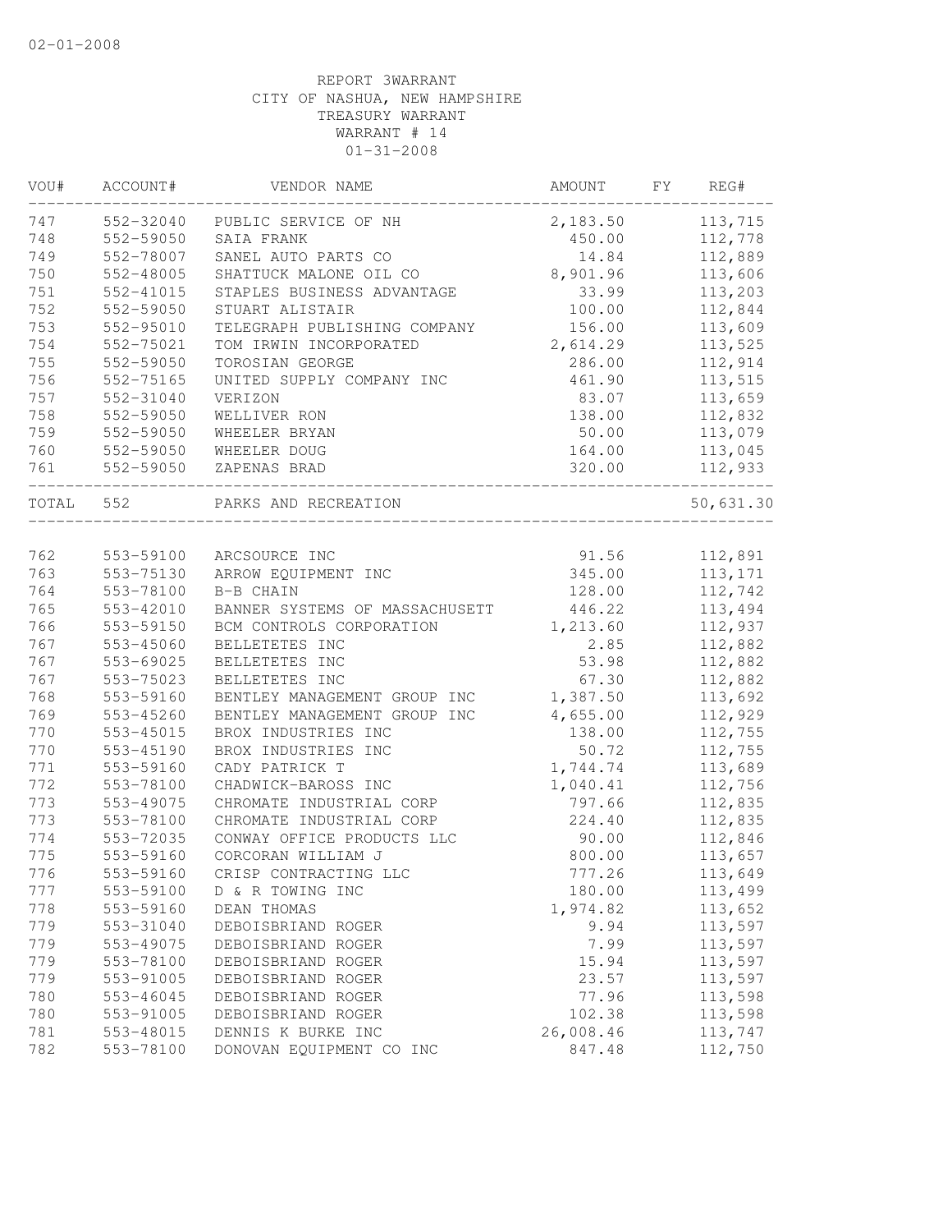02-01-2008

REPORT 3WARRANT
CITY OF NASHUA, NEW HAMPSHIRE
TREASURY WARRANT
WARRANT # 14
01-31-2008

| VOU# | ACCOUNT# | VENDOR NAME | AMOUNT | FY | REG# |
|---|---|---|---|---|---|
| 747 | 552-32040 | PUBLIC SERVICE OF NH | 2,183.50 | | 113,715 |
| 748 | 552-59050 | SAIA FRANK | 450.00 | | 112,778 |
| 749 | 552-78007 | SANEL AUTO PARTS CO | 14.84 | | 112,889 |
| 750 | 552-48005 | SHATTUCK MALONE OIL CO | 8,901.96 | | 113,606 |
| 751 | 552-41015 | STAPLES BUSINESS ADVANTAGE | 33.99 | | 113,203 |
| 752 | 552-59050 | STUART ALISTAIR | 100.00 | | 112,844 |
| 753 | 552-95010 | TELEGRAPH PUBLISHING COMPANY | 156.00 | | 113,609 |
| 754 | 552-75021 | TOM IRWIN INCORPORATED | 2,614.29 | | 113,525 |
| 755 | 552-59050 | TOROSIAN GEORGE | 286.00 | | 112,914 |
| 756 | 552-75165 | UNITED SUPPLY COMPANY INC | 461.90 | | 113,515 |
| 757 | 552-31040 | VERIZON | 83.07 | | 113,659 |
| 758 | 552-59050 | WELLIVER RON | 138.00 | | 112,832 |
| 759 | 552-59050 | WHEELER BRYAN | 50.00 | | 113,079 |
| 760 | 552-59050 | WHEELER DOUG | 164.00 | | 113,045 |
| 761 | 552-59050 | ZAPENAS BRAD | 320.00 | | 112,933 |
| TOTAL | 552 | PARKS AND RECREATION | | | 50,631.30 |
| 762 | 553-59100 | ARCSOURCE INC | 91.56 | | 112,891 |
| 763 | 553-75130 | ARROW EQUIPMENT INC | 345.00 | | 113,171 |
| 764 | 553-78100 | B-B CHAIN | 128.00 | | 112,742 |
| 765 | 553-42010 | BANNER SYSTEMS OF MASSACHUSETT | 446.22 | | 113,494 |
| 766 | 553-59150 | BCM CONTROLS CORPORATION | 1,213.60 | | 112,937 |
| 767 | 553-45060 | BELLETETES INC | 2.85 | | 112,882 |
| 767 | 553-69025 | BELLETETES INC | 53.98 | | 112,882 |
| 767 | 553-75023 | BELLETETES INC | 67.30 | | 112,882 |
| 768 | 553-59160 | BENTLEY MANAGEMENT GROUP INC | 1,387.50 | | 113,692 |
| 769 | 553-45260 | BENTLEY MANAGEMENT GROUP INC | 4,655.00 | | 112,929 |
| 770 | 553-45015 | BROX INDUSTRIES INC | 138.00 | | 112,755 |
| 770 | 553-45190 | BROX INDUSTRIES INC | 50.72 | | 112,755 |
| 771 | 553-59160 | CADY PATRICK T | 1,744.74 | | 113,689 |
| 772 | 553-78100 | CHADWICK-BAROSS INC | 1,040.41 | | 112,756 |
| 773 | 553-49075 | CHROMATE INDUSTRIAL CORP | 797.66 | | 112,835 |
| 773 | 553-78100 | CHROMATE INDUSTRIAL CORP | 224.40 | | 112,835 |
| 774 | 553-72035 | CONWAY OFFICE PRODUCTS LLC | 90.00 | | 112,846 |
| 775 | 553-59160 | CORCORAN WILLIAM J | 800.00 | | 113,657 |
| 776 | 553-59160 | CRISP CONTRACTING LLC | 777.26 | | 113,649 |
| 777 | 553-59100 | D & R TOWING INC | 180.00 | | 113,499 |
| 778 | 553-59160 | DEAN THOMAS | 1,974.82 | | 113,652 |
| 779 | 553-31040 | DEBOISBRIAND ROGER | 9.94 | | 113,597 |
| 779 | 553-49075 | DEBOISBRIAND ROGER | 7.99 | | 113,597 |
| 779 | 553-78100 | DEBOISBRIAND ROGER | 15.94 | | 113,597 |
| 779 | 553-91005 | DEBOISBRIAND ROGER | 23.57 | | 113,597 |
| 780 | 553-46045 | DEBOISBRIAND ROGER | 77.96 | | 113,598 |
| 780 | 553-91005 | DEBOISBRIAND ROGER | 102.38 | | 113,598 |
| 781 | 553-48015 | DENNIS K BURKE INC | 26,008.46 | | 113,747 |
| 782 | 553-78100 | DONOVAN EQUIPMENT CO INC | 847.48 | | 112,750 |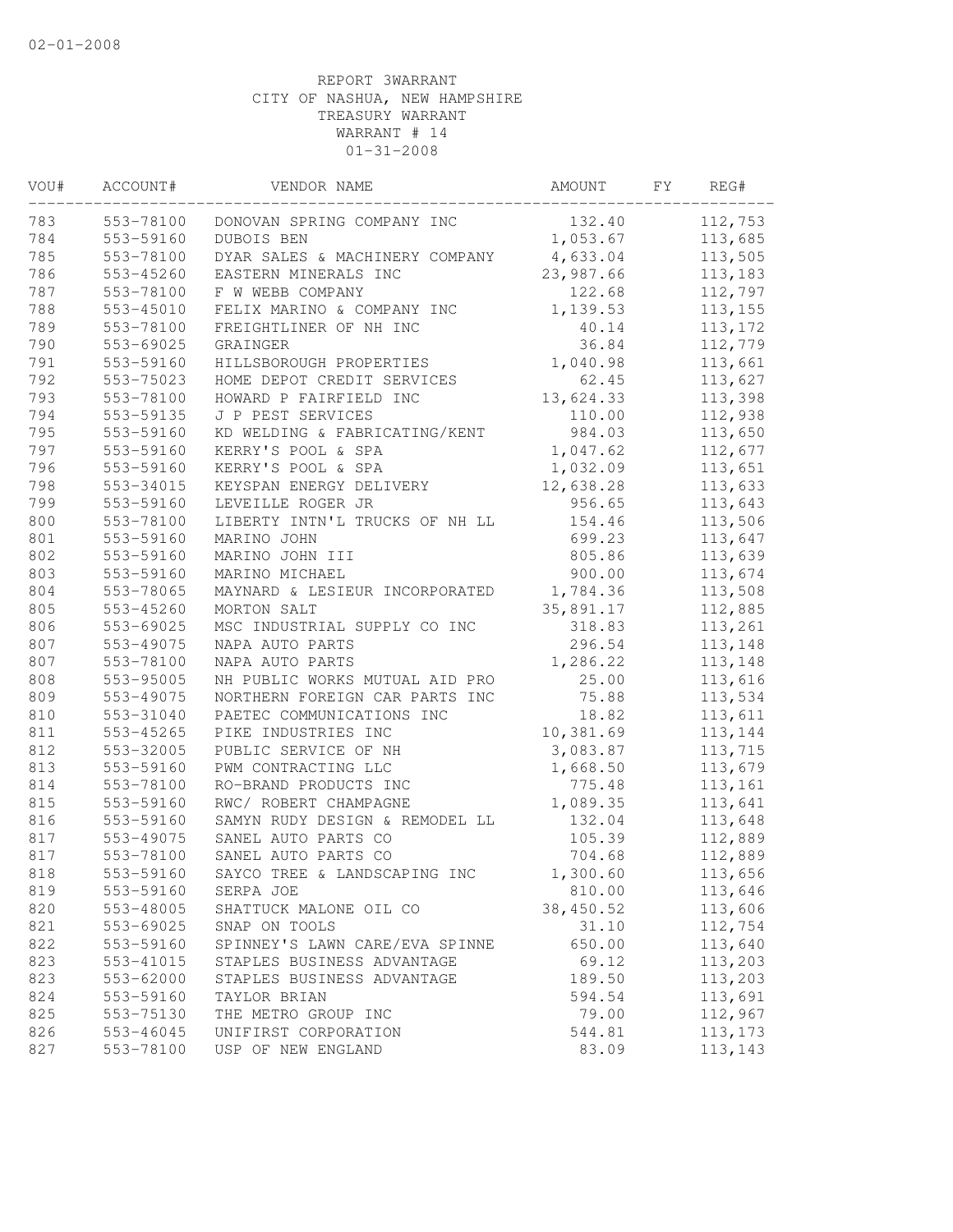02-01-2008

REPORT 3WARRANT
CITY OF NASHUA, NEW HAMPSHIRE
TREASURY WARRANT
WARRANT # 14
01-31-2008

| VOU# | ACCOUNT# | VENDOR NAME | AMOUNT | FY | REG# |
|---|---|---|---|---|---|
| 783 | 553-78100 | DONOVAN SPRING COMPANY INC | 132.40 | | 112,753 |
| 784 | 553-59160 | DUBOIS BEN | 1,053.67 | | 113,685 |
| 785 | 553-78100 | DYAR SALES & MACHINERY COMPANY | 4,633.04 | | 113,505 |
| 786 | 553-45260 | EASTERN MINERALS INC | 23,987.66 | | 113,183 |
| 787 | 553-78100 | F W WEBB COMPANY | 122.68 | | 112,797 |
| 788 | 553-45010 | FELIX MARINO & COMPANY INC | 1,139.53 | | 113,155 |
| 789 | 553-78100 | FREIGHTLINER OF NH INC | 40.14 | | 113,172 |
| 790 | 553-69025 | GRAINGER | 36.84 | | 112,779 |
| 791 | 553-59160 | HILLSBOROUGH PROPERTIES | 1,040.98 | | 113,661 |
| 792 | 553-75023 | HOME DEPOT CREDIT SERVICES | 62.45 | | 113,627 |
| 793 | 553-78100 | HOWARD P FAIRFIELD INC | 13,624.33 | | 113,398 |
| 794 | 553-59135 | J P PEST SERVICES | 110.00 | | 112,938 |
| 795 | 553-59160 | KD WELDING & FABRICATING/KENT | 984.03 | | 113,650 |
| 797 | 553-59160 | KERRY'S POOL & SPA | 1,047.62 | | 112,677 |
| 796 | 553-59160 | KERRY'S POOL & SPA | 1,032.09 | | 113,651 |
| 798 | 553-34015 | KEYSPAN ENERGY DELIVERY | 12,638.28 | | 113,633 |
| 799 | 553-59160 | LEVEILLE ROGER JR | 956.65 | | 113,643 |
| 800 | 553-78100 | LIBERTY INTN'L TRUCKS OF NH LL | 154.46 | | 113,506 |
| 801 | 553-59160 | MARINO JOHN | 699.23 | | 113,647 |
| 802 | 553-59160 | MARINO JOHN III | 805.86 | | 113,639 |
| 803 | 553-59160 | MARINO MICHAEL | 900.00 | | 113,674 |
| 804 | 553-78065 | MAYNARD & LESIEUR INCORPORATED | 1,784.36 | | 113,508 |
| 805 | 553-45260 | MORTON SALT | 35,891.17 | | 112,885 |
| 806 | 553-69025 | MSC INDUSTRIAL SUPPLY CO INC | 318.83 | | 113,261 |
| 807 | 553-49075 | NAPA AUTO PARTS | 296.54 | | 113,148 |
| 807 | 553-78100 | NAPA AUTO PARTS | 1,286.22 | | 113,148 |
| 808 | 553-95005 | NH PUBLIC WORKS MUTUAL AID PRO | 25.00 | | 113,616 |
| 809 | 553-49075 | NORTHERN FOREIGN CAR PARTS INC | 75.88 | | 113,534 |
| 810 | 553-31040 | PAETEC COMMUNICATIONS INC | 18.82 | | 113,611 |
| 811 | 553-45265 | PIKE INDUSTRIES INC | 10,381.69 | | 113,144 |
| 812 | 553-32005 | PUBLIC SERVICE OF NH | 3,083.87 | | 113,715 |
| 813 | 553-59160 | PWM CONTRACTING LLC | 1,668.50 | | 113,679 |
| 814 | 553-78100 | RO-BRAND PRODUCTS INC | 775.48 | | 113,161 |
| 815 | 553-59160 | RWC/ ROBERT CHAMPAGNE | 1,089.35 | | 113,641 |
| 816 | 553-59160 | SAMYN RUDY DESIGN & REMODEL LL | 132.04 | | 113,648 |
| 817 | 553-49075 | SANEL AUTO PARTS CO | 105.39 | | 112,889 |
| 817 | 553-78100 | SANEL AUTO PARTS CO | 704.68 | | 112,889 |
| 818 | 553-59160 | SAYCO TREE & LANDSCAPING INC | 1,300.60 | | 113,656 |
| 819 | 553-59160 | SERPA JOE | 810.00 | | 113,646 |
| 820 | 553-48005 | SHATTUCK MALONE OIL CO | 38,450.52 | | 113,606 |
| 821 | 553-69025 | SNAP ON TOOLS | 31.10 | | 112,754 |
| 822 | 553-59160 | SPINNEY'S LAWN CARE/EVA SPINNE | 650.00 | | 113,640 |
| 823 | 553-41015 | STAPLES BUSINESS ADVANTAGE | 69.12 | | 113,203 |
| 823 | 553-62000 | STAPLES BUSINESS ADVANTAGE | 189.50 | | 113,203 |
| 824 | 553-59160 | TAYLOR BRIAN | 594.54 | | 113,691 |
| 825 | 553-75130 | THE METRO GROUP INC | 79.00 | | 112,967 |
| 826 | 553-46045 | UNIFIRST CORPORATION | 544.81 | | 113,173 |
| 827 | 553-78100 | USP OF NEW ENGLAND | 83.09 | | 113,143 |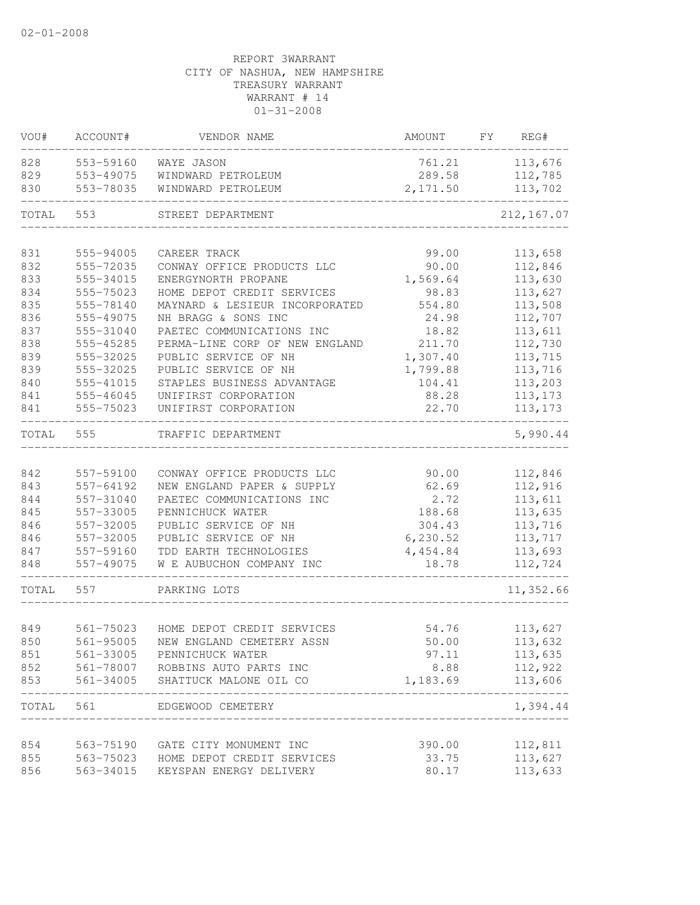02-01-2008

REPORT 3WARRANT
CITY OF NASHUA, NEW HAMPSHIRE
TREASURY WARRANT
WARRANT # 14
01-31-2008

| VOU# | ACCOUNT# | VENDOR NAME | AMOUNT | FY | REG# |
|---|---|---|---|---|---|
| 828 | 553-59160 | WAYE JASON | 761.21 | | 113,676 |
| 829 | 553-49075 | WINDWARD PETROLEUM | 289.58 | | 112,785 |
| 830 | 553-78035 | WINDWARD PETROLEUM | 2,171.50 | | 113,702 |
| TOTAL | 553 | STREET DEPARTMENT | | | 212,167.07 |
| 831 | 555-94005 | CAREER TRACK | 99.00 | | 113,658 |
| 832 | 555-72035 | CONWAY OFFICE PRODUCTS LLC | 90.00 | | 112,846 |
| 833 | 555-34015 | ENERGYNORTH PROPANE | 1,569.64 | | 113,630 |
| 834 | 555-75023 | HOME DEPOT CREDIT SERVICES | 98.83 | | 113,627 |
| 835 | 555-78140 | MAYNARD & LESIEUR INCORPORATED | 554.80 | | 113,508 |
| 836 | 555-49075 | NH BRAGG & SONS INC | 24.98 | | 112,707 |
| 837 | 555-31040 | PAETEC COMMUNICATIONS INC | 18.82 | | 113,611 |
| 838 | 555-45285 | PERMA-LINE CORP OF NEW ENGLAND | 211.70 | | 112,730 |
| 839 | 555-32025 | PUBLIC SERVICE OF NH | 1,307.40 | | 113,715 |
| 839 | 555-32025 | PUBLIC SERVICE OF NH | 1,799.88 | | 113,716 |
| 840 | 555-41015 | STAPLES BUSINESS ADVANTAGE | 104.41 | | 113,203 |
| 841 | 555-46045 | UNIFIRST CORPORATION | 88.28 | | 113,173 |
| 841 | 555-75023 | UNIFIRST CORPORATION | 22.70 | | 113,173 |
| TOTAL | 555 | TRAFFIC DEPARTMENT | | | 5,990.44 |
| 842 | 557-59100 | CONWAY OFFICE PRODUCTS LLC | 90.00 | | 112,846 |
| 843 | 557-64192 | NEW ENGLAND PAPER & SUPPLY | 62.69 | | 112,916 |
| 844 | 557-31040 | PAETEC COMMUNICATIONS INC | 2.72 | | 113,611 |
| 845 | 557-33005 | PENNICHUCK WATER | 188.68 | | 113,635 |
| 846 | 557-32005 | PUBLIC SERVICE OF NH | 304.43 | | 113,716 |
| 846 | 557-32005 | PUBLIC SERVICE OF NH | 6,230.52 | | 113,717 |
| 847 | 557-59160 | TDD EARTH TECHNOLOGIES | 4,454.84 | | 113,693 |
| 848 | 557-49075 | W E AUBUCHON COMPANY INC | 18.78 | | 112,724 |
| TOTAL | 557 | PARKING LOTS | | | 11,352.66 |
| 849 | 561-75023 | HOME DEPOT CREDIT SERVICES | 54.76 | | 113,627 |
| 850 | 561-95005 | NEW ENGLAND CEMETERY ASSN | 50.00 | | 113,632 |
| 851 | 561-33005 | PENNICHUCK WATER | 97.11 | | 113,635 |
| 852 | 561-78007 | ROBBINS AUTO PARTS INC | 8.88 | | 112,922 |
| 853 | 561-34005 | SHATTUCK MALONE OIL CO | 1,183.69 | | 113,606 |
| TOTAL | 561 | EDGEWOOD CEMETERY | | | 1,394.44 |
| 854 | 563-75190 | GATE CITY MONUMENT INC | 390.00 | | 112,811 |
| 855 | 563-75023 | HOME DEPOT CREDIT SERVICES | 33.75 | | 113,627 |
| 856 | 563-34015 | KEYSPAN ENERGY DELIVERY | 80.17 | | 113,633 |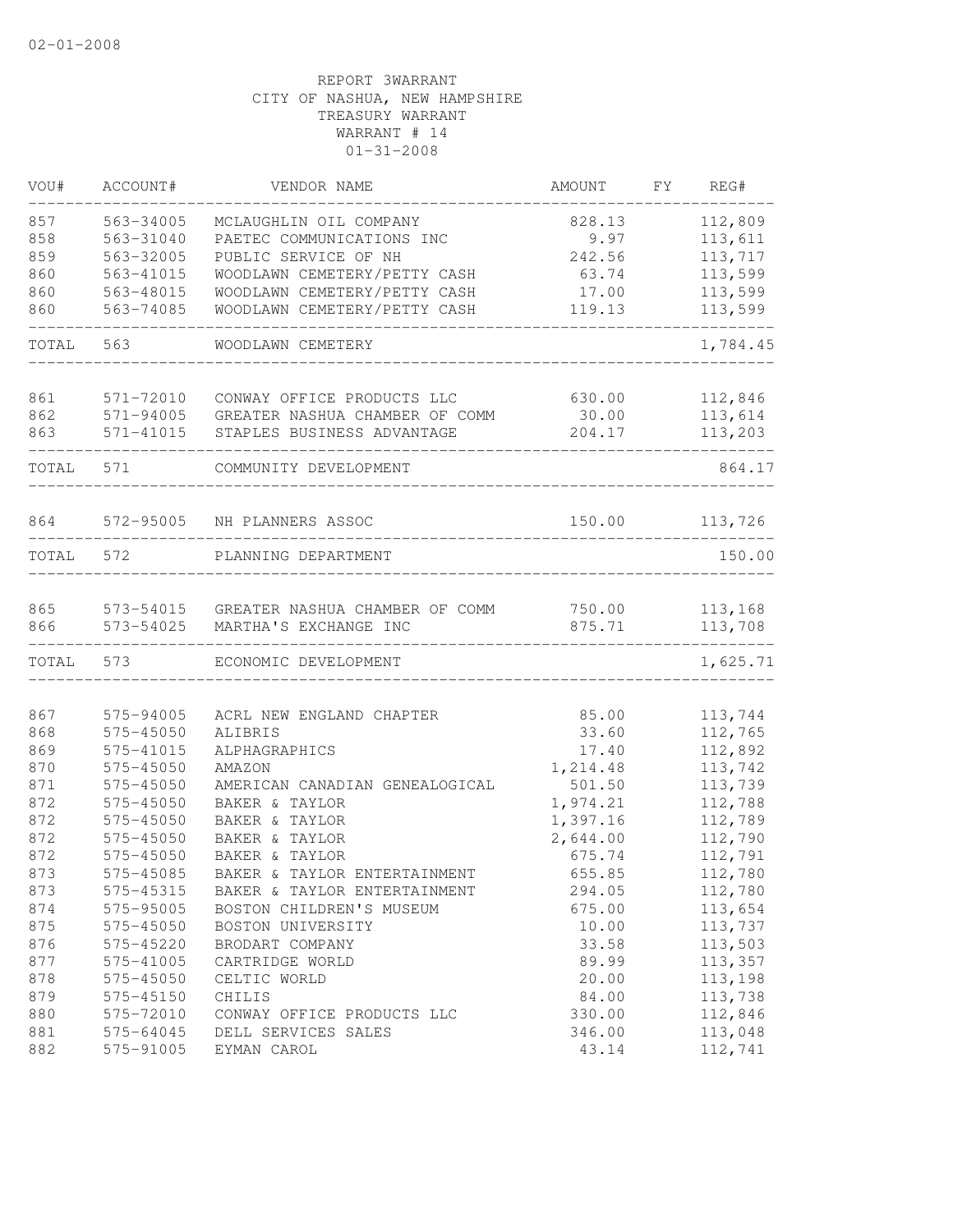02-01-2008

REPORT 3WARRANT
CITY OF NASHUA, NEW HAMPSHIRE
TREASURY WARRANT
WARRANT # 14
01-31-2008

| VOU# | ACCOUNT# | VENDOR NAME | AMOUNT | FY | REG# |
|---|---|---|---|---|---|
| 857 | 563-34005 | MCLAUGHLIN OIL COMPANY | 828.13 | | 112,809 |
| 858 | 563-31040 | PAETEC COMMUNICATIONS INC | 9.97 | | 113,611 |
| 859 | 563-32005 | PUBLIC SERVICE OF NH | 242.56 | | 113,717 |
| 860 | 563-41015 | WOODLAWN CEMETERY/PETTY CASH | 63.74 | | 113,599 |
| 860 | 563-48015 | WOODLAWN CEMETERY/PETTY CASH | 17.00 | | 113,599 |
| 860 | 563-74085 | WOODLAWN CEMETERY/PETTY CASH | 119.13 | | 113,599 |
| TOTAL | 563 | WOODLAWN CEMETERY | | | 1,784.45 |
| 861 | 571-72010 | CONWAY OFFICE PRODUCTS LLC | 630.00 | | 112,846 |
| 862 | 571-94005 | GREATER NASHUA CHAMBER OF COMM | 30.00 | | 113,614 |
| 863 | 571-41015 | STAPLES BUSINESS ADVANTAGE | 204.17 | | 113,203 |
| TOTAL | 571 | COMMUNITY DEVELOPMENT | | | 864.17 |
| 864 | 572-95005 | NH PLANNERS ASSOC | 150.00 | | 113,726 |
| TOTAL | 572 | PLANNING DEPARTMENT | | | 150.00 |
| 865 | 573-54015 | GREATER NASHUA CHAMBER OF COMM | 750.00 | | 113,168 |
| 866 | 573-54025 | MARTHA'S EXCHANGE INC | 875.71 | | 113,708 |
| TOTAL | 573 | ECONOMIC DEVELOPMENT | | | 1,625.71 |
| 867 | 575-94005 | ACRL NEW ENGLAND CHAPTER | 85.00 | | 113,744 |
| 868 | 575-45050 | ALIBRIS | 33.60 | | 112,765 |
| 869 | 575-41015 | ALPHAGRAPHICS | 17.40 | | 112,892 |
| 870 | 575-45050 | AMAZON | 1,214.48 | | 113,742 |
| 871 | 575-45050 | AMERICAN CANADIAN GENEALOGICAL | 501.50 | | 113,739 |
| 872 | 575-45050 | BAKER & TAYLOR | 1,974.21 | | 112,788 |
| 872 | 575-45050 | BAKER & TAYLOR | 1,397.16 | | 112,789 |
| 872 | 575-45050 | BAKER & TAYLOR | 2,644.00 | | 112,790 |
| 872 | 575-45050 | BAKER & TAYLOR | 675.74 | | 112,791 |
| 873 | 575-45085 | BAKER & TAYLOR ENTERTAINMENT | 655.85 | | 112,780 |
| 873 | 575-45315 | BAKER & TAYLOR ENTERTAINMENT | 294.05 | | 112,780 |
| 874 | 575-95005 | BOSTON CHILDREN'S MUSEUM | 675.00 | | 113,654 |
| 875 | 575-45050 | BOSTON UNIVERSITY | 10.00 | | 113,737 |
| 876 | 575-45220 | BRODART COMPANY | 33.58 | | 113,503 |
| 877 | 575-41005 | CARTRIDGE WORLD | 89.99 | | 113,357 |
| 878 | 575-45050 | CELTIC WORLD | 20.00 | | 113,198 |
| 879 | 575-45150 | CHILIS | 84.00 | | 113,738 |
| 880 | 575-72010 | CONWAY OFFICE PRODUCTS LLC | 330.00 | | 112,846 |
| 881 | 575-64045 | DELL SERVICES SALES | 346.00 | | 113,048 |
| 882 | 575-91005 | EYMAN CAROL | 43.14 | | 112,741 |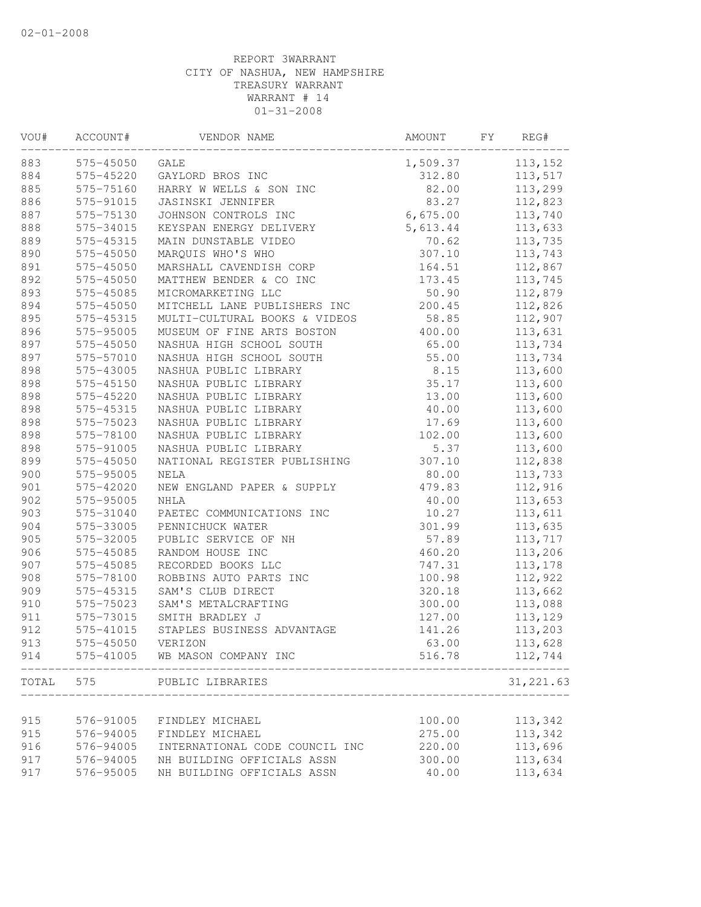02-01-2008

REPORT 3WARRANT
CITY OF NASHUA, NEW HAMPSHIRE
TREASURY WARRANT
WARRANT # 14
01-31-2008

| VOU# | ACCOUNT# | VENDOR NAME | AMOUNT | FY | REG# |
|---|---|---|---|---|---|
| 883 | 575-45050 | GALE | 1,509.37 | | 113,152 |
| 884 | 575-45220 | GAYLORD BROS INC | 312.80 | | 113,517 |
| 885 | 575-75160 | HARRY W WELLS & SON INC | 82.00 | | 113,299 |
| 886 | 575-91015 | JASINSKI JENNIFER | 83.27 | | 112,823 |
| 887 | 575-75130 | JOHNSON CONTROLS INC | 6,675.00 | | 113,740 |
| 888 | 575-34015 | KEYSPAN ENERGY DELIVERY | 5,613.44 | | 113,633 |
| 889 | 575-45315 | MAIN DUNSTABLE VIDEO | 70.62 | | 113,735 |
| 890 | 575-45050 | MARQUIS WHO'S WHO | 307.10 | | 113,743 |
| 891 | 575-45050 | MARSHALL CAVENDISH CORP | 164.51 | | 112,867 |
| 892 | 575-45050 | MATTHEW BENDER & CO INC | 173.45 | | 113,745 |
| 893 | 575-45085 | MICROMARKETING LLC | 50.90 | | 112,879 |
| 894 | 575-45050 | MITCHELL LANE PUBLISHERS INC | 200.45 | | 112,826 |
| 895 | 575-45315 | MULTI-CULTURAL BOOKS & VIDEOS | 58.85 | | 112,907 |
| 896 | 575-95005 | MUSEUM OF FINE ARTS BOSTON | 400.00 | | 113,631 |
| 897 | 575-45050 | NASHUA HIGH SCHOOL SOUTH | 65.00 | | 113,734 |
| 897 | 575-57010 | NASHUA HIGH SCHOOL SOUTH | 55.00 | | 113,734 |
| 898 | 575-43005 | NASHUA PUBLIC LIBRARY | 8.15 | | 113,600 |
| 898 | 575-45150 | NASHUA PUBLIC LIBRARY | 35.17 | | 113,600 |
| 898 | 575-45220 | NASHUA PUBLIC LIBRARY | 13.00 | | 113,600 |
| 898 | 575-45315 | NASHUA PUBLIC LIBRARY | 40.00 | | 113,600 |
| 898 | 575-75023 | NASHUA PUBLIC LIBRARY | 17.69 | | 113,600 |
| 898 | 575-78100 | NASHUA PUBLIC LIBRARY | 102.00 | | 113,600 |
| 898 | 575-91005 | NASHUA PUBLIC LIBRARY | 5.37 | | 113,600 |
| 899 | 575-45050 | NATIONAL REGISTER PUBLISHING | 307.10 | | 112,838 |
| 900 | 575-95005 | NELA | 80.00 | | 113,733 |
| 901 | 575-42020 | NEW ENGLAND PAPER & SUPPLY | 479.83 | | 112,916 |
| 902 | 575-95005 | NHLA | 40.00 | | 113,653 |
| 903 | 575-31040 | PAETEC COMMUNICATIONS INC | 10.27 | | 113,611 |
| 904 | 575-33005 | PENNICHUCK WATER | 301.99 | | 113,635 |
| 905 | 575-32005 | PUBLIC SERVICE OF NH | 57.89 | | 113,717 |
| 906 | 575-45085 | RANDOM HOUSE INC | 460.20 | | 113,206 |
| 907 | 575-45085 | RECORDED BOOKS LLC | 747.31 | | 113,178 |
| 908 | 575-78100 | ROBBINS AUTO PARTS INC | 100.98 | | 112,922 |
| 909 | 575-45315 | SAM'S CLUB DIRECT | 320.18 | | 113,662 |
| 910 | 575-75023 | SAM'S METALCRAFTING | 300.00 | | 113,088 |
| 911 | 575-73015 | SMITH BRADLEY J | 127.00 | | 113,129 |
| 912 | 575-41015 | STAPLES BUSINESS ADVANTAGE | 141.26 | | 113,203 |
| 913 | 575-45050 | VERIZON | 63.00 | | 113,628 |
| 914 | 575-41005 | WB MASON COMPANY INC | 516.78 | | 112,744 |
| TOTAL | 575 | PUBLIC LIBRARIES | | | 31,221.63 |
| 915 | 576-91005 | FINDLEY MICHAEL | 100.00 | | 113,342 |
| 915 | 576-94005 | FINDLEY MICHAEL | 275.00 | | 113,342 |
| 916 | 576-94005 | INTERNATIONAL CODE COUNCIL INC | 220.00 | | 113,696 |
| 917 | 576-94005 | NH BUILDING OFFICIALS ASSN | 300.00 | | 113,634 |
| 917 | 576-95005 | NH BUILDING OFFICIALS ASSN | 40.00 | | 113,634 |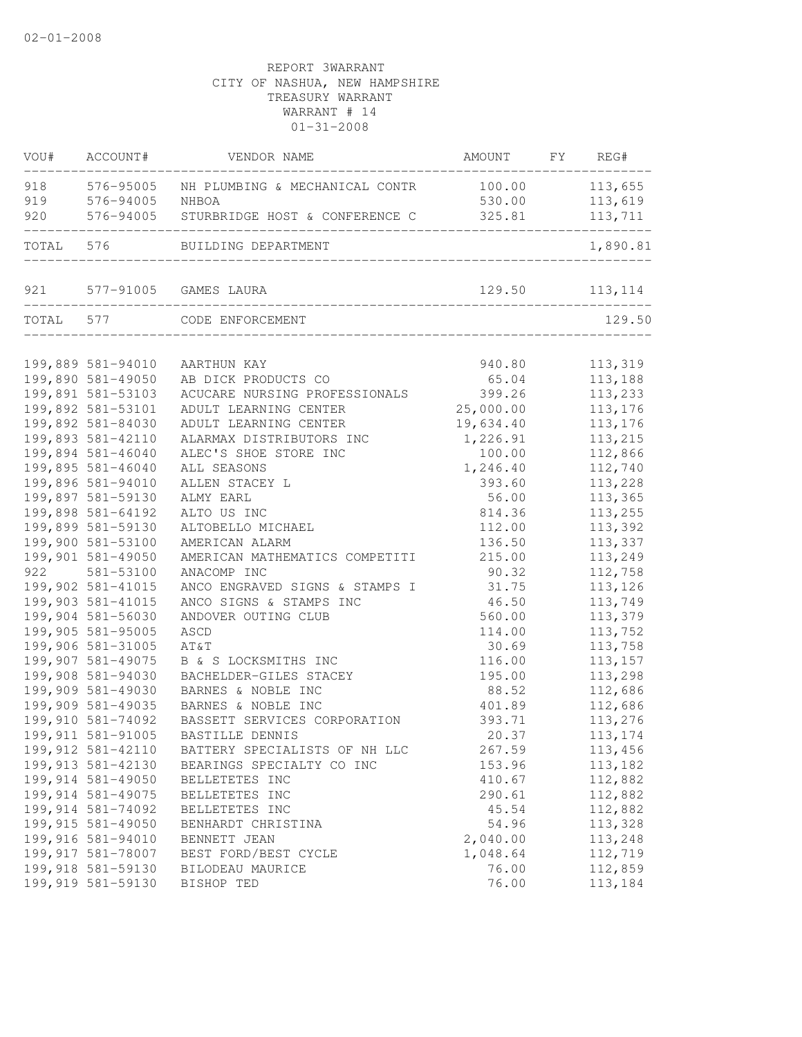02-01-2008

REPORT 3WARRANT
CITY OF NASHUA, NEW HAMPSHIRE
TREASURY WARRANT
WARRANT # 14
01-31-2008

| VOU# | ACCOUNT# | VENDOR NAME | AMOUNT | FY | REG# |
|---|---|---|---|---|---|
| 918 | 576-95005 | NH PLUMBING & MECHANICAL CONTR | 100.00 | | 113,655 |
| 919 | 576-94005 | NHBOA | 530.00 | | 113,619 |
| 920 | 576-94005 | STURBRIDGE HOST & CONFERENCE C | 325.81 | | 113,711 |
| TOTAL | 576 | BUILDING DEPARTMENT | | | 1,890.81 |
| 921 | 577-91005 | GAMES LAURA | 129.50 | | 113,114 |
| TOTAL | 577 | CODE ENFORCEMENT | | | 129.50 |
| 199,889 | 581-94010 | AARTHUN KAY | 940.80 | | 113,319 |
| 199,890 | 581-49050 | AB DICK PRODUCTS CO | 65.04 | | 113,188 |
| 199,891 | 581-53103 | ACUCARE NURSING PROFESSIONALS | 399.26 | | 113,233 |
| 199,892 | 581-53101 | ADULT LEARNING CENTER | 25,000.00 | | 113,176 |
| 199,892 | 581-84030 | ADULT LEARNING CENTER | 19,634.40 | | 113,176 |
| 199,893 | 581-42110 | ALARMAX DISTRIBUTORS INC | 1,226.91 | | 113,215 |
| 199,894 | 581-46040 | ALEC'S SHOE STORE INC | 100.00 | | 112,866 |
| 199,895 | 581-46040 | ALL SEASONS | 1,246.40 | | 112,740 |
| 199,896 | 581-94010 | ALLEN STACEY L | 393.60 | | 113,228 |
| 199,897 | 581-59130 | ALMY EARL | 56.00 | | 113,365 |
| 199,898 | 581-64192 | ALTO US INC | 814.36 | | 113,255 |
| 199,899 | 581-59130 | ALTOBELLO MICHAEL | 112.00 | | 113,392 |
| 199,900 | 581-53100 | AMERICAN ALARM | 136.50 | | 113,337 |
| 199,901 | 581-49050 | AMERICAN MATHEMATICS COMPETITI | 215.00 | | 113,249 |
| 922 | 581-53100 | ANACOMP INC | 90.32 | | 112,758 |
| 199,902 | 581-41015 | ANCO ENGRAVED SIGNS & STAMPS I | 31.75 | | 113,126 |
| 199,903 | 581-41015 | ANCO SIGNS & STAMPS INC | 46.50 | | 113,749 |
| 199,904 | 581-56030 | ANDOVER OUTING CLUB | 560.00 | | 113,379 |
| 199,905 | 581-95005 | ASCD | 114.00 | | 113,752 |
| 199,906 | 581-31005 | AT&T | 30.69 | | 113,758 |
| 199,907 | 581-49075 | B & S LOCKSMITHS INC | 116.00 | | 113,157 |
| 199,908 | 581-94030 | BACHELDER-GILES STACEY | 195.00 | | 113,298 |
| 199,909 | 581-49030 | BARNES & NOBLE INC | 88.52 | | 112,686 |
| 199,909 | 581-49035 | BARNES & NOBLE INC | 401.89 | | 112,686 |
| 199,910 | 581-74092 | BASSETT SERVICES CORPORATION | 393.71 | | 113,276 |
| 199,911 | 581-91005 | BASTILLE DENNIS | 20.37 | | 113,174 |
| 199,912 | 581-42110 | BATTERY SPECIALISTS OF NH LLC | 267.59 | | 113,456 |
| 199,913 | 581-42130 | BEARINGS SPECIALTY CO INC | 153.96 | | 113,182 |
| 199,914 | 581-49050 | BELLETETES INC | 410.67 | | 112,882 |
| 199,914 | 581-49075 | BELLETETES INC | 290.61 | | 112,882 |
| 199,914 | 581-74092 | BELLETETES INC | 45.54 | | 112,882 |
| 199,915 | 581-49050 | BENHARDT CHRISTINA | 54.96 | | 113,328 |
| 199,916 | 581-94010 | BENNETT JEAN | 2,040.00 | | 113,248 |
| 199,917 | 581-78007 | BEST FORD/BEST CYCLE | 1,048.64 | | 112,719 |
| 199,918 | 581-59130 | BILODEAU MAURICE | 76.00 | | 112,859 |
| 199,919 | 581-59130 | BISHOP TED | 76.00 | | 113,184 |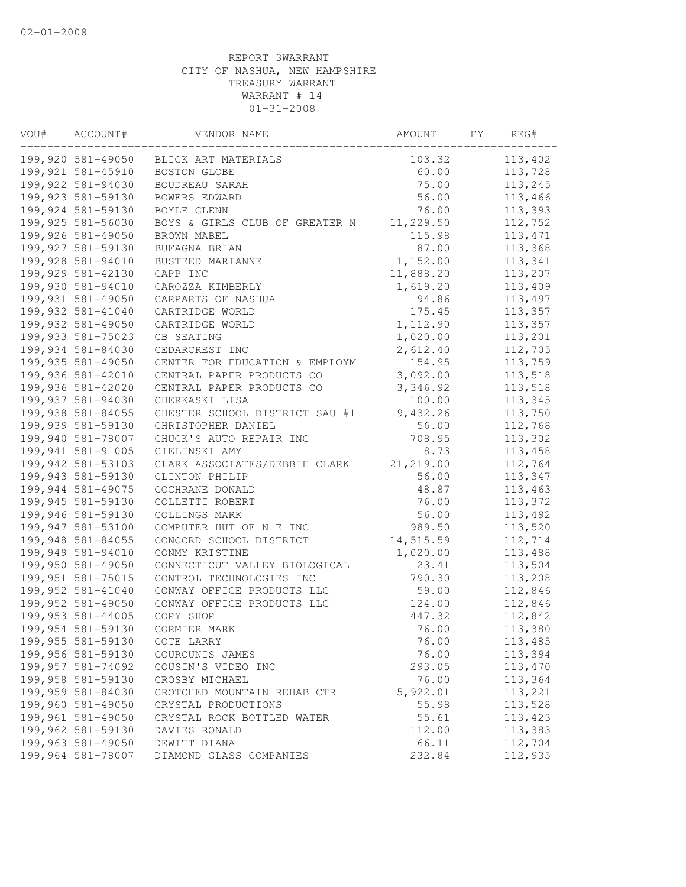02-01-2008

REPORT 3WARRANT
CITY OF NASHUA, NEW HAMPSHIRE
TREASURY WARRANT
WARRANT # 14
01-31-2008

| VOU# | ACCOUNT# | VENDOR NAME | AMOUNT | FY | REG# |
|---|---|---|---|---|---|
| 199,920 | 581-49050 | BLICK ART MATERIALS | 103.32 | | 113,402 |
| 199,921 | 581-45910 | BOSTON GLOBE | 60.00 | | 113,728 |
| 199,922 | 581-94030 | BOUDREAU SARAH | 75.00 | | 113,245 |
| 199,923 | 581-59130 | BOWERS EDWARD | 56.00 | | 113,466 |
| 199,924 | 581-59130 | BOYLE GLENN | 76.00 | | 113,393 |
| 199,925 | 581-56030 | BOYS & GIRLS CLUB OF GREATER N | 11,229.50 | | 112,752 |
| 199,926 | 581-49050 | BROWN MABEL | 115.98 | | 113,471 |
| 199,927 | 581-59130 | BUFAGNA BRIAN | 87.00 | | 113,368 |
| 199,928 | 581-94010 | BUSTEED MARIANNE | 1,152.00 | | 113,341 |
| 199,929 | 581-42130 | CAPP INC | 11,888.20 | | 113,207 |
| 199,930 | 581-94010 | CAROZZA KIMBERLY | 1,619.20 | | 113,409 |
| 199,931 | 581-49050 | CARPARTS OF NASHUA | 94.86 | | 113,497 |
| 199,932 | 581-41040 | CARTRIDGE WORLD | 175.45 | | 113,357 |
| 199,932 | 581-49050 | CARTRIDGE WORLD | 1,112.90 | | 113,357 |
| 199,933 | 581-75023 | CB SEATING | 1,020.00 | | 113,201 |
| 199,934 | 581-84030 | CEDARCREST INC | 2,612.40 | | 112,705 |
| 199,935 | 581-49050 | CENTER FOR EDUCATION & EMPLOYM | 154.95 | | 113,759 |
| 199,936 | 581-42010 | CENTRAL PAPER PRODUCTS CO | 3,092.00 | | 113,518 |
| 199,936 | 581-42020 | CENTRAL PAPER PRODUCTS CO | 3,346.92 | | 113,518 |
| 199,937 | 581-94030 | CHERKASKI LISA | 100.00 | | 113,345 |
| 199,938 | 581-84055 | CHESTER SCHOOL DISTRICT SAU #1 | 9,432.26 | | 113,750 |
| 199,939 | 581-59130 | CHRISTOPHER DANIEL | 56.00 | | 112,768 |
| 199,940 | 581-78007 | CHUCK'S AUTO REPAIR INC | 708.95 | | 113,302 |
| 199,941 | 581-91005 | CIELINSKI AMY | 8.73 | | 113,458 |
| 199,942 | 581-53103 | CLARK ASSOCIATES/DEBBIE CLARK | 21,219.00 | | 112,764 |
| 199,943 | 581-59130 | CLINTON PHILIP | 56.00 | | 113,347 |
| 199,944 | 581-49075 | COCHRANE DONALD | 48.87 | | 113,463 |
| 199,945 | 581-59130 | COLLETTI ROBERT | 76.00 | | 113,372 |
| 199,946 | 581-59130 | COLLINGS MARK | 56.00 | | 113,492 |
| 199,947 | 581-53100 | COMPUTER HUT OF N E INC | 989.50 | | 113,520 |
| 199,948 | 581-84055 | CONCORD SCHOOL DISTRICT | 14,515.59 | | 112,714 |
| 199,949 | 581-94010 | CONMY KRISTINE | 1,020.00 | | 113,488 |
| 199,950 | 581-49050 | CONNECTICUT VALLEY BIOLOGICAL | 23.41 | | 113,504 |
| 199,951 | 581-75015 | CONTROL TECHNOLOGIES INC | 790.30 | | 113,208 |
| 199,952 | 581-41040 | CONWAY OFFICE PRODUCTS LLC | 59.00 | | 112,846 |
| 199,952 | 581-49050 | CONWAY OFFICE PRODUCTS LLC | 124.00 | | 112,846 |
| 199,953 | 581-44005 | COPY SHOP | 447.32 | | 112,842 |
| 199,954 | 581-59130 | CORMIER MARK | 76.00 | | 113,380 |
| 199,955 | 581-59130 | COTE LARRY | 76.00 | | 113,485 |
| 199,956 | 581-59130 | COUROUNIS JAMES | 76.00 | | 113,394 |
| 199,957 | 581-74092 | COUSIN'S VIDEO INC | 293.05 | | 113,470 |
| 199,958 | 581-59130 | CROSBY MICHAEL | 76.00 | | 113,364 |
| 199,959 | 581-84030 | CROTCHED MOUNTAIN REHAB CTR | 5,922.01 | | 113,221 |
| 199,960 | 581-49050 | CRYSTAL PRODUCTIONS | 55.98 | | 113,528 |
| 199,961 | 581-49050 | CRYSTAL ROCK BOTTLED WATER | 55.61 | | 113,423 |
| 199,962 | 581-59130 | DAVIES RONALD | 112.00 | | 113,383 |
| 199,963 | 581-49050 | DEWITT DIANA | 66.11 | | 112,704 |
| 199,964 | 581-78007 | DIAMOND GLASS COMPANIES | 232.84 | | 112,935 |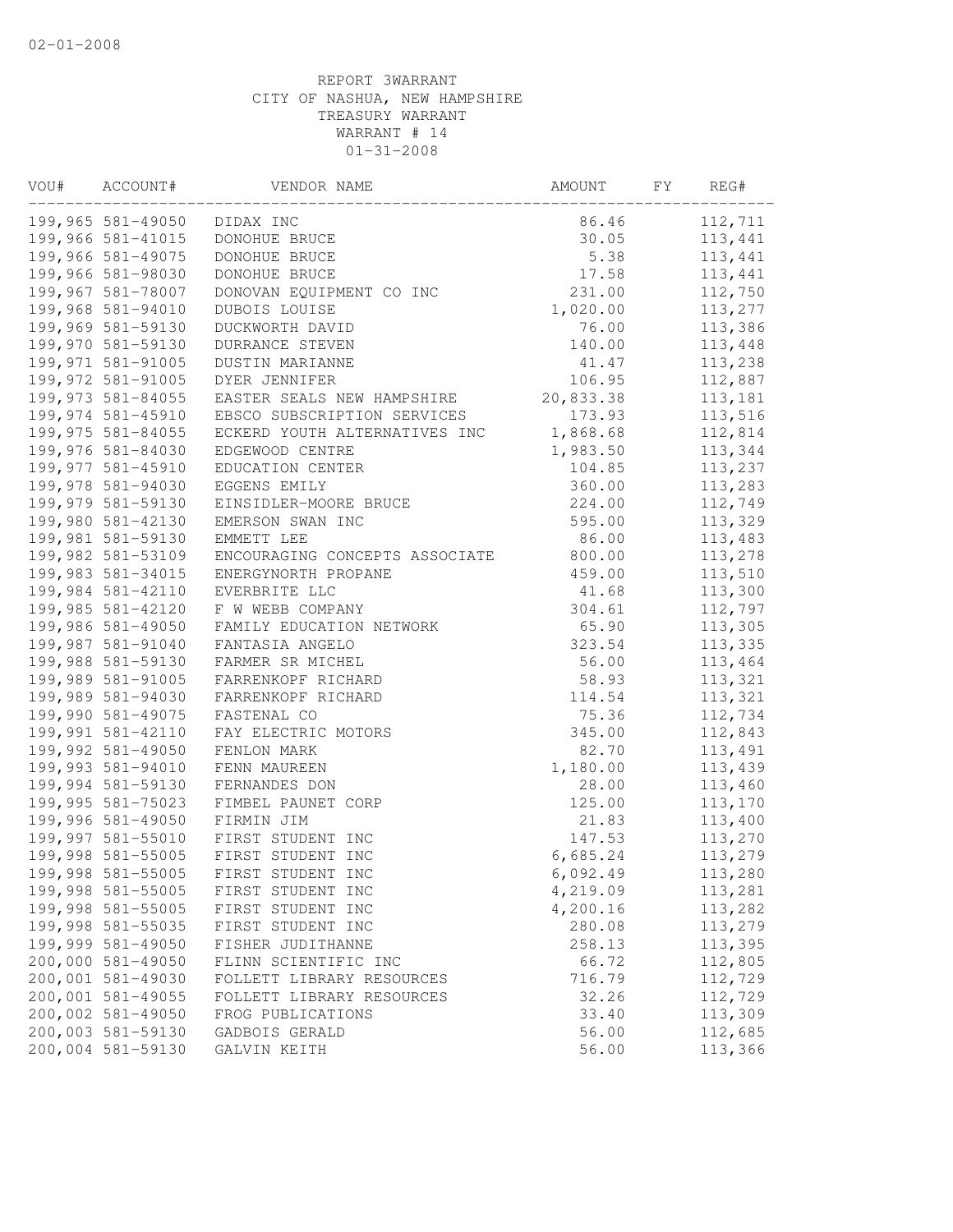02-01-2008

REPORT 3WARRANT
CITY OF NASHUA, NEW HAMPSHIRE
TREASURY WARRANT
WARRANT # 14
01-31-2008

| VOU# | ACCOUNT# | VENDOR NAME | AMOUNT | FY | REG# |
|---|---|---|---|---|---|
| 199,965 | 581-49050 | DIDAX INC | 86.46 | | 112,711 |
| 199,966 | 581-41015 | DONOHUE BRUCE | 30.05 | | 113,441 |
| 199,966 | 581-49075 | DONOHUE BRUCE | 5.38 | | 113,441 |
| 199,966 | 581-98030 | DONOHUE BRUCE | 17.58 | | 113,441 |
| 199,967 | 581-78007 | DONOVAN EQUIPMENT CO INC | 231.00 | | 112,750 |
| 199,968 | 581-94010 | DUBOIS LOUISE | 1,020.00 | | 113,277 |
| 199,969 | 581-59130 | DUCKWORTH DAVID | 76.00 | | 113,386 |
| 199,970 | 581-59130 | DURRANCE STEVEN | 140.00 | | 113,448 |
| 199,971 | 581-91005 | DUSTIN MARIANNE | 41.47 | | 113,238 |
| 199,972 | 581-91005 | DYER JENNIFER | 106.95 | | 112,887 |
| 199,973 | 581-84055 | EASTER SEALS NEW HAMPSHIRE | 20,833.38 | | 113,181 |
| 199,974 | 581-45910 | EBSCO SUBSCRIPTION SERVICES | 173.93 | | 113,516 |
| 199,975 | 581-84055 | ECKERD YOUTH ALTERNATIVES INC | 1,868.68 | | 112,814 |
| 199,976 | 581-84030 | EDGEWOOD CENTRE | 1,983.50 | | 113,344 |
| 199,977 | 581-45910 | EDUCATION CENTER | 104.85 | | 113,237 |
| 199,978 | 581-94030 | EGGENS EMILY | 360.00 | | 113,283 |
| 199,979 | 581-59130 | EINSIDLER-MOORE BRUCE | 224.00 | | 112,749 |
| 199,980 | 581-42130 | EMERSON SWAN INC | 595.00 | | 113,329 |
| 199,981 | 581-59130 | EMMETT LEE | 86.00 | | 113,483 |
| 199,982 | 581-53109 | ENCOURAGING CONCEPTS ASSOCIATE | 800.00 | | 113,278 |
| 199,983 | 581-34015 | ENERGYNORTH PROPANE | 459.00 | | 113,510 |
| 199,984 | 581-42110 | EVERBRITE LLC | 41.68 | | 113,300 |
| 199,985 | 581-42120 | F W WEBB COMPANY | 304.61 | | 112,797 |
| 199,986 | 581-49050 | FAMILY EDUCATION NETWORK | 65.90 | | 113,305 |
| 199,987 | 581-91040 | FANTASIA ANGELO | 323.54 | | 113,335 |
| 199,988 | 581-59130 | FARMER SR MICHEL | 56.00 | | 113,464 |
| 199,989 | 581-91005 | FARRENKOPF RICHARD | 58.93 | | 113,321 |
| 199,989 | 581-94030 | FARRENKOPF RICHARD | 114.54 | | 113,321 |
| 199,990 | 581-49075 | FASTENAL CO | 75.36 | | 112,734 |
| 199,991 | 581-42110 | FAY ELECTRIC MOTORS | 345.00 | | 112,843 |
| 199,992 | 581-49050 | FENLON MARK | 82.70 | | 113,491 |
| 199,993 | 581-94010 | FENN MAUREEN | 1,180.00 | | 113,439 |
| 199,994 | 581-59130 | FERNANDES DON | 28.00 | | 113,460 |
| 199,995 | 581-75023 | FIMBEL PAUNET CORP | 125.00 | | 113,170 |
| 199,996 | 581-49050 | FIRMIN JIM | 21.83 | | 113,400 |
| 199,997 | 581-55010 | FIRST STUDENT INC | 147.53 | | 113,270 |
| 199,998 | 581-55005 | FIRST STUDENT INC | 6,685.24 | | 113,279 |
| 199,998 | 581-55005 | FIRST STUDENT INC | 6,092.49 | | 113,280 |
| 199,998 | 581-55005 | FIRST STUDENT INC | 4,219.09 | | 113,281 |
| 199,998 | 581-55005 | FIRST STUDENT INC | 4,200.16 | | 113,282 |
| 199,998 | 581-55035 | FIRST STUDENT INC | 280.08 | | 113,279 |
| 199,999 | 581-49050 | FISHER JUDITHANNE | 258.13 | | 113,395 |
| 200,000 | 581-49050 | FLINN SCIENTIFIC INC | 66.72 | | 112,805 |
| 200,001 | 581-49030 | FOLLETT LIBRARY RESOURCES | 716.79 | | 112,729 |
| 200,001 | 581-49055 | FOLLETT LIBRARY RESOURCES | 32.26 | | 112,729 |
| 200,002 | 581-49050 | FROG PUBLICATIONS | 33.40 | | 113,309 |
| 200,003 | 581-59130 | GADBOIS GERALD | 56.00 | | 112,685 |
| 200,004 | 581-59130 | GALVIN KEITH | 56.00 | | 113,366 |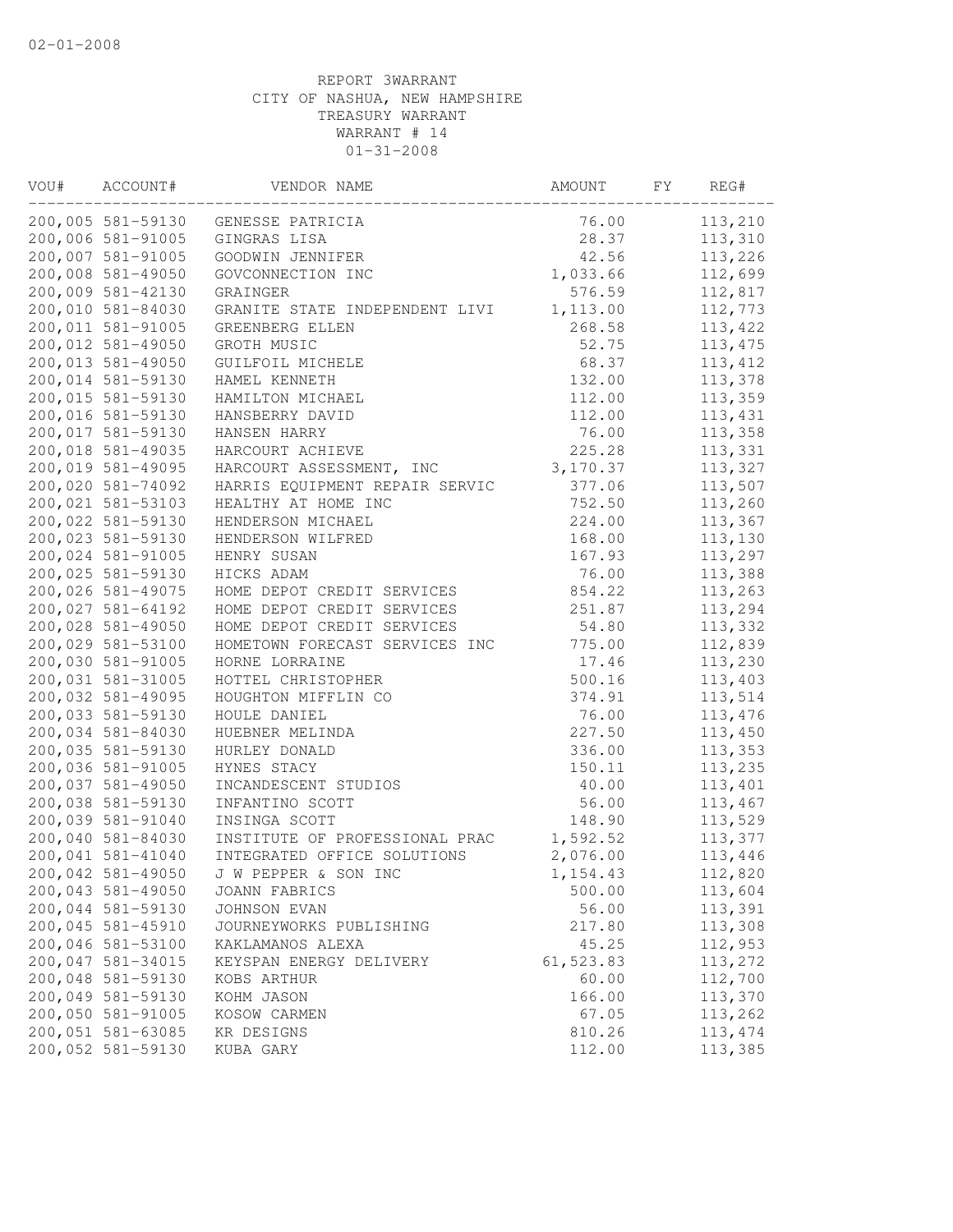REPORT 3WARRANT
CITY OF NASHUA, NEW HAMPSHIRE
TREASURY WARRANT
WARRANT # 14
01-31-2008

| VOU# | ACCOUNT# | VENDOR NAME | AMOUNT | FY | REG# |
|---|---|---|---|---|---|
| 200,005 | 581-59130 | GENESSE PATRICIA | 76.00 | | 113,210 |
| 200,006 | 581-91005 | GINGRAS LISA | 28.37 | | 113,310 |
| 200,007 | 581-91005 | GOODWIN JENNIFER | 42.56 | | 113,226 |
| 200,008 | 581-49050 | GOVCONNECTION INC | 1,033.66 | | 112,699 |
| 200,009 | 581-42130 | GRAINGER | 576.59 | | 112,817 |
| 200,010 | 581-84030 | GRANITE STATE INDEPENDENT LIVI | 1,113.00 | | 112,773 |
| 200,011 | 581-91005 | GREENBERG ELLEN | 268.58 | | 113,422 |
| 200,012 | 581-49050 | GROTH MUSIC | 52.75 | | 113,475 |
| 200,013 | 581-49050 | GUILFOIL MICHELE | 68.37 | | 113,412 |
| 200,014 | 581-59130 | HAMEL KENNETH | 132.00 | | 113,378 |
| 200,015 | 581-59130 | HAMILTON MICHAEL | 112.00 | | 113,359 |
| 200,016 | 581-59130 | HANSBERRY DAVID | 112.00 | | 113,431 |
| 200,017 | 581-59130 | HANSEN HARRY | 76.00 | | 113,358 |
| 200,018 | 581-49035 | HARCOURT ACHIEVE | 225.28 | | 113,331 |
| 200,019 | 581-49095 | HARCOURT ASSESSMENT, INC | 3,170.37 | | 113,327 |
| 200,020 | 581-74092 | HARRIS EQUIPMENT REPAIR SERVIC | 377.06 | | 113,507 |
| 200,021 | 581-53103 | HEALTHY AT HOME INC | 752.50 | | 113,260 |
| 200,022 | 581-59130 | HENDERSON MICHAEL | 224.00 | | 113,367 |
| 200,023 | 581-59130 | HENDERSON WILFRED | 168.00 | | 113,130 |
| 200,024 | 581-91005 | HENRY SUSAN | 167.93 | | 113,297 |
| 200,025 | 581-59130 | HICKS ADAM | 76.00 | | 113,388 |
| 200,026 | 581-49075 | HOME DEPOT CREDIT SERVICES | 854.22 | | 113,263 |
| 200,027 | 581-64192 | HOME DEPOT CREDIT SERVICES | 251.87 | | 113,294 |
| 200,028 | 581-49050 | HOME DEPOT CREDIT SERVICES | 54.80 | | 113,332 |
| 200,029 | 581-53100 | HOMETOWN FORECAST SERVICES INC | 775.00 | | 112,839 |
| 200,030 | 581-91005 | HORNE LORRAINE | 17.46 | | 113,230 |
| 200,031 | 581-31005 | HOTTEL CHRISTOPHER | 500.16 | | 113,403 |
| 200,032 | 581-49095 | HOUGHTON MIFFLIN CO | 374.91 | | 113,514 |
| 200,033 | 581-59130 | HOULE DANIEL | 76.00 | | 113,476 |
| 200,034 | 581-84030 | HUEBNER MELINDA | 227.50 | | 113,450 |
| 200,035 | 581-59130 | HURLEY DONALD | 336.00 | | 113,353 |
| 200,036 | 581-91005 | HYNES STACY | 150.11 | | 113,235 |
| 200,037 | 581-49050 | INCANDESCENT STUDIOS | 40.00 | | 113,401 |
| 200,038 | 581-59130 | INFANTINO SCOTT | 56.00 | | 113,467 |
| 200,039 | 581-91040 | INSINGA SCOTT | 148.90 | | 113,529 |
| 200,040 | 581-84030 | INSTITUTE OF PROFESSIONAL PRAC | 1,592.52 | | 113,377 |
| 200,041 | 581-41040 | INTEGRATED OFFICE SOLUTIONS | 2,076.00 | | 113,446 |
| 200,042 | 581-49050 | J W PEPPER & SON INC | 1,154.43 | | 112,820 |
| 200,043 | 581-49050 | JOANN FABRICS | 500.00 | | 113,604 |
| 200,044 | 581-59130 | JOHNSON EVAN | 56.00 | | 113,391 |
| 200,045 | 581-45910 | JOURNEYWORKS PUBLISHING | 217.80 | | 113,308 |
| 200,046 | 581-53100 | KAKLAMANOS ALEXA | 45.25 | | 112,953 |
| 200,047 | 581-34015 | KEYSPAN ENERGY DELIVERY | 61,523.83 | | 113,272 |
| 200,048 | 581-59130 | KOBS ARTHUR | 60.00 | | 112,700 |
| 200,049 | 581-59130 | KOHM JASON | 166.00 | | 113,370 |
| 200,050 | 581-91005 | KOSOW CARMEN | 67.05 | | 113,262 |
| 200,051 | 581-63085 | KR DESIGNS | 810.26 | | 113,474 |
| 200,052 | 581-59130 | KUBA GARY | 112.00 | | 113,385 |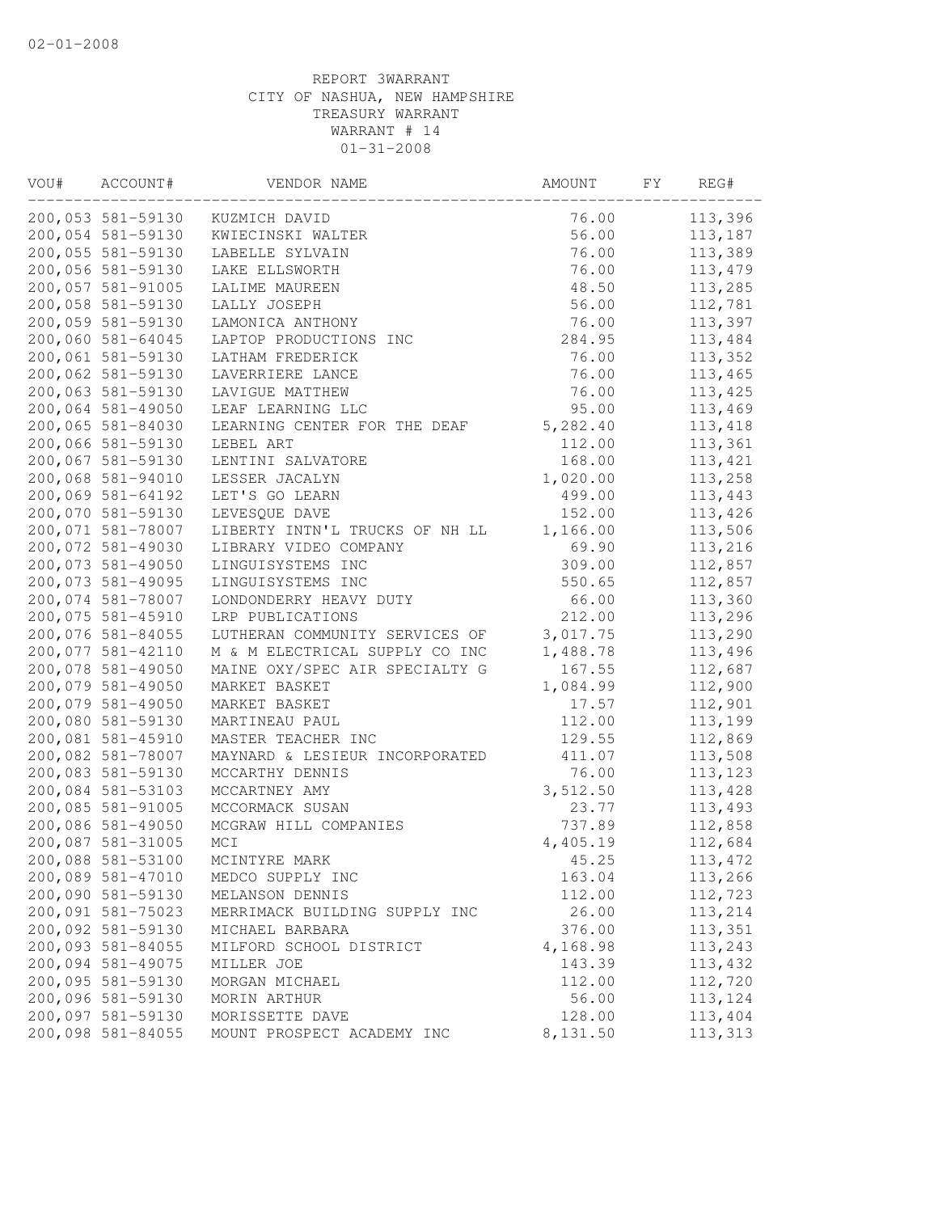02-01-2008

REPORT 3WARRANT
CITY OF NASHUA, NEW HAMPSHIRE
TREASURY WARRANT
WARRANT # 14
01-31-2008

| VOU# | ACCOUNT# | VENDOR NAME | AMOUNT | FY | REG# |
|---|---|---|---|---|---|
| 200,053 | 581-59130 | KUZMICH DAVID | 76.00 | | 113,396 |
| 200,054 | 581-59130 | KWIECINSKI WALTER | 56.00 | | 113,187 |
| 200,055 | 581-59130 | LABELLE SYLVAIN | 76.00 | | 113,389 |
| 200,056 | 581-59130 | LAKE ELLSWORTH | 76.00 | | 113,479 |
| 200,057 | 581-91005 | LALIME MAUREEN | 48.50 | | 113,285 |
| 200,058 | 581-59130 | LALLY JOSEPH | 56.00 | | 112,781 |
| 200,059 | 581-59130 | LAMONICA ANTHONY | 76.00 | | 113,397 |
| 200,060 | 581-64045 | LAPTOP PRODUCTIONS INC | 284.95 | | 113,484 |
| 200,061 | 581-59130 | LATHAM FREDERICK | 76.00 | | 113,352 |
| 200,062 | 581-59130 | LAVERRIERE LANCE | 76.00 | | 113,465 |
| 200,063 | 581-59130 | LAVIGUE MATTHEW | 76.00 | | 113,425 |
| 200,064 | 581-49050 | LEAF LEARNING LLC | 95.00 | | 113,469 |
| 200,065 | 581-84030 | LEARNING CENTER FOR THE DEAF | 5,282.40 | | 113,418 |
| 200,066 | 581-59130 | LEBEL ART | 112.00 | | 113,361 |
| 200,067 | 581-59130 | LENTINI SALVATORE | 168.00 | | 113,421 |
| 200,068 | 581-94010 | LESSER JACALYN | 1,020.00 | | 113,258 |
| 200,069 | 581-64192 | LET'S GO LEARN | 499.00 | | 113,443 |
| 200,070 | 581-59130 | LEVESQUE DAVE | 152.00 | | 113,426 |
| 200,071 | 581-78007 | LIBERTY INTN'L TRUCKS OF NH LL | 1,166.00 | | 113,506 |
| 200,072 | 581-49030 | LIBRARY VIDEO COMPANY | 69.90 | | 113,216 |
| 200,073 | 581-49050 | LINGUISYSTEMS INC | 309.00 | | 112,857 |
| 200,073 | 581-49095 | LINGUISYSTEMS INC | 550.65 | | 112,857 |
| 200,074 | 581-78007 | LONDONDERRY HEAVY DUTY | 66.00 | | 113,360 |
| 200,075 | 581-45910 | LRP PUBLICATIONS | 212.00 | | 113,296 |
| 200,076 | 581-84055 | LUTHERAN COMMUNITY SERVICES OF | 3,017.75 | | 113,290 |
| 200,077 | 581-42110 | M & M ELECTRICAL SUPPLY CO INC | 1,488.78 | | 113,496 |
| 200,078 | 581-49050 | MAINE OXY/SPEC AIR SPECIALTY G | 167.55 | | 112,687 |
| 200,079 | 581-49050 | MARKET BASKET | 1,084.99 | | 112,900 |
| 200,079 | 581-49050 | MARKET BASKET | 17.57 | | 112,901 |
| 200,080 | 581-59130 | MARTINEAU PAUL | 112.00 | | 113,199 |
| 200,081 | 581-45910 | MASTER TEACHER INC | 129.55 | | 112,869 |
| 200,082 | 581-78007 | MAYNARD & LESIEUR INCORPORATED | 411.07 | | 113,508 |
| 200,083 | 581-59130 | MCCARTHY DENNIS | 76.00 | | 113,123 |
| 200,084 | 581-53103 | MCCARTNEY AMY | 3,512.50 | | 113,428 |
| 200,085 | 581-91005 | MCCORMACK SUSAN | 23.77 | | 113,493 |
| 200,086 | 581-49050 | MCGRAW HILL COMPANIES | 737.89 | | 112,858 |
| 200,087 | 581-31005 | MCI | 4,405.19 | | 112,684 |
| 200,088 | 581-53100 | MCINTYRE MARK | 45.25 | | 113,472 |
| 200,089 | 581-47010 | MEDCO SUPPLY INC | 163.04 | | 113,266 |
| 200,090 | 581-59130 | MELANSON DENNIS | 112.00 | | 112,723 |
| 200,091 | 581-75023 | MERRIMACK BUILDING SUPPLY INC | 26.00 | | 113,214 |
| 200,092 | 581-59130 | MICHAEL BARBARA | 376.00 | | 113,351 |
| 200,093 | 581-84055 | MILFORD SCHOOL DISTRICT | 4,168.98 | | 113,243 |
| 200,094 | 581-49075 | MILLER JOE | 143.39 | | 113,432 |
| 200,095 | 581-59130 | MORGAN MICHAEL | 112.00 | | 112,720 |
| 200,096 | 581-59130 | MORIN ARTHUR | 56.00 | | 113,124 |
| 200,097 | 581-59130 | MORISSETTE DAVE | 128.00 | | 113,404 |
| 200,098 | 581-84055 | MOUNT PROSPECT ACADEMY INC | 8,131.50 | | 113,313 |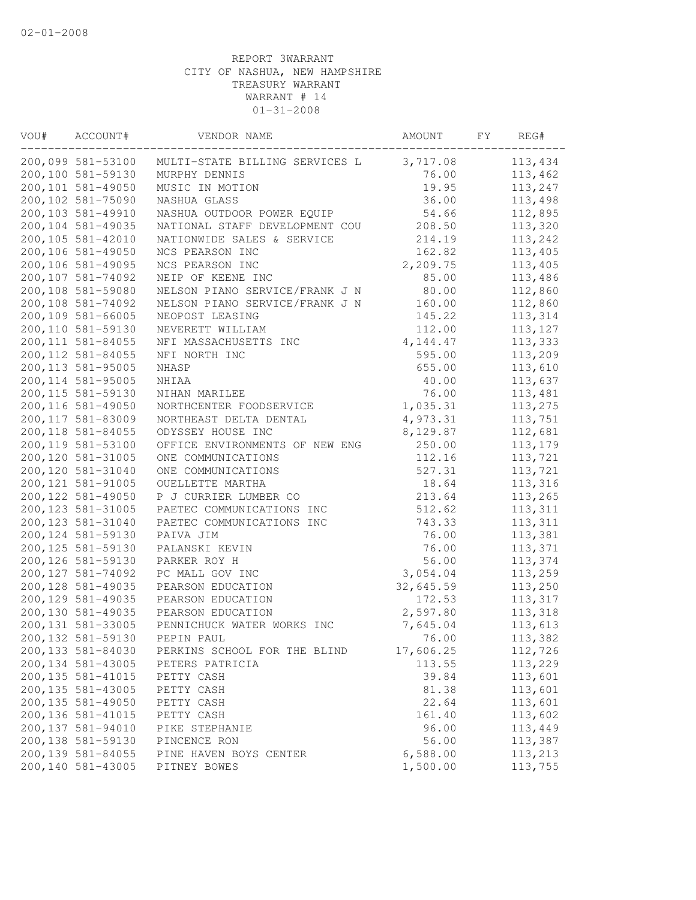02-01-2008

REPORT 3WARRANT
CITY OF NASHUA, NEW HAMPSHIRE
TREASURY WARRANT
WARRANT # 14
01-31-2008

| VOU# | ACCOUNT# | VENDOR NAME | AMOUNT | FY | REG# |
|---|---|---|---|---|---|
| 200,099 | 581-53100 | MULTI-STATE BILLING SERVICES L | 3,717.08 | | 113,434 |
| 200,100 | 581-59130 | MURPHY DENNIS | 76.00 | | 113,462 |
| 200,101 | 581-49050 | MUSIC IN MOTION | 19.95 | | 113,247 |
| 200,102 | 581-75090 | NASHUA GLASS | 36.00 | | 113,498 |
| 200,103 | 581-49910 | NASHUA OUTDOOR POWER EQUIP | 54.66 | | 112,895 |
| 200,104 | 581-49035 | NATIONAL STAFF DEVELOPMENT COU | 208.50 | | 113,320 |
| 200,105 | 581-42010 | NATIONWIDE SALES & SERVICE | 214.19 | | 113,242 |
| 200,106 | 581-49050 | NCS PEARSON INC | 162.82 | | 113,405 |
| 200,106 | 581-49095 | NCS PEARSON INC | 2,209.75 | | 113,405 |
| 200,107 | 581-74092 | NEIP OF KEENE INC | 85.00 | | 113,486 |
| 200,108 | 581-59080 | NELSON PIANO SERVICE/FRANK J N | 80.00 | | 112,860 |
| 200,108 | 581-74092 | NELSON PIANO SERVICE/FRANK J N | 160.00 | | 112,860 |
| 200,109 | 581-66005 | NEOPOST LEASING | 145.22 | | 113,314 |
| 200,110 | 581-59130 | NEVERETT WILLIAM | 112.00 | | 113,127 |
| 200,111 | 581-84055 | NFI MASSACHUSETTS INC | 4,144.47 | | 113,333 |
| 200,112 | 581-84055 | NFI NORTH INC | 595.00 | | 113,209 |
| 200,113 | 581-95005 | NHASP | 655.00 | | 113,610 |
| 200,114 | 581-95005 | NHIAA | 40.00 | | 113,637 |
| 200,115 | 581-59130 | NIHAN MARILEE | 76.00 | | 113,481 |
| 200,116 | 581-49050 | NORTHCENTER FOODSERVICE | 1,035.31 | | 113,275 |
| 200,117 | 581-83009 | NORTHEAST DELTA DENTAL | 4,973.31 | | 113,751 |
| 200,118 | 581-84055 | ODYSSEY HOUSE INC | 8,129.87 | | 112,681 |
| 200,119 | 581-53100 | OFFICE ENVIRONMENTS OF NEW ENG | 250.00 | | 113,179 |
| 200,120 | 581-31005 | ONE COMMUNICATIONS | 112.16 | | 113,721 |
| 200,120 | 581-31040 | ONE COMMUNICATIONS | 527.31 | | 113,721 |
| 200,121 | 581-91005 | OUELLETTE MARTHA | 18.64 | | 113,316 |
| 200,122 | 581-49050 | P J CURRIER LUMBER CO | 213.64 | | 113,265 |
| 200,123 | 581-31005 | PAETEC COMMUNICATIONS INC | 512.62 | | 113,311 |
| 200,123 | 581-31040 | PAETEC COMMUNICATIONS INC | 743.33 | | 113,311 |
| 200,124 | 581-59130 | PAIVA JIM | 76.00 | | 113,381 |
| 200,125 | 581-59130 | PALANSKI KEVIN | 76.00 | | 113,371 |
| 200,126 | 581-59130 | PARKER ROY H | 56.00 | | 113,374 |
| 200,127 | 581-74092 | PC MALL GOV INC | 3,054.04 | | 113,259 |
| 200,128 | 581-49035 | PEARSON EDUCATION | 32,645.59 | | 113,250 |
| 200,129 | 581-49035 | PEARSON EDUCATION | 172.53 | | 113,317 |
| 200,130 | 581-49035 | PEARSON EDUCATION | 2,597.80 | | 113,318 |
| 200,131 | 581-33005 | PENNICHUCK WATER WORKS INC | 7,645.04 | | 113,613 |
| 200,132 | 581-59130 | PEPIN PAUL | 76.00 | | 113,382 |
| 200,133 | 581-84030 | PERKINS SCHOOL FOR THE BLIND | 17,606.25 | | 112,726 |
| 200,134 | 581-43005 | PETERS PATRICIA | 113.55 | | 113,229 |
| 200,135 | 581-41015 | PETTY CASH | 39.84 | | 113,601 |
| 200,135 | 581-43005 | PETTY CASH | 81.38 | | 113,601 |
| 200,135 | 581-49050 | PETTY CASH | 22.64 | | 113,601 |
| 200,136 | 581-41015 | PETTY CASH | 161.40 | | 113,602 |
| 200,137 | 581-94010 | PIKE STEPHANIE | 96.00 | | 113,449 |
| 200,138 | 581-59130 | PINCENCE RON | 56.00 | | 113,387 |
| 200,139 | 581-84055 | PINE HAVEN BOYS CENTER | 6,588.00 | | 113,213 |
| 200,140 | 581-43005 | PITNEY BOWES | 1,500.00 | | 113,755 |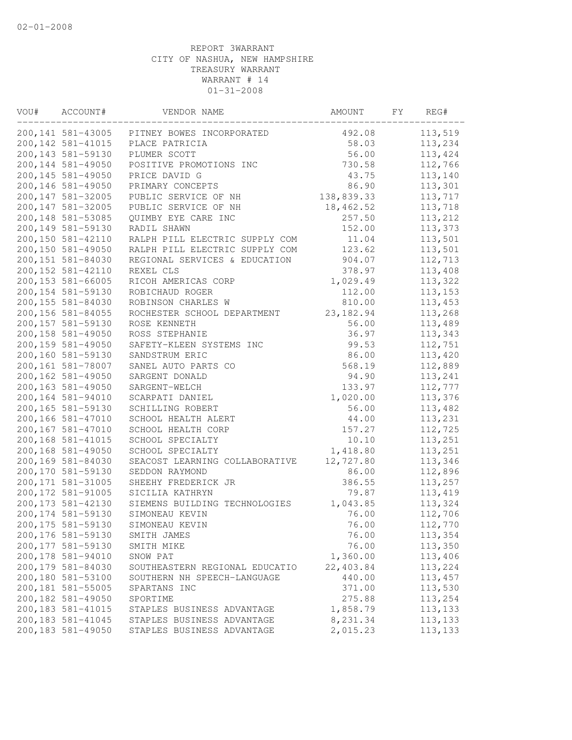02-01-2008

REPORT 3WARRANT
CITY OF NASHUA, NEW HAMPSHIRE
TREASURY WARRANT
WARRANT # 14
01-31-2008

| VOU# | ACCOUNT# | VENDOR NAME | AMOUNT | FY | REG# |
|---|---|---|---|---|---|
| 200,141 | 581-43005 | PITNEY BOWES INCORPORATED | 492.08 | | 113,519 |
| 200,142 | 581-41015 | PLACE PATRICIA | 58.03 | | 113,234 |
| 200,143 | 581-59130 | PLUMER SCOTT | 56.00 | | 113,424 |
| 200,144 | 581-49050 | POSITIVE PROMOTIONS INC | 730.58 | | 112,766 |
| 200,145 | 581-49050 | PRICE DAVID G | 43.75 | | 113,140 |
| 200,146 | 581-49050 | PRIMARY CONCEPTS | 86.90 | | 113,301 |
| 200,147 | 581-32005 | PUBLIC SERVICE OF NH | 138,839.33 | | 113,717 |
| 200,147 | 581-32005 | PUBLIC SERVICE OF NH | 18,462.52 | | 113,718 |
| 200,148 | 581-53085 | QUIMBY EYE CARE INC | 257.50 | | 113,212 |
| 200,149 | 581-59130 | RADIL SHAWN | 152.00 | | 113,373 |
| 200,150 | 581-42110 | RALPH PILL ELECTRIC SUPPLY COM | 11.04 | | 113,501 |
| 200,150 | 581-49050 | RALPH PILL ELECTRIC SUPPLY COM | 123.62 | | 113,501 |
| 200,151 | 581-84030 | REGIONAL SERVICES & EDUCATION | 904.07 | | 112,713 |
| 200,152 | 581-42110 | REXEL CLS | 378.97 | | 113,408 |
| 200,153 | 581-66005 | RICOH AMERICAS CORP | 1,029.49 | | 113,322 |
| 200,154 | 581-59130 | ROBICHAUD ROGER | 112.00 | | 113,153 |
| 200,155 | 581-84030 | ROBINSON CHARLES W | 810.00 | | 113,453 |
| 200,156 | 581-84055 | ROCHESTER SCHOOL DEPARTMENT | 23,182.94 | | 113,268 |
| 200,157 | 581-59130 | ROSE KENNETH | 56.00 | | 113,489 |
| 200,158 | 581-49050 | ROSS STEPHANIE | 36.97 | | 113,343 |
| 200,159 | 581-49050 | SAFETY-KLEEN SYSTEMS INC | 99.53 | | 112,751 |
| 200,160 | 581-59130 | SANDSTRUM ERIC | 86.00 | | 113,420 |
| 200,161 | 581-78007 | SANEL AUTO PARTS CO | 568.19 | | 112,889 |
| 200,162 | 581-49050 | SARGENT DONALD | 94.90 | | 113,241 |
| 200,163 | 581-49050 | SARGENT-WELCH | 133.97 | | 112,777 |
| 200,164 | 581-94010 | SCARPATI DANIEL | 1,020.00 | | 113,376 |
| 200,165 | 581-59130 | SCHILLING ROBERT | 56.00 | | 113,482 |
| 200,166 | 581-47010 | SCHOOL HEALTH ALERT | 44.00 | | 113,231 |
| 200,167 | 581-47010 | SCHOOL HEALTH CORP | 157.27 | | 112,725 |
| 200,168 | 581-41015 | SCHOOL SPECIALTY | 10.10 | | 113,251 |
| 200,168 | 581-49050 | SCHOOL SPECIALTY | 1,418.80 | | 113,251 |
| 200,169 | 581-84030 | SEACOST LEARNING COLLABORATIVE | 12,727.80 | | 113,346 |
| 200,170 | 581-59130 | SEDDON RAYMOND | 86.00 | | 112,896 |
| 200,171 | 581-31005 | SHEEHY FREDERICK JR | 386.55 | | 113,257 |
| 200,172 | 581-91005 | SICILIA KATHRYN | 79.87 | | 113,419 |
| 200,173 | 581-42130 | SIEMENS BUILDING TECHNOLOGIES | 1,043.85 | | 113,324 |
| 200,174 | 581-59130 | SIMONEAU KEVIN | 76.00 | | 112,706 |
| 200,175 | 581-59130 | SIMONEAU KEVIN | 76.00 | | 112,770 |
| 200,176 | 581-59130 | SMITH JAMES | 76.00 | | 113,354 |
| 200,177 | 581-59130 | SMITH MIKE | 76.00 | | 113,350 |
| 200,178 | 581-94010 | SNOW PAT | 1,360.00 | | 113,406 |
| 200,179 | 581-84030 | SOUTHEASTERN REGIONAL EDUCATIO | 22,403.84 | | 113,224 |
| 200,180 | 581-53100 | SOUTHERN NH SPEECH-LANGUAGE | 440.00 | | 113,457 |
| 200,181 | 581-55005 | SPARTANS INC | 371.00 | | 113,530 |
| 200,182 | 581-49050 | SPORTIME | 275.88 | | 113,254 |
| 200,183 | 581-41015 | STAPLES BUSINESS ADVANTAGE | 1,858.79 | | 113,133 |
| 200,183 | 581-41045 | STAPLES BUSINESS ADVANTAGE | 8,231.34 | | 113,133 |
| 200,183 | 581-49050 | STAPLES BUSINESS ADVANTAGE | 2,015.23 | | 113,133 |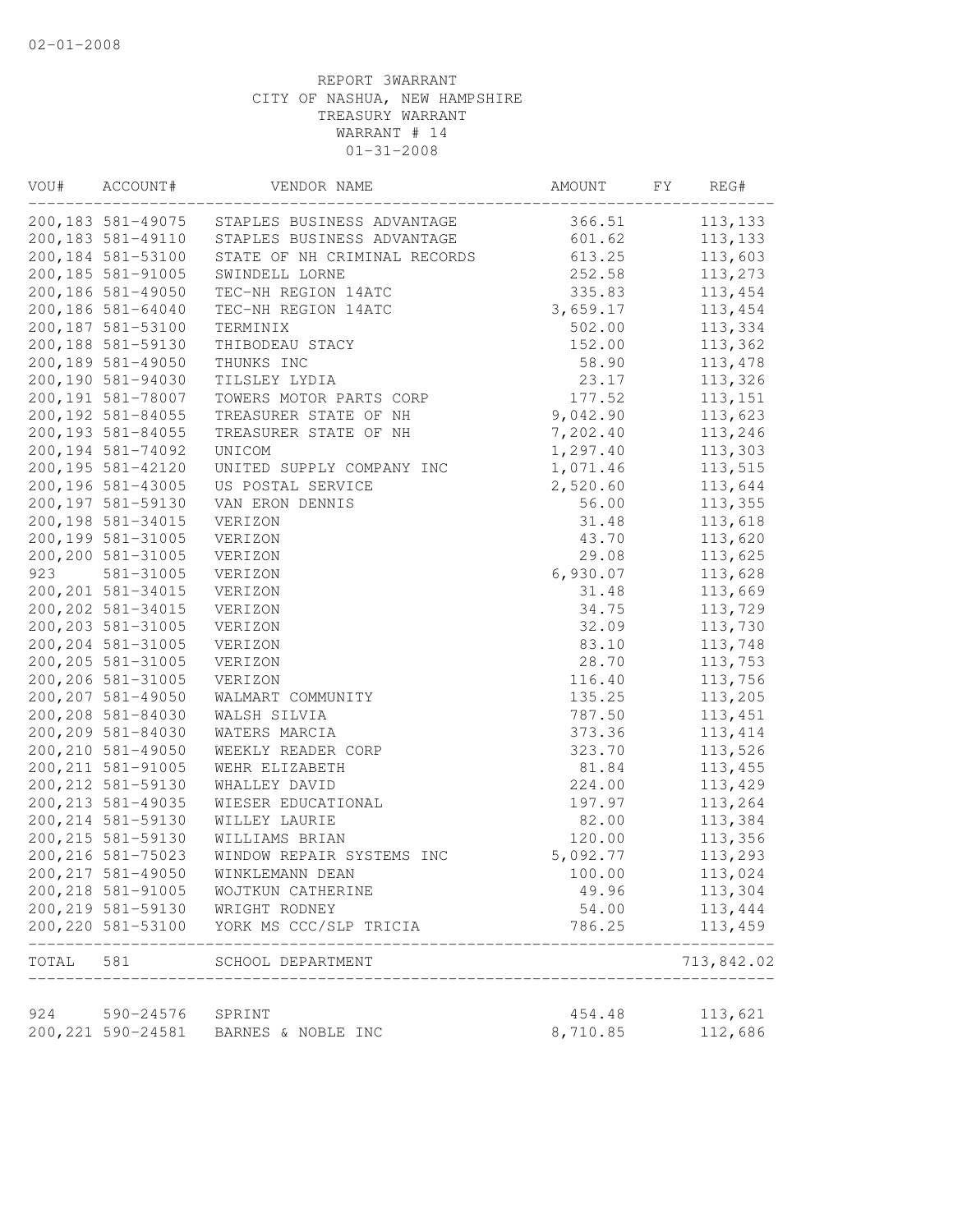02-01-2008

REPORT 3WARRANT
CITY OF NASHUA, NEW HAMPSHIRE
TREASURY WARRANT
WARRANT # 14
01-31-2008

| VOU# | ACCOUNT# | VENDOR NAME | AMOUNT | FY | REG# |
|---|---|---|---|---|---|
| 200,183 | 581-49075 | STAPLES BUSINESS ADVANTAGE | 366.51 | | 113,133 |
| 200,183 | 581-49110 | STAPLES BUSINESS ADVANTAGE | 601.62 | | 113,133 |
| 200,184 | 581-53100 | STATE OF NH CRIMINAL RECORDS | 613.25 | | 113,603 |
| 200,185 | 581-91005 | SWINDELL LORNE | 252.58 | | 113,273 |
| 200,186 | 581-49050 | TEC-NH REGION 14ATC | 335.83 | | 113,454 |
| 200,186 | 581-64040 | TEC-NH REGION 14ATC | 3,659.17 | | 113,454 |
| 200,187 | 581-53100 | TERMINIX | 502.00 | | 113,334 |
| 200,188 | 581-59130 | THIBODEAU STACY | 152.00 | | 113,362 |
| 200,189 | 581-49050 | THUNKS INC | 58.90 | | 113,478 |
| 200,190 | 581-94030 | TILSLEY LYDIA | 23.17 | | 113,326 |
| 200,191 | 581-78007 | TOWERS MOTOR PARTS CORP | 177.52 | | 113,151 |
| 200,192 | 581-84055 | TREASURER STATE OF NH | 9,042.90 | | 113,623 |
| 200,193 | 581-84055 | TREASURER STATE OF NH | 7,202.40 | | 113,246 |
| 200,194 | 581-74092 | UNICOM | 1,297.40 | | 113,303 |
| 200,195 | 581-42120 | UNITED SUPPLY COMPANY INC | 1,071.46 | | 113,515 |
| 200,196 | 581-43005 | US POSTAL SERVICE | 2,520.60 | | 113,644 |
| 200,197 | 581-59130 | VAN ERON DENNIS | 56.00 | | 113,355 |
| 200,198 | 581-34015 | VERIZON | 31.48 | | 113,618 |
| 200,199 | 581-31005 | VERIZON | 43.70 | | 113,620 |
| 200,200 | 581-31005 | VERIZON | 29.08 | | 113,625 |
| 923 | 581-31005 | VERIZON | 6,930.07 | | 113,628 |
| 200,201 | 581-34015 | VERIZON | 31.48 | | 113,669 |
| 200,202 | 581-34015 | VERIZON | 34.75 | | 113,729 |
| 200,203 | 581-31005 | VERIZON | 32.09 | | 113,730 |
| 200,204 | 581-31005 | VERIZON | 83.10 | | 113,748 |
| 200,205 | 581-31005 | VERIZON | 28.70 | | 113,753 |
| 200,206 | 581-31005 | VERIZON | 116.40 | | 113,756 |
| 200,207 | 581-49050 | WALMART COMMUNITY | 135.25 | | 113,205 |
| 200,208 | 581-84030 | WALSH SILVIA | 787.50 | | 113,451 |
| 200,209 | 581-84030 | WATERS MARCIA | 373.36 | | 113,414 |
| 200,210 | 581-49050 | WEEKLY READER CORP | 323.70 | | 113,526 |
| 200,211 | 581-91005 | WEHR ELIZABETH | 81.84 | | 113,455 |
| 200,212 | 581-59130 | WHALLEY DAVID | 224.00 | | 113,429 |
| 200,213 | 581-49035 | WIESER EDUCATIONAL | 197.97 | | 113,264 |
| 200,214 | 581-59130 | WILLEY LAURIE | 82.00 | | 113,384 |
| 200,215 | 581-59130 | WILLIAMS BRIAN | 120.00 | | 113,356 |
| 200,216 | 581-75023 | WINDOW REPAIR SYSTEMS INC | 5,092.77 | | 113,293 |
| 200,217 | 581-49050 | WINKLEMANN DEAN | 100.00 | | 113,024 |
| 200,218 | 581-91005 | WOJTKUN CATHERINE | 49.96 | | 113,304 |
| 200,219 | 581-59130 | WRIGHT RODNEY | 54.00 | | 113,444 |
| 200,220 | 581-53100 | YORK MS CCC/SLP TRICIA | 786.25 | | 113,459 |
| TOTAL | 581 | SCHOOL DEPARTMENT | | | 713,842.02 |
| 924 | 590-24576 | SPRINT | 454.48 | | 113,621 |
| 200,221 | 590-24581 | BARNES & NOBLE INC | 8,710.85 | | 112,686 |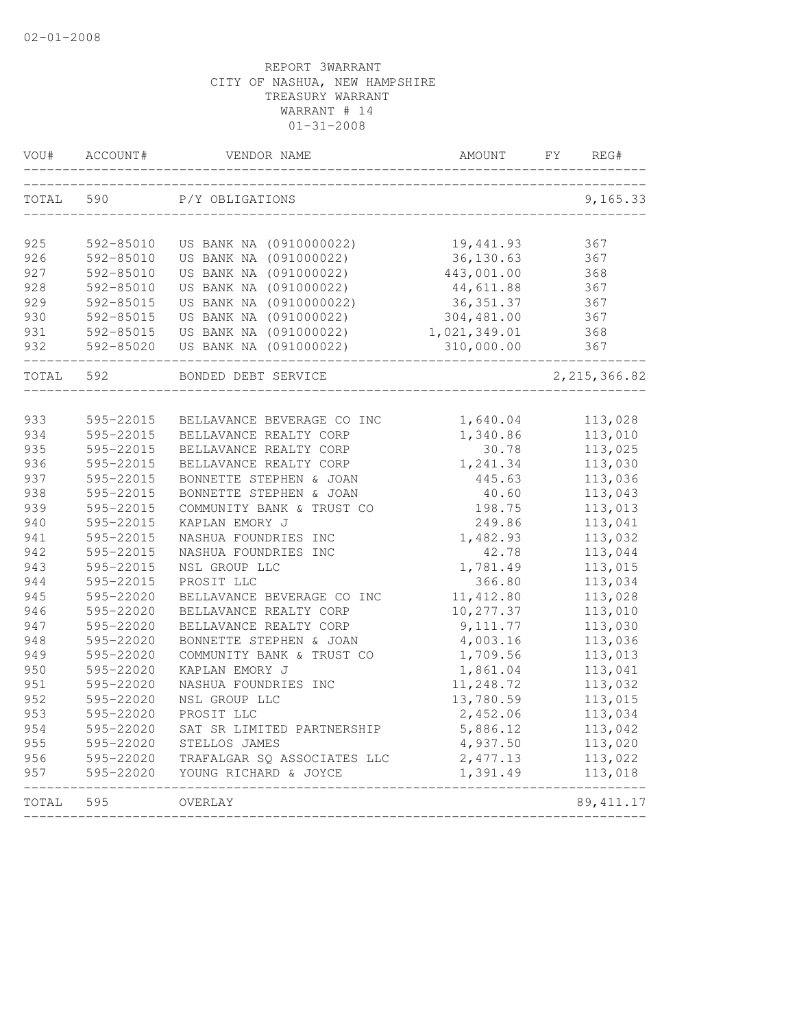02-01-2008

REPORT 3WARRANT
CITY OF NASHUA, NEW HAMPSHIRE
TREASURY WARRANT
WARRANT # 14
01-31-2008

| VOU# | ACCOUNT# | VENDOR NAME | AMOUNT | FY | REG# |
|---|---|---|---|---|---|
| TOTAL | 590 | P/Y OBLIGATIONS | | | 9,165.33 |
| 925 | 592-85010 | US BANK NA (0910000022) | 19,441.93 | | 367 |
| 926 | 592-85010 | US BANK NA (091000022) | 36,130.63 | | 367 |
| 927 | 592-85010 | US BANK NA (091000022) | 443,001.00 | | 368 |
| 928 | 592-85010 | US BANK NA (091000022) | 44,611.88 | | 367 |
| 929 | 592-85015 | US BANK NA (0910000022) | 36,351.37 | | 367 |
| 930 | 592-85015 | US BANK NA (091000022) | 304,481.00 | | 367 |
| 931 | 592-85015 | US BANK NA (091000022) | 1,021,349.01 | | 368 |
| 932 | 592-85020 | US BANK NA (091000022) | 310,000.00 | | 367 |
| TOTAL | 592 | BONDED DEBT SERVICE | | | 2,215,366.82 |
| 933 | 595-22015 | BELLAVANCE BEVERAGE CO INC | 1,640.04 | | 113,028 |
| 934 | 595-22015 | BELLAVANCE REALTY CORP | 1,340.86 | | 113,010 |
| 935 | 595-22015 | BELLAVANCE REALTY CORP | 30.78 | | 113,025 |
| 936 | 595-22015 | BELLAVANCE REALTY CORP | 1,241.34 | | 113,030 |
| 937 | 595-22015 | BONNETTE STEPHEN & JOAN | 445.63 | | 113,036 |
| 938 | 595-22015 | BONNETTE STEPHEN & JOAN | 40.60 | | 113,043 |
| 939 | 595-22015 | COMMUNITY BANK & TRUST CO | 198.75 | | 113,013 |
| 940 | 595-22015 | KAPLAN EMORY J | 249.86 | | 113,041 |
| 941 | 595-22015 | NASHUA FOUNDRIES INC | 1,482.93 | | 113,032 |
| 942 | 595-22015 | NASHUA FOUNDRIES INC | 42.78 | | 113,044 |
| 943 | 595-22015 | NSL GROUP LLC | 1,781.49 | | 113,015 |
| 944 | 595-22015 | PROSIT LLC | 366.80 | | 113,034 |
| 945 | 595-22020 | BELLAVANCE BEVERAGE CO INC | 11,412.80 | | 113,028 |
| 946 | 595-22020 | BELLAVANCE REALTY CORP | 10,277.37 | | 113,010 |
| 947 | 595-22020 | BELLAVANCE REALTY CORP | 9,111.77 | | 113,030 |
| 948 | 595-22020 | BONNETTE STEPHEN & JOAN | 4,003.16 | | 113,036 |
| 949 | 595-22020 | COMMUNITY BANK & TRUST CO | 1,709.56 | | 113,013 |
| 950 | 595-22020 | KAPLAN EMORY J | 1,861.04 | | 113,041 |
| 951 | 595-22020 | NASHUA FOUNDRIES INC | 11,248.72 | | 113,032 |
| 952 | 595-22020 | NSL GROUP LLC | 13,780.59 | | 113,015 |
| 953 | 595-22020 | PROSIT LLC | 2,452.06 | | 113,034 |
| 954 | 595-22020 | SAT SR LIMITED PARTNERSHIP | 5,886.12 | | 113,042 |
| 955 | 595-22020 | STELLOS JAMES | 4,937.50 | | 113,020 |
| 956 | 595-22020 | TRAFALGAR SQ ASSOCIATES LLC | 2,477.13 | | 113,022 |
| 957 | 595-22020 | YOUNG RICHARD & JOYCE | 1,391.49 | | 113,018 |
| TOTAL | 595 | OVERLAY | | | 89,411.17 |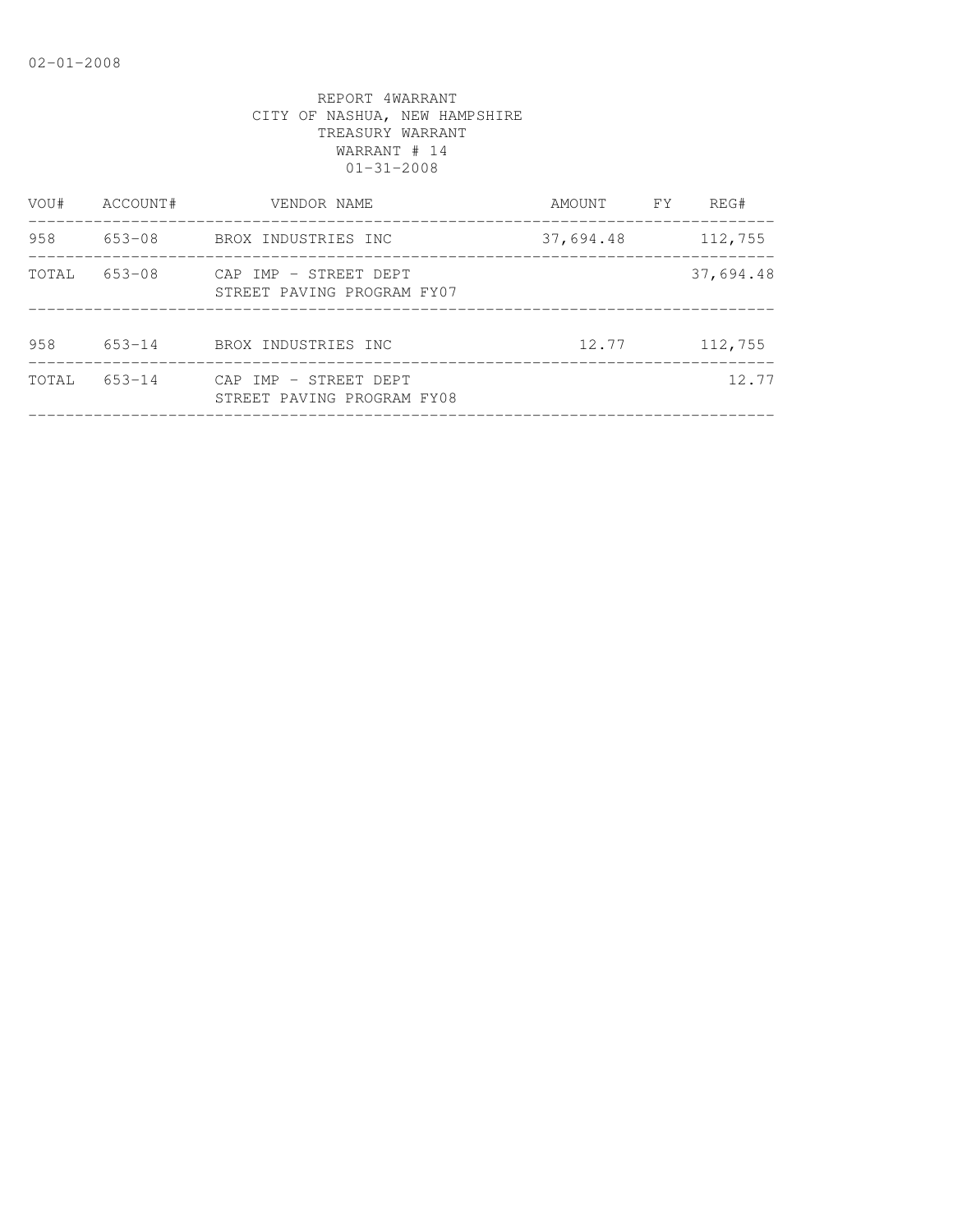REPORT 4WARRANT
CITY OF NASHUA, NEW HAMPSHIRE
TREASURY WARRANT
WARRANT # 14
01-31-2008

| VOU# | ACCOUNT# | VENDOR NAME | AMOUNT | FY | REG# |
|---|---|---|---|---|---|
| 958 | 653-08 | BROX INDUSTRIES INC | 37,694.48 | | 112,755 |
| TOTAL | 653-08 | CAP IMP - STREET DEPT STREET PAVING PROGRAM FY07 | | | 37,694.48 |
| 958 | 653-14 | BROX INDUSTRIES INC | 12.77 | | 112,755 |
| TOTAL | 653-14 | CAP IMP - STREET DEPT STREET PAVING PROGRAM FY08 | | | 12.77 |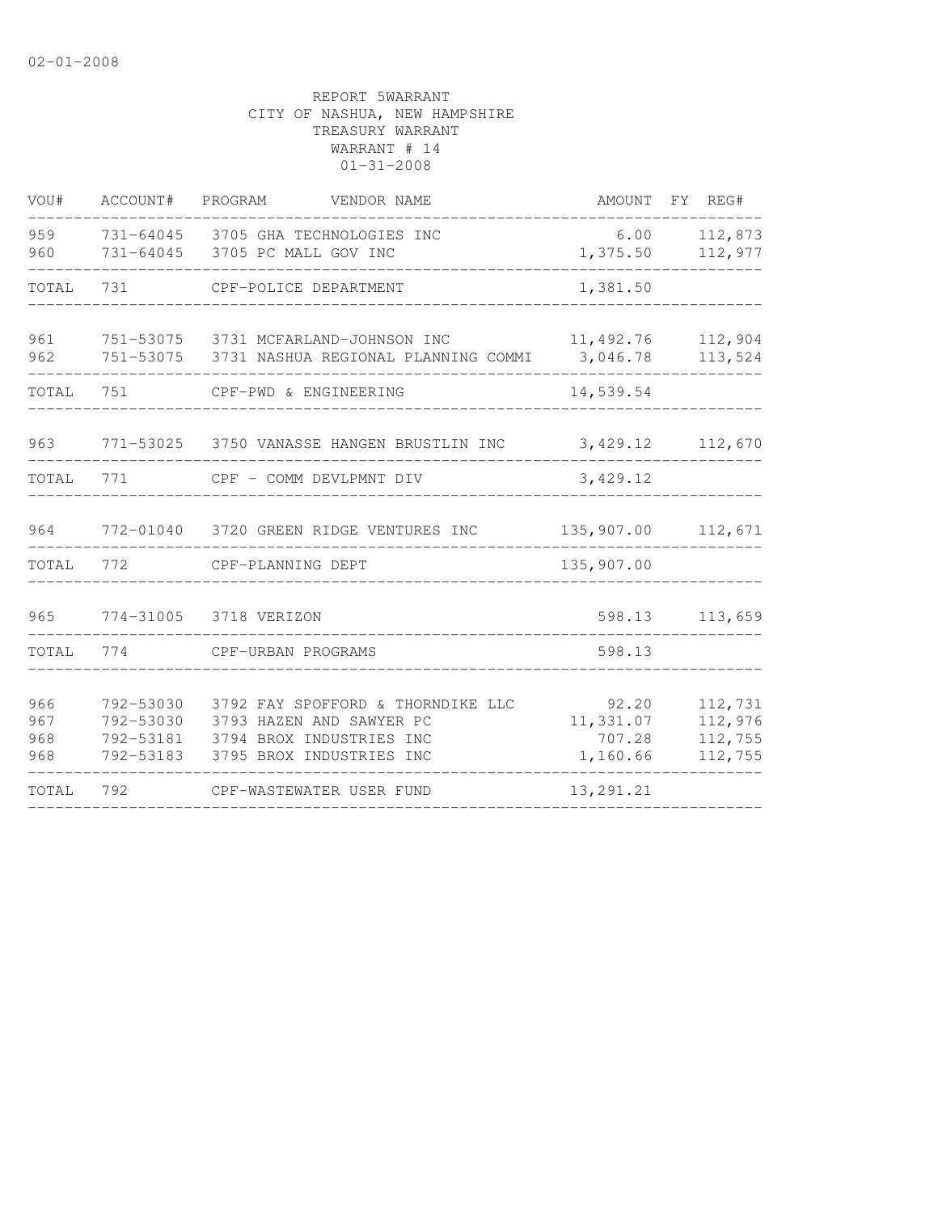02-01-2008

REPORT 5WARRANT
CITY OF NASHUA, NEW HAMPSHIRE
TREASURY WARRANT
WARRANT # 14
01-31-2008

| VOU# | ACCOUNT# | PROGRAM | VENDOR NAME | AMOUNT | FY | REG# |
|---|---|---|---|---|---|---|
| 959 | 731-64045 | 3705 | GHA TECHNOLOGIES INC | 6.00 | | 112,873 |
| 960 | 731-64045 | 3705 | PC MALL GOV INC | 1,375.50 | | 112,977 |
| TOTAL | 731 | | CPF-POLICE DEPARTMENT | 1,381.50 | | |
| 961 | 751-53075 | 3731 | MCFARLAND-JOHNSON INC | 11,492.76 | | 112,904 |
| 962 | 751-53075 | 3731 | NASHUA REGIONAL PLANNING COMMI | 3,046.78 | | 113,524 |
| TOTAL | 751 | | CPF-PWD & ENGINEERING | 14,539.54 | | |
| 963 | 771-53025 | 3750 | VANASSE HANGEN BRUSTLIN INC | 3,429.12 | | 112,670 |
| TOTAL | 771 | | CPF - COMM DEVLPMNT DIV | 3,429.12 | | |
| 964 | 772-01040 | 3720 | GREEN RIDGE VENTURES INC | 135,907.00 | | 112,671 |
| TOTAL | 772 | | CPF-PLANNING DEPT | 135,907.00 | | |
| 965 | 774-31005 | 3718 | VERIZON | 598.13 | | 113,659 |
| TOTAL | 774 | | CPF-URBAN PROGRAMS | 598.13 | | |
| 966 | 792-53030 | 3792 | FAY SPOFFORD & THORNDIKE LLC | 92.20 | | 112,731 |
| 967 | 792-53030 | 3793 | HAZEN AND SAWYER PC | 11,331.07 | | 112,976 |
| 968 | 792-53181 | 3794 | BROX INDUSTRIES INC | 707.28 | | 112,755 |
| 968 | 792-53183 | 3795 | BROX INDUSTRIES INC | 1,160.66 | | 112,755 |
| TOTAL | 792 | | CPF-WASTEWATER USER FUND | 13,291.21 | | |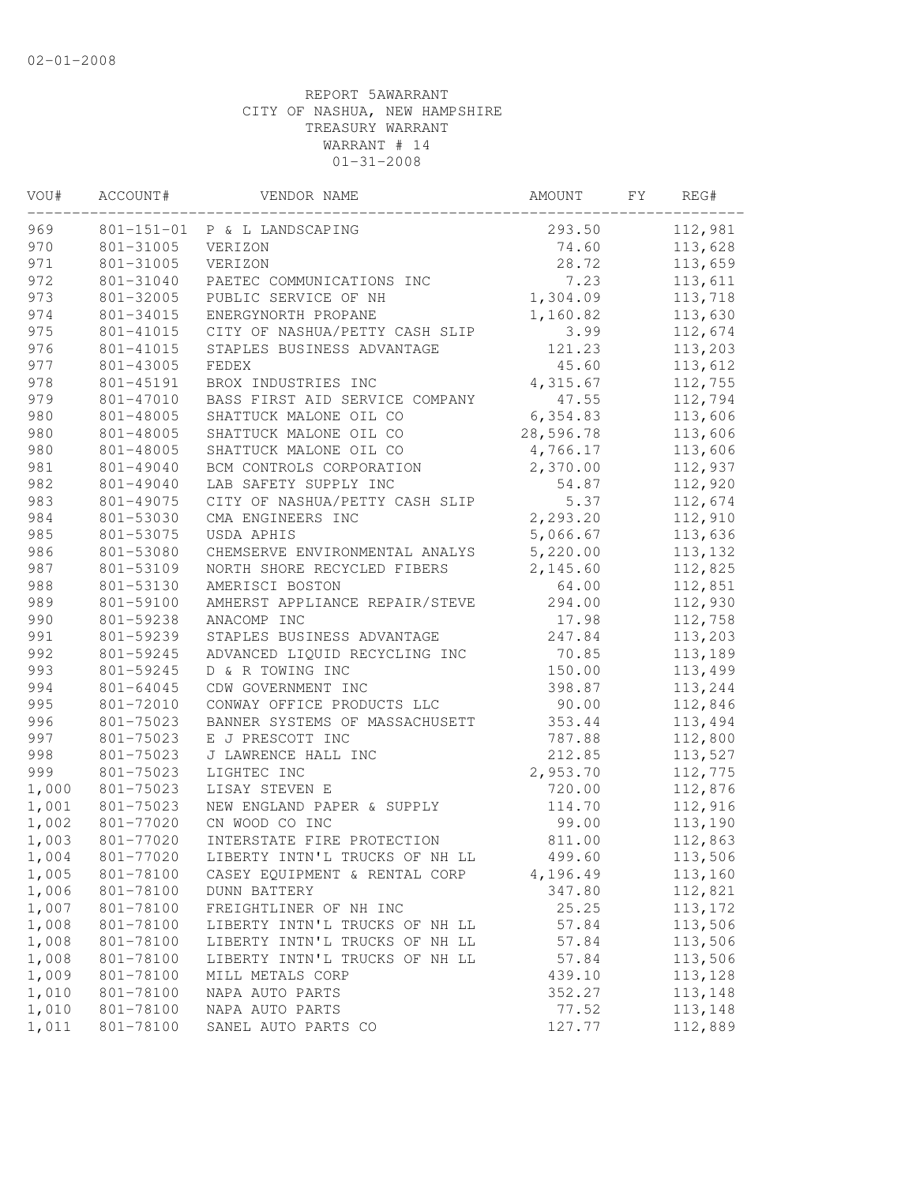02-01-2008

REPORT 5AWARRANT
CITY OF NASHUA, NEW HAMPSHIRE
TREASURY WARRANT
WARRANT # 14
01-31-2008

| VOU# | ACCOUNT# | VENDOR NAME | AMOUNT | FY | REG# |
|---|---|---|---|---|---|
| 969 | 801-151-01 | P & L LANDSCAPING | 293.50 | | 112,981 |
| 970 | 801-31005 | VERIZON | 74.60 | | 113,628 |
| 971 | 801-31005 | VERIZON | 28.72 | | 113,659 |
| 972 | 801-31040 | PAETEC COMMUNICATIONS INC | 7.23 | | 113,611 |
| 973 | 801-32005 | PUBLIC SERVICE OF NH | 1,304.09 | | 113,718 |
| 974 | 801-34015 | ENERGYNORTH PROPANE | 1,160.82 | | 113,630 |
| 975 | 801-41015 | CITY OF NASHUA/PETTY CASH SLIP | 3.99 | | 112,674 |
| 976 | 801-41015 | STAPLES BUSINESS ADVANTAGE | 121.23 | | 113,203 |
| 977 | 801-43005 | FEDEX | 45.60 | | 113,612 |
| 978 | 801-45191 | BROX INDUSTRIES INC | 4,315.67 | | 112,755 |
| 979 | 801-47010 | BASS FIRST AID SERVICE COMPANY | 47.55 | | 112,794 |
| 980 | 801-48005 | SHATTUCK MALONE OIL CO | 6,354.83 | | 113,606 |
| 980 | 801-48005 | SHATTUCK MALONE OIL CO | 28,596.78 | | 113,606 |
| 980 | 801-48005 | SHATTUCK MALONE OIL CO | 4,766.17 | | 113,606 |
| 981 | 801-49040 | BCM CONTROLS CORPORATION | 2,370.00 | | 112,937 |
| 982 | 801-49040 | LAB SAFETY SUPPLY INC | 54.87 | | 112,920 |
| 983 | 801-49075 | CITY OF NASHUA/PETTY CASH SLIP | 5.37 | | 112,674 |
| 984 | 801-53030 | CMA ENGINEERS INC | 2,293.20 | | 112,910 |
| 985 | 801-53075 | USDA APHIS | 5,066.67 | | 113,636 |
| 986 | 801-53080 | CHEMSERVE ENVIRONMENTAL ANALYS | 5,220.00 | | 113,132 |
| 987 | 801-53109 | NORTH SHORE RECYCLED FIBERS | 2,145.60 | | 112,825 |
| 988 | 801-53130 | AMERISCI BOSTON | 64.00 | | 112,851 |
| 989 | 801-59100 | AMHERST APPLIANCE REPAIR/STEVE | 294.00 | | 112,930 |
| 990 | 801-59238 | ANACOMP INC | 17.98 | | 112,758 |
| 991 | 801-59239 | STAPLES BUSINESS ADVANTAGE | 247.84 | | 113,203 |
| 992 | 801-59245 | ADVANCED LIQUID RECYCLING INC | 70.85 | | 113,189 |
| 993 | 801-59245 | D & R TOWING INC | 150.00 | | 113,499 |
| 994 | 801-64045 | CDW GOVERNMENT INC | 398.87 | | 113,244 |
| 995 | 801-72010 | CONWAY OFFICE PRODUCTS LLC | 90.00 | | 112,846 |
| 996 | 801-75023 | BANNER SYSTEMS OF MASSACHUSETT | 353.44 | | 113,494 |
| 997 | 801-75023 | E J PRESCOTT INC | 787.88 | | 112,800 |
| 998 | 801-75023 | J LAWRENCE HALL INC | 212.85 | | 113,527 |
| 999 | 801-75023 | LIGHTEC INC | 2,953.70 | | 112,775 |
| 1,000 | 801-75023 | LISAY STEVEN E | 720.00 | | 112,876 |
| 1,001 | 801-75023 | NEW ENGLAND PAPER & SUPPLY | 114.70 | | 112,916 |
| 1,002 | 801-77020 | CN WOOD CO INC | 99.00 | | 113,190 |
| 1,003 | 801-77020 | INTERSTATE FIRE PROTECTION | 811.00 | | 112,863 |
| 1,004 | 801-77020 | LIBERTY INTN'L TRUCKS OF NH LL | 499.60 | | 113,506 |
| 1,005 | 801-78100 | CASEY EQUIPMENT & RENTAL CORP | 4,196.49 | | 113,160 |
| 1,006 | 801-78100 | DUNN BATTERY | 347.80 | | 112,821 |
| 1,007 | 801-78100 | FREIGHTLINER OF NH INC | 25.25 | | 113,172 |
| 1,008 | 801-78100 | LIBERTY INTN'L TRUCKS OF NH LL | 57.84 | | 113,506 |
| 1,008 | 801-78100 | LIBERTY INTN'L TRUCKS OF NH LL | 57.84 | | 113,506 |
| 1,008 | 801-78100 | LIBERTY INTN'L TRUCKS OF NH LL | 57.84 | | 113,506 |
| 1,009 | 801-78100 | MILL METALS CORP | 439.10 | | 113,128 |
| 1,010 | 801-78100 | NAPA AUTO PARTS | 352.27 | | 113,148 |
| 1,010 | 801-78100 | NAPA AUTO PARTS | 77.52 | | 113,148 |
| 1,011 | 801-78100 | SANEL AUTO PARTS CO | 127.77 | | 112,889 |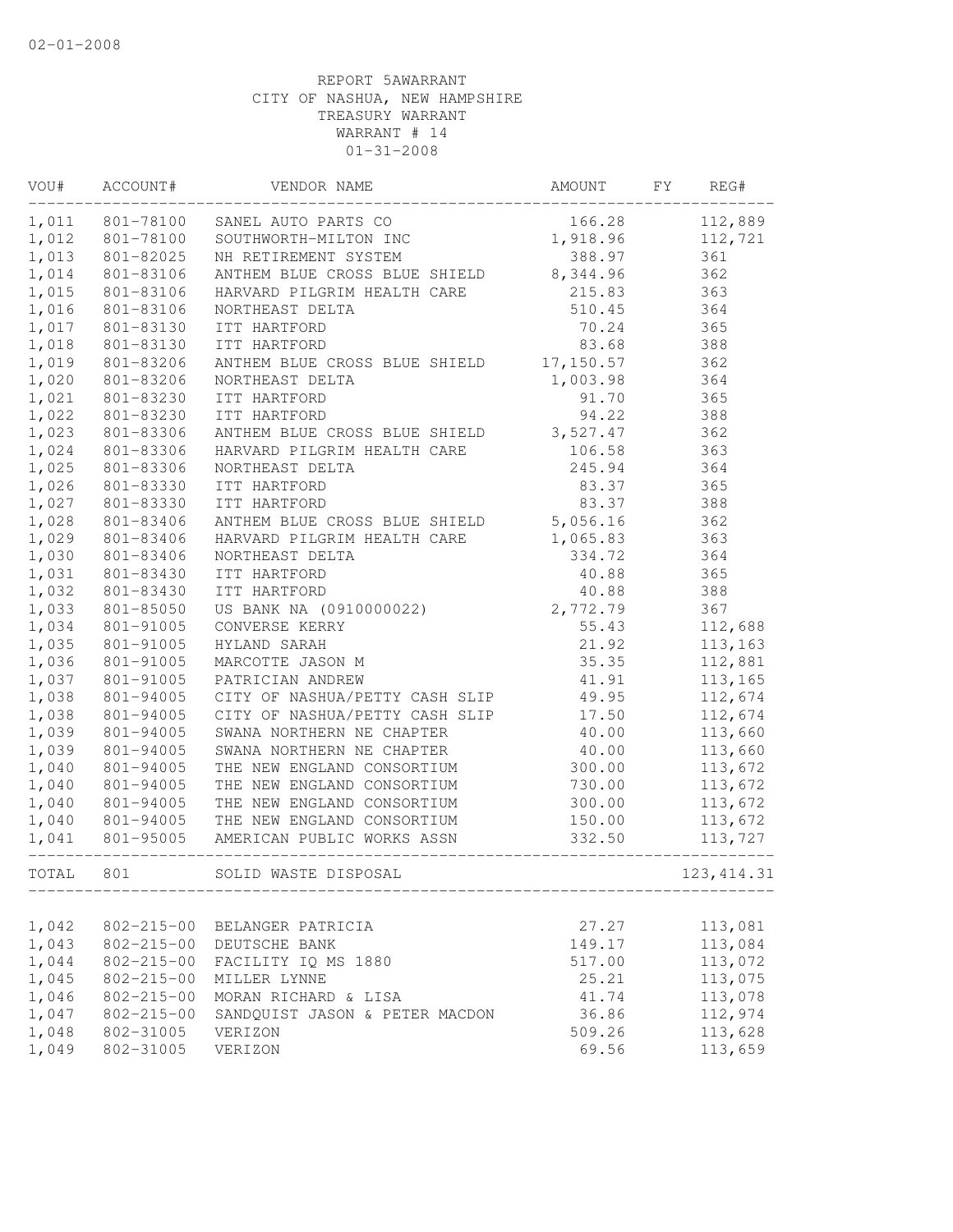02-01-2008

REPORT 5AWARRANT
CITY OF NASHUA, NEW HAMPSHIRE
TREASURY WARRANT
WARRANT # 14
01-31-2008

| VOU# | ACCOUNT# | VENDOR NAME | AMOUNT | FY | REG# |
|---|---|---|---|---|---|
| 1,011 | 801-78100 | SANEL AUTO PARTS CO | 166.28 | | 112,889 |
| 1,012 | 801-78100 | SOUTHWORTH-MILTON INC | 1,918.96 | | 112,721 |
| 1,013 | 801-82025 | NH RETIREMENT SYSTEM | 388.97 | | 361 |
| 1,014 | 801-83106 | ANTHEM BLUE CROSS BLUE SHIELD | 8,344.96 | | 362 |
| 1,015 | 801-83106 | HARVARD PILGRIM HEALTH CARE | 215.83 | | 363 |
| 1,016 | 801-83106 | NORTHEAST DELTA | 510.45 | | 364 |
| 1,017 | 801-83130 | ITT HARTFORD | 70.24 | | 365 |
| 1,018 | 801-83130 | ITT HARTFORD | 83.68 | | 388 |
| 1,019 | 801-83206 | ANTHEM BLUE CROSS BLUE SHIELD | 17,150.57 | | 362 |
| 1,020 | 801-83206 | NORTHEAST DELTA | 1,003.98 | | 364 |
| 1,021 | 801-83230 | ITT HARTFORD | 91.70 | | 365 |
| 1,022 | 801-83230 | ITT HARTFORD | 94.22 | | 388 |
| 1,023 | 801-83306 | ANTHEM BLUE CROSS BLUE SHIELD | 3,527.47 | | 362 |
| 1,024 | 801-83306 | HARVARD PILGRIM HEALTH CARE | 106.58 | | 363 |
| 1,025 | 801-83306 | NORTHEAST DELTA | 245.94 | | 364 |
| 1,026 | 801-83330 | ITT HARTFORD | 83.37 | | 365 |
| 1,027 | 801-83330 | ITT HARTFORD | 83.37 | | 388 |
| 1,028 | 801-83406 | ANTHEM BLUE CROSS BLUE SHIELD | 5,056.16 | | 362 |
| 1,029 | 801-83406 | HARVARD PILGRIM HEALTH CARE | 1,065.83 | | 363 |
| 1,030 | 801-83406 | NORTHEAST DELTA | 334.72 | | 364 |
| 1,031 | 801-83430 | ITT HARTFORD | 40.88 | | 365 |
| 1,032 | 801-83430 | ITT HARTFORD | 40.88 | | 388 |
| 1,033 | 801-85050 | US BANK NA (0910000022) | 2,772.79 | | 367 |
| 1,034 | 801-91005 | CONVERSE KERRY | 55.43 | | 112,688 |
| 1,035 | 801-91005 | HYLAND SARAH | 21.92 | | 113,163 |
| 1,036 | 801-91005 | MARCOTTE JASON M | 35.35 | | 112,881 |
| 1,037 | 801-91005 | PATRICIAN ANDREW | 41.91 | | 113,165 |
| 1,038 | 801-94005 | CITY OF NASHUA/PETTY CASH SLIP | 49.95 | | 112,674 |
| 1,038 | 801-94005 | CITY OF NASHUA/PETTY CASH SLIP | 17.50 | | 112,674 |
| 1,039 | 801-94005 | SWANA NORTHERN NE CHAPTER | 40.00 | | 113,660 |
| 1,039 | 801-94005 | SWANA NORTHERN NE CHAPTER | 40.00 | | 113,660 |
| 1,040 | 801-94005 | THE NEW ENGLAND CONSORTIUM | 300.00 | | 113,672 |
| 1,040 | 801-94005 | THE NEW ENGLAND CONSORTIUM | 730.00 | | 113,672 |
| 1,040 | 801-94005 | THE NEW ENGLAND CONSORTIUM | 300.00 | | 113,672 |
| 1,040 | 801-94005 | THE NEW ENGLAND CONSORTIUM | 150.00 | | 113,672 |
| 1,041 | 801-95005 | AMERICAN PUBLIC WORKS ASSN | 332.50 | | 113,727 |
| TOTAL | 801 | SOLID WASTE DISPOSAL | | | 123,414.31 |
| 1,042 | 802-215-00 | BELANGER PATRICIA | 27.27 | | 113,081 |
| 1,043 | 802-215-00 | DEUTSCHE BANK | 149.17 | | 113,084 |
| 1,044 | 802-215-00 | FACILITY IQ MS 1880 | 517.00 | | 113,072 |
| 1,045 | 802-215-00 | MILLER LYNNE | 25.21 | | 113,075 |
| 1,046 | 802-215-00 | MORAN RICHARD & LISA | 41.74 | | 113,078 |
| 1,047 | 802-215-00 | SANDQUIST JASON & PETER MACDON | 36.86 | | 112,974 |
| 1,048 | 802-31005 | VERIZON | 509.26 | | 113,628 |
| 1,049 | 802-31005 | VERIZON | 69.56 | | 113,659 |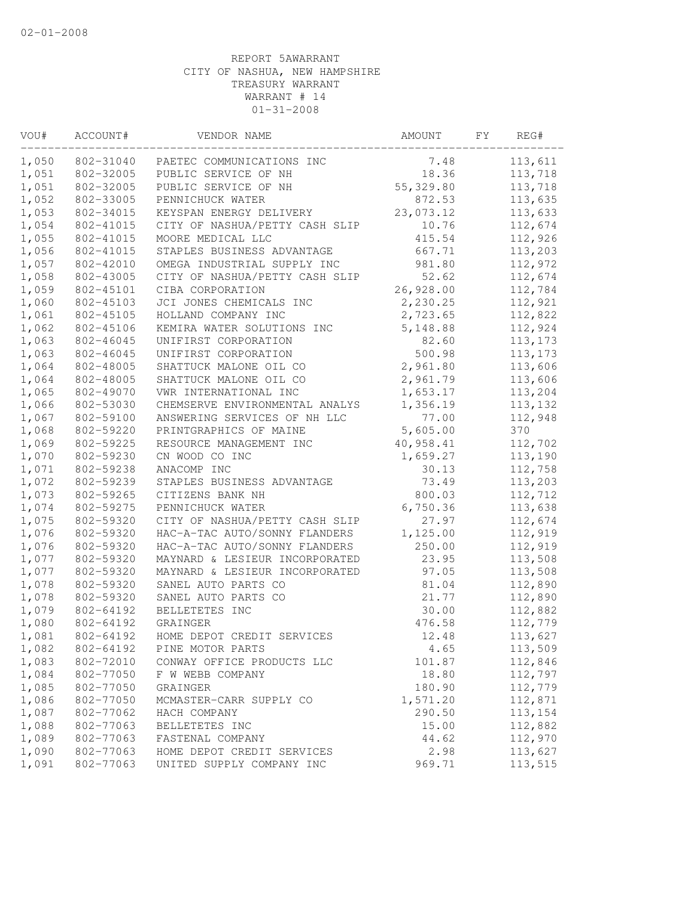02-01-2008

REPORT 5AWARRANT
CITY OF NASHUA, NEW HAMPSHIRE
TREASURY WARRANT
WARRANT # 14
01-31-2008

| VOU# | ACCOUNT# | VENDOR NAME | AMOUNT | FY | REG# |
|---|---|---|---|---|---|
| 1,050 | 802-31040 | PAETEC COMMUNICATIONS INC | 7.48 | | 113,611 |
| 1,051 | 802-32005 | PUBLIC SERVICE OF NH | 18.36 | | 113,718 |
| 1,051 | 802-32005 | PUBLIC SERVICE OF NH | 55,329.80 | | 113,718 |
| 1,052 | 802-33005 | PENNICHUCK WATER | 872.53 | | 113,635 |
| 1,053 | 802-34015 | KEYSPAN ENERGY DELIVERY | 23,073.12 | | 113,633 |
| 1,054 | 802-41015 | CITY OF NASHUA/PETTY CASH SLIP | 10.76 | | 112,674 |
| 1,055 | 802-41015 | MOORE MEDICAL LLC | 415.54 | | 112,926 |
| 1,056 | 802-41015 | STAPLES BUSINESS ADVANTAGE | 667.71 | | 113,203 |
| 1,057 | 802-42010 | OMEGA INDUSTRIAL SUPPLY INC | 981.80 | | 112,972 |
| 1,058 | 802-43005 | CITY OF NASHUA/PETTY CASH SLIP | 52.62 | | 112,674 |
| 1,059 | 802-45101 | CIBA CORPORATION | 26,928.00 | | 112,784 |
| 1,060 | 802-45103 | JCI JONES CHEMICALS INC | 2,230.25 | | 112,921 |
| 1,061 | 802-45105 | HOLLAND COMPANY INC | 2,723.65 | | 112,822 |
| 1,062 | 802-45106 | KEMIRA WATER SOLUTIONS INC | 5,148.88 | | 112,924 |
| 1,063 | 802-46045 | UNIFIRST CORPORATION | 82.60 | | 113,173 |
| 1,063 | 802-46045 | UNIFIRST CORPORATION | 500.98 | | 113,173 |
| 1,064 | 802-48005 | SHATTUCK MALONE OIL CO | 2,961.80 | | 113,606 |
| 1,064 | 802-48005 | SHATTUCK MALONE OIL CO | 2,961.79 | | 113,606 |
| 1,065 | 802-49070 | VWR INTERNATIONAL INC | 1,653.17 | | 113,204 |
| 1,066 | 802-53030 | CHEMSERVE ENVIRONMENTAL ANALYS | 1,356.19 | | 113,132 |
| 1,067 | 802-59100 | ANSWERING SERVICES OF NH LLC | 77.00 | | 112,948 |
| 1,068 | 802-59220 | PRINTGRAPHICS OF MAINE | 5,605.00 | | 370 |
| 1,069 | 802-59225 | RESOURCE MANAGEMENT INC | 40,958.41 | | 112,702 |
| 1,070 | 802-59230 | CN WOOD CO INC | 1,659.27 | | 113,190 |
| 1,071 | 802-59238 | ANACOMP INC | 30.13 | | 112,758 |
| 1,072 | 802-59239 | STAPLES BUSINESS ADVANTAGE | 73.49 | | 113,203 |
| 1,073 | 802-59265 | CITIZENS BANK NH | 800.03 | | 112,712 |
| 1,074 | 802-59275 | PENNICHUCK WATER | 6,750.36 | | 113,638 |
| 1,075 | 802-59320 | CITY OF NASHUA/PETTY CASH SLIP | 27.97 | | 112,674 |
| 1,076 | 802-59320 | HAC-A-TAC AUTO/SONNY FLANDERS | 1,125.00 | | 112,919 |
| 1,076 | 802-59320 | HAC-A-TAC AUTO/SONNY FLANDERS | 250.00 | | 112,919 |
| 1,077 | 802-59320 | MAYNARD & LESIEUR INCORPORATED | 23.95 | | 113,508 |
| 1,077 | 802-59320 | MAYNARD & LESIEUR INCORPORATED | 97.05 | | 113,508 |
| 1,078 | 802-59320 | SANEL AUTO PARTS CO | 81.04 | | 112,890 |
| 1,078 | 802-59320 | SANEL AUTO PARTS CO | 21.77 | | 112,890 |
| 1,079 | 802-64192 | BELLETETES INC | 30.00 | | 112,882 |
| 1,080 | 802-64192 | GRAINGER | 476.58 | | 112,779 |
| 1,081 | 802-64192 | HOME DEPOT CREDIT SERVICES | 12.48 | | 113,627 |
| 1,082 | 802-64192 | PINE MOTOR PARTS | 4.65 | | 113,509 |
| 1,083 | 802-72010 | CONWAY OFFICE PRODUCTS LLC | 101.87 | | 112,846 |
| 1,084 | 802-77050 | F W WEBB COMPANY | 18.80 | | 112,797 |
| 1,085 | 802-77050 | GRAINGER | 180.90 | | 112,779 |
| 1,086 | 802-77050 | MCMASTER-CARR SUPPLY CO | 1,571.20 | | 112,871 |
| 1,087 | 802-77062 | HACH COMPANY | 290.50 | | 113,154 |
| 1,088 | 802-77063 | BELLETETES INC | 15.00 | | 112,882 |
| 1,089 | 802-77063 | FASTENAL COMPANY | 44.62 | | 112,970 |
| 1,090 | 802-77063 | HOME DEPOT CREDIT SERVICES | 2.98 | | 113,627 |
| 1,091 | 802-77063 | UNITED SUPPLY COMPANY INC | 969.71 | | 113,515 |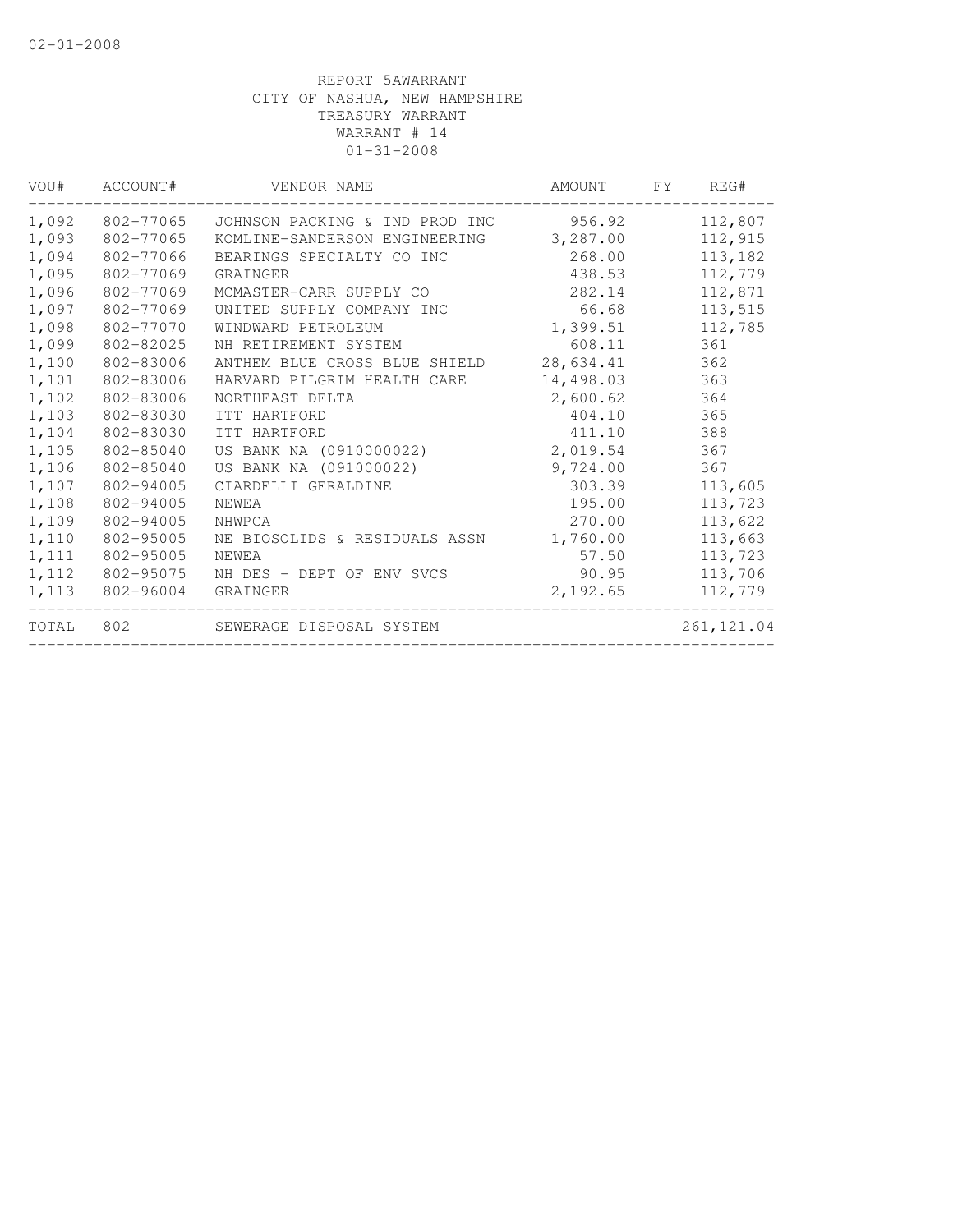REPORT 5AWARRANT
CITY OF NASHUA, NEW HAMPSHIRE
TREASURY WARRANT
WARRANT # 14
01-31-2008

| VOU# | ACCOUNT# | VENDOR NAME | AMOUNT | FY | REG# |
|---|---|---|---|---|---|
| 1,092 | 802-77065 | JOHNSON PACKING & IND PROD INC | 956.92 | | 112,807 |
| 1,093 | 802-77065 | KOMLINE-SANDERSON ENGINEERING | 3,287.00 | | 112,915 |
| 1,094 | 802-77066 | BEARINGS SPECIALTY CO INC | 268.00 | | 113,182 |
| 1,095 | 802-77069 | GRAINGER | 438.53 | | 112,779 |
| 1,096 | 802-77069 | MCMASTER-CARR SUPPLY CO | 282.14 | | 112,871 |
| 1,097 | 802-77069 | UNITED SUPPLY COMPANY INC | 66.68 | | 113,515 |
| 1,098 | 802-77070 | WINDWARD PETROLEUM | 1,399.51 | | 112,785 |
| 1,099 | 802-82025 | NH RETIREMENT SYSTEM | 608.11 | | 361 |
| 1,100 | 802-83006 | ANTHEM BLUE CROSS BLUE SHIELD | 28,634.41 | | 362 |
| 1,101 | 802-83006 | HARVARD PILGRIM HEALTH CARE | 14,498.03 | | 363 |
| 1,102 | 802-83006 | NORTHEAST DELTA | 2,600.62 | | 364 |
| 1,103 | 802-83030 | ITT HARTFORD | 404.10 | | 365 |
| 1,104 | 802-83030 | ITT HARTFORD | 411.10 | | 388 |
| 1,105 | 802-85040 | US BANK NA (0910000022) | 2,019.54 | | 367 |
| 1,106 | 802-85040 | US BANK NA (091000022) | 9,724.00 | | 367 |
| 1,107 | 802-94005 | CIARDELLI GERALDINE | 303.39 | | 113,605 |
| 1,108 | 802-94005 | NEWEA | 195.00 | | 113,723 |
| 1,109 | 802-94005 | NHWPCA | 270.00 | | 113,622 |
| 1,110 | 802-95005 | NE BIOSOLIDS & RESIDUALS ASSN | 1,760.00 | | 113,663 |
| 1,111 | 802-95005 | NEWEA | 57.50 | | 113,723 |
| 1,112 | 802-95075 | NH DES - DEPT OF ENV SVCS | 90.95 | | 113,706 |
| 1,113 | 802-96004 | GRAINGER | 2,192.65 | | 112,779 |
| TOTAL | 802 | SEWERAGE DISPOSAL SYSTEM | | | 261,121.04 |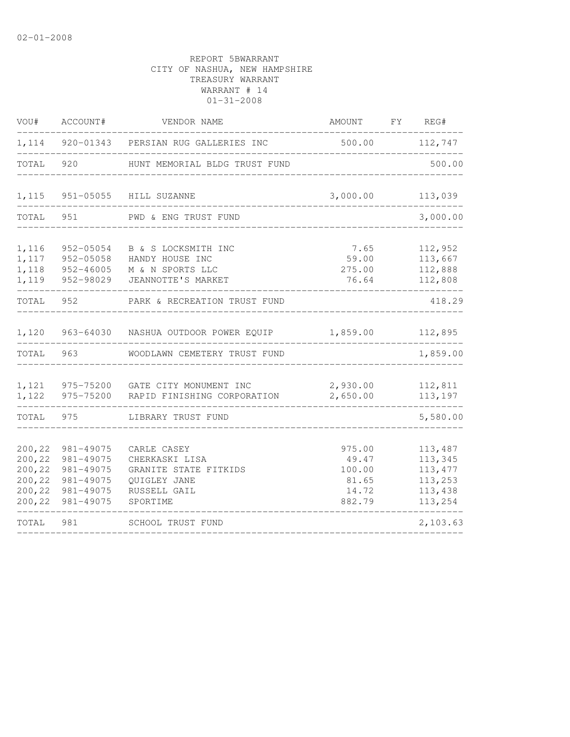02-01-2008

REPORT 5BWARRANT
CITY OF NASHUA, NEW HAMPSHIRE
TREASURY WARRANT
WARRANT # 14
01-31-2008

| VOU# | ACCOUNT# | VENDOR NAME | AMOUNT | FY | REG# |
|---|---|---|---|---|---|
| 1,114 | 920-01343 | PERSIAN RUG GALLERIES INC | 500.00 | | 112,747 |
| TOTAL | 920 | HUNT MEMORIAL BLDG TRUST FUND | | | 500.00 |
| 1,115 | 951-05055 | HILL SUZANNE | 3,000.00 | | 113,039 |
| TOTAL | 951 | PWD & ENG TRUST FUND | | | 3,000.00 |
| 1,116 | 952-05054 | B & S LOCKSMITH INC | 7.65 | | 112,952 |
| 1,117 | 952-05058 | HANDY HOUSE INC | 59.00 | | 113,667 |
| 1,118 | 952-46005 | M & N SPORTS LLC | 275.00 | | 112,888 |
| 1,119 | 952-98029 | JEANNOTTE'S MARKET | 76.64 | | 112,808 |
| TOTAL | 952 | PARK & RECREATION TRUST FUND | | | 418.29 |
| 1,120 | 963-64030 | NASHUA OUTDOOR POWER EQUIP | 1,859.00 | | 112,895 |
| TOTAL | 963 | WOODLAWN CEMETERY TRUST FUND | | | 1,859.00 |
| 1,121 | 975-75200 | GATE CITY MONUMENT INC | 2,930.00 | | 112,811 |
| 1,122 | 975-75200 | RAPID FINISHING CORPORATION | 2,650.00 | | 113,197 |
| TOTAL | 975 | LIBRARY TRUST FUND | | | 5,580.00 |
| 200,22 | 981-49075 | CARLE CASEY | 975.00 | | 113,487 |
| 200,22 | 981-49075 | CHERKASKI LISA | 49.47 | | 113,345 |
| 200,22 | 981-49075 | GRANITE STATE FITKIDS | 100.00 | | 113,477 |
| 200,22 | 981-49075 | QUIGLEY JANE | 81.65 | | 113,253 |
| 200,22 | 981-49075 | RUSSELL GAIL | 14.72 | | 113,438 |
| 200,22 | 981-49075 | SPORTIME | 882.79 | | 113,254 |
| TOTAL | 981 | SCHOOL TRUST FUND | | | 2,103.63 |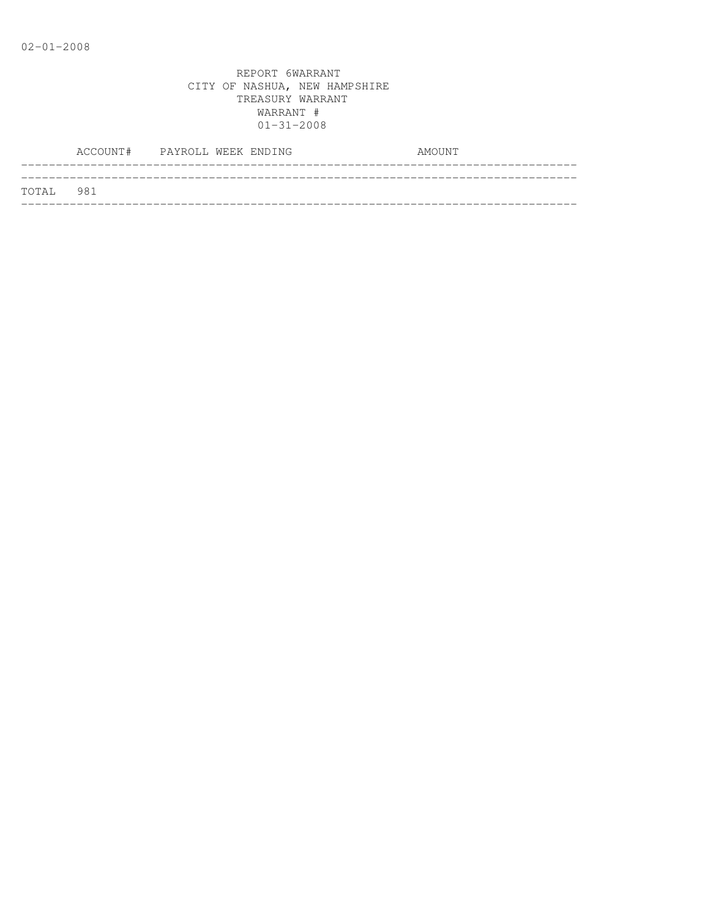02-01-2008

REPORT 6WARRANT
CITY OF NASHUA, NEW HAMPSHIRE
TREASURY WARRANT
WARRANT #
01-31-2008

| ACCOUNT# | PAYROLL WEEK ENDING | AMOUNT |
|---|---|---|
| TOTAL 981 | | |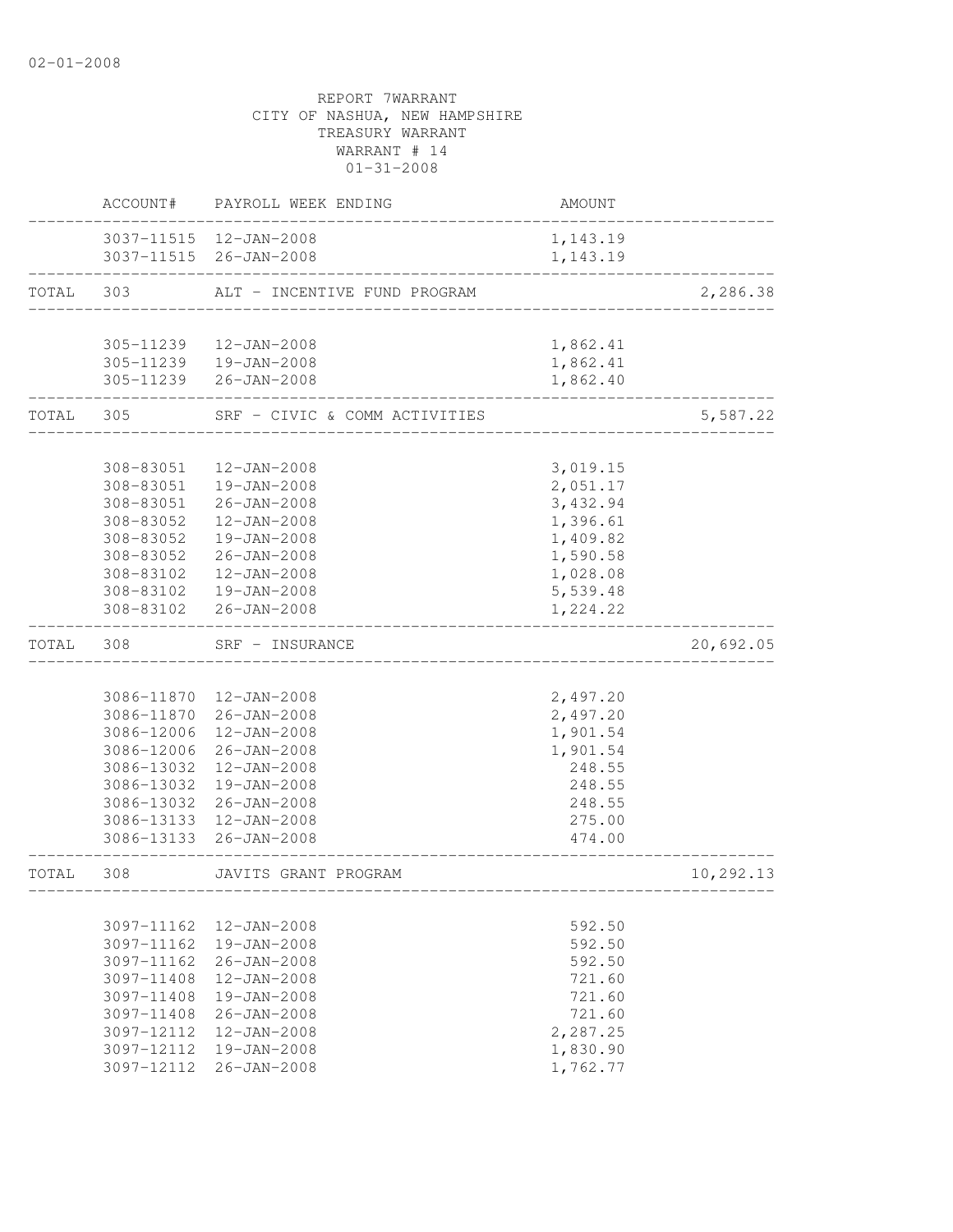02-01-2008

REPORT 7WARRANT
CITY OF NASHUA, NEW HAMPSHIRE
TREASURY WARRANT
WARRANT # 14
01-31-2008

| | ACCOUNT# | PAYROLL WEEK ENDING | AMOUNT | |
|---|---|---|---|---|
| | 3037-11515 | 12-JAN-2008 | 1,143.19 | |
| | 3037-11515 | 26-JAN-2008 | 1,143.19 | |
| TOTAL | 303 | ALT - INCENTIVE FUND PROGRAM | | 2,286.38 |
| | 305-11239 | 12-JAN-2008 | 1,862.41 | |
| | 305-11239 | 19-JAN-2008 | 1,862.41 | |
| | 305-11239 | 26-JAN-2008 | 1,862.40 | |
| TOTAL | 305 | SRF - CIVIC & COMM ACTIVITIES | | 5,587.22 |
| | 308-83051 | 12-JAN-2008 | 3,019.15 | |
| | 308-83051 | 19-JAN-2008 | 2,051.17 | |
| | 308-83051 | 26-JAN-2008 | 3,432.94 | |
| | 308-83052 | 12-JAN-2008 | 1,396.61 | |
| | 308-83052 | 19-JAN-2008 | 1,409.82 | |
| | 308-83052 | 26-JAN-2008 | 1,590.58 | |
| | 308-83102 | 12-JAN-2008 | 1,028.08 | |
| | 308-83102 | 19-JAN-2008 | 5,539.48 | |
| | 308-83102 | 26-JAN-2008 | 1,224.22 | |
| TOTAL | 308 | SRF - INSURANCE | | 20,692.05 |
| | 3086-11870 | 12-JAN-2008 | 2,497.20 | |
| | 3086-11870 | 26-JAN-2008 | 2,497.20 | |
| | 3086-12006 | 12-JAN-2008 | 1,901.54 | |
| | 3086-12006 | 26-JAN-2008 | 1,901.54 | |
| | 3086-13032 | 12-JAN-2008 | 248.55 | |
| | 3086-13032 | 19-JAN-2008 | 248.55 | |
| | 3086-13032 | 26-JAN-2008 | 248.55 | |
| | 3086-13133 | 12-JAN-2008 | 275.00 | |
| | 3086-13133 | 26-JAN-2008 | 474.00 | |
| TOTAL | 308 | JAVITS GRANT PROGRAM | | 10,292.13 |
| | 3097-11162 | 12-JAN-2008 | 592.50 | |
| | 3097-11162 | 19-JAN-2008 | 592.50 | |
| | 3097-11162 | 26-JAN-2008 | 592.50 | |
| | 3097-11408 | 12-JAN-2008 | 721.60 | |
| | 3097-11408 | 19-JAN-2008 | 721.60 | |
| | 3097-11408 | 26-JAN-2008 | 721.60 | |
| | 3097-12112 | 12-JAN-2008 | 2,287.25 | |
| | 3097-12112 | 19-JAN-2008 | 1,830.90 | |
| | 3097-12112 | 26-JAN-2008 | 1,762.77 | |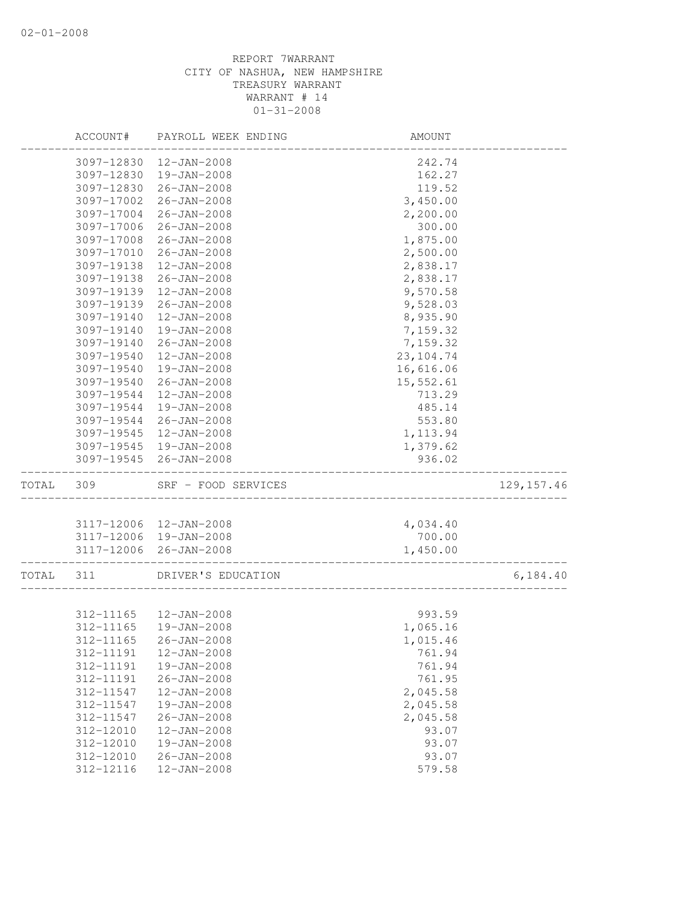REPORT 7WARRANT
CITY OF NASHUA, NEW HAMPSHIRE
TREASURY WARRANT
WARRANT # 14
01-31-2008

| | ACCOUNT# | PAYROLL WEEK ENDING | AMOUNT | |
|---|---|---|---|---|
| | 3097-12830 | 12-JAN-2008 | 242.74 | |
| | 3097-12830 | 19-JAN-2008 | 162.27 | |
| | 3097-12830 | 26-JAN-2008 | 119.52 | |
| | 3097-17002 | 26-JAN-2008 | 3,450.00 | |
| | 3097-17004 | 26-JAN-2008 | 2,200.00 | |
| | 3097-17006 | 26-JAN-2008 | 300.00 | |
| | 3097-17008 | 26-JAN-2008 | 1,875.00 | |
| | 3097-17010 | 26-JAN-2008 | 2,500.00 | |
| | 3097-19138 | 12-JAN-2008 | 2,838.17 | |
| | 3097-19138 | 26-JAN-2008 | 2,838.17 | |
| | 3097-19139 | 12-JAN-2008 | 9,570.58 | |
| | 3097-19139 | 26-JAN-2008 | 9,528.03 | |
| | 3097-19140 | 12-JAN-2008 | 8,935.90 | |
| | 3097-19140 | 19-JAN-2008 | 7,159.32 | |
| | 3097-19140 | 26-JAN-2008 | 7,159.32 | |
| | 3097-19540 | 12-JAN-2008 | 23,104.74 | |
| | 3097-19540 | 19-JAN-2008 | 16,616.06 | |
| | 3097-19540 | 26-JAN-2008 | 15,552.61 | |
| | 3097-19544 | 12-JAN-2008 | 713.29 | |
| | 3097-19544 | 19-JAN-2008 | 485.14 | |
| | 3097-19544 | 26-JAN-2008 | 553.80 | |
| | 3097-19545 | 12-JAN-2008 | 1,113.94 | |
| | 3097-19545 | 19-JAN-2008 | 1,379.62 | |
| | 3097-19545 | 26-JAN-2008 | 936.02 | |
| TOTAL | 309 | SRF - FOOD SERVICES | | 129,157.46 |
| | 3117-12006 | 12-JAN-2008 | 4,034.40 | |
| | 3117-12006 | 19-JAN-2008 | 700.00 | |
| | 3117-12006 | 26-JAN-2008 | 1,450.00 | |
| TOTAL | 311 | DRIVER'S EDUCATION | | 6,184.40 |
| | 312-11165 | 12-JAN-2008 | 993.59 | |
| | 312-11165 | 19-JAN-2008 | 1,065.16 | |
| | 312-11165 | 26-JAN-2008 | 1,015.46 | |
| | 312-11191 | 12-JAN-2008 | 761.94 | |
| | 312-11191 | 19-JAN-2008 | 761.94 | |
| | 312-11191 | 26-JAN-2008 | 761.95 | |
| | 312-11547 | 12-JAN-2008 | 2,045.58 | |
| | 312-11547 | 19-JAN-2008 | 2,045.58 | |
| | 312-11547 | 26-JAN-2008 | 2,045.58 | |
| | 312-12010 | 12-JAN-2008 | 93.07 | |
| | 312-12010 | 19-JAN-2008 | 93.07 | |
| | 312-12010 | 26-JAN-2008 | 93.07 | |
| | 312-12116 | 12-JAN-2008 | 579.58 | |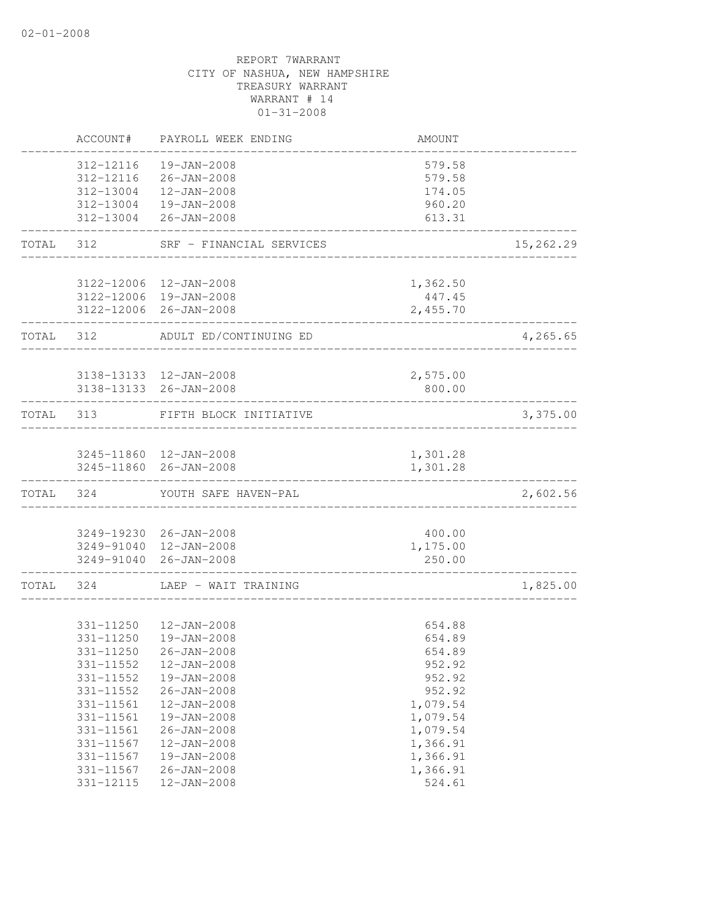02-01-2008

REPORT 7WARRANT
CITY OF NASHUA, NEW HAMPSHIRE
TREASURY WARRANT
WARRANT # 14
01-31-2008

| | ACCOUNT# | PAYROLL WEEK ENDING | AMOUNT | |
|---|---|---|---|---|
| | 312-12116 | 19-JAN-2008 | 579.58 | |
| | 312-12116 | 26-JAN-2008 | 579.58 | |
| | 312-13004 | 12-JAN-2008 | 174.05 | |
| | 312-13004 | 19-JAN-2008 | 960.20 | |
| | 312-13004 | 26-JAN-2008 | 613.31 | |
| TOTAL | 312 | SRF - FINANCIAL SERVICES | | 15,262.29 |
| | 3122-12006 | 12-JAN-2008 | 1,362.50 | |
| | 3122-12006 | 19-JAN-2008 | 447.45 | |
| | 3122-12006 | 26-JAN-2008 | 2,455.70 | |
| TOTAL | 312 | ADULT ED/CONTINUING ED | | 4,265.65 |
| | 3138-13133 | 12-JAN-2008 | 2,575.00 | |
| | 3138-13133 | 26-JAN-2008 | 800.00 | |
| TOTAL | 313 | FIFTH BLOCK INITIATIVE | | 3,375.00 |
| | 3245-11860 | 12-JAN-2008 | 1,301.28 | |
| | 3245-11860 | 26-JAN-2008 | 1,301.28 | |
| TOTAL | 324 | YOUTH SAFE HAVEN-PAL | | 2,602.56 |
| | 3249-19230 | 26-JAN-2008 | 400.00 | |
| | 3249-91040 | 12-JAN-2008 | 1,175.00 | |
| | 3249-91040 | 26-JAN-2008 | 250.00 | |
| TOTAL | 324 | LAEP - WAIT TRAINING | | 1,825.00 |
| | 331-11250 | 12-JAN-2008 | 654.88 | |
| | 331-11250 | 19-JAN-2008 | 654.89 | |
| | 331-11250 | 26-JAN-2008 | 654.89 | |
| | 331-11552 | 12-JAN-2008 | 952.92 | |
| | 331-11552 | 19-JAN-2008 | 952.92 | |
| | 331-11552 | 26-JAN-2008 | 952.92 | |
| | 331-11561 | 12-JAN-2008 | 1,079.54 | |
| | 331-11561 | 19-JAN-2008 | 1,079.54 | |
| | 331-11561 | 26-JAN-2008 | 1,079.54 | |
| | 331-11567 | 12-JAN-2008 | 1,366.91 | |
| | 331-11567 | 19-JAN-2008 | 1,366.91 | |
| | 331-11567 | 26-JAN-2008 | 1,366.91 | |
| | 331-12115 | 12-JAN-2008 | 524.61 | |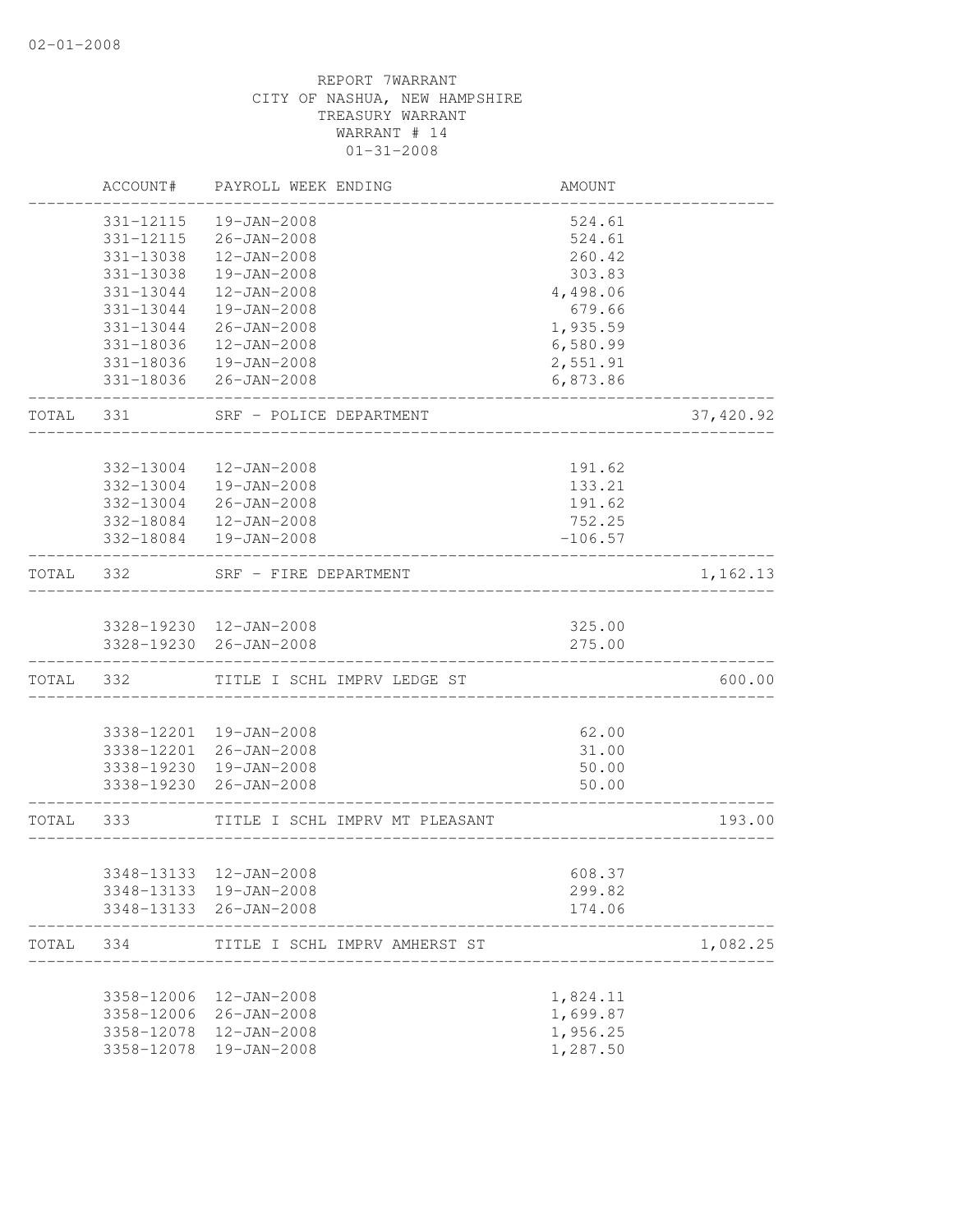02-01-2008

REPORT 7WARRANT
CITY OF NASHUA, NEW HAMPSHIRE
TREASURY WARRANT
WARRANT # 14
01-31-2008

| | ACCOUNT# | PAYROLL WEEK ENDING | AMOUNT | |
|---|---|---|---|---|
| | 331-12115 | 19-JAN-2008 | 524.61 | |
| | 331-12115 | 26-JAN-2008 | 524.61 | |
| | 331-13038 | 12-JAN-2008 | 260.42 | |
| | 331-13038 | 19-JAN-2008 | 303.83 | |
| | 331-13044 | 12-JAN-2008 | 4,498.06 | |
| | 331-13044 | 19-JAN-2008 | 679.66 | |
| | 331-13044 | 26-JAN-2008 | 1,935.59 | |
| | 331-18036 | 12-JAN-2008 | 6,580.99 | |
| | 331-18036 | 19-JAN-2008 | 2,551.91 | |
| | 331-18036 | 26-JAN-2008 | 6,873.86 | |
| TOTAL | 331 | SRF - POLICE DEPARTMENT | | 37,420.92 |
| | 332-13004 | 12-JAN-2008 | 191.62 | |
| | 332-13004 | 19-JAN-2008 | 133.21 | |
| | 332-13004 | 26-JAN-2008 | 191.62 | |
| | 332-18084 | 12-JAN-2008 | 752.25 | |
| | 332-18084 | 19-JAN-2008 | -106.57 | |
| TOTAL | 332 | SRF - FIRE DEPARTMENT | | 1,162.13 |
| | 3328-19230 | 12-JAN-2008 | 325.00 | |
| | 3328-19230 | 26-JAN-2008 | 275.00 | |
| TOTAL | 332 | TITLE I SCHL IMPRV LEDGE ST | | 600.00 |
| | 3338-12201 | 19-JAN-2008 | 62.00 | |
| | 3338-12201 | 26-JAN-2008 | 31.00 | |
| | 3338-19230 | 19-JAN-2008 | 50.00 | |
| | 3338-19230 | 26-JAN-2008 | 50.00 | |
| TOTAL | 333 | TITLE I SCHL IMPRV MT PLEASANT | | 193.00 |
| | 3348-13133 | 12-JAN-2008 | 608.37 | |
| | 3348-13133 | 19-JAN-2008 | 299.82 | |
| | 3348-13133 | 26-JAN-2008 | 174.06 | |
| TOTAL | 334 | TITLE I SCHL IMPRV AMHERST ST | | 1,082.25 |
| | 3358-12006 | 12-JAN-2008 | 1,824.11 | |
| | 3358-12006 | 26-JAN-2008 | 1,699.87 | |
| | 3358-12078 | 12-JAN-2008 | 1,956.25 | |
| | 3358-12078 | 19-JAN-2008 | 1,287.50 | |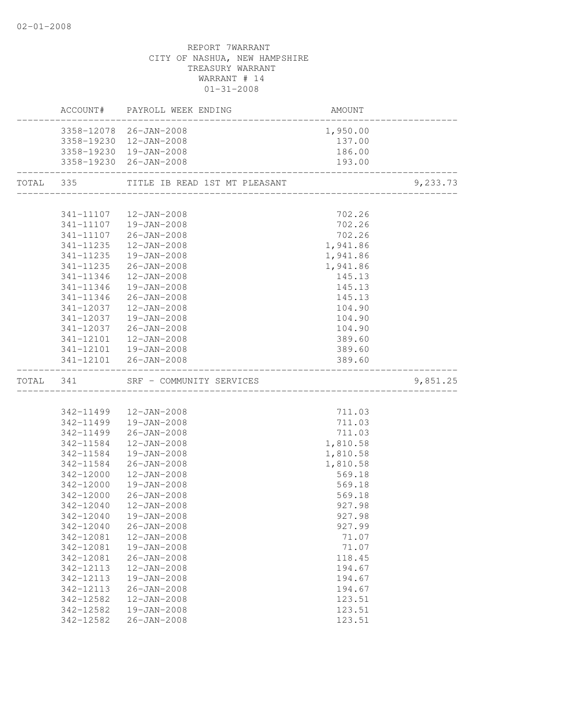02-01-2008

REPORT 7WARRANT
CITY OF NASHUA, NEW HAMPSHIRE
TREASURY WARRANT
WARRANT # 14
01-31-2008

| ACCOUNT# | PAYROLL WEEK ENDING | AMOUNT | |
|---|---|---|---|
| 3358-12078 | 26-JAN-2008 | 1,950.00 | |
| 3358-19230 | 12-JAN-2008 | 137.00 | |
| 3358-19230 | 19-JAN-2008 | 186.00 | |
| 3358-19230 | 26-JAN-2008 | 193.00 | |
| TOTAL 335 | TITLE IB READ 1ST MT PLEASANT | | 9,233.73 |
| 341-11107 | 12-JAN-2008 | 702.26 | |
| 341-11107 | 19-JAN-2008 | 702.26 | |
| 341-11107 | 26-JAN-2008 | 702.26 | |
| 341-11235 | 12-JAN-2008 | 1,941.86 | |
| 341-11235 | 19-JAN-2008 | 1,941.86 | |
| 341-11235 | 26-JAN-2008 | 1,941.86 | |
| 341-11346 | 12-JAN-2008 | 145.13 | |
| 341-11346 | 19-JAN-2008 | 145.13 | |
| 341-11346 | 26-JAN-2008 | 145.13 | |
| 341-12037 | 12-JAN-2008 | 104.90 | |
| 341-12037 | 19-JAN-2008 | 104.90 | |
| 341-12037 | 26-JAN-2008 | 104.90 | |
| 341-12101 | 12-JAN-2008 | 389.60 | |
| 341-12101 | 19-JAN-2008 | 389.60 | |
| 341-12101 | 26-JAN-2008 | 389.60 | |
| TOTAL 341 | SRF - COMMUNITY SERVICES | | 9,851.25 |
| 342-11499 | 12-JAN-2008 | 711.03 | |
| 342-11499 | 19-JAN-2008 | 711.03 | |
| 342-11499 | 26-JAN-2008 | 711.03 | |
| 342-11584 | 12-JAN-2008 | 1,810.58 | |
| 342-11584 | 19-JAN-2008 | 1,810.58 | |
| 342-11584 | 26-JAN-2008 | 1,810.58 | |
| 342-12000 | 12-JAN-2008 | 569.18 | |
| 342-12000 | 19-JAN-2008 | 569.18 | |
| 342-12000 | 26-JAN-2008 | 569.18 | |
| 342-12040 | 12-JAN-2008 | 927.98 | |
| 342-12040 | 19-JAN-2008 | 927.98 | |
| 342-12040 | 26-JAN-2008 | 927.99 | |
| 342-12081 | 12-JAN-2008 | 71.07 | |
| 342-12081 | 19-JAN-2008 | 71.07 | |
| 342-12081 | 26-JAN-2008 | 118.45 | |
| 342-12113 | 12-JAN-2008 | 194.67 | |
| 342-12113 | 19-JAN-2008 | 194.67 | |
| 342-12113 | 26-JAN-2008 | 194.67 | |
| 342-12582 | 12-JAN-2008 | 123.51 | |
| 342-12582 | 19-JAN-2008 | 123.51 | |
| 342-12582 | 26-JAN-2008 | 123.51 | |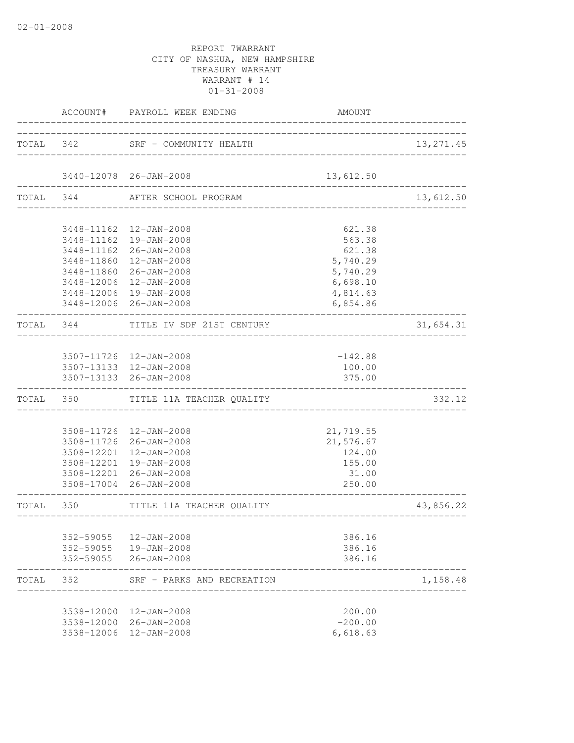02-01-2008

REPORT 7WARRANT
CITY OF NASHUA, NEW HAMPSHIRE
TREASURY WARRANT
WARRANT # 14
01-31-2008

| | ACCOUNT# | PAYROLL WEEK ENDING | AMOUNT | |
|---|---|---|---|---|
| TOTAL | 342 | SRF - COMMUNITY HEALTH | | 13,271.45 |
| | 3440-12078 | 26-JAN-2008 | 13,612.50 | |
| TOTAL | 344 | AFTER SCHOOL PROGRAM | | 13,612.50 |
| | 3448-11162 | 12-JAN-2008 | 621.38 | |
| | 3448-11162 | 19-JAN-2008 | 563.38 | |
| | 3448-11162 | 26-JAN-2008 | 621.38 | |
| | 3448-11860 | 12-JAN-2008 | 5,740.29 | |
| | 3448-11860 | 26-JAN-2008 | 5,740.29 | |
| | 3448-12006 | 12-JAN-2008 | 6,698.10 | |
| | 3448-12006 | 19-JAN-2008 | 4,814.63 | |
| | 3448-12006 | 26-JAN-2008 | 6,854.86 | |
| TOTAL | 344 | TITLE IV SDF 21ST CENTURY | | 31,654.31 |
| | 3507-11726 | 12-JAN-2008 | -142.88 | |
| | 3507-13133 | 12-JAN-2008 | 100.00 | |
| | 3507-13133 | 26-JAN-2008 | 375.00 | |
| TOTAL | 350 | TITLE 11A TEACHER QUALITY | | 332.12 |
| | 3508-11726 | 12-JAN-2008 | 21,719.55 | |
| | 3508-11726 | 26-JAN-2008 | 21,576.67 | |
| | 3508-12201 | 12-JAN-2008 | 124.00 | |
| | 3508-12201 | 19-JAN-2008 | 155.00 | |
| | 3508-12201 | 26-JAN-2008 | 31.00 | |
| | 3508-17004 | 26-JAN-2008 | 250.00 | |
| TOTAL | 350 | TITLE 11A TEACHER QUALITY | | 43,856.22 |
| | 352-59055 | 12-JAN-2008 | 386.16 | |
| | 352-59055 | 19-JAN-2008 | 386.16 | |
| | 352-59055 | 26-JAN-2008 | 386.16 | |
| TOTAL | 352 | SRF - PARKS AND RECREATION | | 1,158.48 |
| | 3538-12000 | 12-JAN-2008 | 200.00 | |
| | 3538-12000 | 26-JAN-2008 | -200.00 | |
| | 3538-12006 | 12-JAN-2008 | 6,618.63 | |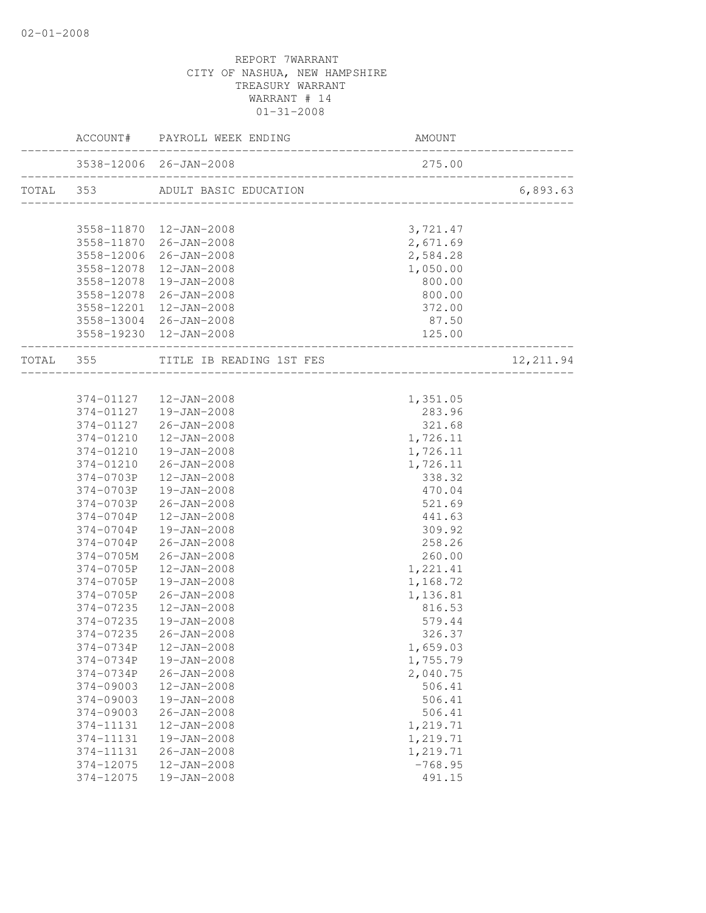REPORT 7WARRANT
CITY OF NASHUA, NEW HAMPSHIRE
TREASURY WARRANT
WARRANT # 14
01-31-2008

| | ACCOUNT# | PAYROLL WEEK ENDING | AMOUNT | |
|---|---|---|---|---|
| | 3538-12006 | 26-JAN-2008 | 275.00 | |
| TOTAL | 353 | ADULT BASIC EDUCATION | | 6,893.63 |
| | 3558-11870 | 12-JAN-2008 | 3,721.47 | |
| | 3558-11870 | 26-JAN-2008 | 2,671.69 | |
| | 3558-12006 | 26-JAN-2008 | 2,584.28 | |
| | 3558-12078 | 12-JAN-2008 | 1,050.00 | |
| | 3558-12078 | 19-JAN-2008 | 800.00 | |
| | 3558-12078 | 26-JAN-2008 | 800.00 | |
| | 3558-12201 | 12-JAN-2008 | 372.00 | |
| | 3558-13004 | 26-JAN-2008 | 87.50 | |
| | 3558-19230 | 12-JAN-2008 | 125.00 | |
| TOTAL | 355 | TITLE IB READING 1ST FES | | 12,211.94 |
| | 374-01127 | 12-JAN-2008 | 1,351.05 | |
| | 374-01127 | 19-JAN-2008 | 283.96 | |
| | 374-01127 | 26-JAN-2008 | 321.68 | |
| | 374-01210 | 12-JAN-2008 | 1,726.11 | |
| | 374-01210 | 19-JAN-2008 | 1,726.11 | |
| | 374-01210 | 26-JAN-2008 | 1,726.11 | |
| | 374-0703P | 12-JAN-2008 | 338.32 | |
| | 374-0703P | 19-JAN-2008 | 470.04 | |
| | 374-0703P | 26-JAN-2008 | 521.69 | |
| | 374-0704P | 12-JAN-2008 | 441.63 | |
| | 374-0704P | 19-JAN-2008 | 309.92 | |
| | 374-0704P | 26-JAN-2008 | 258.26 | |
| | 374-0705M | 26-JAN-2008 | 260.00 | |
| | 374-0705P | 12-JAN-2008 | 1,221.41 | |
| | 374-0705P | 19-JAN-2008 | 1,168.72 | |
| | 374-0705P | 26-JAN-2008 | 1,136.81 | |
| | 374-07235 | 12-JAN-2008 | 816.53 | |
| | 374-07235 | 19-JAN-2008 | 579.44 | |
| | 374-07235 | 26-JAN-2008 | 326.37 | |
| | 374-0734P | 12-JAN-2008 | 1,659.03 | |
| | 374-0734P | 19-JAN-2008 | 1,755.79 | |
| | 374-0734P | 26-JAN-2008 | 2,040.75 | |
| | 374-09003 | 12-JAN-2008 | 506.41 | |
| | 374-09003 | 19-JAN-2008 | 506.41 | |
| | 374-09003 | 26-JAN-2008 | 506.41 | |
| | 374-11131 | 12-JAN-2008 | 1,219.71 | |
| | 374-11131 | 19-JAN-2008 | 1,219.71 | |
| | 374-11131 | 26-JAN-2008 | 1,219.71 | |
| | 374-12075 | 12-JAN-2008 | -768.95 | |
| | 374-12075 | 19-JAN-2008 | 491.15 | |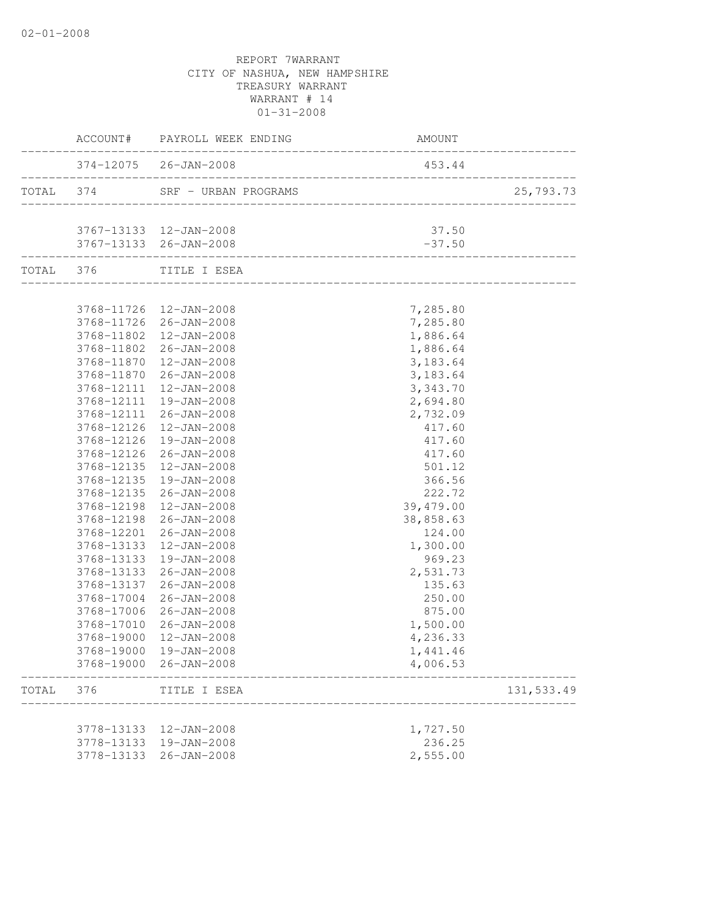02-01-2008

REPORT 7WARRANT
CITY OF NASHUA, NEW HAMPSHIRE
TREASURY WARRANT
WARRANT # 14
01-31-2008

| | ACCOUNT# | PAYROLL WEEK ENDING | AMOUNT | |
|---|---|---|---|---|
| | 374-12075 | 26-JAN-2008 | 453.44 | |
| TOTAL | 374 | SRF - URBAN PROGRAMS | | 25,793.73 |
| | 3767-13133 | 12-JAN-2008 | 37.50 | |
| | 3767-13133 | 26-JAN-2008 | -37.50 | |
| TOTAL | 376 | TITLE I ESEA | | |
| | 3768-11726 | 12-JAN-2008 | 7,285.80 | |
| | 3768-11726 | 26-JAN-2008 | 7,285.80 | |
| | 3768-11802 | 12-JAN-2008 | 1,886.64 | |
| | 3768-11802 | 26-JAN-2008 | 1,886.64 | |
| | 3768-11870 | 12-JAN-2008 | 3,183.64 | |
| | 3768-11870 | 26-JAN-2008 | 3,183.64 | |
| | 3768-12111 | 12-JAN-2008 | 3,343.70 | |
| | 3768-12111 | 19-JAN-2008 | 2,694.80 | |
| | 3768-12111 | 26-JAN-2008 | 2,732.09 | |
| | 3768-12126 | 12-JAN-2008 | 417.60 | |
| | 3768-12126 | 19-JAN-2008 | 417.60 | |
| | 3768-12126 | 26-JAN-2008 | 417.60 | |
| | 3768-12135 | 12-JAN-2008 | 501.12 | |
| | 3768-12135 | 19-JAN-2008 | 366.56 | |
| | 3768-12135 | 26-JAN-2008 | 222.72 | |
| | 3768-12198 | 12-JAN-2008 | 39,479.00 | |
| | 3768-12198 | 26-JAN-2008 | 38,858.63 | |
| | 3768-12201 | 26-JAN-2008 | 124.00 | |
| | 3768-13133 | 12-JAN-2008 | 1,300.00 | |
| | 3768-13133 | 19-JAN-2008 | 969.23 | |
| | 3768-13133 | 26-JAN-2008 | 2,531.73 | |
| | 3768-13137 | 26-JAN-2008 | 135.63 | |
| | 3768-17004 | 26-JAN-2008 | 250.00 | |
| | 3768-17006 | 26-JAN-2008 | 875.00 | |
| | 3768-17010 | 26-JAN-2008 | 1,500.00 | |
| | 3768-19000 | 12-JAN-2008 | 4,236.33 | |
| | 3768-19000 | 19-JAN-2008 | 1,441.46 | |
| | 3768-19000 | 26-JAN-2008 | 4,006.53 | |
| TOTAL | 376 | TITLE I ESEA | | 131,533.49 |
| | 3778-13133 | 12-JAN-2008 | 1,727.50 | |
| | 3778-13133 | 19-JAN-2008 | 236.25 | |
| | 3778-13133 | 26-JAN-2008 | 2,555.00 | |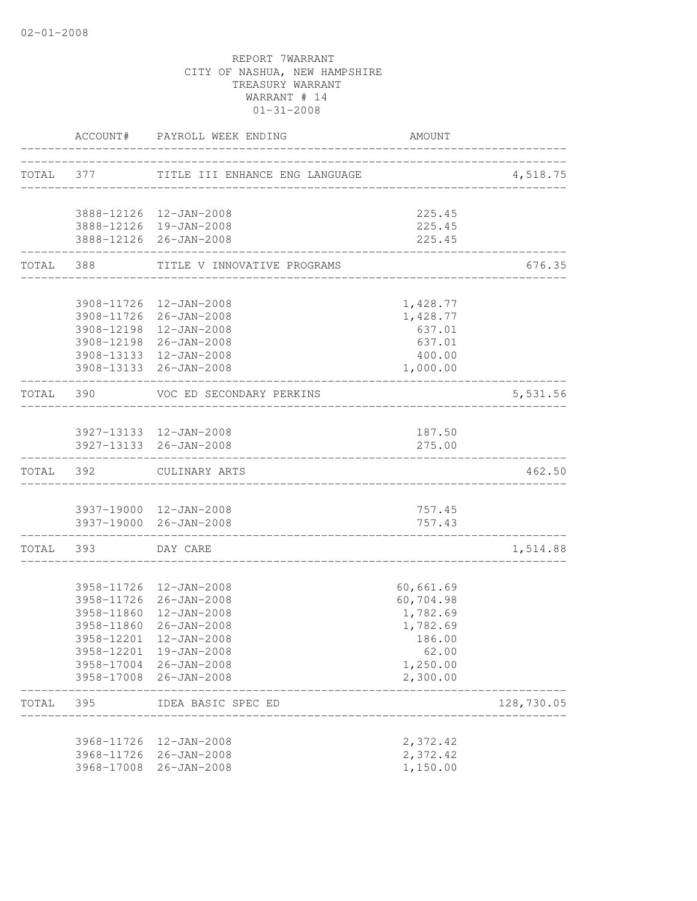02-01-2008

REPORT 7WARRANT
CITY OF NASHUA, NEW HAMPSHIRE
TREASURY WARRANT
WARRANT # 14
01-31-2008

| | ACCOUNT# | PAYROLL WEEK ENDING | AMOUNT | |
|---|---|---|---|---|
| TOTAL | 377 | TITLE III ENHANCE ENG LANGUAGE | | 4,518.75 |
| | 3888-12126 | 12-JAN-2008 | 225.45 | |
| | 3888-12126 | 19-JAN-2008 | 225.45 | |
| | 3888-12126 | 26-JAN-2008 | 225.45 | |
| TOTAL | 388 | TITLE V INNOVATIVE PROGRAMS | | 676.35 |
| | 3908-11726 | 12-JAN-2008 | 1,428.77 | |
| | 3908-11726 | 26-JAN-2008 | 1,428.77 | |
| | 3908-12198 | 12-JAN-2008 | 637.01 | |
| | 3908-12198 | 26-JAN-2008 | 637.01 | |
| | 3908-13133 | 12-JAN-2008 | 400.00 | |
| | 3908-13133 | 26-JAN-2008 | 1,000.00 | |
| TOTAL | 390 | VOC ED SECONDARY PERKINS | | 5,531.56 |
| | 3927-13133 | 12-JAN-2008 | 187.50 | |
| | 3927-13133 | 26-JAN-2008 | 275.00 | |
| TOTAL | 392 | CULINARY ARTS | | 462.50 |
| | 3937-19000 | 12-JAN-2008 | 757.45 | |
| | 3937-19000 | 26-JAN-2008 | 757.43 | |
| TOTAL | 393 | DAY CARE | | 1,514.88 |
| | 3958-11726 | 12-JAN-2008 | 60,661.69 | |
| | 3958-11726 | 26-JAN-2008 | 60,704.98 | |
| | 3958-11860 | 12-JAN-2008 | 1,782.69 | |
| | 3958-11860 | 26-JAN-2008 | 1,782.69 | |
| | 3958-12201 | 12-JAN-2008 | 186.00 | |
| | 3958-12201 | 19-JAN-2008 | 62.00 | |
| | 3958-17004 | 26-JAN-2008 | 1,250.00 | |
| | 3958-17008 | 26-JAN-2008 | 2,300.00 | |
| TOTAL | 395 | IDEA BASIC SPEC ED | | 128,730.05 |
| | 3968-11726 | 12-JAN-2008 | 2,372.42 | |
| | 3968-11726 | 26-JAN-2008 | 2,372.42 | |
| | 3968-17008 | 26-JAN-2008 | 1,150.00 | |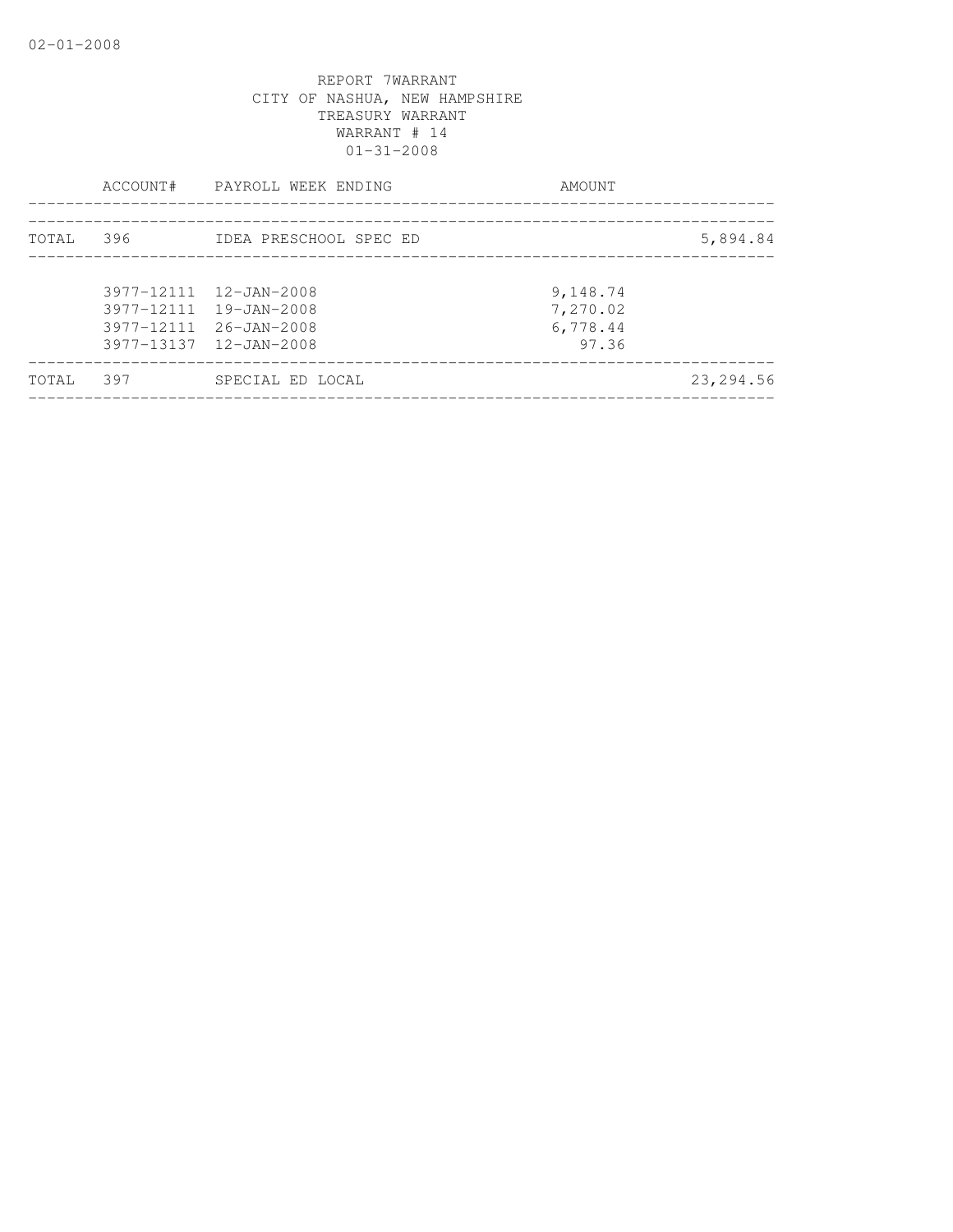REPORT 7WARRANT
CITY OF NASHUA, NEW HAMPSHIRE
TREASURY WARRANT
WARRANT # 14
01-31-2008

| | ACCOUNT# | PAYROLL WEEK ENDING | AMOUNT | |
|---|---|---|---|---|
| TOTAL | 396 | IDEA PRESCHOOL SPEC ED | | 5,894.84 |
| | 3977-12111 | 12-JAN-2008 | 9,148.74 | |
| | 3977-12111 | 19-JAN-2008 | 7,270.02 | |
| | 3977-12111 | 26-JAN-2008 | 6,778.44 | |
| | 3977-13137 | 12-JAN-2008 | 97.36 | |
| TOTAL | 397 | SPECIAL ED LOCAL | | 23,294.56 |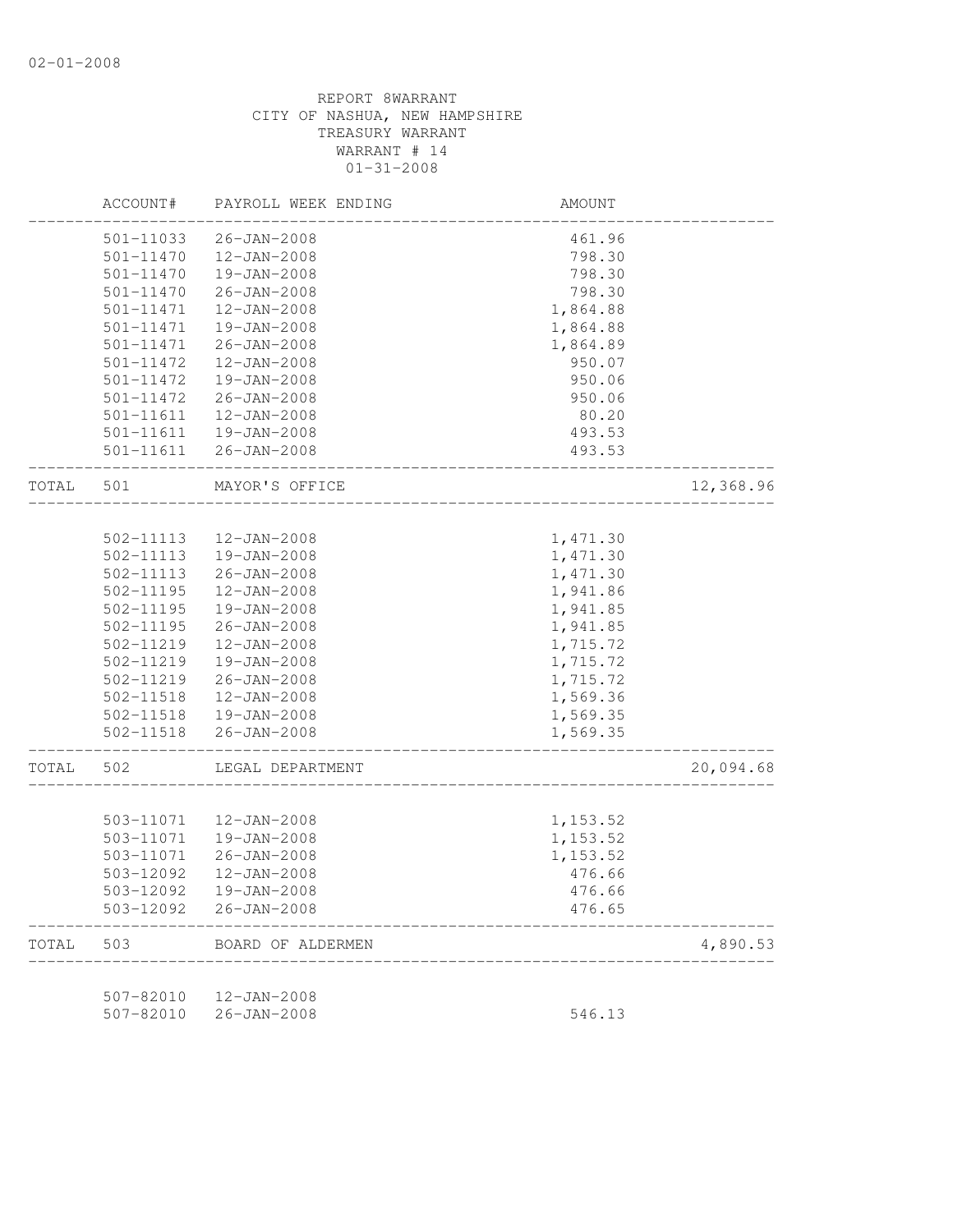REPORT 8WARRANT
CITY OF NASHUA, NEW HAMPSHIRE
TREASURY WARRANT
WARRANT # 14
01-31-2008

| | ACCOUNT# | PAYROLL WEEK ENDING | AMOUNT | |
|---|---|---|---|---|
| | 501-11033 | 26-JAN-2008 | 461.96 | |
| | 501-11470 | 12-JAN-2008 | 798.30 | |
| | 501-11470 | 19-JAN-2008 | 798.30 | |
| | 501-11470 | 26-JAN-2008 | 798.30 | |
| | 501-11471 | 12-JAN-2008 | 1,864.88 | |
| | 501-11471 | 19-JAN-2008 | 1,864.88 | |
| | 501-11471 | 26-JAN-2008 | 1,864.89 | |
| | 501-11472 | 12-JAN-2008 | 950.07 | |
| | 501-11472 | 19-JAN-2008 | 950.06 | |
| | 501-11472 | 26-JAN-2008 | 950.06 | |
| | 501-11611 | 12-JAN-2008 | 80.20 | |
| | 501-11611 | 19-JAN-2008 | 493.53 | |
| | 501-11611 | 26-JAN-2008 | 493.53 | |
| TOTAL | 501 | MAYOR'S OFFICE | | 12,368.96 |
| | 502-11113 | 12-JAN-2008 | 1,471.30 | |
| | 502-11113 | 19-JAN-2008 | 1,471.30 | |
| | 502-11113 | 26-JAN-2008 | 1,471.30 | |
| | 502-11195 | 12-JAN-2008 | 1,941.86 | |
| | 502-11195 | 19-JAN-2008 | 1,941.85 | |
| | 502-11195 | 26-JAN-2008 | 1,941.85 | |
| | 502-11219 | 12-JAN-2008 | 1,715.72 | |
| | 502-11219 | 19-JAN-2008 | 1,715.72 | |
| | 502-11219 | 26-JAN-2008 | 1,715.72 | |
| | 502-11518 | 12-JAN-2008 | 1,569.36 | |
| | 502-11518 | 19-JAN-2008 | 1,569.35 | |
| | 502-11518 | 26-JAN-2008 | 1,569.35 | |
| TOTAL | 502 | LEGAL DEPARTMENT | | 20,094.68 |
| | 503-11071 | 12-JAN-2008 | 1,153.52 | |
| | 503-11071 | 19-JAN-2008 | 1,153.52 | |
| | 503-11071 | 26-JAN-2008 | 1,153.52 | |
| | 503-12092 | 12-JAN-2008 | 476.66 | |
| | 503-12092 | 19-JAN-2008 | 476.66 | |
| | 503-12092 | 26-JAN-2008 | 476.65 | |
| TOTAL | 503 | BOARD OF ALDERMEN | | 4,890.53 |
| | 507-82010 | 12-JAN-2008 | | |
| | 507-82010 | 26-JAN-2008 | 546.13 | |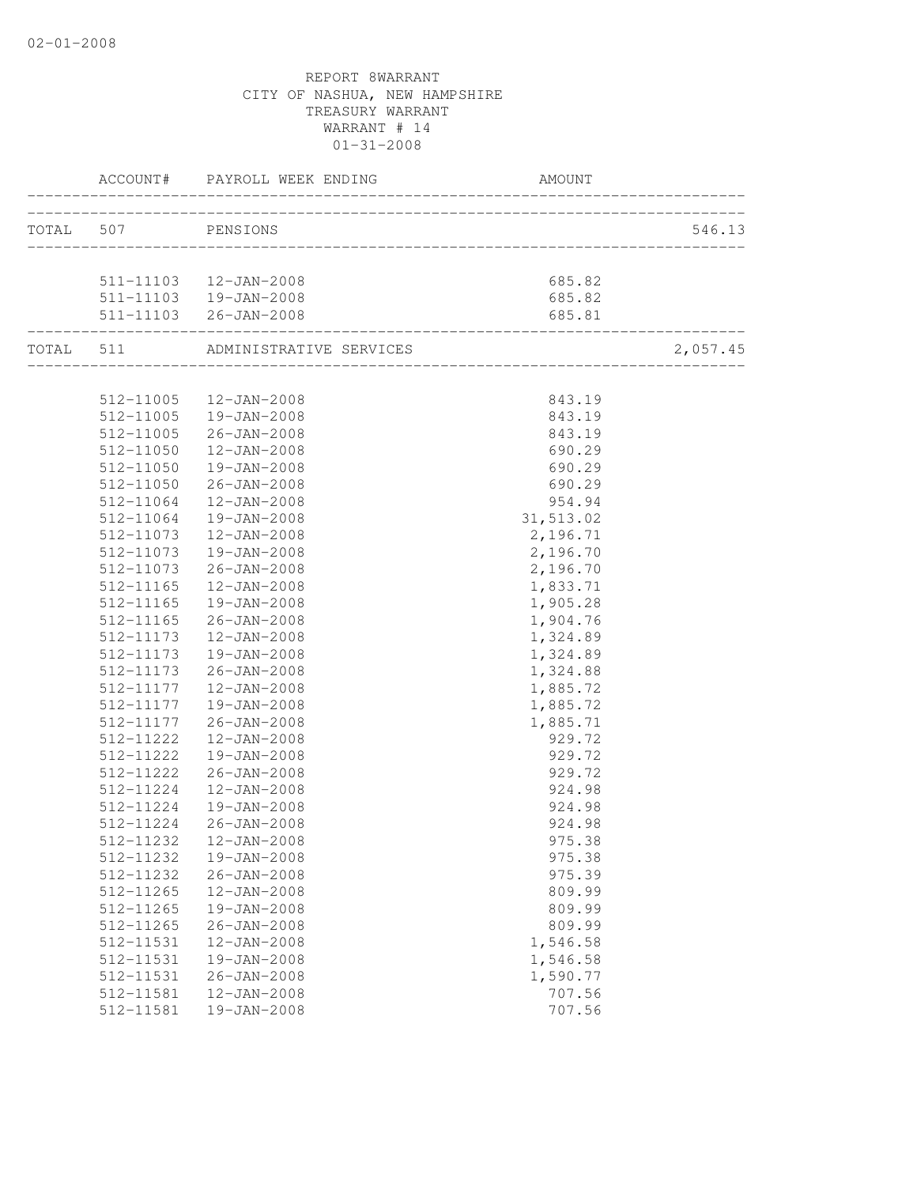02-01-2008

REPORT 8WARRANT
CITY OF NASHUA, NEW HAMPSHIRE
TREASURY WARRANT
WARRANT # 14
01-31-2008

| | ACCOUNT# | PAYROLL WEEK ENDING | AMOUNT | |
|---|---|---|---|---|
| TOTAL | 507 | PENSIONS | | 546.13 |
| | 511-11103 | 12-JAN-2008 | 685.82 | |
| | 511-11103 | 19-JAN-2008 | 685.82 | |
| | 511-11103 | 26-JAN-2008 | 685.81 | |
| TOTAL | 511 | ADMINISTRATIVE SERVICES | | 2,057.45 |
| | 512-11005 | 12-JAN-2008 | 843.19 | |
| | 512-11005 | 19-JAN-2008 | 843.19 | |
| | 512-11005 | 26-JAN-2008 | 843.19 | |
| | 512-11050 | 12-JAN-2008 | 690.29 | |
| | 512-11050 | 19-JAN-2008 | 690.29 | |
| | 512-11050 | 26-JAN-2008 | 690.29 | |
| | 512-11064 | 12-JAN-2008 | 954.94 | |
| | 512-11064 | 19-JAN-2008 | 31,513.02 | |
| | 512-11073 | 12-JAN-2008 | 2,196.71 | |
| | 512-11073 | 19-JAN-2008 | 2,196.70 | |
| | 512-11073 | 26-JAN-2008 | 2,196.70 | |
| | 512-11165 | 12-JAN-2008 | 1,833.71 | |
| | 512-11165 | 19-JAN-2008 | 1,905.28 | |
| | 512-11165 | 26-JAN-2008 | 1,904.76 | |
| | 512-11173 | 12-JAN-2008 | 1,324.89 | |
| | 512-11173 | 19-JAN-2008 | 1,324.89 | |
| | 512-11173 | 26-JAN-2008 | 1,324.88 | |
| | 512-11177 | 12-JAN-2008 | 1,885.72 | |
| | 512-11177 | 19-JAN-2008 | 1,885.72 | |
| | 512-11177 | 26-JAN-2008 | 1,885.71 | |
| | 512-11222 | 12-JAN-2008 | 929.72 | |
| | 512-11222 | 19-JAN-2008 | 929.72 | |
| | 512-11222 | 26-JAN-2008 | 929.72 | |
| | 512-11224 | 12-JAN-2008 | 924.98 | |
| | 512-11224 | 19-JAN-2008 | 924.98 | |
| | 512-11224 | 26-JAN-2008 | 924.98 | |
| | 512-11232 | 12-JAN-2008 | 975.38 | |
| | 512-11232 | 19-JAN-2008 | 975.38 | |
| | 512-11232 | 26-JAN-2008 | 975.39 | |
| | 512-11265 | 12-JAN-2008 | 809.99 | |
| | 512-11265 | 19-JAN-2008 | 809.99 | |
| | 512-11265 | 26-JAN-2008 | 809.99 | |
| | 512-11531 | 12-JAN-2008 | 1,546.58 | |
| | 512-11531 | 19-JAN-2008 | 1,546.58 | |
| | 512-11531 | 26-JAN-2008 | 1,590.77 | |
| | 512-11581 | 12-JAN-2008 | 707.56 | |
| | 512-11581 | 19-JAN-2008 | 707.56 | |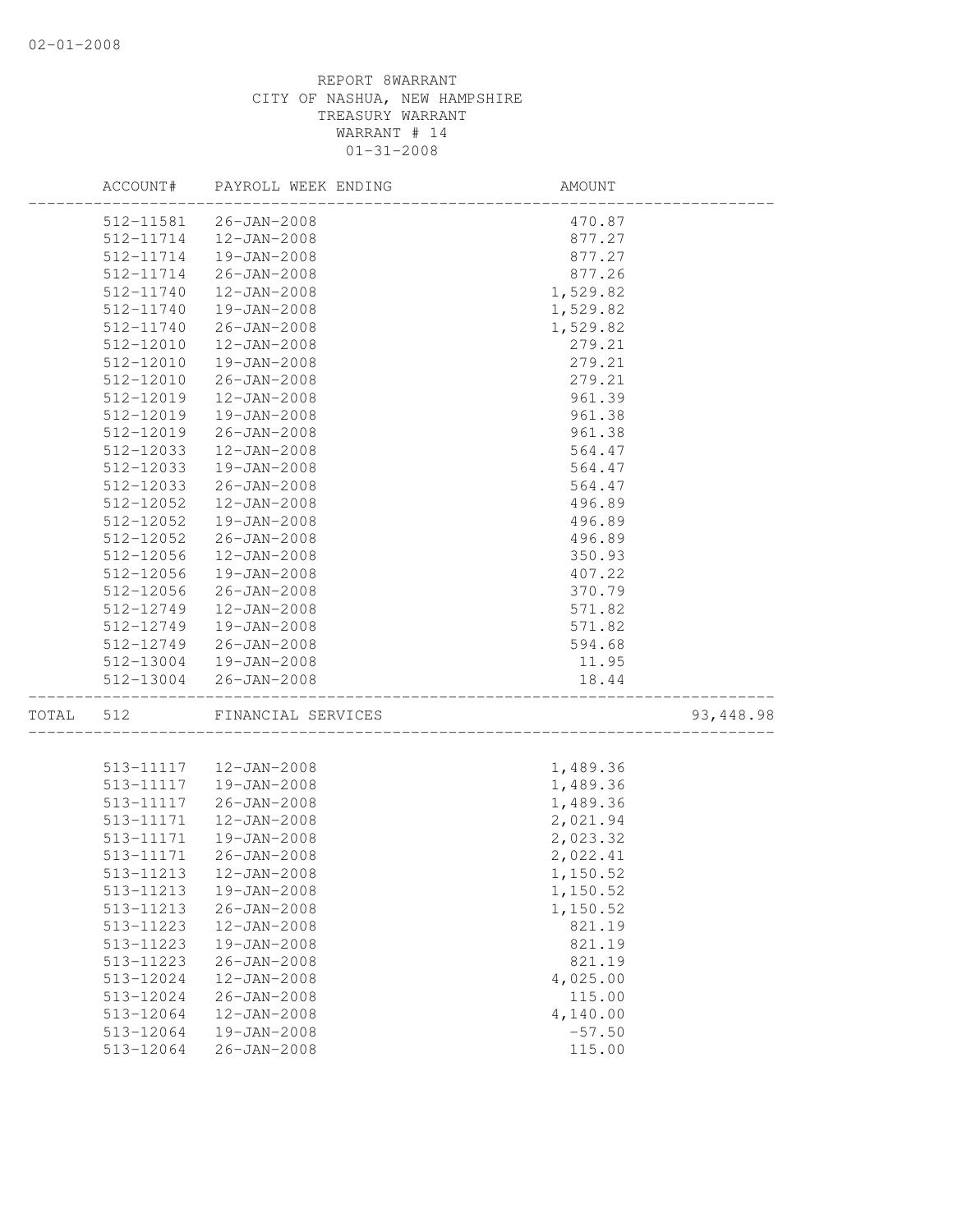02-01-2008

REPORT 8WARRANT
CITY OF NASHUA, NEW HAMPSHIRE
TREASURY WARRANT
WARRANT # 14
01-31-2008

| | ACCOUNT# | PAYROLL WEEK ENDING | AMOUNT | |
|---|---|---|---|---|
| | 512-11581 | 26-JAN-2008 | 470.87 | |
| | 512-11714 | 12-JAN-2008 | 877.27 | |
| | 512-11714 | 19-JAN-2008 | 877.27 | |
| | 512-11714 | 26-JAN-2008 | 877.26 | |
| | 512-11740 | 12-JAN-2008 | 1,529.82 | |
| | 512-11740 | 19-JAN-2008 | 1,529.82 | |
| | 512-11740 | 26-JAN-2008 | 1,529.82 | |
| | 512-12010 | 12-JAN-2008 | 279.21 | |
| | 512-12010 | 19-JAN-2008 | 279.21 | |
| | 512-12010 | 26-JAN-2008 | 279.21 | |
| | 512-12019 | 12-JAN-2008 | 961.39 | |
| | 512-12019 | 19-JAN-2008 | 961.38 | |
| | 512-12019 | 26-JAN-2008 | 961.38 | |
| | 512-12033 | 12-JAN-2008 | 564.47 | |
| | 512-12033 | 19-JAN-2008 | 564.47 | |
| | 512-12033 | 26-JAN-2008 | 564.47 | |
| | 512-12052 | 12-JAN-2008 | 496.89 | |
| | 512-12052 | 19-JAN-2008 | 496.89 | |
| | 512-12052 | 26-JAN-2008 | 496.89 | |
| | 512-12056 | 12-JAN-2008 | 350.93 | |
| | 512-12056 | 19-JAN-2008 | 407.22 | |
| | 512-12056 | 26-JAN-2008 | 370.79 | |
| | 512-12749 | 12-JAN-2008 | 571.82 | |
| | 512-12749 | 19-JAN-2008 | 571.82 | |
| | 512-12749 | 26-JAN-2008 | 594.68 | |
| | 512-13004 | 19-JAN-2008 | 11.95 | |
| | 512-13004 | 26-JAN-2008 | 18.44 | |
| TOTAL | 512 | FINANCIAL SERVICES | | 93,448.98 |
| | 513-11117 | 12-JAN-2008 | 1,489.36 | |
| | 513-11117 | 19-JAN-2008 | 1,489.36 | |
| | 513-11117 | 26-JAN-2008 | 1,489.36 | |
| | 513-11171 | 12-JAN-2008 | 2,021.94 | |
| | 513-11171 | 19-JAN-2008 | 2,023.32 | |
| | 513-11171 | 26-JAN-2008 | 2,022.41 | |
| | 513-11213 | 12-JAN-2008 | 1,150.52 | |
| | 513-11213 | 19-JAN-2008 | 1,150.52 | |
| | 513-11213 | 26-JAN-2008 | 1,150.52 | |
| | 513-11223 | 12-JAN-2008 | 821.19 | |
| | 513-11223 | 19-JAN-2008 | 821.19 | |
| | 513-11223 | 26-JAN-2008 | 821.19 | |
| | 513-12024 | 12-JAN-2008 | 4,025.00 | |
| | 513-12024 | 26-JAN-2008 | 115.00 | |
| | 513-12064 | 12-JAN-2008 | 4,140.00 | |
| | 513-12064 | 19-JAN-2008 | -57.50 | |
| | 513-12064 | 26-JAN-2008 | 115.00 | |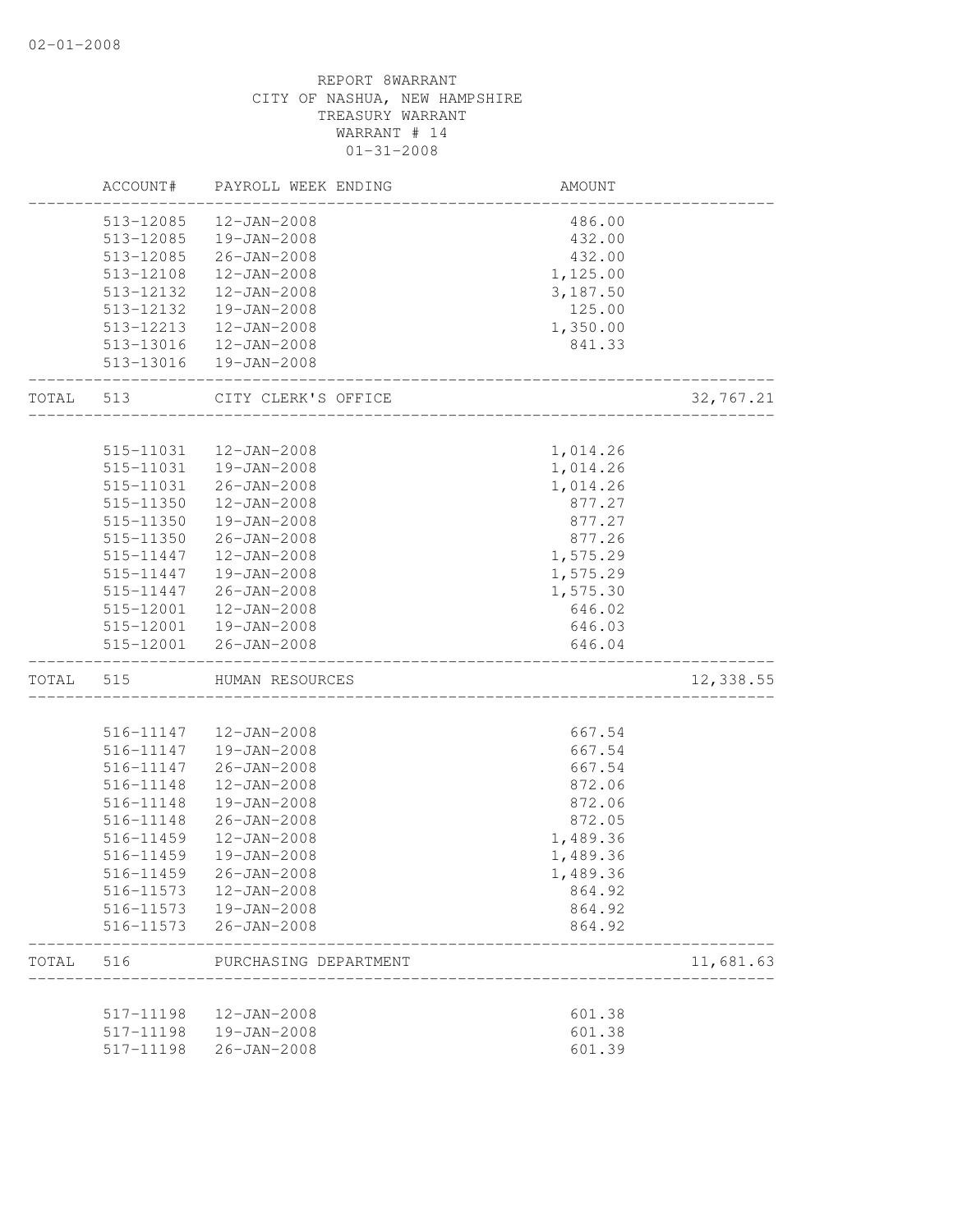REPORT 8WARRANT
CITY OF NASHUA, NEW HAMPSHIRE
TREASURY WARRANT
WARRANT # 14
01-31-2008

| | ACCOUNT# | PAYROLL WEEK ENDING | AMOUNT | |
|---|---|---|---|---|
| | 513-12085 | 12-JAN-2008 | 486.00 | |
| | 513-12085 | 19-JAN-2008 | 432.00 | |
| | 513-12085 | 26-JAN-2008 | 432.00 | |
| | 513-12108 | 12-JAN-2008 | 1,125.00 | |
| | 513-12132 | 12-JAN-2008 | 3,187.50 | |
| | 513-12132 | 19-JAN-2008 | 125.00 | |
| | 513-12213 | 12-JAN-2008 | 1,350.00 | |
| | 513-13016 | 12-JAN-2008 | 841.33 | |
| | 513-13016 | 19-JAN-2008 | | |
| TOTAL | 513 | CITY CLERK'S OFFICE | | 32,767.21 |
| | 515-11031 | 12-JAN-2008 | 1,014.26 | |
| | 515-11031 | 19-JAN-2008 | 1,014.26 | |
| | 515-11031 | 26-JAN-2008 | 1,014.26 | |
| | 515-11350 | 12-JAN-2008 | 877.27 | |
| | 515-11350 | 19-JAN-2008 | 877.27 | |
| | 515-11350 | 26-JAN-2008 | 877.26 | |
| | 515-11447 | 12-JAN-2008 | 1,575.29 | |
| | 515-11447 | 19-JAN-2008 | 1,575.29 | |
| | 515-11447 | 26-JAN-2008 | 1,575.30 | |
| | 515-12001 | 12-JAN-2008 | 646.02 | |
| | 515-12001 | 19-JAN-2008 | 646.03 | |
| | 515-12001 | 26-JAN-2008 | 646.04 | |
| TOTAL | 515 | HUMAN RESOURCES | | 12,338.55 |
| | 516-11147 | 12-JAN-2008 | 667.54 | |
| | 516-11147 | 19-JAN-2008 | 667.54 | |
| | 516-11147 | 26-JAN-2008 | 667.54 | |
| | 516-11148 | 12-JAN-2008 | 872.06 | |
| | 516-11148 | 19-JAN-2008 | 872.06 | |
| | 516-11148 | 26-JAN-2008 | 872.05 | |
| | 516-11459 | 12-JAN-2008 | 1,489.36 | |
| | 516-11459 | 19-JAN-2008 | 1,489.36 | |
| | 516-11459 | 26-JAN-2008 | 1,489.36 | |
| | 516-11573 | 12-JAN-2008 | 864.92 | |
| | 516-11573 | 19-JAN-2008 | 864.92 | |
| | 516-11573 | 26-JAN-2008 | 864.92 | |
| TOTAL | 516 | PURCHASING DEPARTMENT | | 11,681.63 |
| | 517-11198 | 12-JAN-2008 | 601.38 | |
| | 517-11198 | 19-JAN-2008 | 601.38 | |
| | 517-11198 | 26-JAN-2008 | 601.39 | |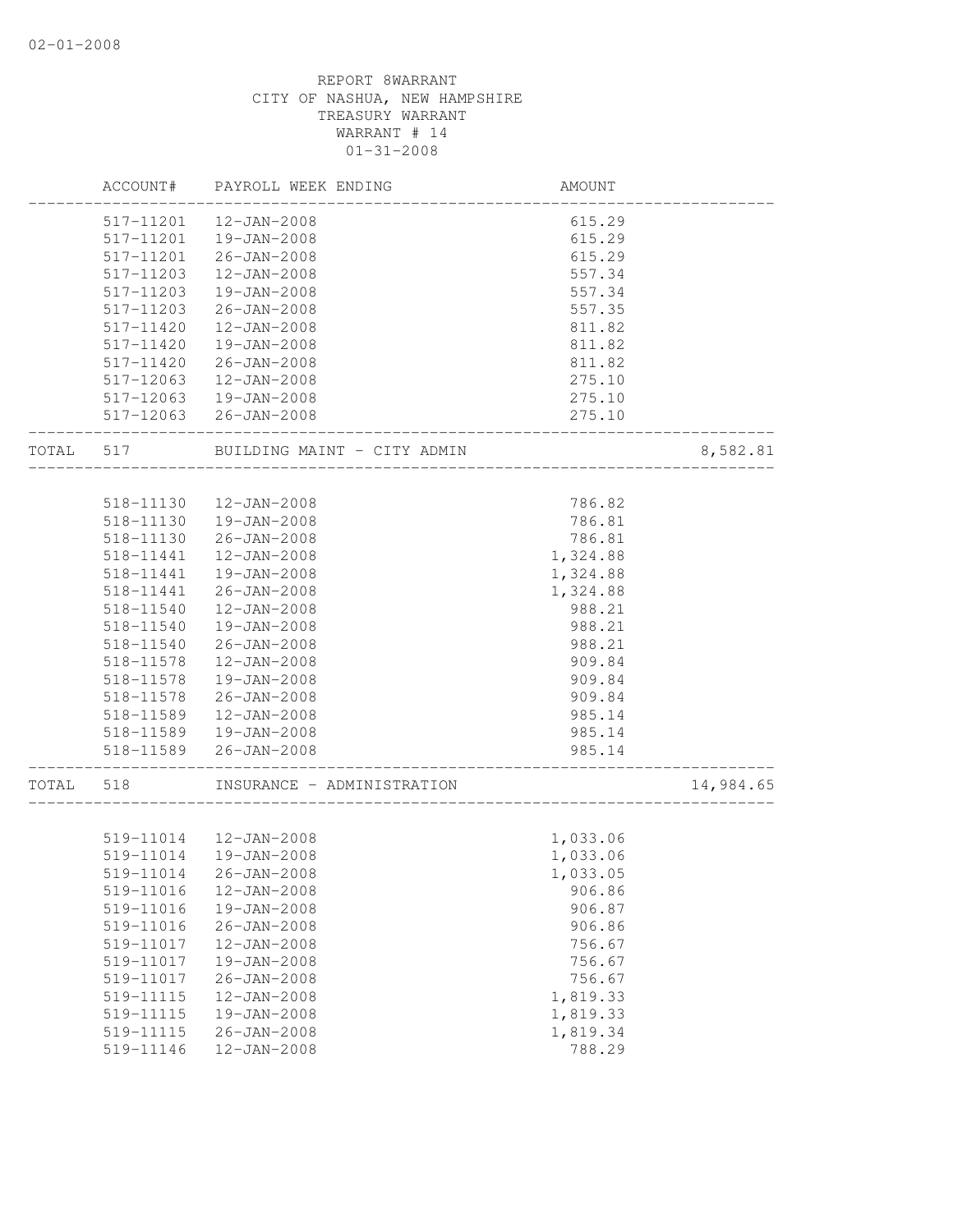REPORT 8WARRANT
CITY OF NASHUA, NEW HAMPSHIRE
TREASURY WARRANT
WARRANT # 14
01-31-2008

| | ACCOUNT# | PAYROLL WEEK ENDING | AMOUNT | |
|---|---|---|---|---|
| | 517-11201 | 12-JAN-2008 | 615.29 | |
| | 517-11201 | 19-JAN-2008 | 615.29 | |
| | 517-11201 | 26-JAN-2008 | 615.29 | |
| | 517-11203 | 12-JAN-2008 | 557.34 | |
| | 517-11203 | 19-JAN-2008 | 557.34 | |
| | 517-11203 | 26-JAN-2008 | 557.35 | |
| | 517-11420 | 12-JAN-2008 | 811.82 | |
| | 517-11420 | 19-JAN-2008 | 811.82 | |
| | 517-11420 | 26-JAN-2008 | 811.82 | |
| | 517-12063 | 12-JAN-2008 | 275.10 | |
| | 517-12063 | 19-JAN-2008 | 275.10 | |
| | 517-12063 | 26-JAN-2008 | 275.10 | |
| TOTAL | 517 | BUILDING MAINT - CITY ADMIN | | 8,582.81 |
| | 518-11130 | 12-JAN-2008 | 786.82 | |
| | 518-11130 | 19-JAN-2008 | 786.81 | |
| | 518-11130 | 26-JAN-2008 | 786.81 | |
| | 518-11441 | 12-JAN-2008 | 1,324.88 | |
| | 518-11441 | 19-JAN-2008 | 1,324.88 | |
| | 518-11441 | 26-JAN-2008 | 1,324.88 | |
| | 518-11540 | 12-JAN-2008 | 988.21 | |
| | 518-11540 | 19-JAN-2008 | 988.21 | |
| | 518-11540 | 26-JAN-2008 | 988.21 | |
| | 518-11578 | 12-JAN-2008 | 909.84 | |
| | 518-11578 | 19-JAN-2008 | 909.84 | |
| | 518-11578 | 26-JAN-2008 | 909.84 | |
| | 518-11589 | 12-JAN-2008 | 985.14 | |
| | 518-11589 | 19-JAN-2008 | 985.14 | |
| | 518-11589 | 26-JAN-2008 | 985.14 | |
| TOTAL | 518 | INSURANCE - ADMINISTRATION | | 14,984.65 |
| | 519-11014 | 12-JAN-2008 | 1,033.06 | |
| | 519-11014 | 19-JAN-2008 | 1,033.06 | |
| | 519-11014 | 26-JAN-2008 | 1,033.05 | |
| | 519-11016 | 12-JAN-2008 | 906.86 | |
| | 519-11016 | 19-JAN-2008 | 906.87 | |
| | 519-11016 | 26-JAN-2008 | 906.86 | |
| | 519-11017 | 12-JAN-2008 | 756.67 | |
| | 519-11017 | 19-JAN-2008 | 756.67 | |
| | 519-11017 | 26-JAN-2008 | 756.67 | |
| | 519-11115 | 12-JAN-2008 | 1,819.33 | |
| | 519-11115 | 19-JAN-2008 | 1,819.33 | |
| | 519-11115 | 26-JAN-2008 | 1,819.34 | |
| | 519-11146 | 12-JAN-2008 | 788.29 | |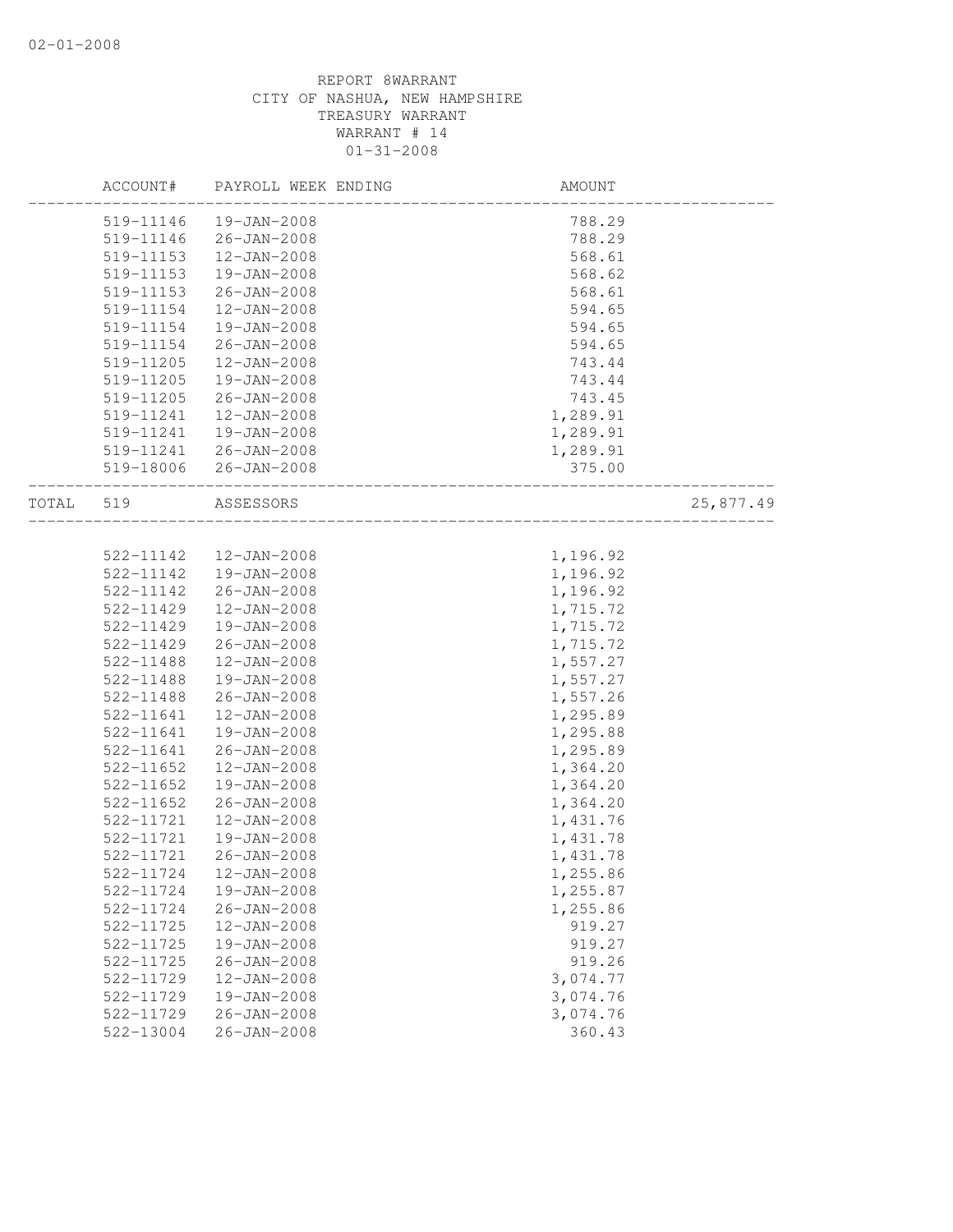REPORT 8WARRANT
CITY OF NASHUA, NEW HAMPSHIRE
TREASURY WARRANT
WARRANT # 14
01-31-2008

| ACCOUNT# | PAYROLL WEEK ENDING | AMOUNT | |
|---|---|---|---|
| 519-11146 | 19-JAN-2008 | 788.29 | |
| 519-11146 | 26-JAN-2008 | 788.29 | |
| 519-11153 | 12-JAN-2008 | 568.61 | |
| 519-11153 | 19-JAN-2008 | 568.62 | |
| 519-11153 | 26-JAN-2008 | 568.61 | |
| 519-11154 | 12-JAN-2008 | 594.65 | |
| 519-11154 | 19-JAN-2008 | 594.65 | |
| 519-11154 | 26-JAN-2008 | 594.65 | |
| 519-11205 | 12-JAN-2008 | 743.44 | |
| 519-11205 | 19-JAN-2008 | 743.44 | |
| 519-11205 | 26-JAN-2008 | 743.45 | |
| 519-11241 | 12-JAN-2008 | 1,289.91 | |
| 519-11241 | 19-JAN-2008 | 1,289.91 | |
| 519-11241 | 26-JAN-2008 | 1,289.91 | |
| 519-18006 | 26-JAN-2008 | 375.00 | |
| TOTAL 519 | ASSESSORS | | 25,877.49 |
| 522-11142 | 12-JAN-2008 | 1,196.92 | |
| 522-11142 | 19-JAN-2008 | 1,196.92 | |
| 522-11142 | 26-JAN-2008 | 1,196.92 | |
| 522-11429 | 12-JAN-2008 | 1,715.72 | |
| 522-11429 | 19-JAN-2008 | 1,715.72 | |
| 522-11429 | 26-JAN-2008 | 1,715.72 | |
| 522-11488 | 12-JAN-2008 | 1,557.27 | |
| 522-11488 | 19-JAN-2008 | 1,557.27 | |
| 522-11488 | 26-JAN-2008 | 1,557.26 | |
| 522-11641 | 12-JAN-2008 | 1,295.89 | |
| 522-11641 | 19-JAN-2008 | 1,295.88 | |
| 522-11641 | 26-JAN-2008 | 1,295.89 | |
| 522-11652 | 12-JAN-2008 | 1,364.20 | |
| 522-11652 | 19-JAN-2008 | 1,364.20 | |
| 522-11652 | 26-JAN-2008 | 1,364.20 | |
| 522-11721 | 12-JAN-2008 | 1,431.76 | |
| 522-11721 | 19-JAN-2008 | 1,431.78 | |
| 522-11721 | 26-JAN-2008 | 1,431.78 | |
| 522-11724 | 12-JAN-2008 | 1,255.86 | |
| 522-11724 | 19-JAN-2008 | 1,255.87 | |
| 522-11724 | 26-JAN-2008 | 1,255.86 | |
| 522-11725 | 12-JAN-2008 | 919.27 | |
| 522-11725 | 19-JAN-2008 | 919.27 | |
| 522-11725 | 26-JAN-2008 | 919.26 | |
| 522-11729 | 12-JAN-2008 | 3,074.77 | |
| 522-11729 | 19-JAN-2008 | 3,074.76 | |
| 522-11729 | 26-JAN-2008 | 3,074.76 | |
| 522-13004 | 26-JAN-2008 | 360.43 | |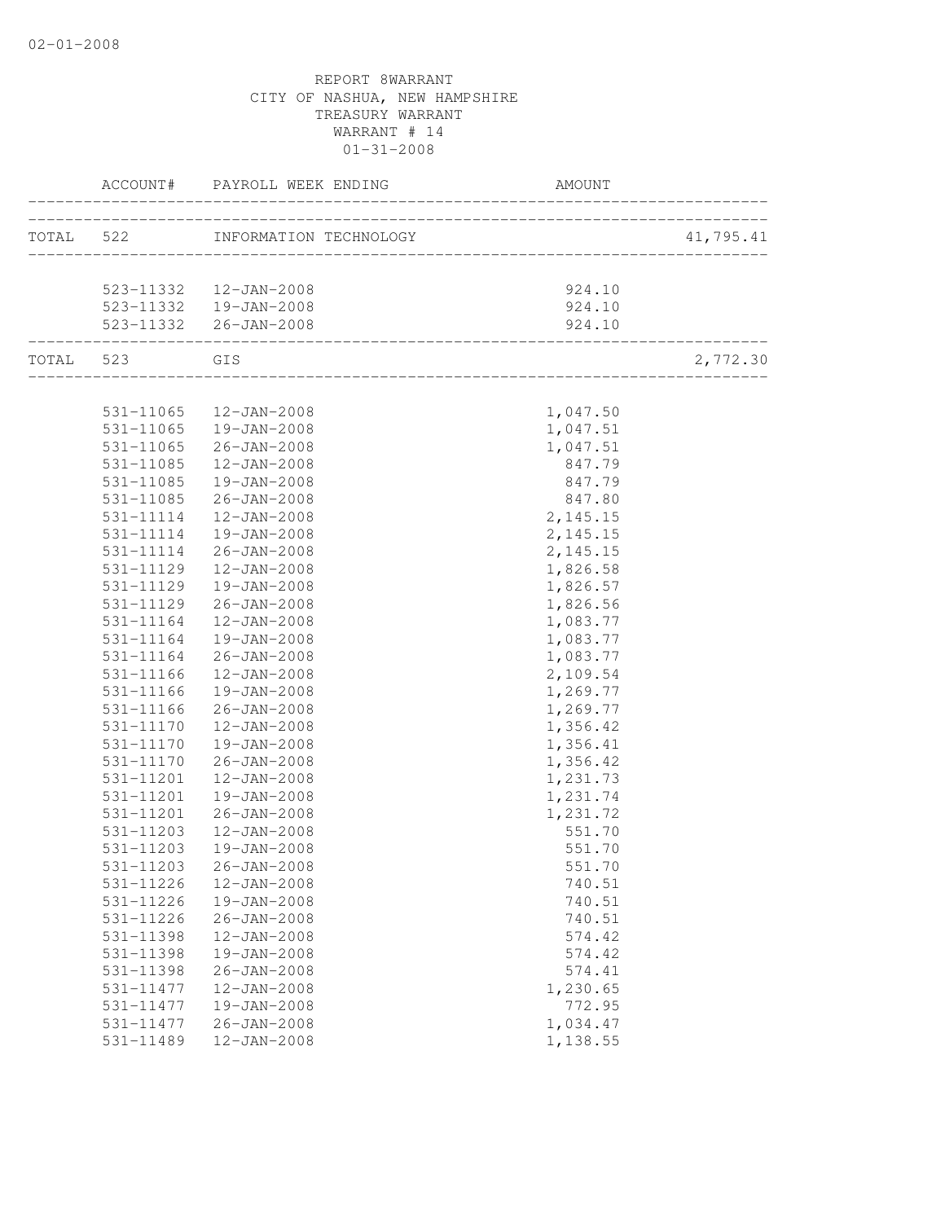02-01-2008

REPORT 8WARRANT
CITY OF NASHUA, NEW HAMPSHIRE
TREASURY WARRANT
WARRANT # 14
01-31-2008

| | ACCOUNT# | PAYROLL WEEK ENDING | AMOUNT | |
|---|---|---|---|---|
| TOTAL | 522 | INFORMATION TECHNOLOGY | | 41,795.41 |
| | 523-11332 | 12-JAN-2008 | 924.10 | |
| | 523-11332 | 19-JAN-2008 | 924.10 | |
| | 523-11332 | 26-JAN-2008 | 924.10 | |
| TOTAL | 523 | GIS | | 2,772.30 |
| | 531-11065 | 12-JAN-2008 | 1,047.50 | |
| | 531-11065 | 19-JAN-2008 | 1,047.51 | |
| | 531-11065 | 26-JAN-2008 | 1,047.51 | |
| | 531-11085 | 12-JAN-2008 | 847.79 | |
| | 531-11085 | 19-JAN-2008 | 847.79 | |
| | 531-11085 | 26-JAN-2008 | 847.80 | |
| | 531-11114 | 12-JAN-2008 | 2,145.15 | |
| | 531-11114 | 19-JAN-2008 | 2,145.15 | |
| | 531-11114 | 26-JAN-2008 | 2,145.15 | |
| | 531-11129 | 12-JAN-2008 | 1,826.58 | |
| | 531-11129 | 19-JAN-2008 | 1,826.57 | |
| | 531-11129 | 26-JAN-2008 | 1,826.56 | |
| | 531-11164 | 12-JAN-2008 | 1,083.77 | |
| | 531-11164 | 19-JAN-2008 | 1,083.77 | |
| | 531-11164 | 26-JAN-2008 | 1,083.77 | |
| | 531-11166 | 12-JAN-2008 | 2,109.54 | |
| | 531-11166 | 19-JAN-2008 | 1,269.77 | |
| | 531-11166 | 26-JAN-2008 | 1,269.77 | |
| | 531-11170 | 12-JAN-2008 | 1,356.42 | |
| | 531-11170 | 19-JAN-2008 | 1,356.41 | |
| | 531-11170 | 26-JAN-2008 | 1,356.42 | |
| | 531-11201 | 12-JAN-2008 | 1,231.73 | |
| | 531-11201 | 19-JAN-2008 | 1,231.74 | |
| | 531-11201 | 26-JAN-2008 | 1,231.72 | |
| | 531-11203 | 12-JAN-2008 | 551.70 | |
| | 531-11203 | 19-JAN-2008 | 551.70 | |
| | 531-11203 | 26-JAN-2008 | 551.70 | |
| | 531-11226 | 12-JAN-2008 | 740.51 | |
| | 531-11226 | 19-JAN-2008 | 740.51 | |
| | 531-11226 | 26-JAN-2008 | 740.51 | |
| | 531-11398 | 12-JAN-2008 | 574.42 | |
| | 531-11398 | 19-JAN-2008 | 574.42 | |
| | 531-11398 | 26-JAN-2008 | 574.41 | |
| | 531-11477 | 12-JAN-2008 | 1,230.65 | |
| | 531-11477 | 19-JAN-2008 | 772.95 | |
| | 531-11477 | 26-JAN-2008 | 1,034.47 | |
| | 531-11489 | 12-JAN-2008 | 1,138.55 | |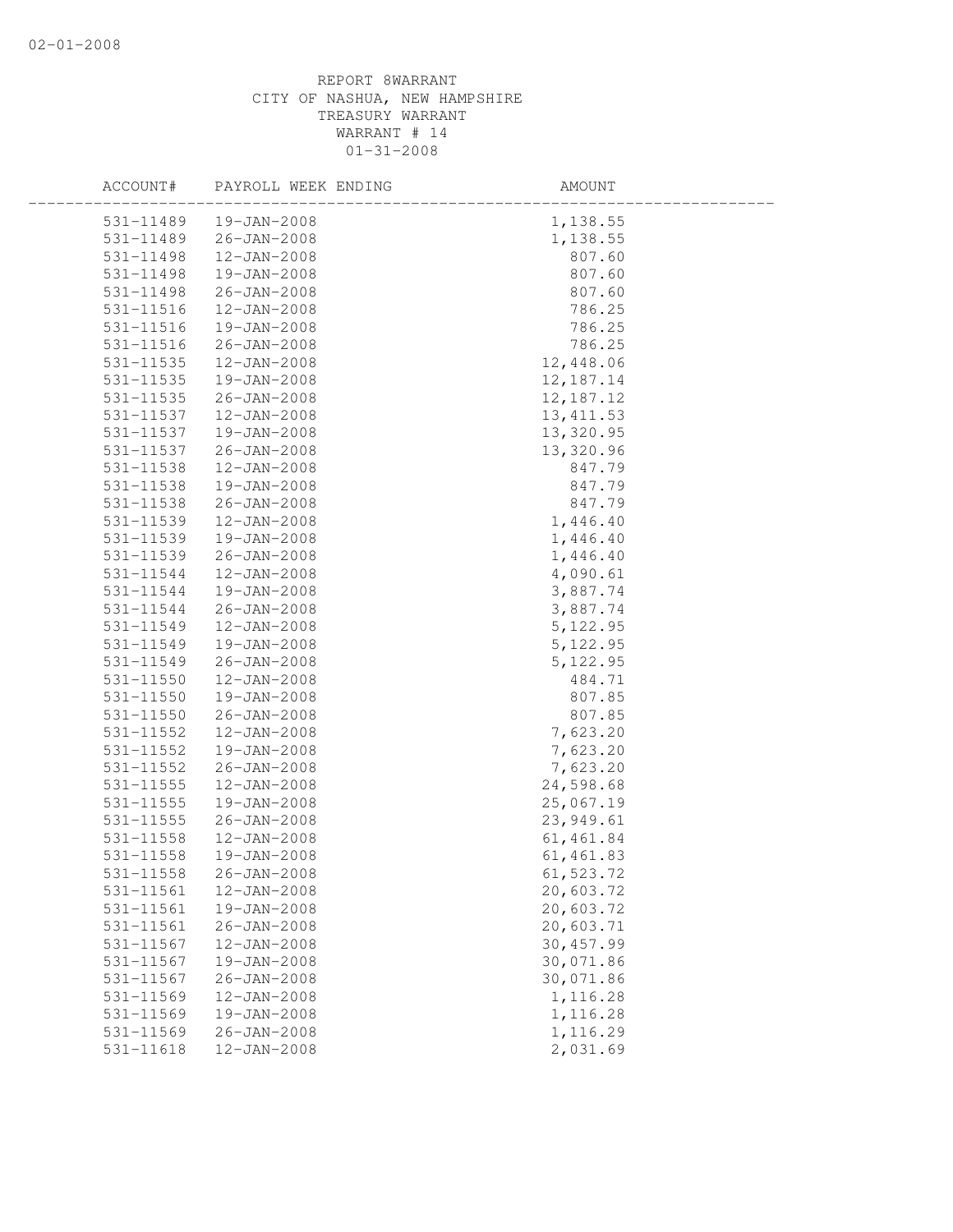REPORT 8WARRANT
CITY OF NASHUA, NEW HAMPSHIRE
TREASURY WARRANT
WARRANT # 14
01-31-2008

| ACCOUNT# | PAYROLL WEEK ENDING | AMOUNT |
|---|---|---|
| 531-11489 | 19-JAN-2008 | 1,138.55 |
| 531-11489 | 26-JAN-2008 | 1,138.55 |
| 531-11498 | 12-JAN-2008 | 807.60 |
| 531-11498 | 19-JAN-2008 | 807.60 |
| 531-11498 | 26-JAN-2008 | 807.60 |
| 531-11516 | 12-JAN-2008 | 786.25 |
| 531-11516 | 19-JAN-2008 | 786.25 |
| 531-11516 | 26-JAN-2008 | 786.25 |
| 531-11535 | 12-JAN-2008 | 12,448.06 |
| 531-11535 | 19-JAN-2008 | 12,187.14 |
| 531-11535 | 26-JAN-2008 | 12,187.12 |
| 531-11537 | 12-JAN-2008 | 13,411.53 |
| 531-11537 | 19-JAN-2008 | 13,320.95 |
| 531-11537 | 26-JAN-2008 | 13,320.96 |
| 531-11538 | 12-JAN-2008 | 847.79 |
| 531-11538 | 19-JAN-2008 | 847.79 |
| 531-11538 | 26-JAN-2008 | 847.79 |
| 531-11539 | 12-JAN-2008 | 1,446.40 |
| 531-11539 | 19-JAN-2008 | 1,446.40 |
| 531-11539 | 26-JAN-2008 | 1,446.40 |
| 531-11544 | 12-JAN-2008 | 4,090.61 |
| 531-11544 | 19-JAN-2008 | 3,887.74 |
| 531-11544 | 26-JAN-2008 | 3,887.74 |
| 531-11549 | 12-JAN-2008 | 5,122.95 |
| 531-11549 | 19-JAN-2008 | 5,122.95 |
| 531-11549 | 26-JAN-2008 | 5,122.95 |
| 531-11550 | 12-JAN-2008 | 484.71 |
| 531-11550 | 19-JAN-2008 | 807.85 |
| 531-11550 | 26-JAN-2008 | 807.85 |
| 531-11552 | 12-JAN-2008 | 7,623.20 |
| 531-11552 | 19-JAN-2008 | 7,623.20 |
| 531-11552 | 26-JAN-2008 | 7,623.20 |
| 531-11555 | 12-JAN-2008 | 24,598.68 |
| 531-11555 | 19-JAN-2008 | 25,067.19 |
| 531-11555 | 26-JAN-2008 | 23,949.61 |
| 531-11558 | 12-JAN-2008 | 61,461.84 |
| 531-11558 | 19-JAN-2008 | 61,461.83 |
| 531-11558 | 26-JAN-2008 | 61,523.72 |
| 531-11561 | 12-JAN-2008 | 20,603.72 |
| 531-11561 | 19-JAN-2008 | 20,603.72 |
| 531-11561 | 26-JAN-2008 | 20,603.71 |
| 531-11567 | 12-JAN-2008 | 30,457.99 |
| 531-11567 | 19-JAN-2008 | 30,071.86 |
| 531-11567 | 26-JAN-2008 | 30,071.86 |
| 531-11569 | 12-JAN-2008 | 1,116.28 |
| 531-11569 | 19-JAN-2008 | 1,116.28 |
| 531-11569 | 26-JAN-2008 | 1,116.29 |
| 531-11618 | 12-JAN-2008 | 2,031.69 |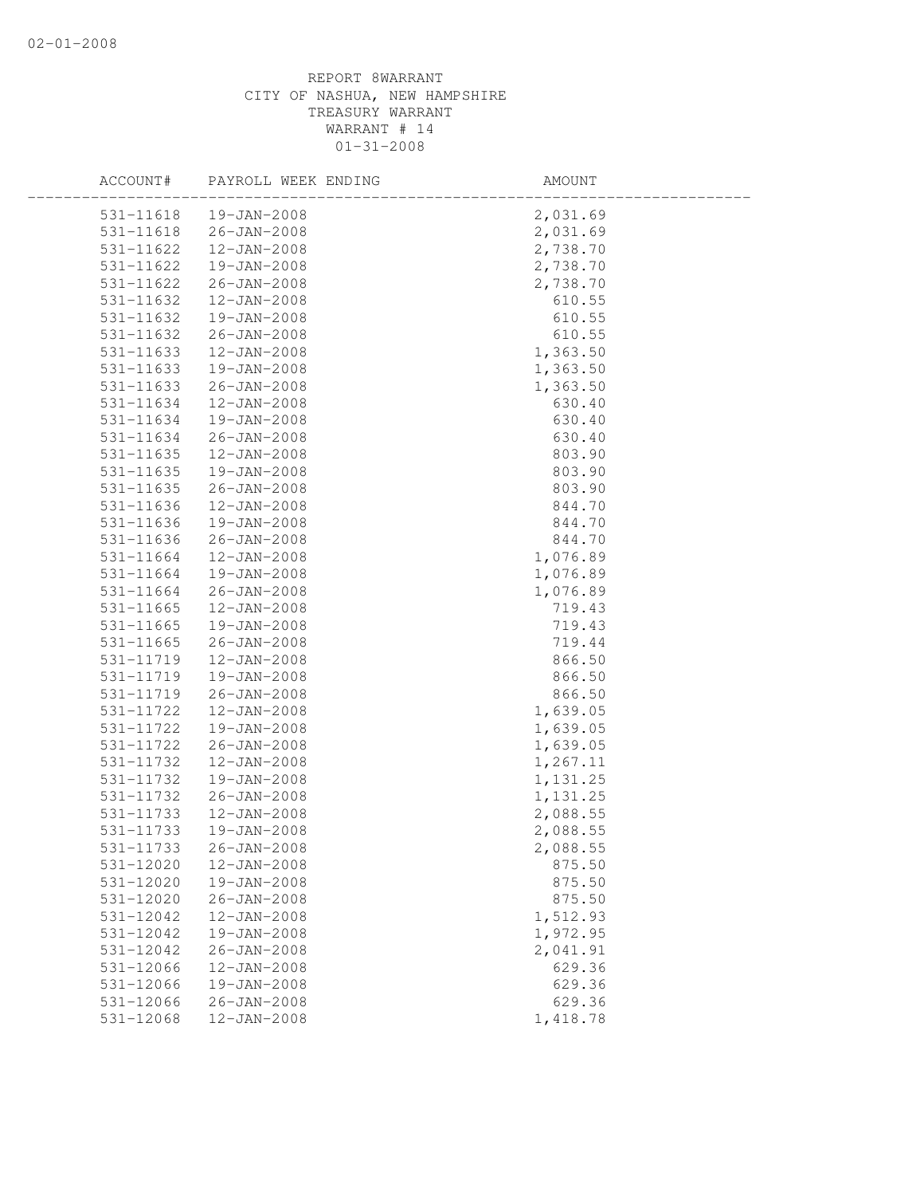REPORT 8WARRANT
CITY OF NASHUA, NEW HAMPSHIRE
TREASURY WARRANT
WARRANT # 14
01-31-2008

| ACCOUNT# | PAYROLL WEEK ENDING | AMOUNT |
|---|---|---|
| 531-11618 | 19-JAN-2008 | 2,031.69 |
| 531-11618 | 26-JAN-2008 | 2,031.69 |
| 531-11622 | 12-JAN-2008 | 2,738.70 |
| 531-11622 | 19-JAN-2008 | 2,738.70 |
| 531-11622 | 26-JAN-2008 | 2,738.70 |
| 531-11632 | 12-JAN-2008 | 610.55 |
| 531-11632 | 19-JAN-2008 | 610.55 |
| 531-11632 | 26-JAN-2008 | 610.55 |
| 531-11633 | 12-JAN-2008 | 1,363.50 |
| 531-11633 | 19-JAN-2008 | 1,363.50 |
| 531-11633 | 26-JAN-2008 | 1,363.50 |
| 531-11634 | 12-JAN-2008 | 630.40 |
| 531-11634 | 19-JAN-2008 | 630.40 |
| 531-11634 | 26-JAN-2008 | 630.40 |
| 531-11635 | 12-JAN-2008 | 803.90 |
| 531-11635 | 19-JAN-2008 | 803.90 |
| 531-11635 | 26-JAN-2008 | 803.90 |
| 531-11636 | 12-JAN-2008 | 844.70 |
| 531-11636 | 19-JAN-2008 | 844.70 |
| 531-11636 | 26-JAN-2008 | 844.70 |
| 531-11664 | 12-JAN-2008 | 1,076.89 |
| 531-11664 | 19-JAN-2008 | 1,076.89 |
| 531-11664 | 26-JAN-2008 | 1,076.89 |
| 531-11665 | 12-JAN-2008 | 719.43 |
| 531-11665 | 19-JAN-2008 | 719.43 |
| 531-11665 | 26-JAN-2008 | 719.44 |
| 531-11719 | 12-JAN-2008 | 866.50 |
| 531-11719 | 19-JAN-2008 | 866.50 |
| 531-11719 | 26-JAN-2008 | 866.50 |
| 531-11722 | 12-JAN-2008 | 1,639.05 |
| 531-11722 | 19-JAN-2008 | 1,639.05 |
| 531-11722 | 26-JAN-2008 | 1,639.05 |
| 531-11732 | 12-JAN-2008 | 1,267.11 |
| 531-11732 | 19-JAN-2008 | 1,131.25 |
| 531-11732 | 26-JAN-2008 | 1,131.25 |
| 531-11733 | 12-JAN-2008 | 2,088.55 |
| 531-11733 | 19-JAN-2008 | 2,088.55 |
| 531-11733 | 26-JAN-2008 | 2,088.55 |
| 531-12020 | 12-JAN-2008 | 875.50 |
| 531-12020 | 19-JAN-2008 | 875.50 |
| 531-12020 | 26-JAN-2008 | 875.50 |
| 531-12042 | 12-JAN-2008 | 1,512.93 |
| 531-12042 | 19-JAN-2008 | 1,972.95 |
| 531-12042 | 26-JAN-2008 | 2,041.91 |
| 531-12066 | 12-JAN-2008 | 629.36 |
| 531-12066 | 19-JAN-2008 | 629.36 |
| 531-12066 | 26-JAN-2008 | 629.36 |
| 531-12068 | 12-JAN-2008 | 1,418.78 |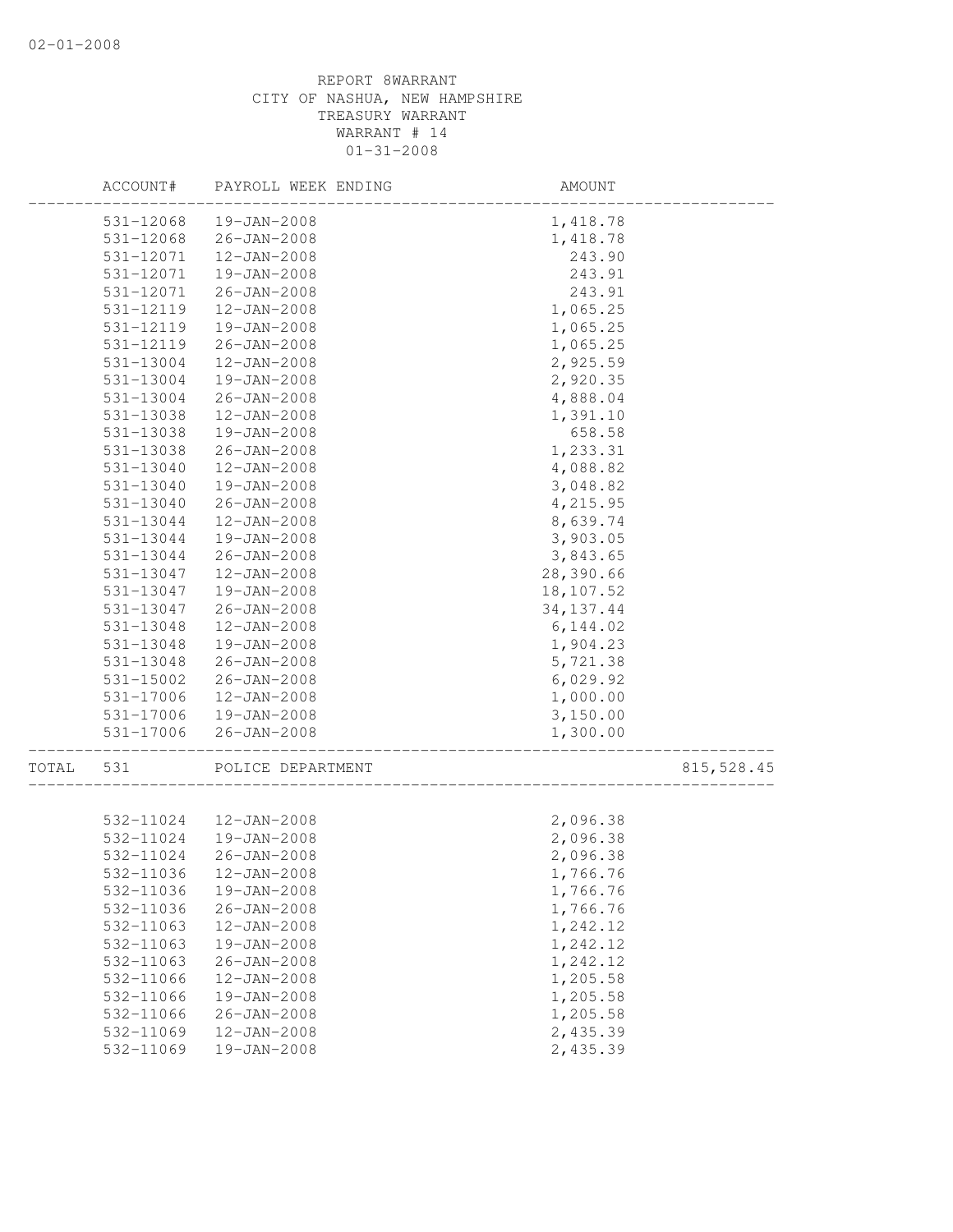REPORT 8WARRANT
CITY OF NASHUA, NEW HAMPSHIRE
TREASURY WARRANT
WARRANT # 14
01-31-2008

| ACCOUNT# | PAYROLL WEEK ENDING | AMOUNT | |
|---|---|---|---|
| 531-12068 | 19-JAN-2008 | 1,418.78 | |
| 531-12068 | 26-JAN-2008 | 1,418.78 | |
| 531-12071 | 12-JAN-2008 | 243.90 | |
| 531-12071 | 19-JAN-2008 | 243.91 | |
| 531-12071 | 26-JAN-2008 | 243.91 | |
| 531-12119 | 12-JAN-2008 | 1,065.25 | |
| 531-12119 | 19-JAN-2008 | 1,065.25 | |
| 531-12119 | 26-JAN-2008 | 1,065.25 | |
| 531-13004 | 12-JAN-2008 | 2,925.59 | |
| 531-13004 | 19-JAN-2008 | 2,920.35 | |
| 531-13004 | 26-JAN-2008 | 4,888.04 | |
| 531-13038 | 12-JAN-2008 | 1,391.10 | |
| 531-13038 | 19-JAN-2008 | 658.58 | |
| 531-13038 | 26-JAN-2008 | 1,233.31 | |
| 531-13040 | 12-JAN-2008 | 4,088.82 | |
| 531-13040 | 19-JAN-2008 | 3,048.82 | |
| 531-13040 | 26-JAN-2008 | 4,215.95 | |
| 531-13044 | 12-JAN-2008 | 8,639.74 | |
| 531-13044 | 19-JAN-2008 | 3,903.05 | |
| 531-13044 | 26-JAN-2008 | 3,843.65 | |
| 531-13047 | 12-JAN-2008 | 28,390.66 | |
| 531-13047 | 19-JAN-2008 | 18,107.52 | |
| 531-13047 | 26-JAN-2008 | 34,137.44 | |
| 531-13048 | 12-JAN-2008 | 6,144.02 | |
| 531-13048 | 19-JAN-2008 | 1,904.23 | |
| 531-13048 | 26-JAN-2008 | 5,721.38 | |
| 531-15002 | 26-JAN-2008 | 6,029.92 | |
| 531-17006 | 12-JAN-2008 | 1,000.00 | |
| 531-17006 | 19-JAN-2008 | 3,150.00 | |
| 531-17006 | 26-JAN-2008 | 1,300.00 | |
| TOTAL 531 | POLICE DEPARTMENT | | 815,528.45 |
| 532-11024 | 12-JAN-2008 | 2,096.38 | |
| 532-11024 | 19-JAN-2008 | 2,096.38 | |
| 532-11024 | 26-JAN-2008 | 2,096.38 | |
| 532-11036 | 12-JAN-2008 | 1,766.76 | |
| 532-11036 | 19-JAN-2008 | 1,766.76 | |
| 532-11036 | 26-JAN-2008 | 1,766.76 | |
| 532-11063 | 12-JAN-2008 | 1,242.12 | |
| 532-11063 | 19-JAN-2008 | 1,242.12 | |
| 532-11063 | 26-JAN-2008 | 1,242.12 | |
| 532-11066 | 12-JAN-2008 | 1,205.58 | |
| 532-11066 | 19-JAN-2008 | 1,205.58 | |
| 532-11066 | 26-JAN-2008 | 1,205.58 | |
| 532-11069 | 12-JAN-2008 | 2,435.39 | |
| 532-11069 | 19-JAN-2008 | 2,435.39 | |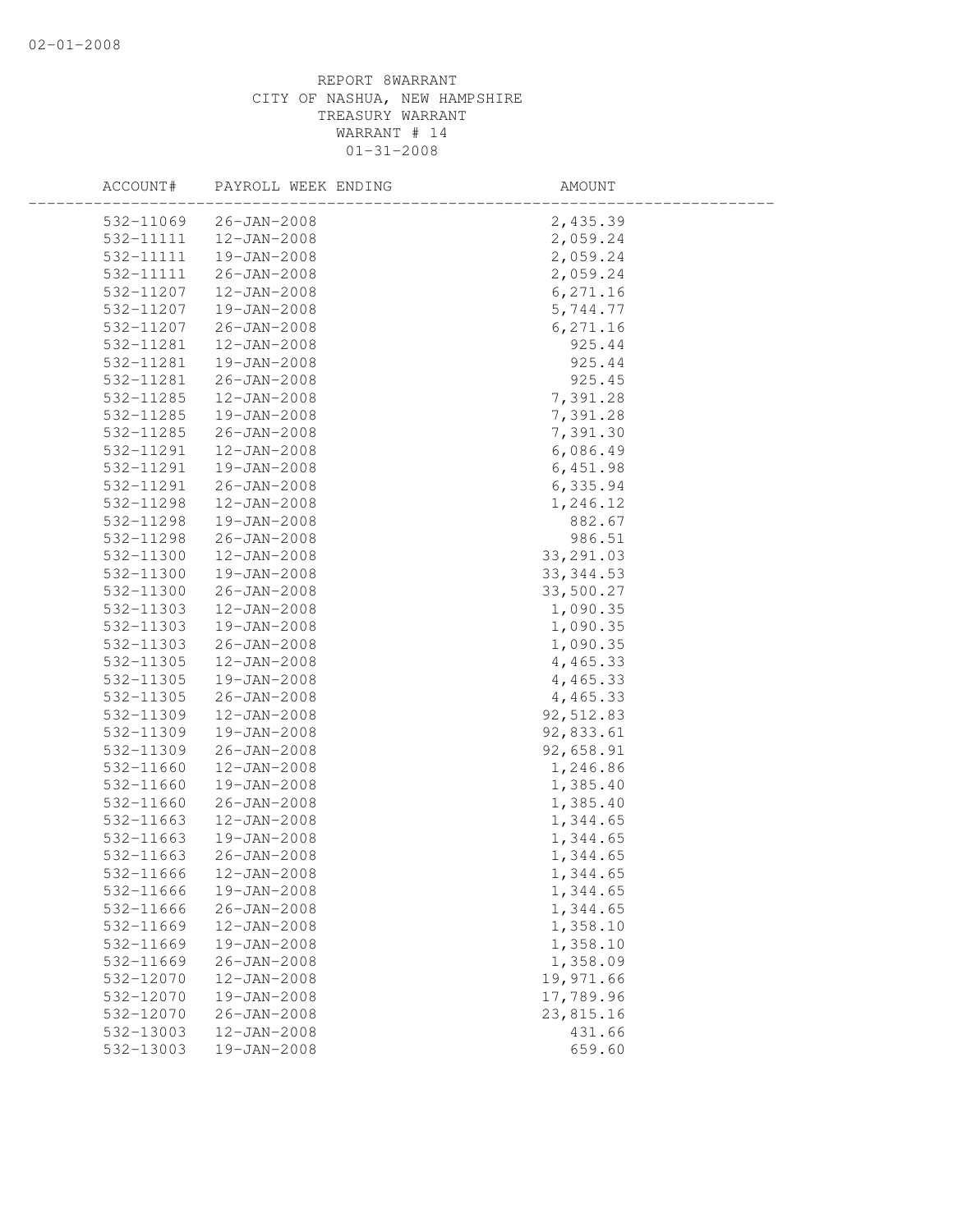REPORT 8WARRANT
CITY OF NASHUA, NEW HAMPSHIRE
TREASURY WARRANT
WARRANT # 14
01-31-2008

| ACCOUNT# | PAYROLL WEEK ENDING | AMOUNT |
|---|---|---|
| 532-11069 | 26-JAN-2008 | 2,435.39 |
| 532-11111 | 12-JAN-2008 | 2,059.24 |
| 532-11111 | 19-JAN-2008 | 2,059.24 |
| 532-11111 | 26-JAN-2008 | 2,059.24 |
| 532-11207 | 12-JAN-2008 | 6,271.16 |
| 532-11207 | 19-JAN-2008 | 5,744.77 |
| 532-11207 | 26-JAN-2008 | 6,271.16 |
| 532-11281 | 12-JAN-2008 | 925.44 |
| 532-11281 | 19-JAN-2008 | 925.44 |
| 532-11281 | 26-JAN-2008 | 925.45 |
| 532-11285 | 12-JAN-2008 | 7,391.28 |
| 532-11285 | 19-JAN-2008 | 7,391.28 |
| 532-11285 | 26-JAN-2008 | 7,391.30 |
| 532-11291 | 12-JAN-2008 | 6,086.49 |
| 532-11291 | 19-JAN-2008 | 6,451.98 |
| 532-11291 | 26-JAN-2008 | 6,335.94 |
| 532-11298 | 12-JAN-2008 | 1,246.12 |
| 532-11298 | 19-JAN-2008 | 882.67 |
| 532-11298 | 26-JAN-2008 | 986.51 |
| 532-11300 | 12-JAN-2008 | 33,291.03 |
| 532-11300 | 19-JAN-2008 | 33,344.53 |
| 532-11300 | 26-JAN-2008 | 33,500.27 |
| 532-11303 | 12-JAN-2008 | 1,090.35 |
| 532-11303 | 19-JAN-2008 | 1,090.35 |
| 532-11303 | 26-JAN-2008 | 1,090.35 |
| 532-11305 | 12-JAN-2008 | 4,465.33 |
| 532-11305 | 19-JAN-2008 | 4,465.33 |
| 532-11305 | 26-JAN-2008 | 4,465.33 |
| 532-11309 | 12-JAN-2008 | 92,512.83 |
| 532-11309 | 19-JAN-2008 | 92,833.61 |
| 532-11309 | 26-JAN-2008 | 92,658.91 |
| 532-11660 | 12-JAN-2008 | 1,246.86 |
| 532-11660 | 19-JAN-2008 | 1,385.40 |
| 532-11660 | 26-JAN-2008 | 1,385.40 |
| 532-11663 | 12-JAN-2008 | 1,344.65 |
| 532-11663 | 19-JAN-2008 | 1,344.65 |
| 532-11663 | 26-JAN-2008 | 1,344.65 |
| 532-11666 | 12-JAN-2008 | 1,344.65 |
| 532-11666 | 19-JAN-2008 | 1,344.65 |
| 532-11666 | 26-JAN-2008 | 1,344.65 |
| 532-11669 | 12-JAN-2008 | 1,358.10 |
| 532-11669 | 19-JAN-2008 | 1,358.10 |
| 532-11669 | 26-JAN-2008 | 1,358.09 |
| 532-12070 | 12-JAN-2008 | 19,971.66 |
| 532-12070 | 19-JAN-2008 | 17,789.96 |
| 532-12070 | 26-JAN-2008 | 23,815.16 |
| 532-13003 | 12-JAN-2008 | 431.66 |
| 532-13003 | 19-JAN-2008 | 659.60 |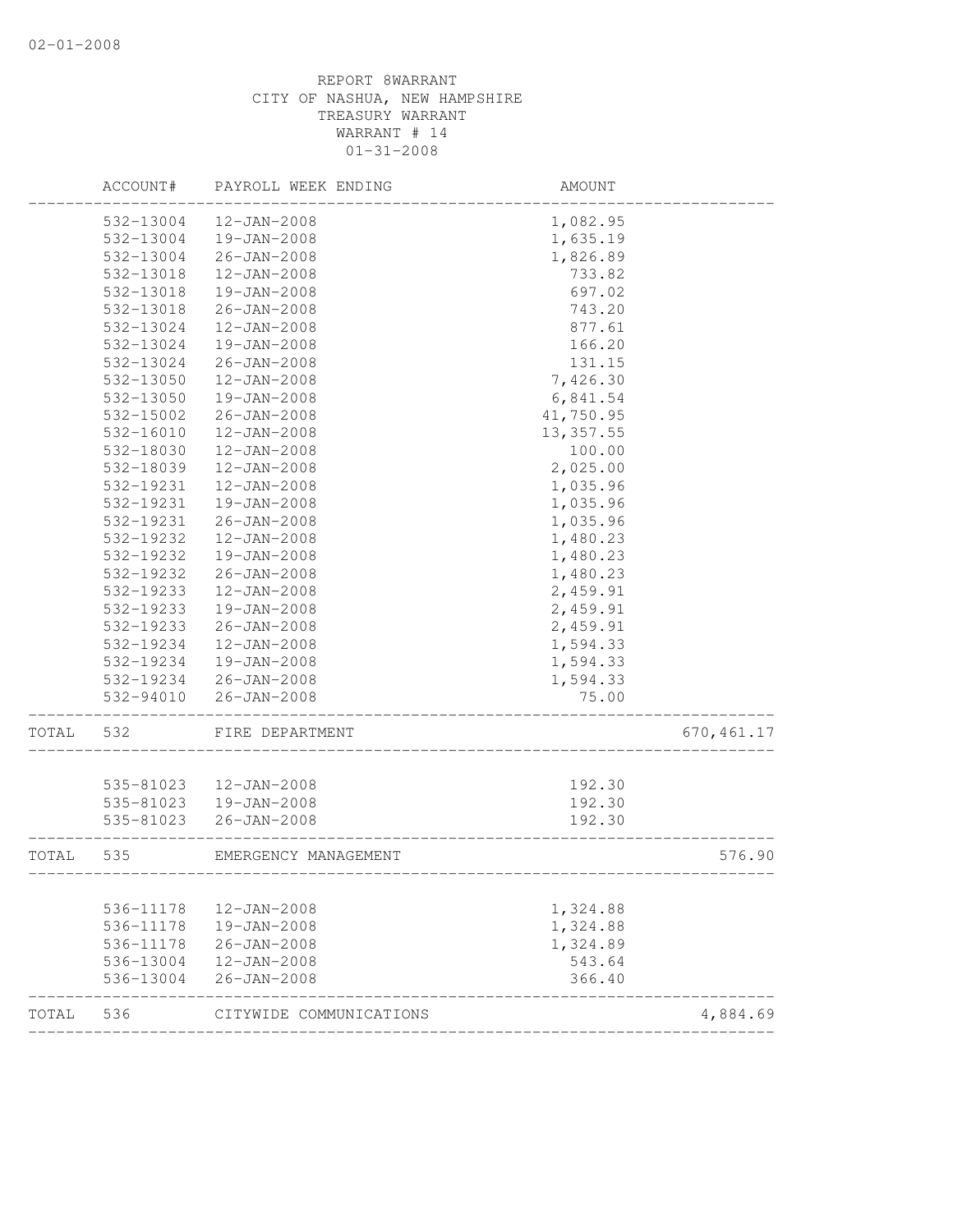REPORT 8WARRANT
CITY OF NASHUA, NEW HAMPSHIRE
TREASURY WARRANT
WARRANT # 14
01-31-2008

| | ACCOUNT# | PAYROLL WEEK ENDING | AMOUNT | |
|---|---|---|---|---|
| | 532-13004 | 12-JAN-2008 | 1,082.95 | |
| | 532-13004 | 19-JAN-2008 | 1,635.19 | |
| | 532-13004 | 26-JAN-2008 | 1,826.89 | |
| | 532-13018 | 12-JAN-2008 | 733.82 | |
| | 532-13018 | 19-JAN-2008 | 697.02 | |
| | 532-13018 | 26-JAN-2008 | 743.20 | |
| | 532-13024 | 12-JAN-2008 | 877.61 | |
| | 532-13024 | 19-JAN-2008 | 166.20 | |
| | 532-13024 | 26-JAN-2008 | 131.15 | |
| | 532-13050 | 12-JAN-2008 | 7,426.30 | |
| | 532-13050 | 19-JAN-2008 | 6,841.54 | |
| | 532-15002 | 26-JAN-2008 | 41,750.95 | |
| | 532-16010 | 12-JAN-2008 | 13,357.55 | |
| | 532-18030 | 12-JAN-2008 | 100.00 | |
| | 532-18039 | 12-JAN-2008 | 2,025.00 | |
| | 532-19231 | 12-JAN-2008 | 1,035.96 | |
| | 532-19231 | 19-JAN-2008 | 1,035.96 | |
| | 532-19231 | 26-JAN-2008 | 1,035.96 | |
| | 532-19232 | 12-JAN-2008 | 1,480.23 | |
| | 532-19232 | 19-JAN-2008 | 1,480.23 | |
| | 532-19232 | 26-JAN-2008 | 1,480.23 | |
| | 532-19233 | 12-JAN-2008 | 2,459.91 | |
| | 532-19233 | 19-JAN-2008 | 2,459.91 | |
| | 532-19233 | 26-JAN-2008 | 2,459.91 | |
| | 532-19234 | 12-JAN-2008 | 1,594.33 | |
| | 532-19234 | 19-JAN-2008 | 1,594.33 | |
| | 532-19234 | 26-JAN-2008 | 1,594.33 | |
| | 532-94010 | 26-JAN-2008 | 75.00 | |
| TOTAL | 532 | FIRE DEPARTMENT | | 670,461.17 |
| | 535-81023 | 12-JAN-2008 | 192.30 | |
| | 535-81023 | 19-JAN-2008 | 192.30 | |
| | 535-81023 | 26-JAN-2008 | 192.30 | |
| TOTAL | 535 | EMERGENCY MANAGEMENT | | 576.90 |
| | 536-11178 | 12-JAN-2008 | 1,324.88 | |
| | 536-11178 | 19-JAN-2008 | 1,324.88 | |
| | 536-11178 | 26-JAN-2008 | 1,324.89 | |
| | 536-13004 | 12-JAN-2008 | 543.64 | |
| | 536-13004 | 26-JAN-2008 | 366.40 | |
| TOTAL | 536 | CITYWIDE COMMUNICATIONS | | 4,884.69 |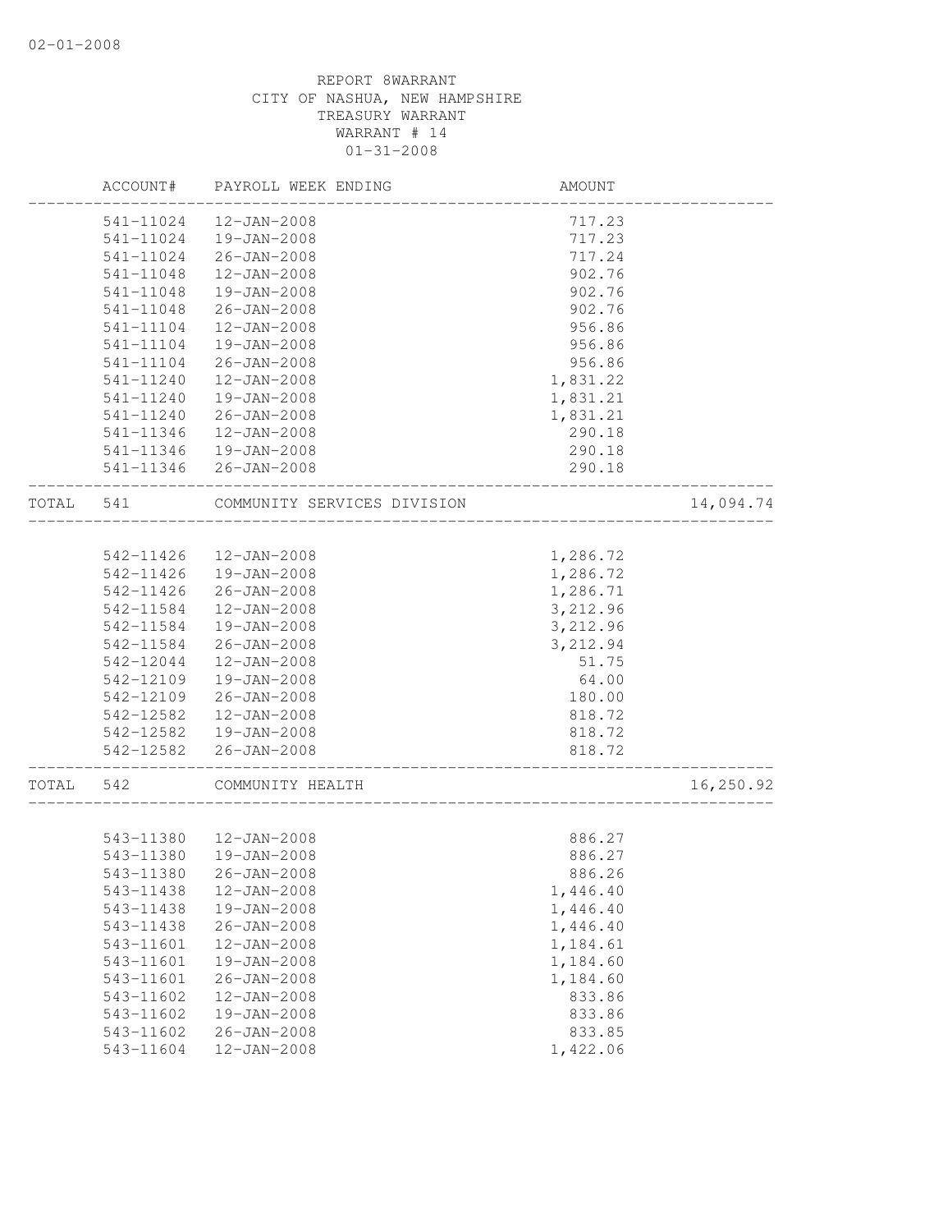REPORT 8WARRANT
CITY OF NASHUA, NEW HAMPSHIRE
TREASURY WARRANT
WARRANT # 14
01-31-2008

| ACCOUNT# | PAYROLL WEEK ENDING | AMOUNT | |
|---|---|---|---|
| 541-11024 | 12-JAN-2008 | 717.23 | |
| 541-11024 | 19-JAN-2008 | 717.23 | |
| 541-11024 | 26-JAN-2008 | 717.24 | |
| 541-11048 | 12-JAN-2008 | 902.76 | |
| 541-11048 | 19-JAN-2008 | 902.76 | |
| 541-11048 | 26-JAN-2008 | 902.76 | |
| 541-11104 | 12-JAN-2008 | 956.86 | |
| 541-11104 | 19-JAN-2008 | 956.86 | |
| 541-11104 | 26-JAN-2008 | 956.86 | |
| 541-11240 | 12-JAN-2008 | 1,831.22 | |
| 541-11240 | 19-JAN-2008 | 1,831.21 | |
| 541-11240 | 26-JAN-2008 | 1,831.21 | |
| 541-11346 | 12-JAN-2008 | 290.18 | |
| 541-11346 | 19-JAN-2008 | 290.18 | |
| 541-11346 | 26-JAN-2008 | 290.18 | |
| TOTAL 541 | COMMUNITY SERVICES DIVISION | | 14,094.74 |
| 542-11426 | 12-JAN-2008 | 1,286.72 | |
| 542-11426 | 19-JAN-2008 | 1,286.72 | |
| 542-11426 | 26-JAN-2008 | 1,286.71 | |
| 542-11584 | 12-JAN-2008 | 3,212.96 | |
| 542-11584 | 19-JAN-2008 | 3,212.96 | |
| 542-11584 | 26-JAN-2008 | 3,212.94 | |
| 542-12044 | 12-JAN-2008 | 51.75 | |
| 542-12109 | 19-JAN-2008 | 64.00 | |
| 542-12109 | 26-JAN-2008 | 180.00 | |
| 542-12582 | 12-JAN-2008 | 818.72 | |
| 542-12582 | 19-JAN-2008 | 818.72 | |
| 542-12582 | 26-JAN-2008 | 818.72 | |
| TOTAL 542 | COMMUNITY HEALTH | | 16,250.92 |
| 543-11380 | 12-JAN-2008 | 886.27 | |
| 543-11380 | 19-JAN-2008 | 886.27 | |
| 543-11380 | 26-JAN-2008 | 886.26 | |
| 543-11438 | 12-JAN-2008 | 1,446.40 | |
| 543-11438 | 19-JAN-2008 | 1,446.40 | |
| 543-11438 | 26-JAN-2008 | 1,446.40 | |
| 543-11601 | 12-JAN-2008 | 1,184.61 | |
| 543-11601 | 19-JAN-2008 | 1,184.60 | |
| 543-11601 | 26-JAN-2008 | 1,184.60 | |
| 543-11602 | 12-JAN-2008 | 833.86 | |
| 543-11602 | 19-JAN-2008 | 833.86 | |
| 543-11602 | 26-JAN-2008 | 833.85 | |
| 543-11604 | 12-JAN-2008 | 1,422.06 | |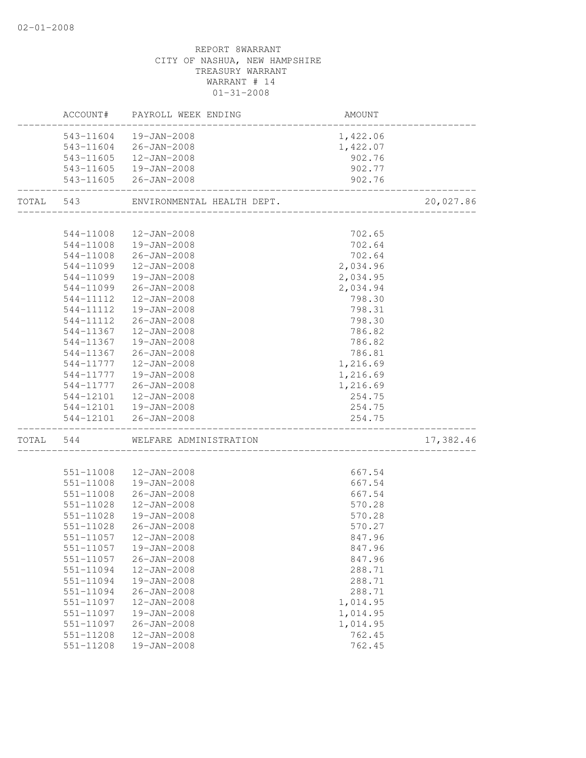REPORT 8WARRANT
CITY OF NASHUA, NEW HAMPSHIRE
TREASURY WARRANT
WARRANT # 14
01-31-2008

| | ACCOUNT# | PAYROLL WEEK ENDING | AMOUNT | |
|---|---|---|---|---|
| | 543-11604 | 19-JAN-2008 | 1,422.06 | |
| | 543-11604 | 26-JAN-2008 | 1,422.07 | |
| | 543-11605 | 12-JAN-2008 | 902.76 | |
| | 543-11605 | 19-JAN-2008 | 902.77 | |
| | 543-11605 | 26-JAN-2008 | 902.76 | |
| TOTAL | 543 | ENVIRONMENTAL HEALTH DEPT. | | 20,027.86 |
| | 544-11008 | 12-JAN-2008 | 702.65 | |
| | 544-11008 | 19-JAN-2008 | 702.64 | |
| | 544-11008 | 26-JAN-2008 | 702.64 | |
| | 544-11099 | 12-JAN-2008 | 2,034.96 | |
| | 544-11099 | 19-JAN-2008 | 2,034.95 | |
| | 544-11099 | 26-JAN-2008 | 2,034.94 | |
| | 544-11112 | 12-JAN-2008 | 798.30 | |
| | 544-11112 | 19-JAN-2008 | 798.31 | |
| | 544-11112 | 26-JAN-2008 | 798.30 | |
| | 544-11367 | 12-JAN-2008 | 786.82 | |
| | 544-11367 | 19-JAN-2008 | 786.82 | |
| | 544-11367 | 26-JAN-2008 | 786.81 | |
| | 544-11777 | 12-JAN-2008 | 1,216.69 | |
| | 544-11777 | 19-JAN-2008 | 1,216.69 | |
| | 544-11777 | 26-JAN-2008 | 1,216.69 | |
| | 544-12101 | 12-JAN-2008 | 254.75 | |
| | 544-12101 | 19-JAN-2008 | 254.75 | |
| | 544-12101 | 26-JAN-2008 | 254.75 | |
| TOTAL | 544 | WELFARE ADMINISTRATION | | 17,382.46 |
| | 551-11008 | 12-JAN-2008 | 667.54 | |
| | 551-11008 | 19-JAN-2008 | 667.54 | |
| | 551-11008 | 26-JAN-2008 | 667.54 | |
| | 551-11028 | 12-JAN-2008 | 570.28 | |
| | 551-11028 | 19-JAN-2008 | 570.28 | |
| | 551-11028 | 26-JAN-2008 | 570.27 | |
| | 551-11057 | 12-JAN-2008 | 847.96 | |
| | 551-11057 | 19-JAN-2008 | 847.96 | |
| | 551-11057 | 26-JAN-2008 | 847.96 | |
| | 551-11094 | 12-JAN-2008 | 288.71 | |
| | 551-11094 | 19-JAN-2008 | 288.71 | |
| | 551-11094 | 26-JAN-2008 | 288.71 | |
| | 551-11097 | 12-JAN-2008 | 1,014.95 | |
| | 551-11097 | 19-JAN-2008 | 1,014.95 | |
| | 551-11097 | 26-JAN-2008 | 1,014.95 | |
| | 551-11208 | 12-JAN-2008 | 762.45 | |
| | 551-11208 | 19-JAN-2008 | 762.45 | |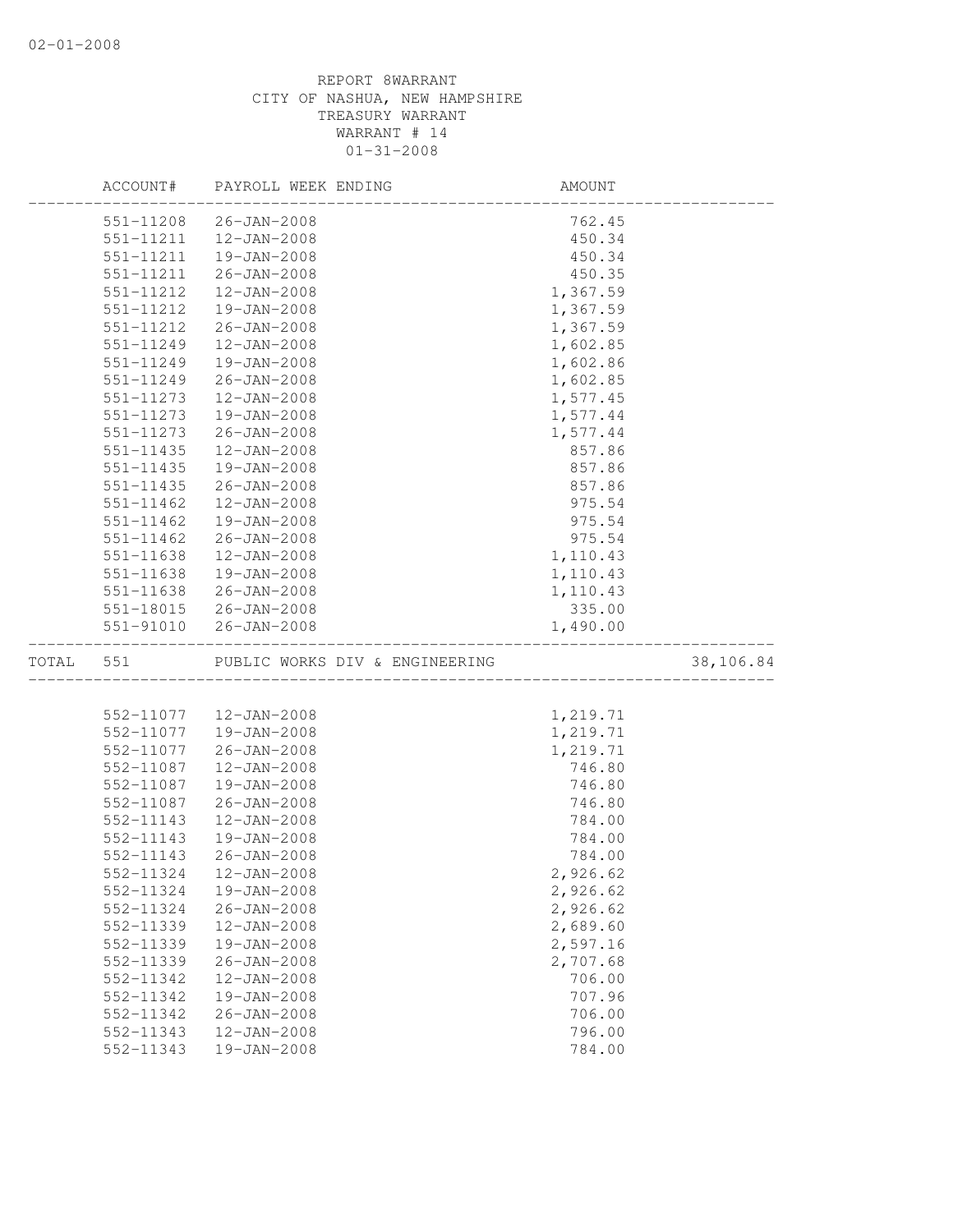REPORT 8WARRANT
CITY OF NASHUA, NEW HAMPSHIRE
TREASURY WARRANT
WARRANT # 14
01-31-2008

| | ACCOUNT# | PAYROLL WEEK ENDING | AMOUNT | |
|---|---|---|---|---|
| | 551-11208 | 26-JAN-2008 | 762.45 | |
| | 551-11211 | 12-JAN-2008 | 450.34 | |
| | 551-11211 | 19-JAN-2008 | 450.34 | |
| | 551-11211 | 26-JAN-2008 | 450.35 | |
| | 551-11212 | 12-JAN-2008 | 1,367.59 | |
| | 551-11212 | 19-JAN-2008 | 1,367.59 | |
| | 551-11212 | 26-JAN-2008 | 1,367.59 | |
| | 551-11249 | 12-JAN-2008 | 1,602.85 | |
| | 551-11249 | 19-JAN-2008 | 1,602.86 | |
| | 551-11249 | 26-JAN-2008 | 1,602.85 | |
| | 551-11273 | 12-JAN-2008 | 1,577.45 | |
| | 551-11273 | 19-JAN-2008 | 1,577.44 | |
| | 551-11273 | 26-JAN-2008 | 1,577.44 | |
| | 551-11435 | 12-JAN-2008 | 857.86 | |
| | 551-11435 | 19-JAN-2008 | 857.86 | |
| | 551-11435 | 26-JAN-2008 | 857.86 | |
| | 551-11462 | 12-JAN-2008 | 975.54 | |
| | 551-11462 | 19-JAN-2008 | 975.54 | |
| | 551-11462 | 26-JAN-2008 | 975.54 | |
| | 551-11638 | 12-JAN-2008 | 1,110.43 | |
| | 551-11638 | 19-JAN-2008 | 1,110.43 | |
| | 551-11638 | 26-JAN-2008 | 1,110.43 | |
| | 551-18015 | 26-JAN-2008 | 335.00 | |
| | 551-91010 | 26-JAN-2008 | 1,490.00 | |
| TOTAL | 551 | PUBLIC WORKS DIV & ENGINEERING | | 38,106.84 |
| | 552-11077 | 12-JAN-2008 | 1,219.71 | |
| | 552-11077 | 19-JAN-2008 | 1,219.71 | |
| | 552-11077 | 26-JAN-2008 | 1,219.71 | |
| | 552-11087 | 12-JAN-2008 | 746.80 | |
| | 552-11087 | 19-JAN-2008 | 746.80 | |
| | 552-11087 | 26-JAN-2008 | 746.80 | |
| | 552-11143 | 12-JAN-2008 | 784.00 | |
| | 552-11143 | 19-JAN-2008 | 784.00 | |
| | 552-11143 | 26-JAN-2008 | 784.00 | |
| | 552-11324 | 12-JAN-2008 | 2,926.62 | |
| | 552-11324 | 19-JAN-2008 | 2,926.62 | |
| | 552-11324 | 26-JAN-2008 | 2,926.62 | |
| | 552-11339 | 12-JAN-2008 | 2,689.60 | |
| | 552-11339 | 19-JAN-2008 | 2,597.16 | |
| | 552-11339 | 26-JAN-2008 | 2,707.68 | |
| | 552-11342 | 12-JAN-2008 | 706.00 | |
| | 552-11342 | 19-JAN-2008 | 707.96 | |
| | 552-11342 | 26-JAN-2008 | 706.00 | |
| | 552-11343 | 12-JAN-2008 | 796.00 | |
| | 552-11343 | 19-JAN-2008 | 784.00 | |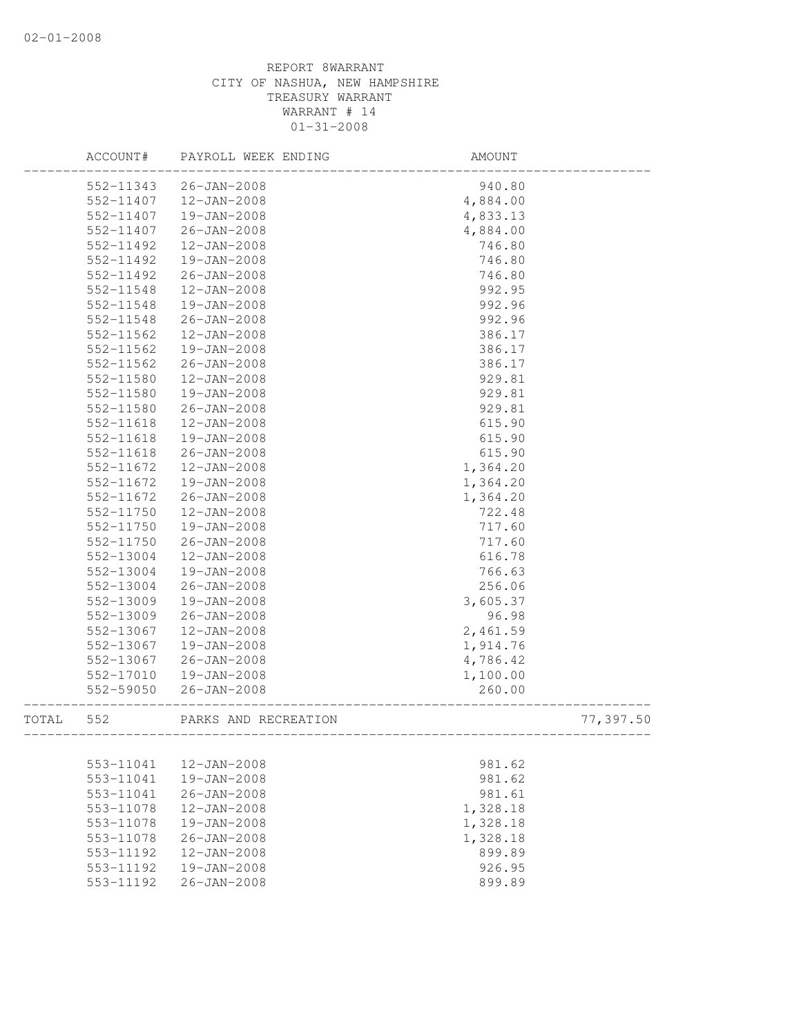REPORT 8WARRANT
CITY OF NASHUA, NEW HAMPSHIRE
TREASURY WARRANT
WARRANT # 14
01-31-2008

| | ACCOUNT# | PAYROLL WEEK ENDING | AMOUNT | |
|---|---|---|---|---|
| | 552-11343 | 26-JAN-2008 | 940.80 | |
| | 552-11407 | 12-JAN-2008 | 4,884.00 | |
| | 552-11407 | 19-JAN-2008 | 4,833.13 | |
| | 552-11407 | 26-JAN-2008 | 4,884.00 | |
| | 552-11492 | 12-JAN-2008 | 746.80 | |
| | 552-11492 | 19-JAN-2008 | 746.80 | |
| | 552-11492 | 26-JAN-2008 | 746.80 | |
| | 552-11548 | 12-JAN-2008 | 992.95 | |
| | 552-11548 | 19-JAN-2008 | 992.96 | |
| | 552-11548 | 26-JAN-2008 | 992.96 | |
| | 552-11562 | 12-JAN-2008 | 386.17 | |
| | 552-11562 | 19-JAN-2008 | 386.17 | |
| | 552-11562 | 26-JAN-2008 | 386.17 | |
| | 552-11580 | 12-JAN-2008 | 929.81 | |
| | 552-11580 | 19-JAN-2008 | 929.81 | |
| | 552-11580 | 26-JAN-2008 | 929.81 | |
| | 552-11618 | 12-JAN-2008 | 615.90 | |
| | 552-11618 | 19-JAN-2008 | 615.90 | |
| | 552-11618 | 26-JAN-2008 | 615.90 | |
| | 552-11672 | 12-JAN-2008 | 1,364.20 | |
| | 552-11672 | 19-JAN-2008 | 1,364.20 | |
| | 552-11672 | 26-JAN-2008 | 1,364.20 | |
| | 552-11750 | 12-JAN-2008 | 722.48 | |
| | 552-11750 | 19-JAN-2008 | 717.60 | |
| | 552-11750 | 26-JAN-2008 | 717.60 | |
| | 552-13004 | 12-JAN-2008 | 616.78 | |
| | 552-13004 | 19-JAN-2008 | 766.63 | |
| | 552-13004 | 26-JAN-2008 | 256.06 | |
| | 552-13009 | 19-JAN-2008 | 3,605.37 | |
| | 552-13009 | 26-JAN-2008 | 96.98 | |
| | 552-13067 | 12-JAN-2008 | 2,461.59 | |
| | 552-13067 | 19-JAN-2008 | 1,914.76 | |
| | 552-13067 | 26-JAN-2008 | 4,786.42 | |
| | 552-17010 | 19-JAN-2008 | 1,100.00 | |
| | 552-59050 | 26-JAN-2008 | 260.00 | |
| TOTAL | 552 | PARKS AND RECREATION | | 77,397.50 |
| | 553-11041 | 12-JAN-2008 | 981.62 | |
| | 553-11041 | 19-JAN-2008 | 981.62 | |
| | 553-11041 | 26-JAN-2008 | 981.61 | |
| | 553-11078 | 12-JAN-2008 | 1,328.18 | |
| | 553-11078 | 19-JAN-2008 | 1,328.18 | |
| | 553-11078 | 26-JAN-2008 | 1,328.18 | |
| | 553-11192 | 12-JAN-2008 | 899.89 | |
| | 553-11192 | 19-JAN-2008 | 926.95 | |
| | 553-11192 | 26-JAN-2008 | 899.89 | |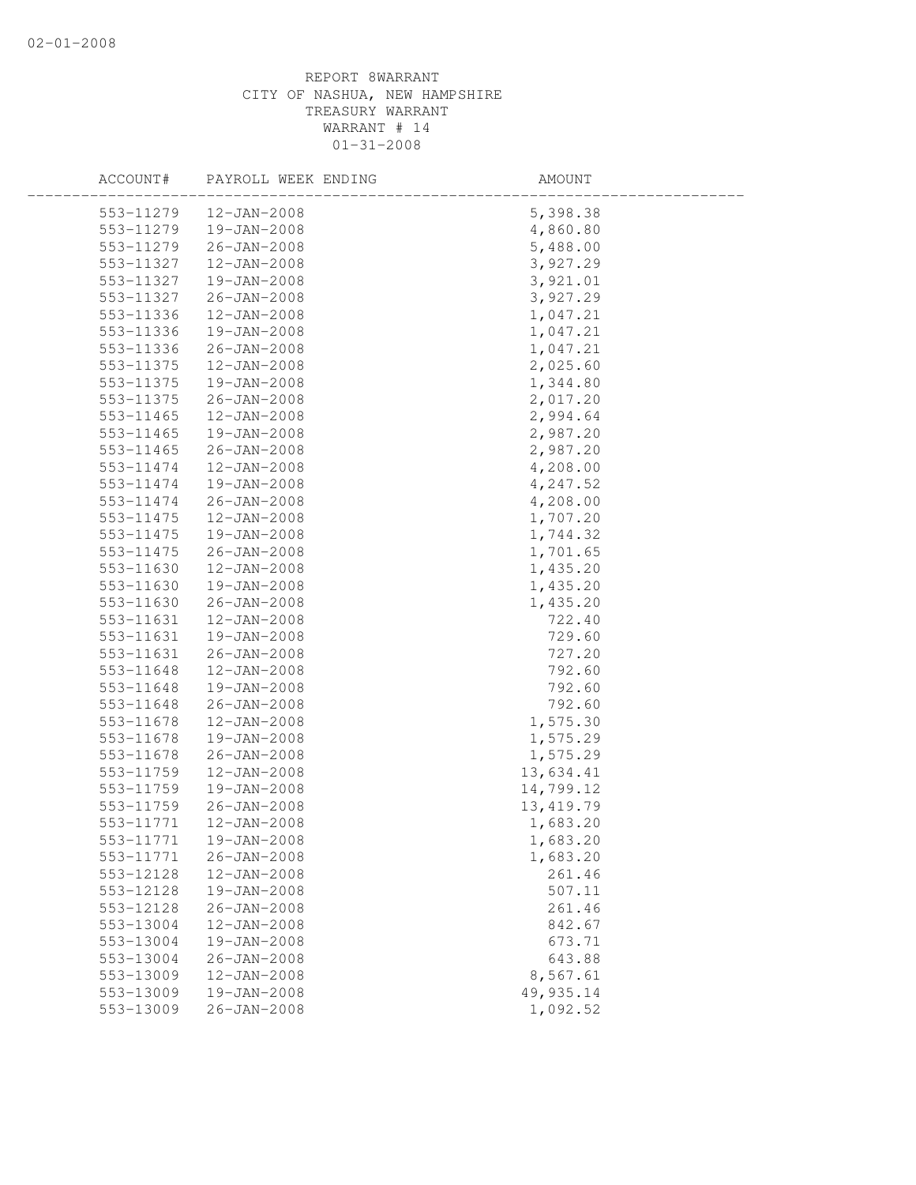REPORT 8WARRANT
CITY OF NASHUA, NEW HAMPSHIRE
TREASURY WARRANT
WARRANT # 14
01-31-2008

| ACCOUNT# | PAYROLL WEEK ENDING | AMOUNT |
|---|---|---|
| 553-11279 | 12-JAN-2008 | 5,398.38 |
| 553-11279 | 19-JAN-2008 | 4,860.80 |
| 553-11279 | 26-JAN-2008 | 5,488.00 |
| 553-11327 | 12-JAN-2008 | 3,927.29 |
| 553-11327 | 19-JAN-2008 | 3,921.01 |
| 553-11327 | 26-JAN-2008 | 3,927.29 |
| 553-11336 | 12-JAN-2008 | 1,047.21 |
| 553-11336 | 19-JAN-2008 | 1,047.21 |
| 553-11336 | 26-JAN-2008 | 1,047.21 |
| 553-11375 | 12-JAN-2008 | 2,025.60 |
| 553-11375 | 19-JAN-2008 | 1,344.80 |
| 553-11375 | 26-JAN-2008 | 2,017.20 |
| 553-11465 | 12-JAN-2008 | 2,994.64 |
| 553-11465 | 19-JAN-2008 | 2,987.20 |
| 553-11465 | 26-JAN-2008 | 2,987.20 |
| 553-11474 | 12-JAN-2008 | 4,208.00 |
| 553-11474 | 19-JAN-2008 | 4,247.52 |
| 553-11474 | 26-JAN-2008 | 4,208.00 |
| 553-11475 | 12-JAN-2008 | 1,707.20 |
| 553-11475 | 19-JAN-2008 | 1,744.32 |
| 553-11475 | 26-JAN-2008 | 1,701.65 |
| 553-11630 | 12-JAN-2008 | 1,435.20 |
| 553-11630 | 19-JAN-2008 | 1,435.20 |
| 553-11630 | 26-JAN-2008 | 1,435.20 |
| 553-11631 | 12-JAN-2008 | 722.40 |
| 553-11631 | 19-JAN-2008 | 729.60 |
| 553-11631 | 26-JAN-2008 | 727.20 |
| 553-11648 | 12-JAN-2008 | 792.60 |
| 553-11648 | 19-JAN-2008 | 792.60 |
| 553-11648 | 26-JAN-2008 | 792.60 |
| 553-11678 | 12-JAN-2008 | 1,575.30 |
| 553-11678 | 19-JAN-2008 | 1,575.29 |
| 553-11678 | 26-JAN-2008 | 1,575.29 |
| 553-11759 | 12-JAN-2008 | 13,634.41 |
| 553-11759 | 19-JAN-2008 | 14,799.12 |
| 553-11759 | 26-JAN-2008 | 13,419.79 |
| 553-11771 | 12-JAN-2008 | 1,683.20 |
| 553-11771 | 19-JAN-2008 | 1,683.20 |
| 553-11771 | 26-JAN-2008 | 1,683.20 |
| 553-12128 | 12-JAN-2008 | 261.46 |
| 553-12128 | 19-JAN-2008 | 507.11 |
| 553-12128 | 26-JAN-2008 | 261.46 |
| 553-13004 | 12-JAN-2008 | 842.67 |
| 553-13004 | 19-JAN-2008 | 673.71 |
| 553-13004 | 26-JAN-2008 | 643.88 |
| 553-13009 | 12-JAN-2008 | 8,567.61 |
| 553-13009 | 19-JAN-2008 | 49,935.14 |
| 553-13009 | 26-JAN-2008 | 1,092.52 |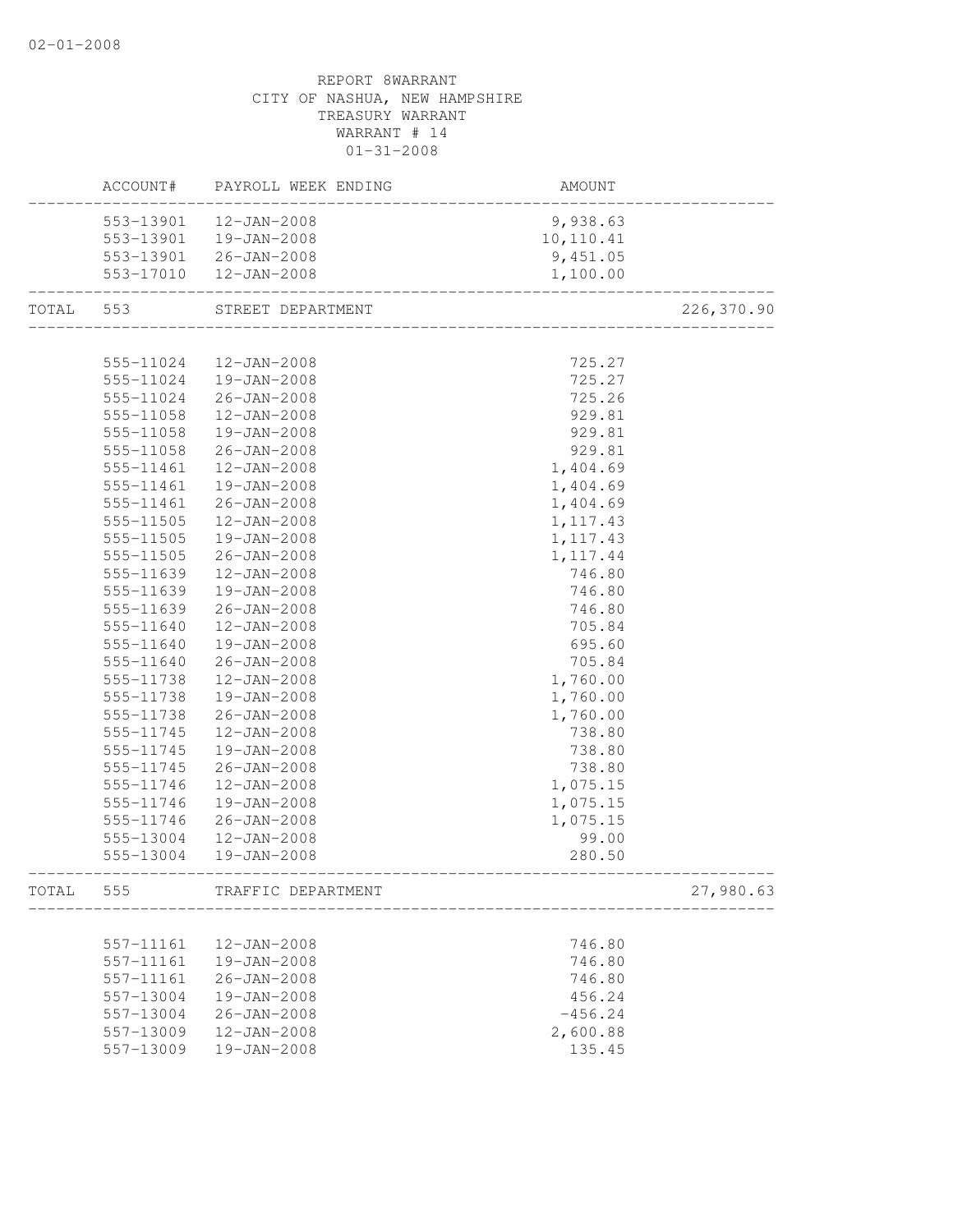REPORT 8WARRANT
CITY OF NASHUA, NEW HAMPSHIRE
TREASURY WARRANT
WARRANT # 14
01-31-2008

| | ACCOUNT# | PAYROLL WEEK ENDING | AMOUNT | |
|---|---|---|---|---|
| | 553-13901 | 12-JAN-2008 | 9,938.63 | |
| | 553-13901 | 19-JAN-2008 | 10,110.41 | |
| | 553-13901 | 26-JAN-2008 | 9,451.05 | |
| | 553-17010 | 12-JAN-2008 | 1,100.00 | |
| TOTAL | 553 | STREET DEPARTMENT | | 226,370.90 |
| | 555-11024 | 12-JAN-2008 | 725.27 | |
| | 555-11024 | 19-JAN-2008 | 725.27 | |
| | 555-11024 | 26-JAN-2008 | 725.26 | |
| | 555-11058 | 12-JAN-2008 | 929.81 | |
| | 555-11058 | 19-JAN-2008 | 929.81 | |
| | 555-11058 | 26-JAN-2008 | 929.81 | |
| | 555-11461 | 12-JAN-2008 | 1,404.69 | |
| | 555-11461 | 19-JAN-2008 | 1,404.69 | |
| | 555-11461 | 26-JAN-2008 | 1,404.69 | |
| | 555-11505 | 12-JAN-2008 | 1,117.43 | |
| | 555-11505 | 19-JAN-2008 | 1,117.43 | |
| | 555-11505 | 26-JAN-2008 | 1,117.44 | |
| | 555-11639 | 12-JAN-2008 | 746.80 | |
| | 555-11639 | 19-JAN-2008 | 746.80 | |
| | 555-11639 | 26-JAN-2008 | 746.80 | |
| | 555-11640 | 12-JAN-2008 | 705.84 | |
| | 555-11640 | 19-JAN-2008 | 695.60 | |
| | 555-11640 | 26-JAN-2008 | 705.84 | |
| | 555-11738 | 12-JAN-2008 | 1,760.00 | |
| | 555-11738 | 19-JAN-2008 | 1,760.00 | |
| | 555-11738 | 26-JAN-2008 | 1,760.00 | |
| | 555-11745 | 12-JAN-2008 | 738.80 | |
| | 555-11745 | 19-JAN-2008 | 738.80 | |
| | 555-11745 | 26-JAN-2008 | 738.80 | |
| | 555-11746 | 12-JAN-2008 | 1,075.15 | |
| | 555-11746 | 19-JAN-2008 | 1,075.15 | |
| | 555-11746 | 26-JAN-2008 | 1,075.15 | |
| | 555-13004 | 12-JAN-2008 | 99.00 | |
| | 555-13004 | 19-JAN-2008 | 280.50 | |
| TOTAL | 555 | TRAFFIC DEPARTMENT | | 27,980.63 |
| | 557-11161 | 12-JAN-2008 | 746.80 | |
| | 557-11161 | 19-JAN-2008 | 746.80 | |
| | 557-11161 | 26-JAN-2008 | 746.80 | |
| | 557-13004 | 19-JAN-2008 | 456.24 | |
| | 557-13004 | 26-JAN-2008 | -456.24 | |
| | 557-13009 | 12-JAN-2008 | 2,600.88 | |
| | 557-13009 | 19-JAN-2008 | 135.45 | |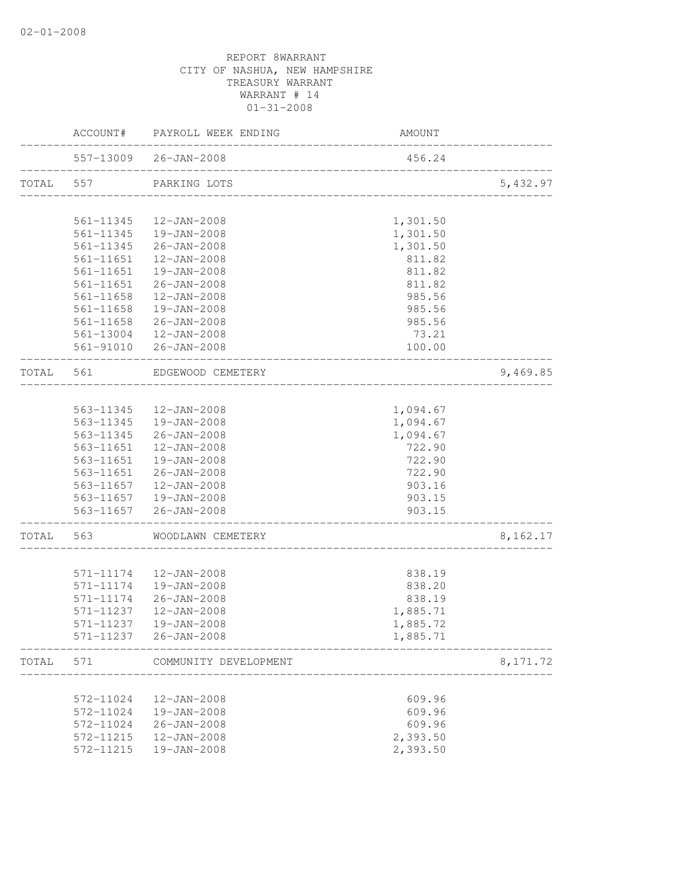REPORT 8WARRANT
CITY OF NASHUA, NEW HAMPSHIRE
TREASURY WARRANT
WARRANT # 14
01-31-2008

| | ACCOUNT# | PAYROLL WEEK ENDING | AMOUNT | |
|---|---|---|---|---|
| | 557-13009 | 26-JAN-2008 | 456.24 | |
| TOTAL | 557 | PARKING LOTS | | 5,432.97 |
| | 561-11345 | 12-JAN-2008 | 1,301.50 | |
| | 561-11345 | 19-JAN-2008 | 1,301.50 | |
| | 561-11345 | 26-JAN-2008 | 1,301.50 | |
| | 561-11651 | 12-JAN-2008 | 811.82 | |
| | 561-11651 | 19-JAN-2008 | 811.82 | |
| | 561-11651 | 26-JAN-2008 | 811.82 | |
| | 561-11658 | 12-JAN-2008 | 985.56 | |
| | 561-11658 | 19-JAN-2008 | 985.56 | |
| | 561-11658 | 26-JAN-2008 | 985.56 | |
| | 561-13004 | 12-JAN-2008 | 73.21 | |
| | 561-91010 | 26-JAN-2008 | 100.00 | |
| TOTAL | 561 | EDGEWOOD CEMETERY | | 9,469.85 |
| | 563-11345 | 12-JAN-2008 | 1,094.67 | |
| | 563-11345 | 19-JAN-2008 | 1,094.67 | |
| | 563-11345 | 26-JAN-2008 | 1,094.67 | |
| | 563-11651 | 12-JAN-2008 | 722.90 | |
| | 563-11651 | 19-JAN-2008 | 722.90 | |
| | 563-11651 | 26-JAN-2008 | 722.90 | |
| | 563-11657 | 12-JAN-2008 | 903.16 | |
| | 563-11657 | 19-JAN-2008 | 903.15 | |
| | 563-11657 | 26-JAN-2008 | 903.15 | |
| TOTAL | 563 | WOODLAWN CEMETERY | | 8,162.17 |
| | 571-11174 | 12-JAN-2008 | 838.19 | |
| | 571-11174 | 19-JAN-2008 | 838.20 | |
| | 571-11174 | 26-JAN-2008 | 838.19 | |
| | 571-11237 | 12-JAN-2008 | 1,885.71 | |
| | 571-11237 | 19-JAN-2008 | 1,885.72 | |
| | 571-11237 | 26-JAN-2008 | 1,885.71 | |
| TOTAL | 571 | COMMUNITY DEVELOPMENT | | 8,171.72 |
| | 572-11024 | 12-JAN-2008 | 609.96 | |
| | 572-11024 | 19-JAN-2008 | 609.96 | |
| | 572-11024 | 26-JAN-2008 | 609.96 | |
| | 572-11215 | 12-JAN-2008 | 2,393.50 | |
| | 572-11215 | 19-JAN-2008 | 2,393.50 | |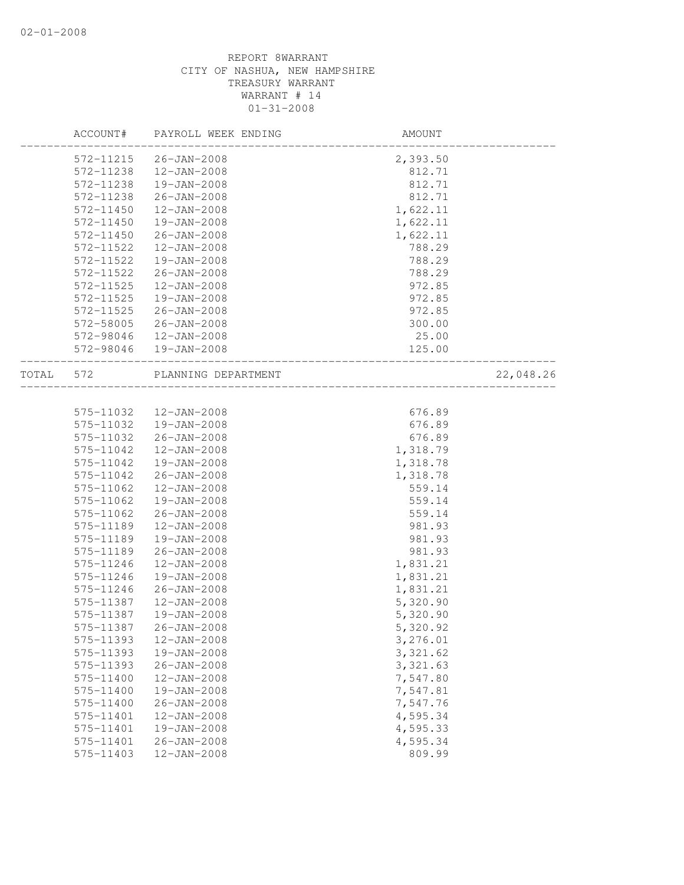REPORT 8WARRANT
CITY OF NASHUA, NEW HAMPSHIRE
TREASURY WARRANT
WARRANT # 14
01-31-2008

| ACCOUNT# | PAYROLL WEEK ENDING | AMOUNT | |
|---|---|---|---|
| 572-11215 | 26-JAN-2008 | 2,393.50 | |
| 572-11238 | 12-JAN-2008 | 812.71 | |
| 572-11238 | 19-JAN-2008 | 812.71 | |
| 572-11238 | 26-JAN-2008 | 812.71 | |
| 572-11450 | 12-JAN-2008 | 1,622.11 | |
| 572-11450 | 19-JAN-2008 | 1,622.11 | |
| 572-11450 | 26-JAN-2008 | 1,622.11 | |
| 572-11522 | 12-JAN-2008 | 788.29 | |
| 572-11522 | 19-JAN-2008 | 788.29 | |
| 572-11522 | 26-JAN-2008 | 788.29 | |
| 572-11525 | 12-JAN-2008 | 972.85 | |
| 572-11525 | 19-JAN-2008 | 972.85 | |
| 572-11525 | 26-JAN-2008 | 972.85 | |
| 572-58005 | 26-JAN-2008 | 300.00 | |
| 572-98046 | 12-JAN-2008 | 25.00 | |
| 572-98046 | 19-JAN-2008 | 125.00 | |
| TOTAL 572 | PLANNING DEPARTMENT | | 22,048.26 |
| 575-11032 | 12-JAN-2008 | 676.89 | |
| 575-11032 | 19-JAN-2008 | 676.89 | |
| 575-11032 | 26-JAN-2008 | 676.89 | |
| 575-11042 | 12-JAN-2008 | 1,318.79 | |
| 575-11042 | 19-JAN-2008 | 1,318.78 | |
| 575-11042 | 26-JAN-2008 | 1,318.78 | |
| 575-11062 | 12-JAN-2008 | 559.14 | |
| 575-11062 | 19-JAN-2008 | 559.14 | |
| 575-11062 | 26-JAN-2008 | 559.14 | |
| 575-11189 | 12-JAN-2008 | 981.93 | |
| 575-11189 | 19-JAN-2008 | 981.93 | |
| 575-11189 | 26-JAN-2008 | 981.93 | |
| 575-11246 | 12-JAN-2008 | 1,831.21 | |
| 575-11246 | 19-JAN-2008 | 1,831.21 | |
| 575-11246 | 26-JAN-2008 | 1,831.21 | |
| 575-11387 | 12-JAN-2008 | 5,320.90 | |
| 575-11387 | 19-JAN-2008 | 5,320.90 | |
| 575-11387 | 26-JAN-2008 | 5,320.92 | |
| 575-11393 | 12-JAN-2008 | 3,276.01 | |
| 575-11393 | 19-JAN-2008 | 3,321.62 | |
| 575-11393 | 26-JAN-2008 | 3,321.63 | |
| 575-11400 | 12-JAN-2008 | 7,547.80 | |
| 575-11400 | 19-JAN-2008 | 7,547.81 | |
| 575-11400 | 26-JAN-2008 | 7,547.76 | |
| 575-11401 | 12-JAN-2008 | 4,595.34 | |
| 575-11401 | 19-JAN-2008 | 4,595.33 | |
| 575-11401 | 26-JAN-2008 | 4,595.34 | |
| 575-11403 | 12-JAN-2008 | 809.99 | |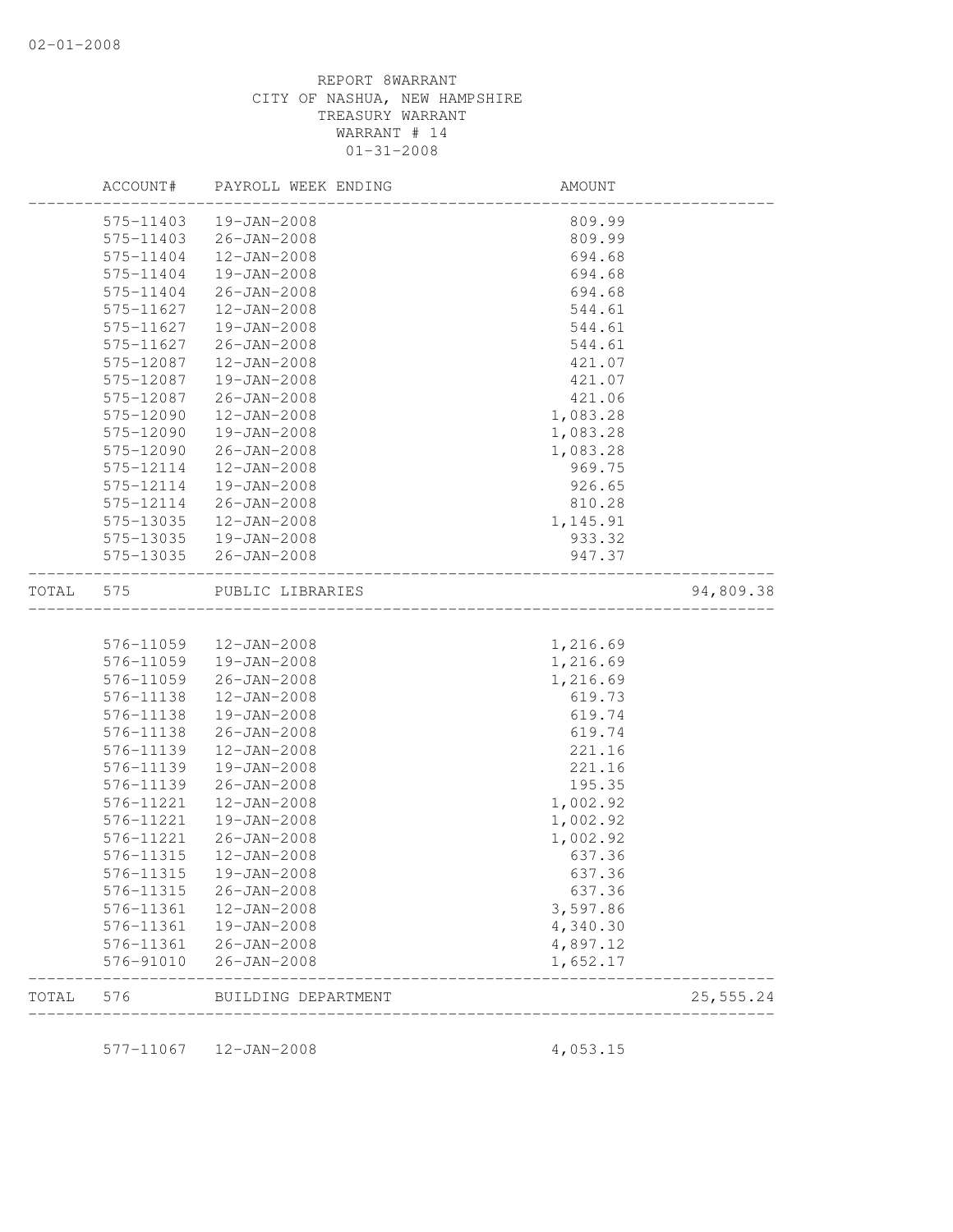REPORT 8WARRANT
CITY OF NASHUA, NEW HAMPSHIRE
TREASURY WARRANT
WARRANT # 14
01-31-2008

| | ACCOUNT# | PAYROLL WEEK ENDING | AMOUNT | |
|---|---|---|---|---|
| | 575-11403 | 19-JAN-2008 | 809.99 | |
| | 575-11403 | 26-JAN-2008 | 809.99 | |
| | 575-11404 | 12-JAN-2008 | 694.68 | |
| | 575-11404 | 19-JAN-2008 | 694.68 | |
| | 575-11404 | 26-JAN-2008 | 694.68 | |
| | 575-11627 | 12-JAN-2008 | 544.61 | |
| | 575-11627 | 19-JAN-2008 | 544.61 | |
| | 575-11627 | 26-JAN-2008 | 544.61 | |
| | 575-12087 | 12-JAN-2008 | 421.07 | |
| | 575-12087 | 19-JAN-2008 | 421.07 | |
| | 575-12087 | 26-JAN-2008 | 421.06 | |
| | 575-12090 | 12-JAN-2008 | 1,083.28 | |
| | 575-12090 | 19-JAN-2008 | 1,083.28 | |
| | 575-12090 | 26-JAN-2008 | 1,083.28 | |
| | 575-12114 | 12-JAN-2008 | 969.75 | |
| | 575-12114 | 19-JAN-2008 | 926.65 | |
| | 575-12114 | 26-JAN-2008 | 810.28 | |
| | 575-13035 | 12-JAN-2008 | 1,145.91 | |
| | 575-13035 | 19-JAN-2008 | 933.32 | |
| | 575-13035 | 26-JAN-2008 | 947.37 | |
| TOTAL | 575 | PUBLIC LIBRARIES | | 94,809.38 |
| | 576-11059 | 12-JAN-2008 | 1,216.69 | |
| | 576-11059 | 19-JAN-2008 | 1,216.69 | |
| | 576-11059 | 26-JAN-2008 | 1,216.69 | |
| | 576-11138 | 12-JAN-2008 | 619.73 | |
| | 576-11138 | 19-JAN-2008 | 619.74 | |
| | 576-11138 | 26-JAN-2008 | 619.74 | |
| | 576-11139 | 12-JAN-2008 | 221.16 | |
| | 576-11139 | 19-JAN-2008 | 221.16 | |
| | 576-11139 | 26-JAN-2008 | 195.35 | |
| | 576-11221 | 12-JAN-2008 | 1,002.92 | |
| | 576-11221 | 19-JAN-2008 | 1,002.92 | |
| | 576-11221 | 26-JAN-2008 | 1,002.92 | |
| | 576-11315 | 12-JAN-2008 | 637.36 | |
| | 576-11315 | 19-JAN-2008 | 637.36 | |
| | 576-11315 | 26-JAN-2008 | 637.36 | |
| | 576-11361 | 12-JAN-2008 | 3,597.86 | |
| | 576-11361 | 19-JAN-2008 | 4,340.30 | |
| | 576-11361 | 26-JAN-2008 | 4,897.12 | |
| | 576-91010 | 26-JAN-2008 | 1,652.17 | |
| TOTAL | 576 | BUILDING DEPARTMENT | | 25,555.24 |
| | 577-11067 | 12-JAN-2008 | 4,053.15 | |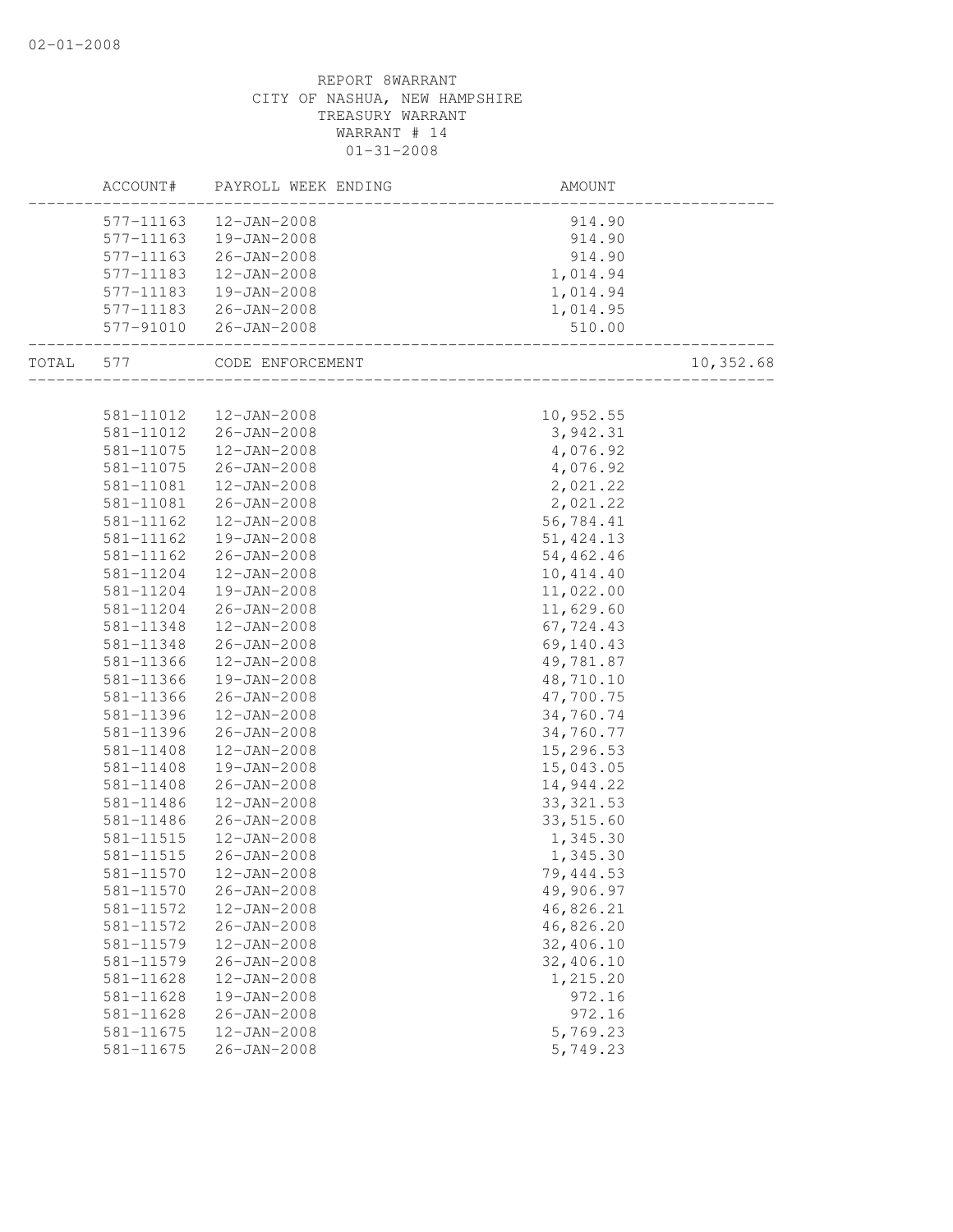02-01-2008

REPORT 8WARRANT
CITY OF NASHUA, NEW HAMPSHIRE
TREASURY WARRANT
WARRANT # 14
01-31-2008

| | ACCOUNT# | PAYROLL WEEK ENDING | AMOUNT | |
|---|---|---|---|---|
| | 577-11163 | 12-JAN-2008 | 914.90 | |
| | 577-11163 | 19-JAN-2008 | 914.90 | |
| | 577-11163 | 26-JAN-2008 | 914.90 | |
| | 577-11183 | 12-JAN-2008 | 1,014.94 | |
| | 577-11183 | 19-JAN-2008 | 1,014.94 | |
| | 577-11183 | 26-JAN-2008 | 1,014.95 | |
| | 577-91010 | 26-JAN-2008 | 510.00 | |
| TOTAL | 577 | CODE ENFORCEMENT | | 10,352.68 |
| | 581-11012 | 12-JAN-2008 | 10,952.55 | |
| | 581-11012 | 26-JAN-2008 | 3,942.31 | |
| | 581-11075 | 12-JAN-2008 | 4,076.92 | |
| | 581-11075 | 26-JAN-2008 | 4,076.92 | |
| | 581-11081 | 12-JAN-2008 | 2,021.22 | |
| | 581-11081 | 26-JAN-2008 | 2,021.22 | |
| | 581-11162 | 12-JAN-2008 | 56,784.41 | |
| | 581-11162 | 19-JAN-2008 | 51,424.13 | |
| | 581-11162 | 26-JAN-2008 | 54,462.46 | |
| | 581-11204 | 12-JAN-2008 | 10,414.40 | |
| | 581-11204 | 19-JAN-2008 | 11,022.00 | |
| | 581-11204 | 26-JAN-2008 | 11,629.60 | |
| | 581-11348 | 12-JAN-2008 | 67,724.43 | |
| | 581-11348 | 26-JAN-2008 | 69,140.43 | |
| | 581-11366 | 12-JAN-2008 | 49,781.87 | |
| | 581-11366 | 19-JAN-2008 | 48,710.10 | |
| | 581-11366 | 26-JAN-2008 | 47,700.75 | |
| | 581-11396 | 12-JAN-2008 | 34,760.74 | |
| | 581-11396 | 26-JAN-2008 | 34,760.77 | |
| | 581-11408 | 12-JAN-2008 | 15,296.53 | |
| | 581-11408 | 19-JAN-2008 | 15,043.05 | |
| | 581-11408 | 26-JAN-2008 | 14,944.22 | |
| | 581-11486 | 12-JAN-2008 | 33,321.53 | |
| | 581-11486 | 26-JAN-2008 | 33,515.60 | |
| | 581-11515 | 12-JAN-2008 | 1,345.30 | |
| | 581-11515 | 26-JAN-2008 | 1,345.30 | |
| | 581-11570 | 12-JAN-2008 | 79,444.53 | |
| | 581-11570 | 26-JAN-2008 | 49,906.97 | |
| | 581-11572 | 12-JAN-2008 | 46,826.21 | |
| | 581-11572 | 26-JAN-2008 | 46,826.20 | |
| | 581-11579 | 12-JAN-2008 | 32,406.10 | |
| | 581-11579 | 26-JAN-2008 | 32,406.10 | |
| | 581-11628 | 12-JAN-2008 | 1,215.20 | |
| | 581-11628 | 19-JAN-2008 | 972.16 | |
| | 581-11628 | 26-JAN-2008 | 972.16 | |
| | 581-11675 | 12-JAN-2008 | 5,769.23 | |
| | 581-11675 | 26-JAN-2008 | 5,749.23 | |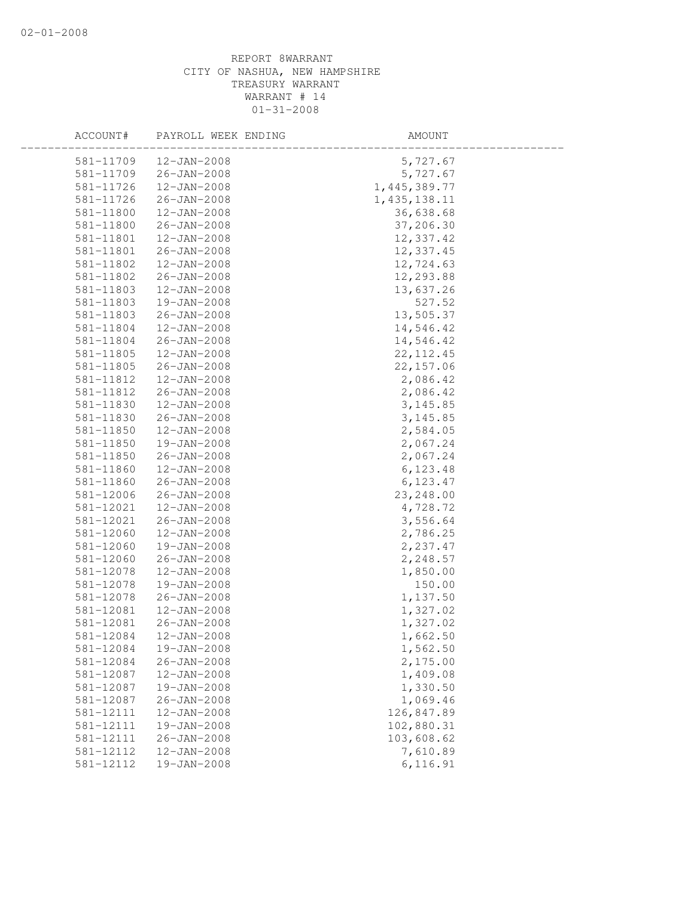REPORT 8WARRANT
CITY OF NASHUA, NEW HAMPSHIRE
TREASURY WARRANT
WARRANT # 14
01-31-2008

| ACCOUNT# | PAYROLL WEEK ENDING | AMOUNT |
|---|---|---|
| 581-11709 | 12-JAN-2008 | 5,727.67 |
| 581-11709 | 26-JAN-2008 | 5,727.67 |
| 581-11726 | 12-JAN-2008 | 1,445,389.77 |
| 581-11726 | 26-JAN-2008 | 1,435,138.11 |
| 581-11800 | 12-JAN-2008 | 36,638.68 |
| 581-11800 | 26-JAN-2008 | 37,206.30 |
| 581-11801 | 12-JAN-2008 | 12,337.42 |
| 581-11801 | 26-JAN-2008 | 12,337.45 |
| 581-11802 | 12-JAN-2008 | 12,724.63 |
| 581-11802 | 26-JAN-2008 | 12,293.88 |
| 581-11803 | 12-JAN-2008 | 13,637.26 |
| 581-11803 | 19-JAN-2008 | 527.52 |
| 581-11803 | 26-JAN-2008 | 13,505.37 |
| 581-11804 | 12-JAN-2008 | 14,546.42 |
| 581-11804 | 26-JAN-2008 | 14,546.42 |
| 581-11805 | 12-JAN-2008 | 22,112.45 |
| 581-11805 | 26-JAN-2008 | 22,157.06 |
| 581-11812 | 12-JAN-2008 | 2,086.42 |
| 581-11812 | 26-JAN-2008 | 2,086.42 |
| 581-11830 | 12-JAN-2008 | 3,145.85 |
| 581-11830 | 26-JAN-2008 | 3,145.85 |
| 581-11850 | 12-JAN-2008 | 2,584.05 |
| 581-11850 | 19-JAN-2008 | 2,067.24 |
| 581-11850 | 26-JAN-2008 | 2,067.24 |
| 581-11860 | 12-JAN-2008 | 6,123.48 |
| 581-11860 | 26-JAN-2008 | 6,123.47 |
| 581-12006 | 26-JAN-2008 | 23,248.00 |
| 581-12021 | 12-JAN-2008 | 4,728.72 |
| 581-12021 | 26-JAN-2008 | 3,556.64 |
| 581-12060 | 12-JAN-2008 | 2,786.25 |
| 581-12060 | 19-JAN-2008 | 2,237.47 |
| 581-12060 | 26-JAN-2008 | 2,248.57 |
| 581-12078 | 12-JAN-2008 | 1,850.00 |
| 581-12078 | 19-JAN-2008 | 150.00 |
| 581-12078 | 26-JAN-2008 | 1,137.50 |
| 581-12081 | 12-JAN-2008 | 1,327.02 |
| 581-12081 | 26-JAN-2008 | 1,327.02 |
| 581-12084 | 12-JAN-2008 | 1,662.50 |
| 581-12084 | 19-JAN-2008 | 1,562.50 |
| 581-12084 | 26-JAN-2008 | 2,175.00 |
| 581-12087 | 12-JAN-2008 | 1,409.08 |
| 581-12087 | 19-JAN-2008 | 1,330.50 |
| 581-12087 | 26-JAN-2008 | 1,069.46 |
| 581-12111 | 12-JAN-2008 | 126,847.89 |
| 581-12111 | 19-JAN-2008 | 102,880.31 |
| 581-12111 | 26-JAN-2008 | 103,608.62 |
| 581-12112 | 12-JAN-2008 | 7,610.89 |
| 581-12112 | 19-JAN-2008 | 6,116.91 |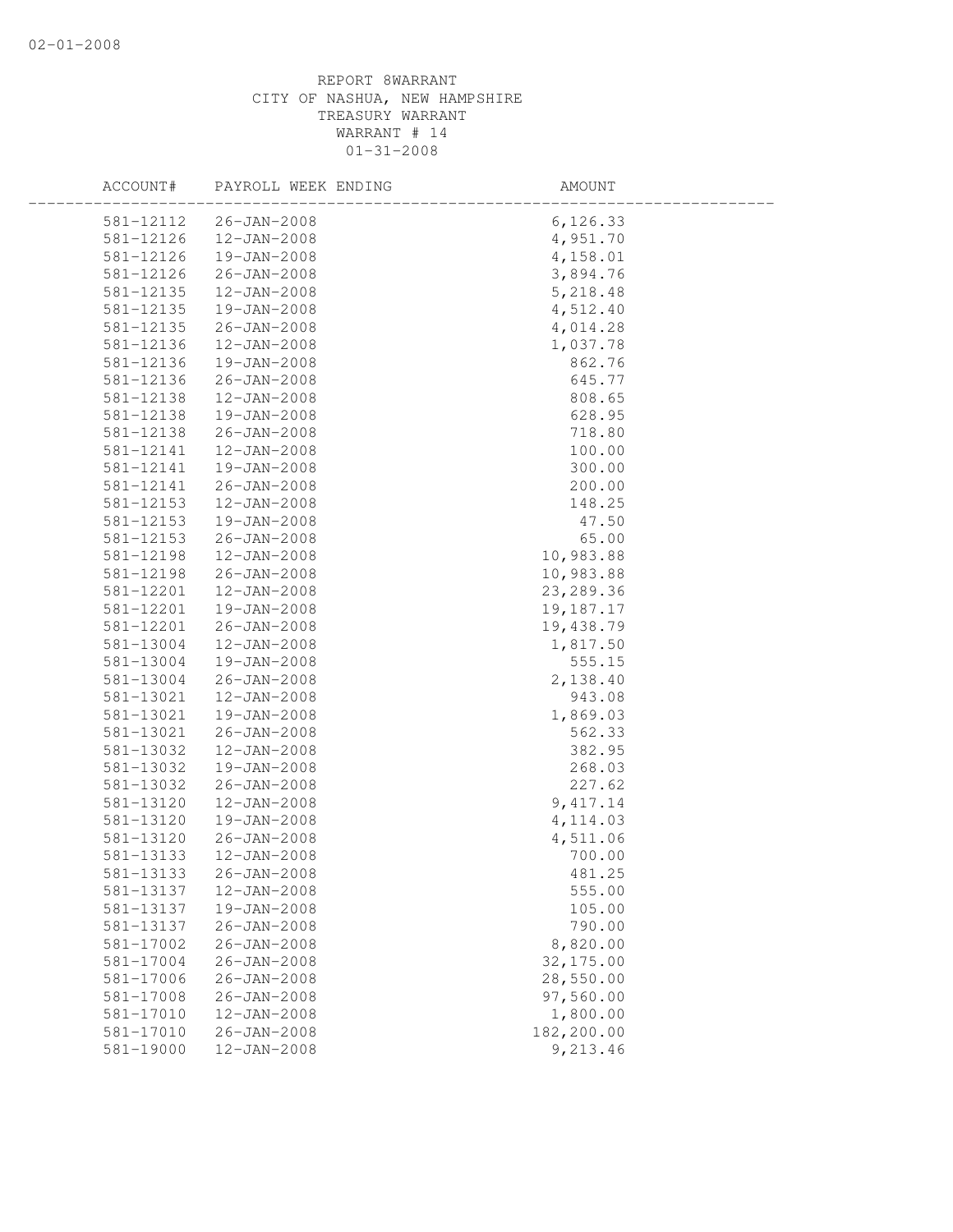REPORT 8WARRANT
CITY OF NASHUA, NEW HAMPSHIRE
TREASURY WARRANT
WARRANT # 14
01-31-2008

| ACCOUNT# | PAYROLL WEEK ENDING | AMOUNT |
|---|---|---|
| 581-12112 | 26-JAN-2008 | 6,126.33 |
| 581-12126 | 12-JAN-2008 | 4,951.70 |
| 581-12126 | 19-JAN-2008 | 4,158.01 |
| 581-12126 | 26-JAN-2008 | 3,894.76 |
| 581-12135 | 12-JAN-2008 | 5,218.48 |
| 581-12135 | 19-JAN-2008 | 4,512.40 |
| 581-12135 | 26-JAN-2008 | 4,014.28 |
| 581-12136 | 12-JAN-2008 | 1,037.78 |
| 581-12136 | 19-JAN-2008 | 862.76 |
| 581-12136 | 26-JAN-2008 | 645.77 |
| 581-12138 | 12-JAN-2008 | 808.65 |
| 581-12138 | 19-JAN-2008 | 628.95 |
| 581-12138 | 26-JAN-2008 | 718.80 |
| 581-12141 | 12-JAN-2008 | 100.00 |
| 581-12141 | 19-JAN-2008 | 300.00 |
| 581-12141 | 26-JAN-2008 | 200.00 |
| 581-12153 | 12-JAN-2008 | 148.25 |
| 581-12153 | 19-JAN-2008 | 47.50 |
| 581-12153 | 26-JAN-2008 | 65.00 |
| 581-12198 | 12-JAN-2008 | 10,983.88 |
| 581-12198 | 26-JAN-2008 | 10,983.88 |
| 581-12201 | 12-JAN-2008 | 23,289.36 |
| 581-12201 | 19-JAN-2008 | 19,187.17 |
| 581-12201 | 26-JAN-2008 | 19,438.79 |
| 581-13004 | 12-JAN-2008 | 1,817.50 |
| 581-13004 | 19-JAN-2008 | 555.15 |
| 581-13004 | 26-JAN-2008 | 2,138.40 |
| 581-13021 | 12-JAN-2008 | 943.08 |
| 581-13021 | 19-JAN-2008 | 1,869.03 |
| 581-13021 | 26-JAN-2008 | 562.33 |
| 581-13032 | 12-JAN-2008 | 382.95 |
| 581-13032 | 19-JAN-2008 | 268.03 |
| 581-13032 | 26-JAN-2008 | 227.62 |
| 581-13120 | 12-JAN-2008 | 9,417.14 |
| 581-13120 | 19-JAN-2008 | 4,114.03 |
| 581-13120 | 26-JAN-2008 | 4,511.06 |
| 581-13133 | 12-JAN-2008 | 700.00 |
| 581-13133 | 26-JAN-2008 | 481.25 |
| 581-13137 | 12-JAN-2008 | 555.00 |
| 581-13137 | 19-JAN-2008 | 105.00 |
| 581-13137 | 26-JAN-2008 | 790.00 |
| 581-17002 | 26-JAN-2008 | 8,820.00 |
| 581-17004 | 26-JAN-2008 | 32,175.00 |
| 581-17006 | 26-JAN-2008 | 28,550.00 |
| 581-17008 | 26-JAN-2008 | 97,560.00 |
| 581-17010 | 12-JAN-2008 | 1,800.00 |
| 581-17010 | 26-JAN-2008 | 182,200.00 |
| 581-19000 | 12-JAN-2008 | 9,213.46 |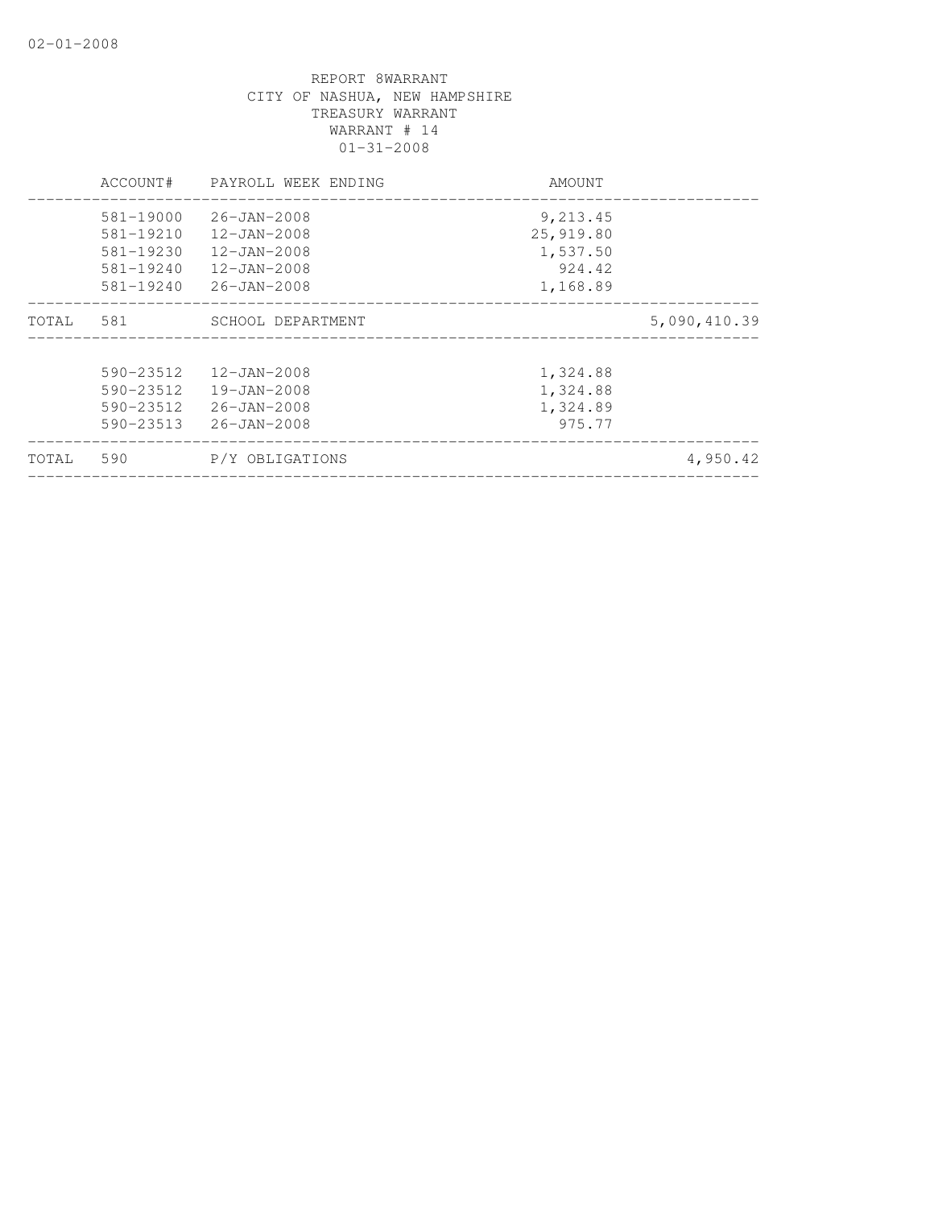REPORT 8WARRANT
CITY OF NASHUA, NEW HAMPSHIRE
TREASURY WARRANT
WARRANT # 14
01-31-2008

| | ACCOUNT# | PAYROLL WEEK ENDING | AMOUNT | |
|---|---|---|---|---|
| | 581-19000 | 26-JAN-2008 | 9,213.45 | |
| | 581-19210 | 12-JAN-2008 | 25,919.80 | |
| | 581-19230 | 12-JAN-2008 | 1,537.50 | |
| | 581-19240 | 12-JAN-2008 | 924.42 | |
| | 581-19240 | 26-JAN-2008 | 1,168.89 | |
| TOTAL | 581 | SCHOOL DEPARTMENT | | 5,090,410.39 |
| | 590-23512 | 12-JAN-2008 | 1,324.88 | |
| | 590-23512 | 19-JAN-2008 | 1,324.88 | |
| | 590-23512 | 26-JAN-2008 | 1,324.89 | |
| | 590-23513 | 26-JAN-2008 | 975.77 | |
| TOTAL | 590 | P/Y OBLIGATIONS | | 4,950.42 |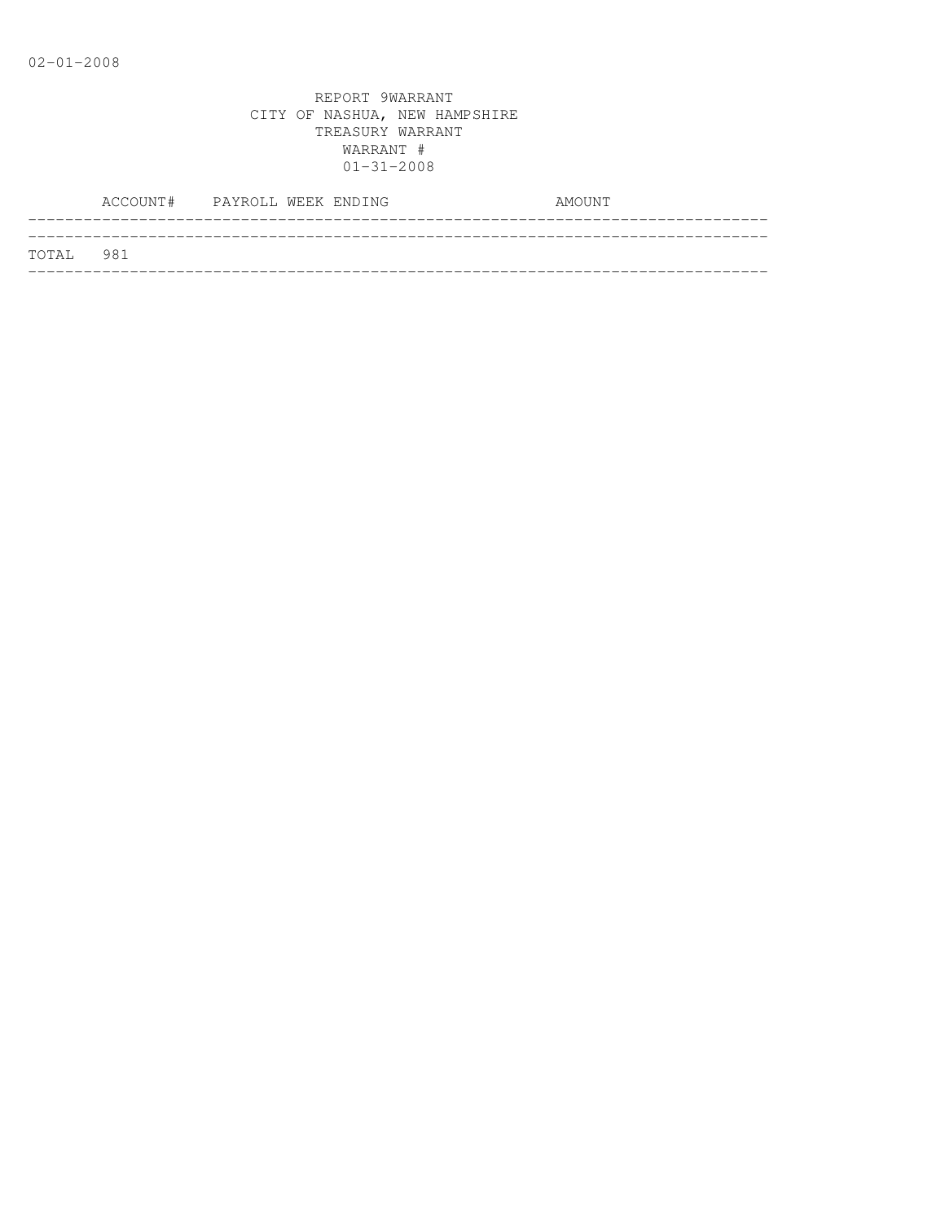REPORT 9WARRANT
CITY OF NASHUA, NEW HAMPSHIRE
TREASURY WARRANT
WARRANT #
01-31-2008

| ACCOUNT# | PAYROLL WEEK ENDING | AMOUNT |
|---|---|---|
| TOTAL 981 | | |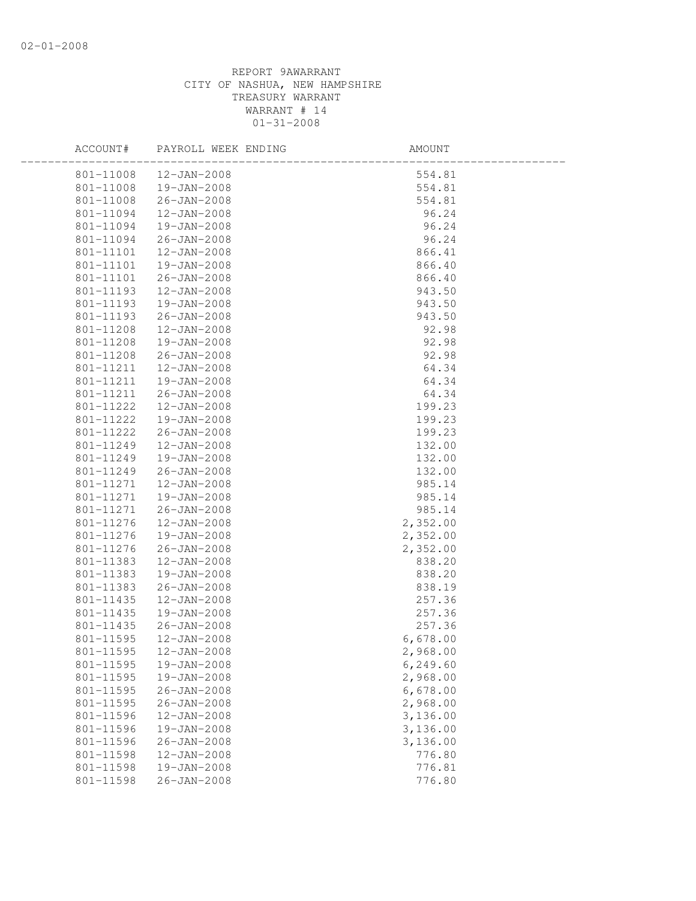REPORT 9AWARRANT
CITY OF NASHUA, NEW HAMPSHIRE
TREASURY WARRANT
WARRANT # 14
01-31-2008

| ACCOUNT# | PAYROLL WEEK ENDING | AMOUNT |
|---|---|---|
| 801-11008 | 12-JAN-2008 | 554.81 |
| 801-11008 | 19-JAN-2008 | 554.81 |
| 801-11008 | 26-JAN-2008 | 554.81 |
| 801-11094 | 12-JAN-2008 | 96.24 |
| 801-11094 | 19-JAN-2008 | 96.24 |
| 801-11094 | 26-JAN-2008 | 96.24 |
| 801-11101 | 12-JAN-2008 | 866.41 |
| 801-11101 | 19-JAN-2008 | 866.40 |
| 801-11101 | 26-JAN-2008 | 866.40 |
| 801-11193 | 12-JAN-2008 | 943.50 |
| 801-11193 | 19-JAN-2008 | 943.50 |
| 801-11193 | 26-JAN-2008 | 943.50 |
| 801-11208 | 12-JAN-2008 | 92.98 |
| 801-11208 | 19-JAN-2008 | 92.98 |
| 801-11208 | 26-JAN-2008 | 92.98 |
| 801-11211 | 12-JAN-2008 | 64.34 |
| 801-11211 | 19-JAN-2008 | 64.34 |
| 801-11211 | 26-JAN-2008 | 64.34 |
| 801-11222 | 12-JAN-2008 | 199.23 |
| 801-11222 | 19-JAN-2008 | 199.23 |
| 801-11222 | 26-JAN-2008 | 199.23 |
| 801-11249 | 12-JAN-2008 | 132.00 |
| 801-11249 | 19-JAN-2008 | 132.00 |
| 801-11249 | 26-JAN-2008 | 132.00 |
| 801-11271 | 12-JAN-2008 | 985.14 |
| 801-11271 | 19-JAN-2008 | 985.14 |
| 801-11271 | 26-JAN-2008 | 985.14 |
| 801-11276 | 12-JAN-2008 | 2,352.00 |
| 801-11276 | 19-JAN-2008 | 2,352.00 |
| 801-11276 | 26-JAN-2008 | 2,352.00 |
| 801-11383 | 12-JAN-2008 | 838.20 |
| 801-11383 | 19-JAN-2008 | 838.20 |
| 801-11383 | 26-JAN-2008 | 838.19 |
| 801-11435 | 12-JAN-2008 | 257.36 |
| 801-11435 | 19-JAN-2008 | 257.36 |
| 801-11435 | 26-JAN-2008 | 257.36 |
| 801-11595 | 12-JAN-2008 | 6,678.00 |
| 801-11595 | 12-JAN-2008 | 2,968.00 |
| 801-11595 | 19-JAN-2008 | 6,249.60 |
| 801-11595 | 19-JAN-2008 | 2,968.00 |
| 801-11595 | 26-JAN-2008 | 6,678.00 |
| 801-11595 | 26-JAN-2008 | 2,968.00 |
| 801-11596 | 12-JAN-2008 | 3,136.00 |
| 801-11596 | 19-JAN-2008 | 3,136.00 |
| 801-11596 | 26-JAN-2008 | 3,136.00 |
| 801-11598 | 12-JAN-2008 | 776.80 |
| 801-11598 | 19-JAN-2008 | 776.81 |
| 801-11598 | 26-JAN-2008 | 776.80 |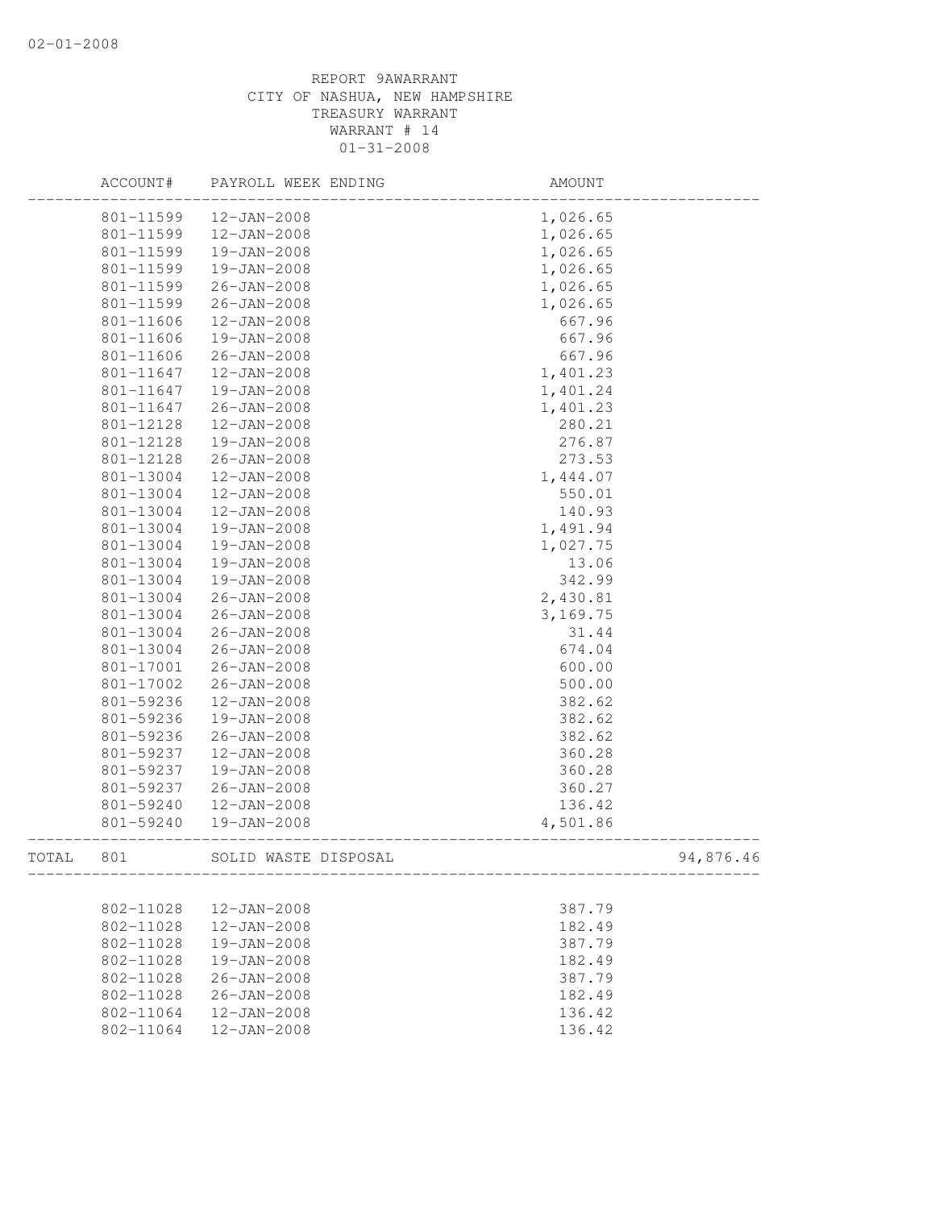02-01-2008

REPORT 9AWARRANT
CITY OF NASHUA, NEW HAMPSHIRE
TREASURY WARRANT
WARRANT # 14
01-31-2008

| | ACCOUNT# | PAYROLL WEEK ENDING | AMOUNT | |
|---|---|---|---|---|
| | 801-11599 | 12-JAN-2008 | 1,026.65 | |
| | 801-11599 | 12-JAN-2008 | 1,026.65 | |
| | 801-11599 | 19-JAN-2008 | 1,026.65 | |
| | 801-11599 | 19-JAN-2008 | 1,026.65 | |
| | 801-11599 | 26-JAN-2008 | 1,026.65 | |
| | 801-11599 | 26-JAN-2008 | 1,026.65 | |
| | 801-11606 | 12-JAN-2008 | 667.96 | |
| | 801-11606 | 19-JAN-2008 | 667.96 | |
| | 801-11606 | 26-JAN-2008 | 667.96 | |
| | 801-11647 | 12-JAN-2008 | 1,401.23 | |
| | 801-11647 | 19-JAN-2008 | 1,401.24 | |
| | 801-11647 | 26-JAN-2008 | 1,401.23 | |
| | 801-12128 | 12-JAN-2008 | 280.21 | |
| | 801-12128 | 19-JAN-2008 | 276.87 | |
| | 801-12128 | 26-JAN-2008 | 273.53 | |
| | 801-13004 | 12-JAN-2008 | 1,444.07 | |
| | 801-13004 | 12-JAN-2008 | 550.01 | |
| | 801-13004 | 12-JAN-2008 | 140.93 | |
| | 801-13004 | 19-JAN-2008 | 1,491.94 | |
| | 801-13004 | 19-JAN-2008 | 1,027.75 | |
| | 801-13004 | 19-JAN-2008 | 13.06 | |
| | 801-13004 | 19-JAN-2008 | 342.99 | |
| | 801-13004 | 26-JAN-2008 | 2,430.81 | |
| | 801-13004 | 26-JAN-2008 | 3,169.75 | |
| | 801-13004 | 26-JAN-2008 | 31.44 | |
| | 801-13004 | 26-JAN-2008 | 674.04 | |
| | 801-17001 | 26-JAN-2008 | 600.00 | |
| | 801-17002 | 26-JAN-2008 | 500.00 | |
| | 801-59236 | 12-JAN-2008 | 382.62 | |
| | 801-59236 | 19-JAN-2008 | 382.62 | |
| | 801-59236 | 26-JAN-2008 | 382.62 | |
| | 801-59237 | 12-JAN-2008 | 360.28 | |
| | 801-59237 | 19-JAN-2008 | 360.28 | |
| | 801-59237 | 26-JAN-2008 | 360.27 | |
| | 801-59240 | 12-JAN-2008 | 136.42 | |
| | 801-59240 | 19-JAN-2008 | 4,501.86 | |
| TOTAL | 801 | SOLID WASTE DISPOSAL | | 94,876.46 |
| | 802-11028 | 12-JAN-2008 | 387.79 | |
| | 802-11028 | 12-JAN-2008 | 182.49 | |
| | 802-11028 | 19-JAN-2008 | 387.79 | |
| | 802-11028 | 19-JAN-2008 | 182.49 | |
| | 802-11028 | 26-JAN-2008 | 387.79 | |
| | 802-11028 | 26-JAN-2008 | 182.49 | |
| | 802-11064 | 12-JAN-2008 | 136.42 | |
| | 802-11064 | 12-JAN-2008 | 136.42 | |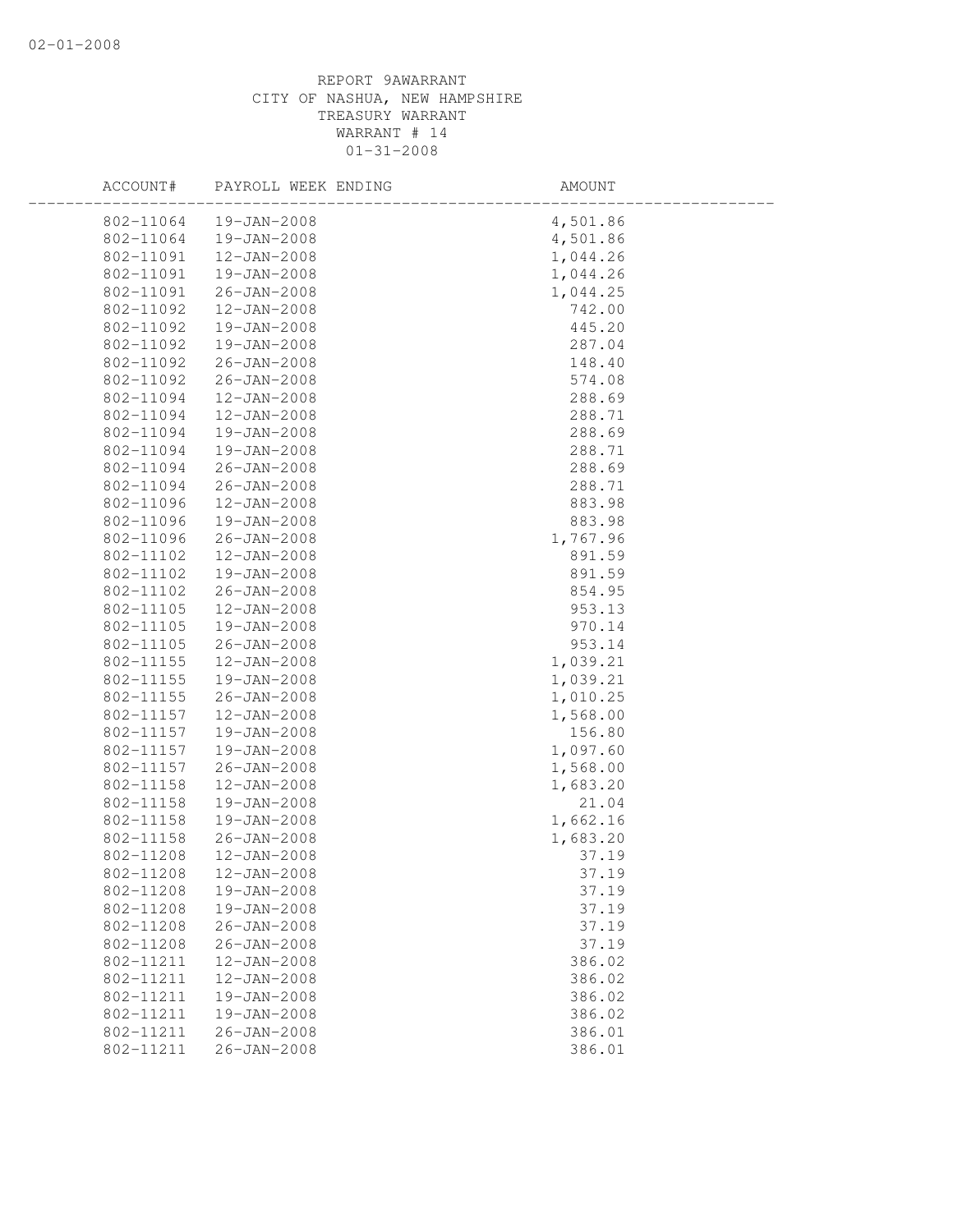REPORT 9AWARRANT
CITY OF NASHUA, NEW HAMPSHIRE
TREASURY WARRANT
WARRANT # 14
01-31-2008

| ACCOUNT# | PAYROLL WEEK ENDING | AMOUNT |
|---|---|---|
| 802-11064 | 19-JAN-2008 | 4,501.86 |
| 802-11064 | 19-JAN-2008 | 4,501.86 |
| 802-11091 | 12-JAN-2008 | 1,044.26 |
| 802-11091 | 19-JAN-2008 | 1,044.26 |
| 802-11091 | 26-JAN-2008 | 1,044.25 |
| 802-11092 | 12-JAN-2008 | 742.00 |
| 802-11092 | 19-JAN-2008 | 445.20 |
| 802-11092 | 19-JAN-2008 | 287.04 |
| 802-11092 | 26-JAN-2008 | 148.40 |
| 802-11092 | 26-JAN-2008 | 574.08 |
| 802-11094 | 12-JAN-2008 | 288.69 |
| 802-11094 | 12-JAN-2008 | 288.71 |
| 802-11094 | 19-JAN-2008 | 288.69 |
| 802-11094 | 19-JAN-2008 | 288.71 |
| 802-11094 | 26-JAN-2008 | 288.69 |
| 802-11094 | 26-JAN-2008 | 288.71 |
| 802-11096 | 12-JAN-2008 | 883.98 |
| 802-11096 | 19-JAN-2008 | 883.98 |
| 802-11096 | 26-JAN-2008 | 1,767.96 |
| 802-11102 | 12-JAN-2008 | 891.59 |
| 802-11102 | 19-JAN-2008 | 891.59 |
| 802-11102 | 26-JAN-2008 | 854.95 |
| 802-11105 | 12-JAN-2008 | 953.13 |
| 802-11105 | 19-JAN-2008 | 970.14 |
| 802-11105 | 26-JAN-2008 | 953.14 |
| 802-11155 | 12-JAN-2008 | 1,039.21 |
| 802-11155 | 19-JAN-2008 | 1,039.21 |
| 802-11155 | 26-JAN-2008 | 1,010.25 |
| 802-11157 | 12-JAN-2008 | 1,568.00 |
| 802-11157 | 19-JAN-2008 | 156.80 |
| 802-11157 | 19-JAN-2008 | 1,097.60 |
| 802-11157 | 26-JAN-2008 | 1,568.00 |
| 802-11158 | 12-JAN-2008 | 1,683.20 |
| 802-11158 | 19-JAN-2008 | 21.04 |
| 802-11158 | 19-JAN-2008 | 1,662.16 |
| 802-11158 | 26-JAN-2008 | 1,683.20 |
| 802-11208 | 12-JAN-2008 | 37.19 |
| 802-11208 | 12-JAN-2008 | 37.19 |
| 802-11208 | 19-JAN-2008 | 37.19 |
| 802-11208 | 19-JAN-2008 | 37.19 |
| 802-11208 | 26-JAN-2008 | 37.19 |
| 802-11208 | 26-JAN-2008 | 37.19 |
| 802-11211 | 12-JAN-2008 | 386.02 |
| 802-11211 | 12-JAN-2008 | 386.02 |
| 802-11211 | 19-JAN-2008 | 386.02 |
| 802-11211 | 19-JAN-2008 | 386.02 |
| 802-11211 | 26-JAN-2008 | 386.01 |
| 802-11211 | 26-JAN-2008 | 386.01 |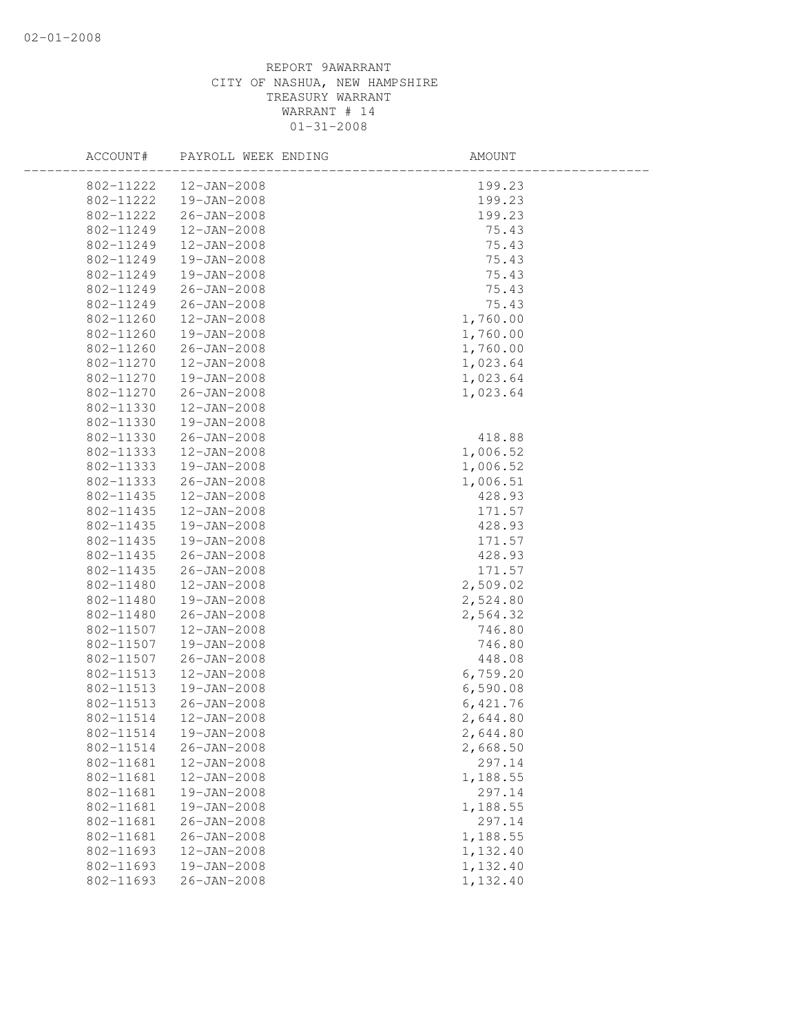REPORT 9AWARRANT
CITY OF NASHUA, NEW HAMPSHIRE
TREASURY WARRANT
WARRANT # 14
01-31-2008

| ACCOUNT# | PAYROLL WEEK ENDING | AMOUNT |
|---|---|---|
| 802-11222 | 12-JAN-2008 | 199.23 |
| 802-11222 | 19-JAN-2008 | 199.23 |
| 802-11222 | 26-JAN-2008 | 199.23 |
| 802-11249 | 12-JAN-2008 | 75.43 |
| 802-11249 | 12-JAN-2008 | 75.43 |
| 802-11249 | 19-JAN-2008 | 75.43 |
| 802-11249 | 19-JAN-2008 | 75.43 |
| 802-11249 | 26-JAN-2008 | 75.43 |
| 802-11249 | 26-JAN-2008 | 75.43 |
| 802-11260 | 12-JAN-2008 | 1,760.00 |
| 802-11260 | 19-JAN-2008 | 1,760.00 |
| 802-11260 | 26-JAN-2008 | 1,760.00 |
| 802-11270 | 12-JAN-2008 | 1,023.64 |
| 802-11270 | 19-JAN-2008 | 1,023.64 |
| 802-11270 | 26-JAN-2008 | 1,023.64 |
| 802-11330 | 12-JAN-2008 | |
| 802-11330 | 19-JAN-2008 | |
| 802-11330 | 26-JAN-2008 | 418.88 |
| 802-11333 | 12-JAN-2008 | 1,006.52 |
| 802-11333 | 19-JAN-2008 | 1,006.52 |
| 802-11333 | 26-JAN-2008 | 1,006.51 |
| 802-11435 | 12-JAN-2008 | 428.93 |
| 802-11435 | 12-JAN-2008 | 171.57 |
| 802-11435 | 19-JAN-2008 | 428.93 |
| 802-11435 | 19-JAN-2008 | 171.57 |
| 802-11435 | 26-JAN-2008 | 428.93 |
| 802-11435 | 26-JAN-2008 | 171.57 |
| 802-11480 | 12-JAN-2008 | 2,509.02 |
| 802-11480 | 19-JAN-2008 | 2,524.80 |
| 802-11480 | 26-JAN-2008 | 2,564.32 |
| 802-11507 | 12-JAN-2008 | 746.80 |
| 802-11507 | 19-JAN-2008 | 746.80 |
| 802-11507 | 26-JAN-2008 | 448.08 |
| 802-11513 | 12-JAN-2008 | 6,759.20 |
| 802-11513 | 19-JAN-2008 | 6,590.08 |
| 802-11513 | 26-JAN-2008 | 6,421.76 |
| 802-11514 | 12-JAN-2008 | 2,644.80 |
| 802-11514 | 19-JAN-2008 | 2,644.80 |
| 802-11514 | 26-JAN-2008 | 2,668.50 |
| 802-11681 | 12-JAN-2008 | 297.14 |
| 802-11681 | 12-JAN-2008 | 1,188.55 |
| 802-11681 | 19-JAN-2008 | 297.14 |
| 802-11681 | 19-JAN-2008 | 1,188.55 |
| 802-11681 | 26-JAN-2008 | 297.14 |
| 802-11681 | 26-JAN-2008 | 1,188.55 |
| 802-11693 | 12-JAN-2008 | 1,132.40 |
| 802-11693 | 19-JAN-2008 | 1,132.40 |
| 802-11693 | 26-JAN-2008 | 1,132.40 |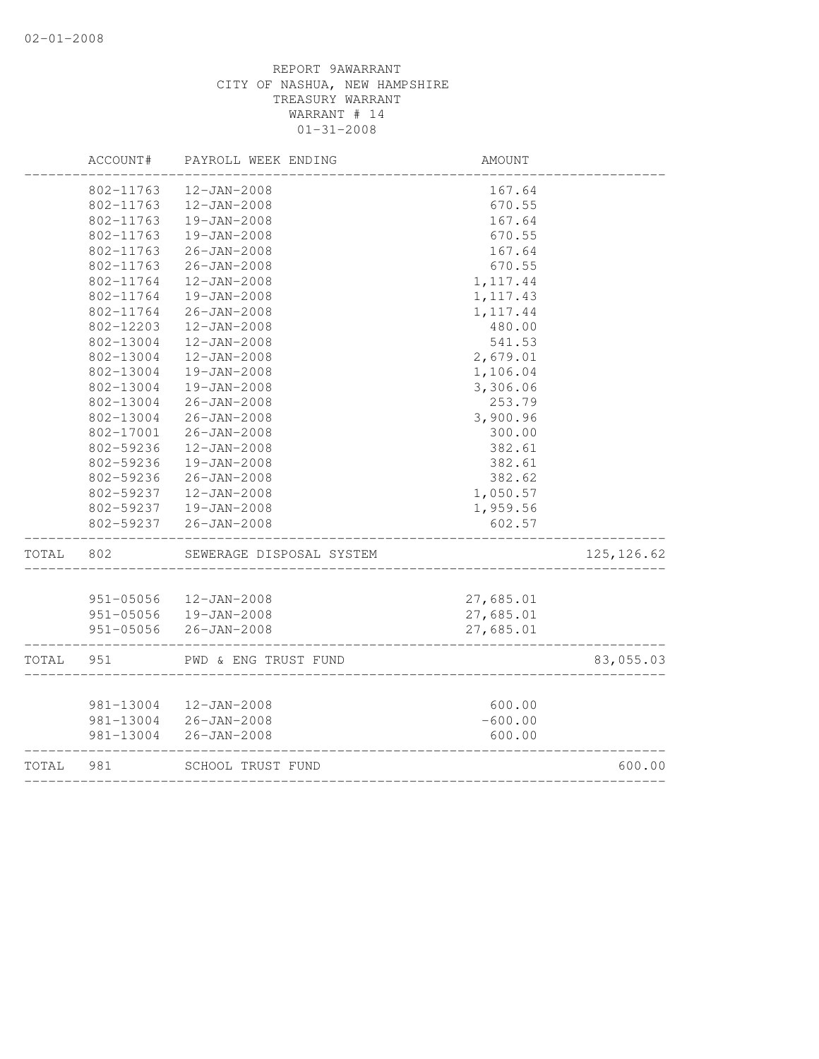REPORT 9AWARRANT
CITY OF NASHUA, NEW HAMPSHIRE
TREASURY WARRANT
WARRANT # 14
01-31-2008

| | ACCOUNT# | PAYROLL WEEK ENDING | AMOUNT | |
|---|---|---|---|---|
| | 802-11763 | 12-JAN-2008 | 167.64 | |
| | 802-11763 | 12-JAN-2008 | 670.55 | |
| | 802-11763 | 19-JAN-2008 | 167.64 | |
| | 802-11763 | 19-JAN-2008 | 670.55 | |
| | 802-11763 | 26-JAN-2008 | 167.64 | |
| | 802-11763 | 26-JAN-2008 | 670.55 | |
| | 802-11764 | 12-JAN-2008 | 1,117.44 | |
| | 802-11764 | 19-JAN-2008 | 1,117.43 | |
| | 802-11764 | 26-JAN-2008 | 1,117.44 | |
| | 802-12203 | 12-JAN-2008 | 480.00 | |
| | 802-13004 | 12-JAN-2008 | 541.53 | |
| | 802-13004 | 12-JAN-2008 | 2,679.01 | |
| | 802-13004 | 19-JAN-2008 | 1,106.04 | |
| | 802-13004 | 19-JAN-2008 | 3,306.06 | |
| | 802-13004 | 26-JAN-2008 | 253.79 | |
| | 802-13004 | 26-JAN-2008 | 3,900.96 | |
| | 802-17001 | 26-JAN-2008 | 300.00 | |
| | 802-59236 | 12-JAN-2008 | 382.61 | |
| | 802-59236 | 19-JAN-2008 | 382.61 | |
| | 802-59236 | 26-JAN-2008 | 382.62 | |
| | 802-59237 | 12-JAN-2008 | 1,050.57 | |
| | 802-59237 | 19-JAN-2008 | 1,959.56 | |
| | 802-59237 | 26-JAN-2008 | 602.57 | |
| TOTAL | 802 | SEWERAGE DISPOSAL SYSTEM | | 125,126.62 |
| | 951-05056 | 12-JAN-2008 | 27,685.01 | |
| | 951-05056 | 19-JAN-2008 | 27,685.01 | |
| | 951-05056 | 26-JAN-2008 | 27,685.01 | |
| TOTAL | 951 | PWD & ENG TRUST FUND | | 83,055.03 |
| | 981-13004 | 12-JAN-2008 | 600.00 | |
| | 981-13004 | 26-JAN-2008 | -600.00 | |
| | 981-13004 | 26-JAN-2008 | 600.00 | |
| TOTAL | 981 | SCHOOL TRUST FUND | | 600.00 |